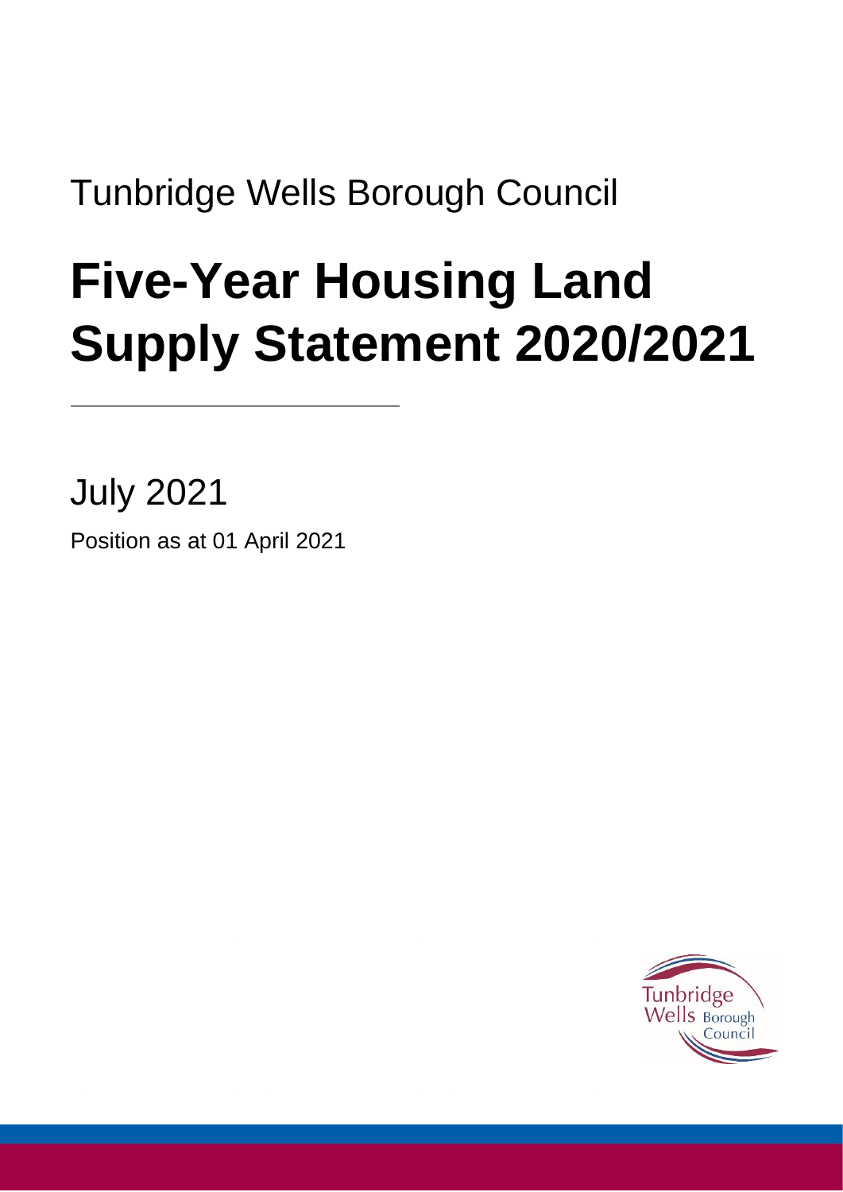Tunbridge Wells Borough Council

# Five-Year Housing Land Supply Statement 2020/2021

July 2021

Position as at 01 April 2021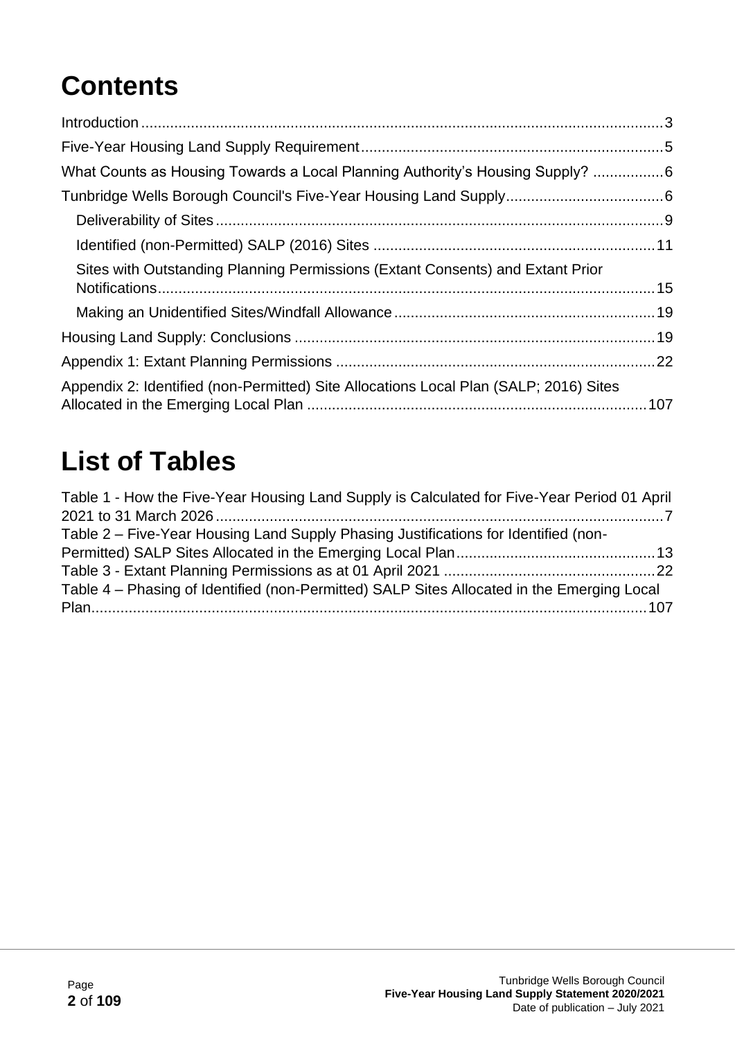# Contents

Introduction ..... 3

Five-Year Housing Land Supply Requirement ..... 5

What Counts as Housing Towards a Local Planning Authority's Housing Supply? ..... 6

Tunbridge Wells Borough Council's Five-Year Housing Land Supply ..... 6

- Deliverability of Sites ..... 9
- Identified (non-Permitted) SALP (2016) Sites ..... 11
- Sites with Outstanding Planning Permissions (Extant Consents) and Extant Prior Notifications ..... 15
- Making an Unidentified Sites/Windfall Allowance ..... 19

Housing Land Supply: Conclusions ..... 19

Appendix 1: Extant Planning Permissions ..... 22

Appendix 2: Identified (non-Permitted) Site Allocations Local Plan (SALP; 2016) Sites Allocated in the Emerging Local Plan ..... 107

# List of Tables

Table 1 - How the Five-Year Housing Land Supply is Calculated for Five-Year Period 01 April 2021 to 31 March 2026 ..... 7

Table 2 – Five-Year Housing Land Supply Phasing Justifications for Identified (non-Permitted) SALP Sites Allocated in the Emerging Local Plan ..... 13

Table 3 - Extant Planning Permissions as at 01 April 2021 ..... 22

Table 4 – Phasing of Identified (non-Permitted) SALP Sites Allocated in the Emerging Local Plan ..... 107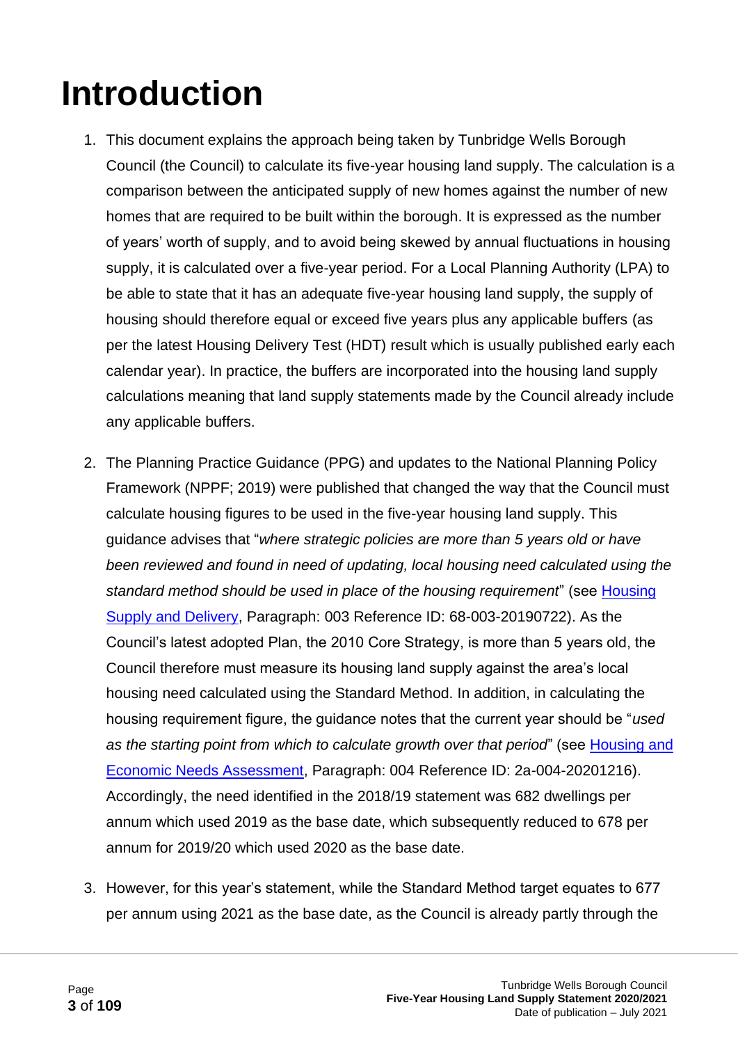# Introduction

1. This document explains the approach being taken by Tunbridge Wells Borough Council (the Council) to calculate its five-year housing land supply. The calculation is a comparison between the anticipated supply of new homes against the number of new homes that are required to be built within the borough. It is expressed as the number of years' worth of supply, and to avoid being skewed by annual fluctuations in housing supply, it is calculated over a five-year period. For a Local Planning Authority (LPA) to be able to state that it has an adequate five-year housing land supply, the supply of housing should therefore equal or exceed five years plus any applicable buffers (as per the latest Housing Delivery Test (HDT) result which is usually published early each calendar year). In practice, the buffers are incorporated into the housing land supply calculations meaning that land supply statements made by the Council already include any applicable buffers.

2. The Planning Practice Guidance (PPG) and updates to the National Planning Policy Framework (NPPF; 2019) were published that changed the way that the Council must calculate housing figures to be used in the five-year housing land supply. This guidance advises that "*where strategic policies are more than 5 years old or have been reviewed and found in need of updating, local housing need calculated using the standard method should be used in place of the housing requirement*" (see Housing Supply and Delivery, Paragraph: 003 Reference ID: 68-003-20190722). As the Council's latest adopted Plan, the 2010 Core Strategy, is more than 5 years old, the Council therefore must measure its housing land supply against the area's local housing need calculated using the Standard Method. In addition, in calculating the housing requirement figure, the guidance notes that the current year should be "*used as the starting point from which to calculate growth over that period*" (see Housing and Economic Needs Assessment, Paragraph: 004 Reference ID: 2a-004-20201216). Accordingly, the need identified in the 2018/19 statement was 682 dwellings per annum which used 2019 as the base date, which subsequently reduced to 678 per annum for 2019/20 which used 2020 as the base date.

3. However, for this year's statement, while the Standard Method target equates to 677 per annum using 2021 as the base date, as the Council is already partly through the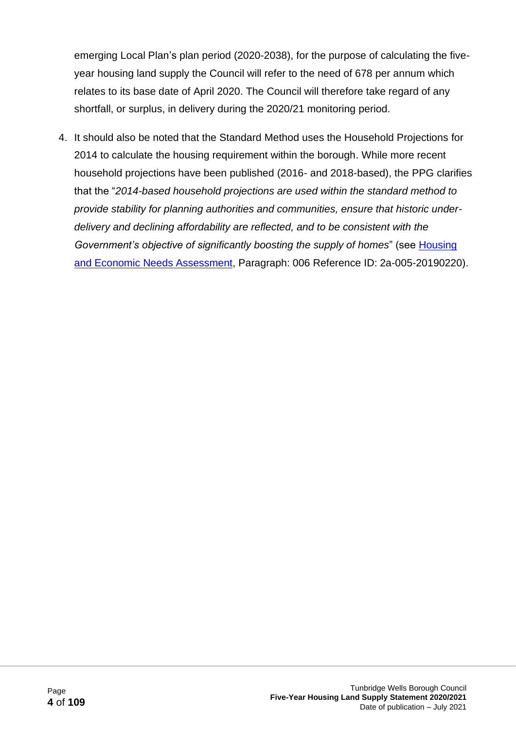emerging Local Plan's plan period (2020-2038), for the purpose of calculating the five-year housing land supply the Council will refer to the need of 678 per annum which relates to its base date of April 2020. The Council will therefore take regard of any shortfall, or surplus, in delivery during the 2020/21 monitoring period.

4. It should also be noted that the Standard Method uses the Household Projections for 2014 to calculate the housing requirement within the borough. While more recent household projections have been published (2016- and 2018-based), the PPG clarifies that the "*2014-based household projections are used within the standard method to provide stability for planning authorities and communities, ensure that historic under-delivery and declining affordability are reflected, and to be consistent with the Government's objective of significantly boosting the supply of homes*" (see [Housing and Economic Needs Assessment](), Paragraph: 006 Reference ID: 2a-005-20190220).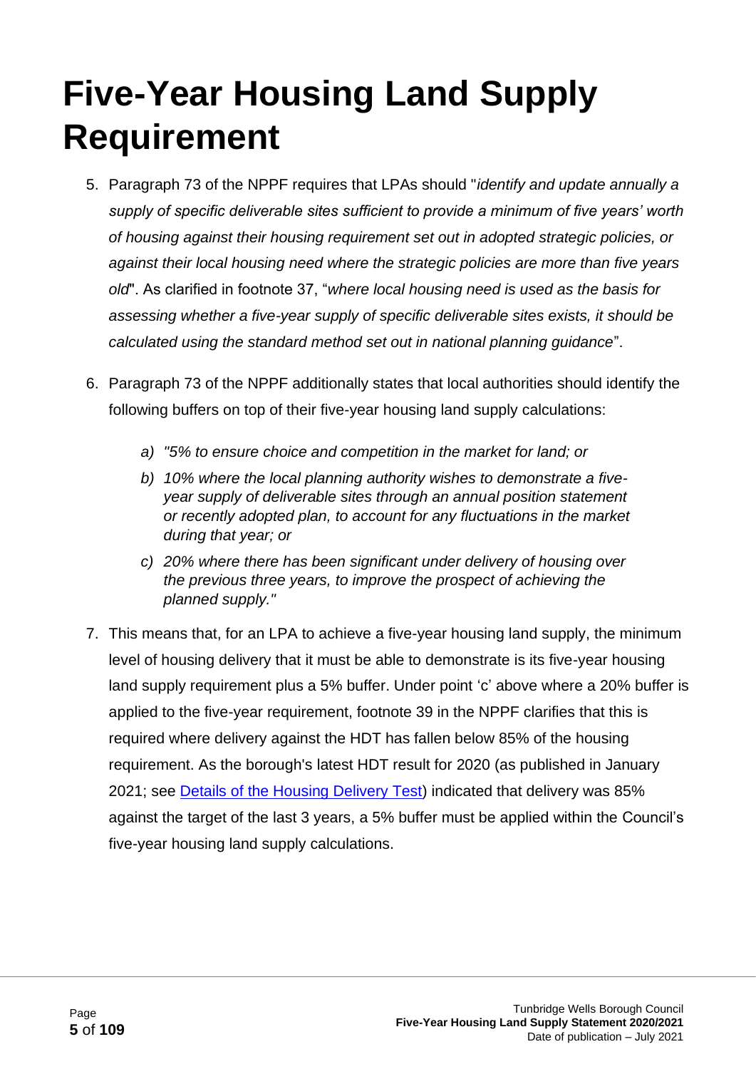# Five-Year Housing Land Supply Requirement

5. Paragraph 73 of the NPPF requires that LPAs should "*identify and update annually a supply of specific deliverable sites sufficient to provide a minimum of five years' worth of housing against their housing requirement set out in adopted strategic policies, or against their local housing need where the strategic policies are more than five years old*". As clarified in footnote 37, "*where local housing need is used as the basis for assessing whether a five-year supply of specific deliverable sites exists, it should be calculated using the standard method set out in national planning guidance*".

6. Paragraph 73 of the NPPF additionally states that local authorities should identify the following buffers on top of their five-year housing land supply calculations:

   *a) "5% to ensure choice and competition in the market for land; or*

   *b) 10% where the local planning authority wishes to demonstrate a five-year supply of deliverable sites through an annual position statement or recently adopted plan, to account for any fluctuations in the market during that year; or*

   *c) 20% where there has been significant under delivery of housing over the previous three years, to improve the prospect of achieving the planned supply."*

7. This means that, for an LPA to achieve a five-year housing land supply, the minimum level of housing delivery that it must be able to demonstrate is its five-year housing land supply requirement plus a 5% buffer. Under point 'c' above where a 20% buffer is applied to the five-year requirement, footnote 39 in the NPPF clarifies that this is required where delivery against the HDT has fallen below 85% of the housing requirement. As the borough's latest HDT result for 2020 (as published in January 2021; see [Details of the Housing Delivery Test]) indicated that delivery was 85% against the target of the last 3 years, a 5% buffer must be applied within the Council's five-year housing land supply calculations.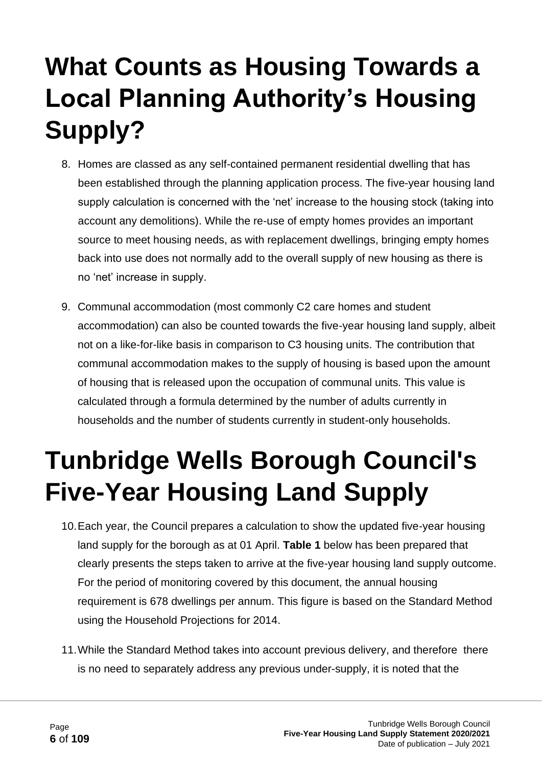# What Counts as Housing Towards a Local Planning Authority's Housing Supply?

8. Homes are classed as any self-contained permanent residential dwelling that has been established through the planning application process. The five-year housing land supply calculation is concerned with the 'net' increase to the housing stock (taking into account any demolitions). While the re-use of empty homes provides an important source to meet housing needs, as with replacement dwellings, bringing empty homes back into use does not normally add to the overall supply of new housing as there is no 'net' increase in supply.

9. Communal accommodation (most commonly C2 care homes and student accommodation) can also be counted towards the five-year housing land supply, albeit not on a like-for-like basis in comparison to C3 housing units. The contribution that communal accommodation makes to the supply of housing is based upon the amount of housing that is released upon the occupation of communal units. This value is calculated through a formula determined by the number of adults currently in households and the number of students currently in student-only households.

# Tunbridge Wells Borough Council's Five-Year Housing Land Supply

10. Each year, the Council prepares a calculation to show the updated five-year housing land supply for the borough as at 01 April. **Table 1** below has been prepared that clearly presents the steps taken to arrive at the five-year housing land supply outcome. For the period of monitoring covered by this document, the annual housing requirement is 678 dwellings per annum. This figure is based on the Standard Method using the Household Projections for 2014.

11. While the Standard Method takes into account previous delivery, and therefore there is no need to separately address any previous under-supply, it is noted that the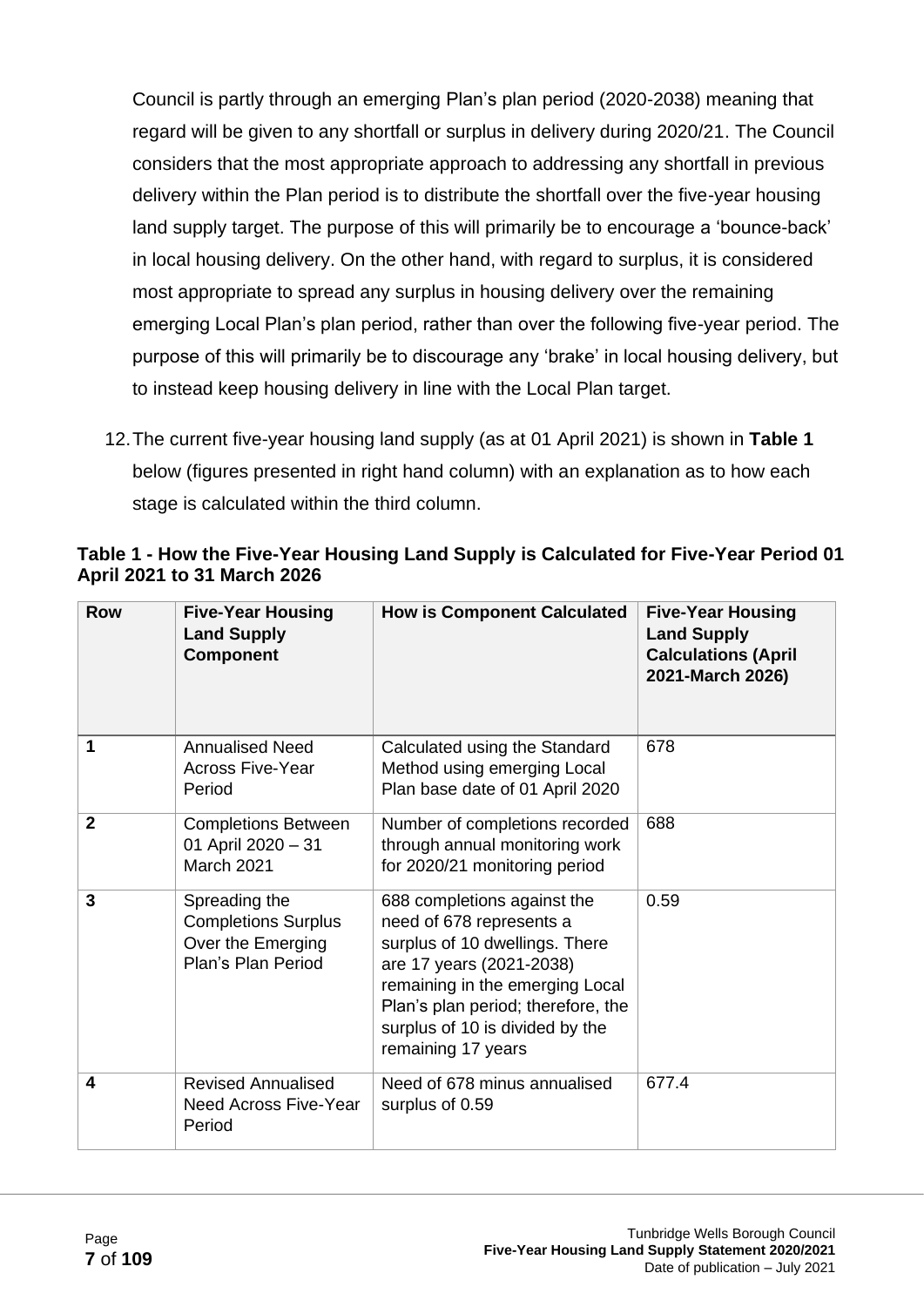Council is partly through an emerging Plan's plan period (2020-2038) meaning that regard will be given to any shortfall or surplus in delivery during 2020/21. The Council considers that the most appropriate approach to addressing any shortfall in previous delivery within the Plan period is to distribute the shortfall over the five-year housing land supply target. The purpose of this will primarily be to encourage a 'bounce-back' in local housing delivery. On the other hand, with regard to surplus, it is considered most appropriate to spread any surplus in housing delivery over the remaining emerging Local Plan's plan period, rather than over the following five-year period. The purpose of this will primarily be to discourage any 'brake' in local housing delivery, but to instead keep housing delivery in line with the Local Plan target.

12. The current five-year housing land supply (as at 01 April 2021) is shown in **Table 1** below (figures presented in right hand column) with an explanation as to how each stage is calculated within the third column.

**Table 1 - How the Five-Year Housing Land Supply is Calculated for Five-Year Period 01 April 2021 to 31 March 2026**

| Row | Five-Year Housing Land Supply Component | How is Component Calculated | Five-Year Housing Land Supply Calculations (April 2021-March 2026) |
|---|---|---|---|
| **1** | Annualised Need Across Five-Year Period | Calculated using the Standard Method using emerging Local Plan base date of 01 April 2020 | 678 |
| **2** | Completions Between 01 April 2020 – 31 March 2021 | Number of completions recorded through annual monitoring work for 2020/21 monitoring period | 688 |
| **3** | Spreading the Completions Surplus Over the Emerging Plan's Plan Period | 688 completions against the need of 678 represents a surplus of 10 dwellings. There are 17 years (2021-2038) remaining in the emerging Local Plan's plan period; therefore, the surplus of 10 is divided by the remaining 17 years | 0.59 |
| **4** | Revised Annualised Need Across Five-Year Period | Need of 678 minus annualised surplus of 0.59 | 677.4 |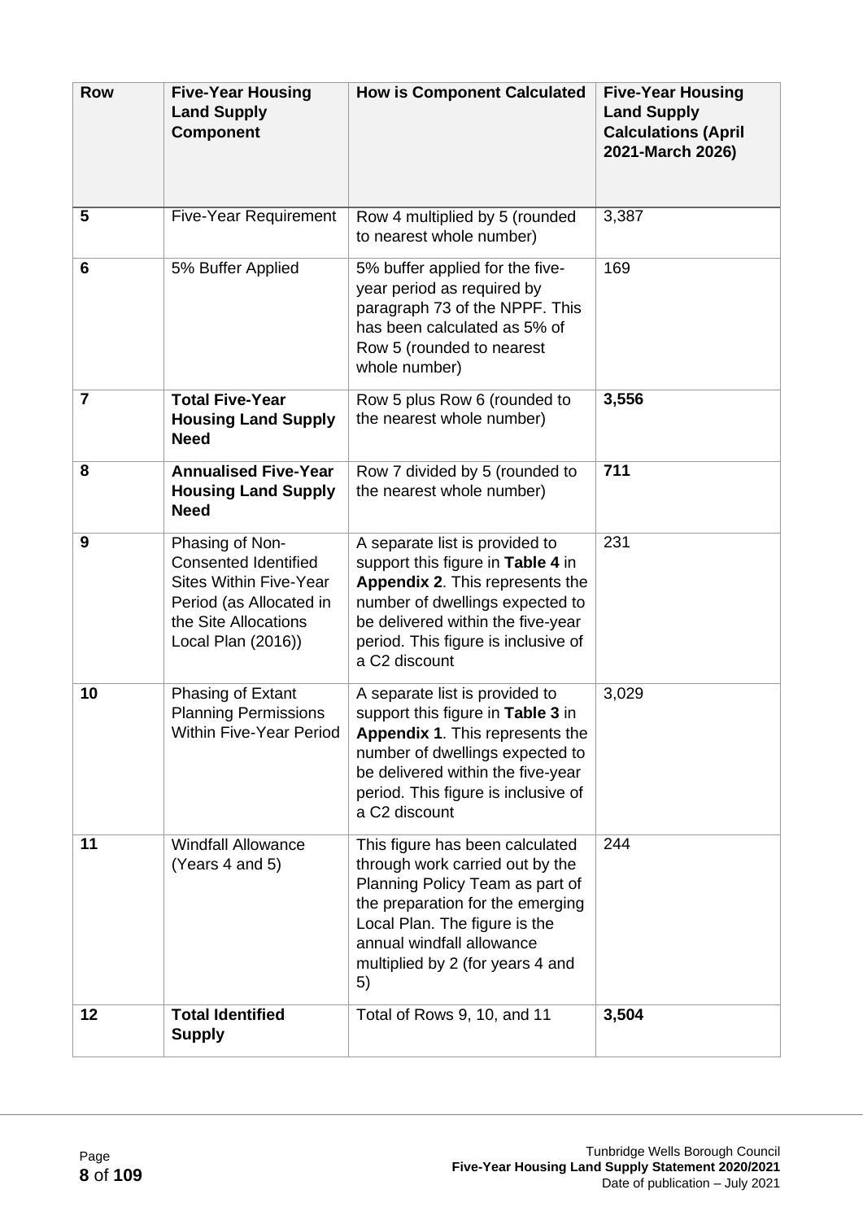| Row | Five-Year Housing Land Supply Component | How is Component Calculated | Five-Year Housing Land Supply Calculations (April 2021-March 2026) |
|---|---|---|---|
| 5 | Five-Year Requirement | Row 4 multiplied by 5 (rounded to nearest whole number) | 3,387 |
| 6 | 5% Buffer Applied | 5% buffer applied for the five-year period as required by paragraph 73 of the NPPF. This has been calculated as 5% of Row 5 (rounded to nearest whole number) | 169 |
| 7 | **Total Five-Year Housing Land Supply Need** | Row 5 plus Row 6 (rounded to the nearest whole number) | **3,556** |
| 8 | **Annualised Five-Year Housing Land Supply Need** | Row 7 divided by 5 (rounded to the nearest whole number) | **711** |
| 9 | Phasing of Non-Consented Identified Sites Within Five-Year Period (as Allocated in the Site Allocations Local Plan (2016)) | A separate list is provided to support this figure in **Table 4** in **Appendix 2**. This represents the number of dwellings expected to be delivered within the five-year period. This figure is inclusive of a C2 discount | 231 |
| 10 | Phasing of Extant Planning Permissions Within Five-Year Period | A separate list is provided to support this figure in **Table 3** in **Appendix 1**. This represents the number of dwellings expected to be delivered within the five-year period. This figure is inclusive of a C2 discount | 3,029 |
| 11 | Windfall Allowance (Years 4 and 5) | This figure has been calculated through work carried out by the Planning Policy Team as part of the preparation for the emerging Local Plan. The figure is the annual windfall allowance multiplied by 2 (for years 4 and 5) | 244 |
| 12 | **Total Identified Supply** | Total of Rows 9, 10, and 11 | **3,504** |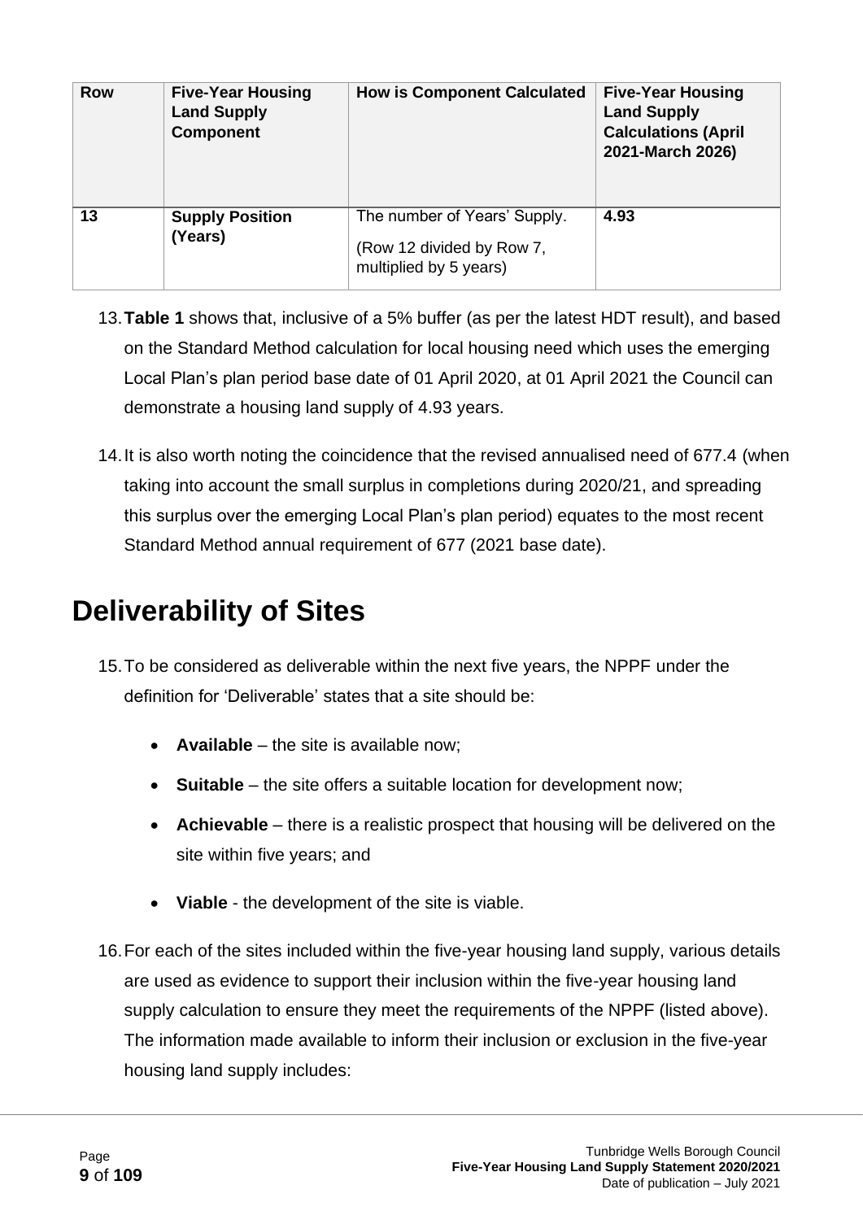| Row | Five-Year Housing Land Supply Component | How is Component Calculated | Five-Year Housing Land Supply Calculations (April 2021-March 2026) |
| --- | --- | --- | --- |
| 13 | **Supply Position (Years)** | The number of Years' Supply. (Row 12 divided by Row 7, multiplied by 5 years) | **4.93** |

13. **Table 1** shows that, inclusive of a 5% buffer (as per the latest HDT result), and based on the Standard Method calculation for local housing need which uses the emerging Local Plan's plan period base date of 01 April 2020, at 01 April 2021 the Council can demonstrate a housing land supply of 4.93 years.

14. It is also worth noting the coincidence that the revised annualised need of 677.4 (when taking into account the small surplus in completions during 2020/21, and spreading this surplus over the emerging Local Plan's plan period) equates to the most recent Standard Method annual requirement of 677 (2021 base date).

# Deliverability of Sites

15. To be considered as deliverable within the next five years, the NPPF under the definition for 'Deliverable' states that a site should be:

    - **Available** – the site is available now;
    - **Suitable** – the site offers a suitable location for development now;
    - **Achievable** – there is a realistic prospect that housing will be delivered on the site within five years; and
    - **Viable** - the development of the site is viable.

16. For each of the sites included within the five-year housing land supply, various details are used as evidence to support their inclusion within the five-year housing land supply calculation to ensure they meet the requirements of the NPPF (listed above). The information made available to inform their inclusion or exclusion in the five-year housing land supply includes: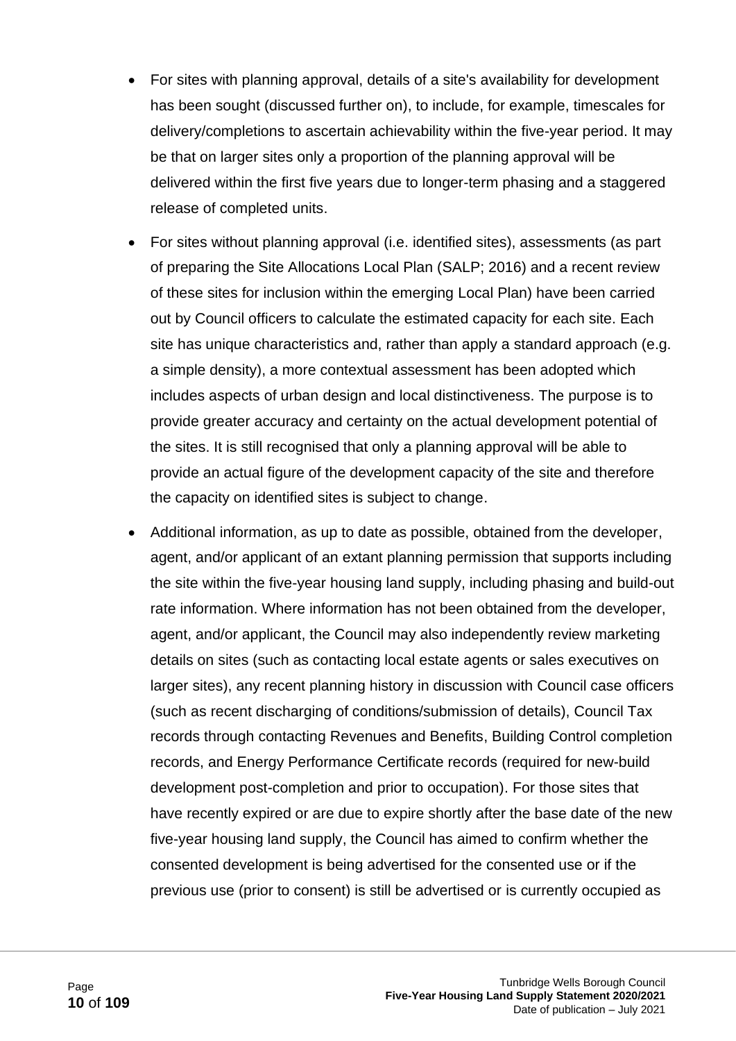- For sites with planning approval, details of a site's availability for development has been sought (discussed further on), to include, for example, timescales for delivery/completions to ascertain achievability within the five-year period. It may be that on larger sites only a proportion of the planning approval will be delivered within the first five years due to longer-term phasing and a staggered release of completed units.
- For sites without planning approval (i.e. identified sites), assessments (as part of preparing the Site Allocations Local Plan (SALP; 2016) and a recent review of these sites for inclusion within the emerging Local Plan) have been carried out by Council officers to calculate the estimated capacity for each site. Each site has unique characteristics and, rather than apply a standard approach (e.g. a simple density), a more contextual assessment has been adopted which includes aspects of urban design and local distinctiveness. The purpose is to provide greater accuracy and certainty on the actual development potential of the sites. It is still recognised that only a planning approval will be able to provide an actual figure of the development capacity of the site and therefore the capacity on identified sites is subject to change.
- Additional information, as up to date as possible, obtained from the developer, agent, and/or applicant of an extant planning permission that supports including the site within the five-year housing land supply, including phasing and build-out rate information. Where information has not been obtained from the developer, agent, and/or applicant, the Council may also independently review marketing details on sites (such as contacting local estate agents or sales executives on larger sites), any recent planning history in discussion with Council case officers (such as recent discharging of conditions/submission of details), Council Tax records through contacting Revenues and Benefits, Building Control completion records, and Energy Performance Certificate records (required for new-build development post-completion and prior to occupation). For those sites that have recently expired or are due to expire shortly after the base date of the new five-year housing land supply, the Council has aimed to confirm whether the consented development is being advertised for the consented use or if the previous use (prior to consent) is still be advertised or is currently occupied as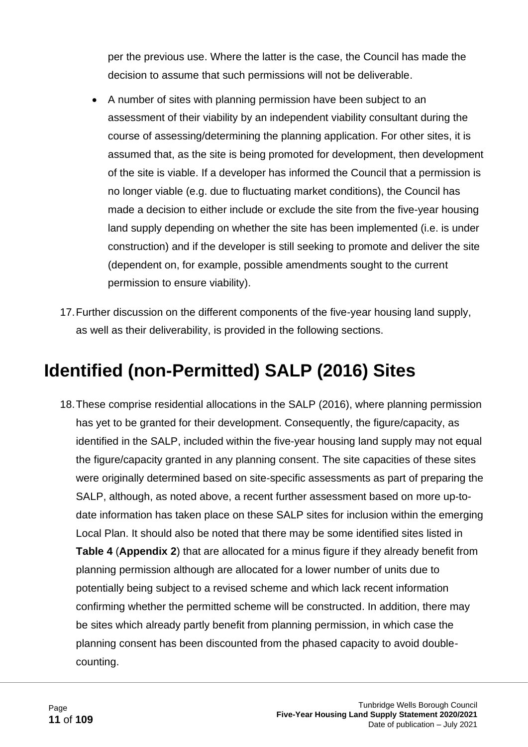per the previous use. Where the latter is the case, the Council has made the decision to assume that such permissions will not be deliverable.

- A number of sites with planning permission have been subject to an assessment of their viability by an independent viability consultant during the course of assessing/determining the planning application. For other sites, it is assumed that, as the site is being promoted for development, then development of the site is viable. If a developer has informed the Council that a permission is no longer viable (e.g. due to fluctuating market conditions), the Council has made a decision to either include or exclude the site from the five-year housing land supply depending on whether the site has been implemented (i.e. is under construction) and if the developer is still seeking to promote and deliver the site (dependent on, for example, possible amendments sought to the current permission to ensure viability).

17. Further discussion on the different components of the five-year housing land supply, as well as their deliverability, is provided in the following sections.

# Identified (non-Permitted) SALP (2016) Sites

18. These comprise residential allocations in the SALP (2016), where planning permission has yet to be granted for their development. Consequently, the figure/capacity, as identified in the SALP, included within the five-year housing land supply may not equal the figure/capacity granted in any planning consent. The site capacities of these sites were originally determined based on site-specific assessments as part of preparing the SALP, although, as noted above, a recent further assessment based on more up-to-date information has taken place on these SALP sites for inclusion within the emerging Local Plan. It should also be noted that there may be some identified sites listed in **Table 4** (**Appendix 2**) that are allocated for a minus figure if they already benefit from planning permission although are allocated for a lower number of units due to potentially being subject to a revised scheme and which lack recent information confirming whether the permitted scheme will be constructed. In addition, there may be sites which already partly benefit from planning permission, in which case the planning consent has been discounted from the phased capacity to avoid double-counting.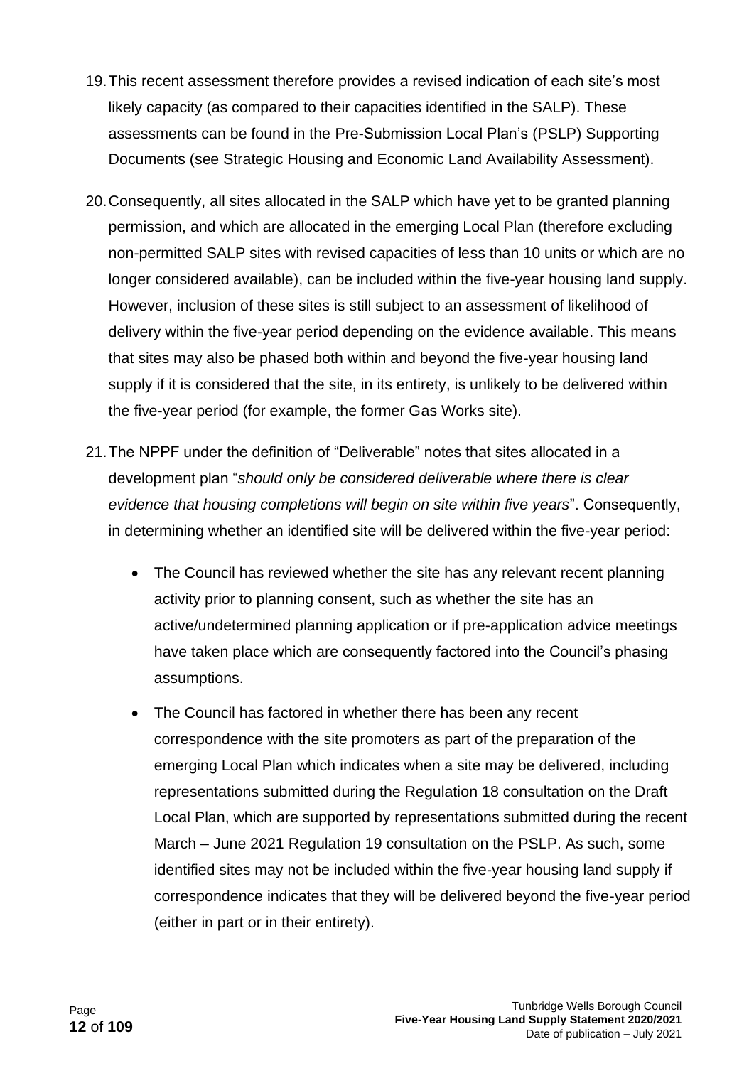19. This recent assessment therefore provides a revised indication of each site's most likely capacity (as compared to their capacities identified in the SALP). These assessments can be found in the Pre-Submission Local Plan's (PSLP) Supporting Documents (see Strategic Housing and Economic Land Availability Assessment).

20. Consequently, all sites allocated in the SALP which have yet to be granted planning permission, and which are allocated in the emerging Local Plan (therefore excluding non-permitted SALP sites with revised capacities of less than 10 units or which are no longer considered available), can be included within the five-year housing land supply. However, inclusion of these sites is still subject to an assessment of likelihood of delivery within the five-year period depending on the evidence available. This means that sites may also be phased both within and beyond the five-year housing land supply if it is considered that the site, in its entirety, is unlikely to be delivered within the five-year period (for example, the former Gas Works site).

21. The NPPF under the definition of "Deliverable" notes that sites allocated in a development plan "*should only be considered deliverable where there is clear evidence that housing completions will begin on site within five years*". Consequently, in determining whether an identified site will be delivered within the five-year period:

    - The Council has reviewed whether the site has any relevant recent planning activity prior to planning consent, such as whether the site has an active/undetermined planning application or if pre-application advice meetings have taken place which are consequently factored into the Council's phasing assumptions.
    - The Council has factored in whether there has been any recent correspondence with the site promoters as part of the preparation of the emerging Local Plan which indicates when a site may be delivered, including representations submitted during the Regulation 18 consultation on the Draft Local Plan, which are supported by representations submitted during the recent March – June 2021 Regulation 19 consultation on the PSLP. As such, some identified sites may not be included within the five-year housing land supply if correspondence indicates that they will be delivered beyond the five-year period (either in part or in their entirety).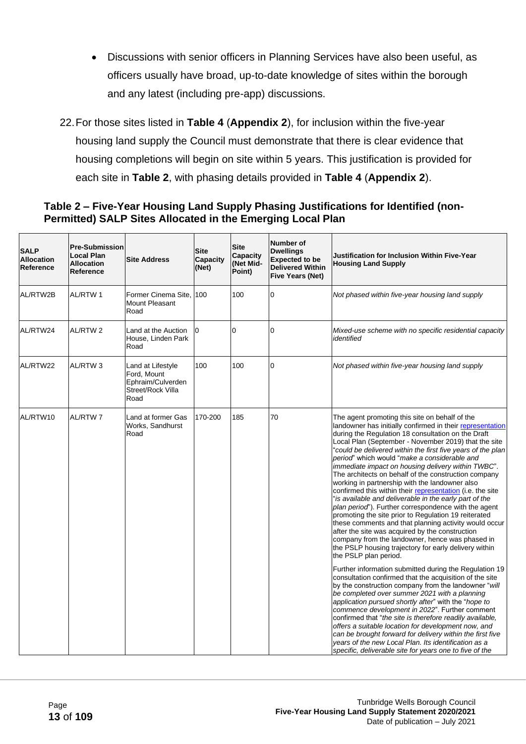- Discussions with senior officers in Planning Services have also been useful, as officers usually have broad, up-to-date knowledge of sites within the borough and any latest (including pre-app) discussions.

22. For those sites listed in **Table 4** (**Appendix 2**), for inclusion within the five-year housing land supply the Council must demonstrate that there is clear evidence that housing completions will begin on site within 5 years. This justification is provided for each site in **Table 2**, with phasing details provided in **Table 4** (**Appendix 2**).

### Table 2 – Five-Year Housing Land Supply Phasing Justifications for Identified (non-Permitted) SALP Sites Allocated in the Emerging Local Plan

| SALP Allocation Reference | Pre-Submission Local Plan Allocation Reference | Site Address | Site Capacity (Net) | Site Capacity (Net Mid-Point) | Number of Dwellings Expected to be Delivered Within Five Years (Net) | Justification for Inclusion Within Five-Year Housing Land Supply |
|---|---|---|---|---|---|---|
| AL/RTW2B | AL/RTW 1 | Former Cinema Site, Mount Pleasant Road | 100 | 100 | 0 | *Not phased within five-year housing land supply* |
| AL/RTW24 | AL/RTW 2 | Land at the Auction House, Linden Park Road | 0 | 0 | 0 | *Mixed-use scheme with no specific residential capacity identified* |
| AL/RTW22 | AL/RTW 3 | Land at Lifestyle Ford, Mount Ephraim/Culverden Street/Rock Villa Road | 100 | 100 | 0 | *Not phased within five-year housing land supply* |
| AL/RTW10 | AL/RTW 7 | Land at former Gas Works, Sandhurst Road | 170-200 | 185 | 70 | The agent promoting this site on behalf of the landowner has initially confirmed in their representation during the Regulation 18 consultation on the Draft Local Plan (September - November 2019) that the site "*could be delivered within the first five years of the plan period*" which would "*make a considerable and immediate impact on housing delivery within TWBC*". The architects on behalf of the construction company working in partnership with the landowner also confirmed this within their representation (i.e. the site "*is available and deliverable in the early part of the plan period*"). Further correspondence with the agent promoting the site prior to Regulation 19 reiterated these comments and that planning activity would occur after the site was acquired by the construction company from the landowner, hence was phased in the PSLP housing trajectory for early delivery within the PSLP plan period.<br><br>Further information submitted during the Regulation 19 consultation confirmed that the acquisition of the site by the construction company from the landowner "*will be completed over summer 2021 with a planning application pursued shortly after*" with the "*hope to commence development in 2022*". Further comment confirmed that "*the site is therefore readily available, offers a suitable location for development now, and can be brought forward for delivery within the first five years of the new Local Plan. Its identification as a specific, deliverable site for years one to five of the* |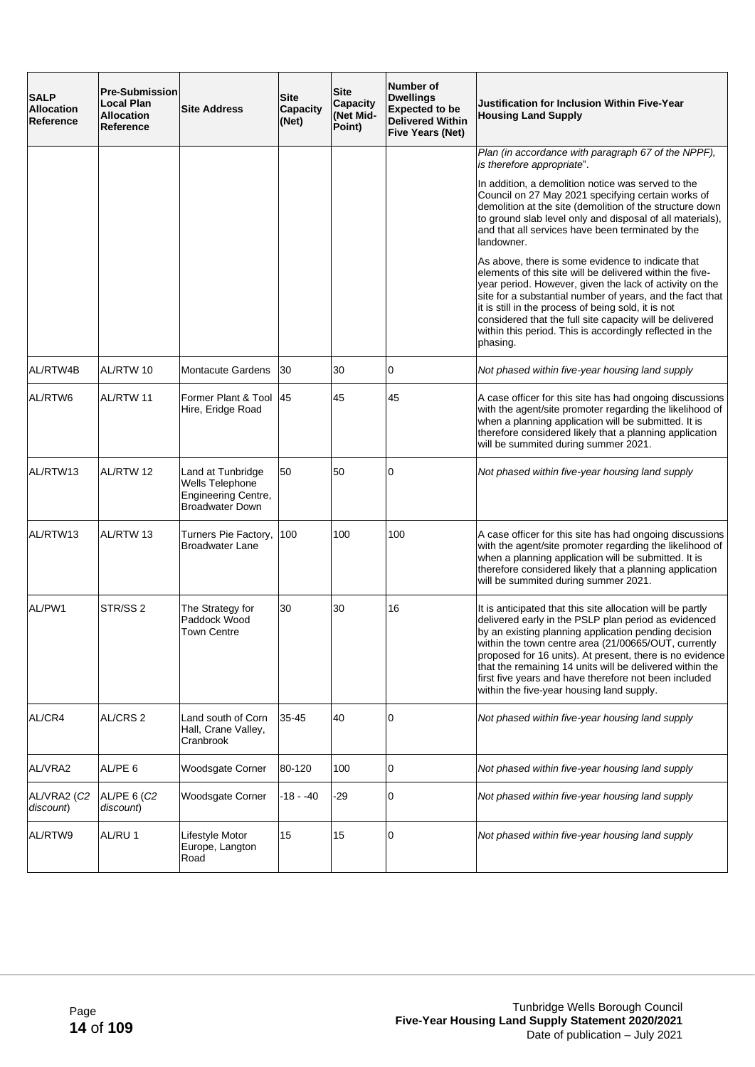| SALP Allocation Reference | Pre-Submission Local Plan Allocation Reference | Site Address | Site Capacity (Net) | Site Capacity (Net Mid-Point) | Number of Dwellings Expected to be Delivered Within Five Years (Net) | Justification for Inclusion Within Five-Year Housing Land Supply |
|---|---|---|---|---|---|---|
| | | | | | | *Plan (in accordance with paragraph 67 of the NPPF), is therefore appropriate*".<br><br>In addition, a demolition notice was served to the Council on 27 May 2021 specifying certain works of demolition at the site (demolition of the structure down to ground slab level only and disposal of all materials), and that all services have been terminated by the landowner.<br><br>As above, there is some evidence to indicate that elements of this site will be delivered within the five-year period. However, given the lack of activity on the site for a substantial number of years, and the fact that it is still in the process of being sold, it is not considered that the full site capacity will be delivered within this period. This is accordingly reflected in the phasing. |
| AL/RTW4B | AL/RTW 10 | Montacute Gardens | 30 | 30 | 0 | *Not phased within five-year housing land supply* |
| AL/RTW6 | AL/RTW 11 | Former Plant & Tool Hire, Eridge Road | 45 | 45 | 45 | A case officer for this site has had ongoing discussions with the agent/site promoter regarding the likelihood of when a planning application will be submitted. It is therefore considered likely that a planning application will be summited during summer 2021. |
| AL/RTW13 | AL/RTW 12 | Land at Tunbridge Wells Telephone Engineering Centre, Broadwater Down | 50 | 50 | 0 | *Not phased within five-year housing land supply* |
| AL/RTW13 | AL/RTW 13 | Turners Pie Factory, Broadwater Lane | 100 | 100 | 100 | A case officer for this site has had ongoing discussions with the agent/site promoter regarding the likelihood of when a planning application will be submitted. It is therefore considered likely that a planning application will be summited during summer 2021. |
| AL/PW1 | STR/SS 2 | The Strategy for Paddock Wood Town Centre | 30 | 30 | 16 | It is anticipated that this site allocation will be partly delivered early in the PSLP plan period as evidenced by an existing planning application pending decision within the town centre area (21/00665/OUT, currently proposed for 16 units). At present, there is no evidence that the remaining 14 units will be delivered within the first five years and have therefore not been included within the five-year housing land supply. |
| AL/CR4 | AL/CRS 2 | Land south of Corn Hall, Crane Valley, Cranbrook | 35-45 | 40 | 0 | *Not phased within five-year housing land supply* |
| AL/VRA2 | AL/PE 6 | Woodsgate Corner | 80-120 | 100 | 0 | *Not phased within five-year housing land supply* |
| AL/VRA2 (*C2 discount*) | AL/PE 6 (*C2 discount*) | Woodsgate Corner | -18 - -40 | -29 | 0 | *Not phased within five-year housing land supply* |
| AL/RTW9 | AL/RU 1 | Lifestyle Motor Europe, Langton Road | 15 | 15 | 0 | *Not phased within five-year housing land supply* |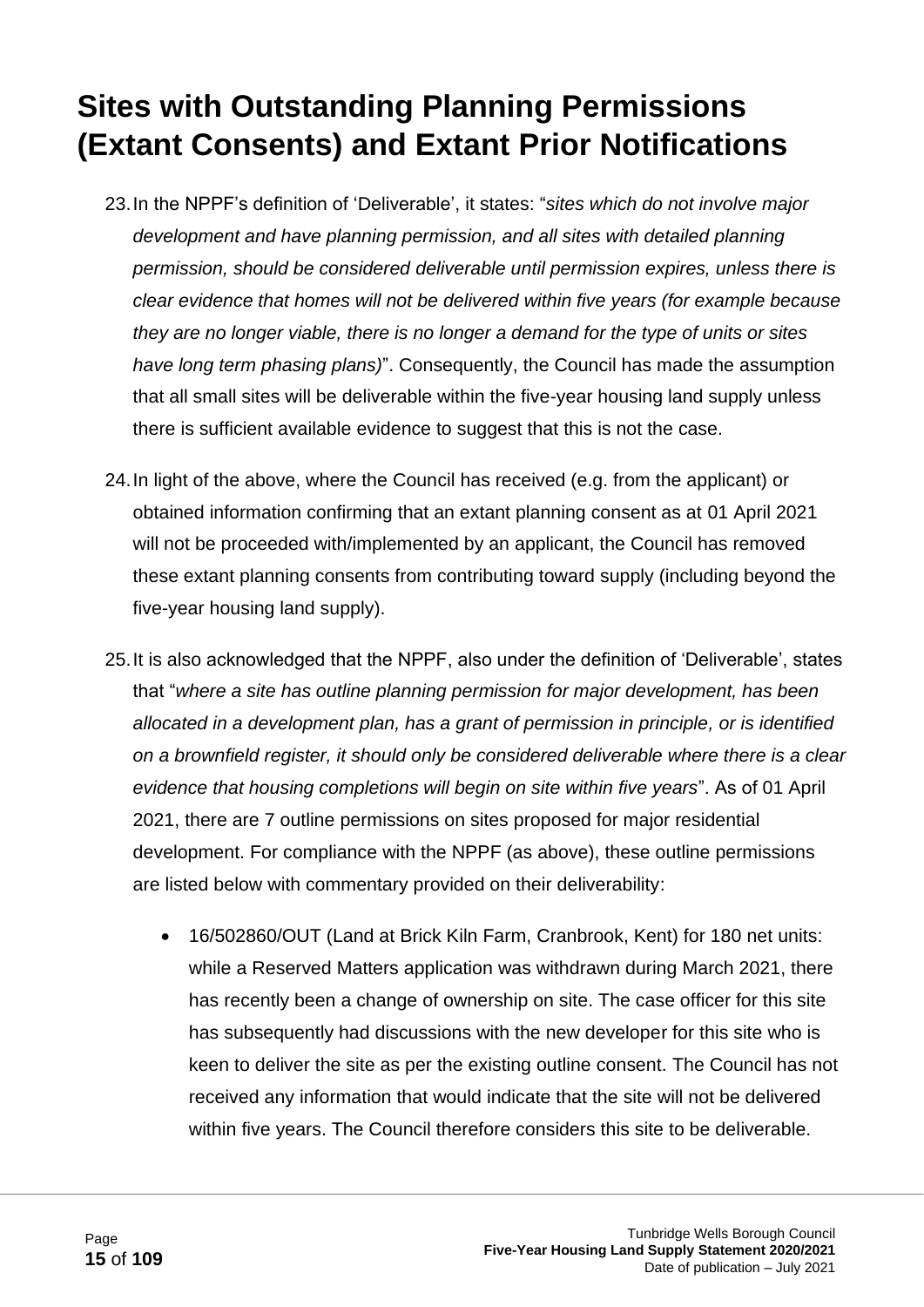# Sites with Outstanding Planning Permissions (Extant Consents) and Extant Prior Notifications

23. In the NPPF's definition of 'Deliverable', it states: "*sites which do not involve major development and have planning permission, and all sites with detailed planning permission, should be considered deliverable until permission expires, unless there is clear evidence that homes will not be delivered within five years (for example because they are no longer viable, there is no longer a demand for the type of units or sites have long term phasing plans)*". Consequently, the Council has made the assumption that all small sites will be deliverable within the five-year housing land supply unless there is sufficient available evidence to suggest that this is not the case.

24. In light of the above, where the Council has received (e.g. from the applicant) or obtained information confirming that an extant planning consent as at 01 April 2021 will not be proceeded with/implemented by an applicant, the Council has removed these extant planning consents from contributing toward supply (including beyond the five-year housing land supply).

25. It is also acknowledged that the NPPF, also under the definition of 'Deliverable', states that "*where a site has outline planning permission for major development, has been allocated in a development plan, has a grant of permission in principle, or is identified on a brownfield register, it should only be considered deliverable where there is a clear evidence that housing completions will begin on site within five years*". As of 01 April 2021, there are 7 outline permissions on sites proposed for major residential development. For compliance with the NPPF (as above), these outline permissions are listed below with commentary provided on their deliverability:

    - 16/502860/OUT (Land at Brick Kiln Farm, Cranbrook, Kent) for 180 net units: while a Reserved Matters application was withdrawn during March 2021, there has recently been a change of ownership on site. The case officer for this site has subsequently had discussions with the new developer for this site who is keen to deliver the site as per the existing outline consent. The Council has not received any information that would indicate that the site will not be delivered within five years. The Council therefore considers this site to be deliverable.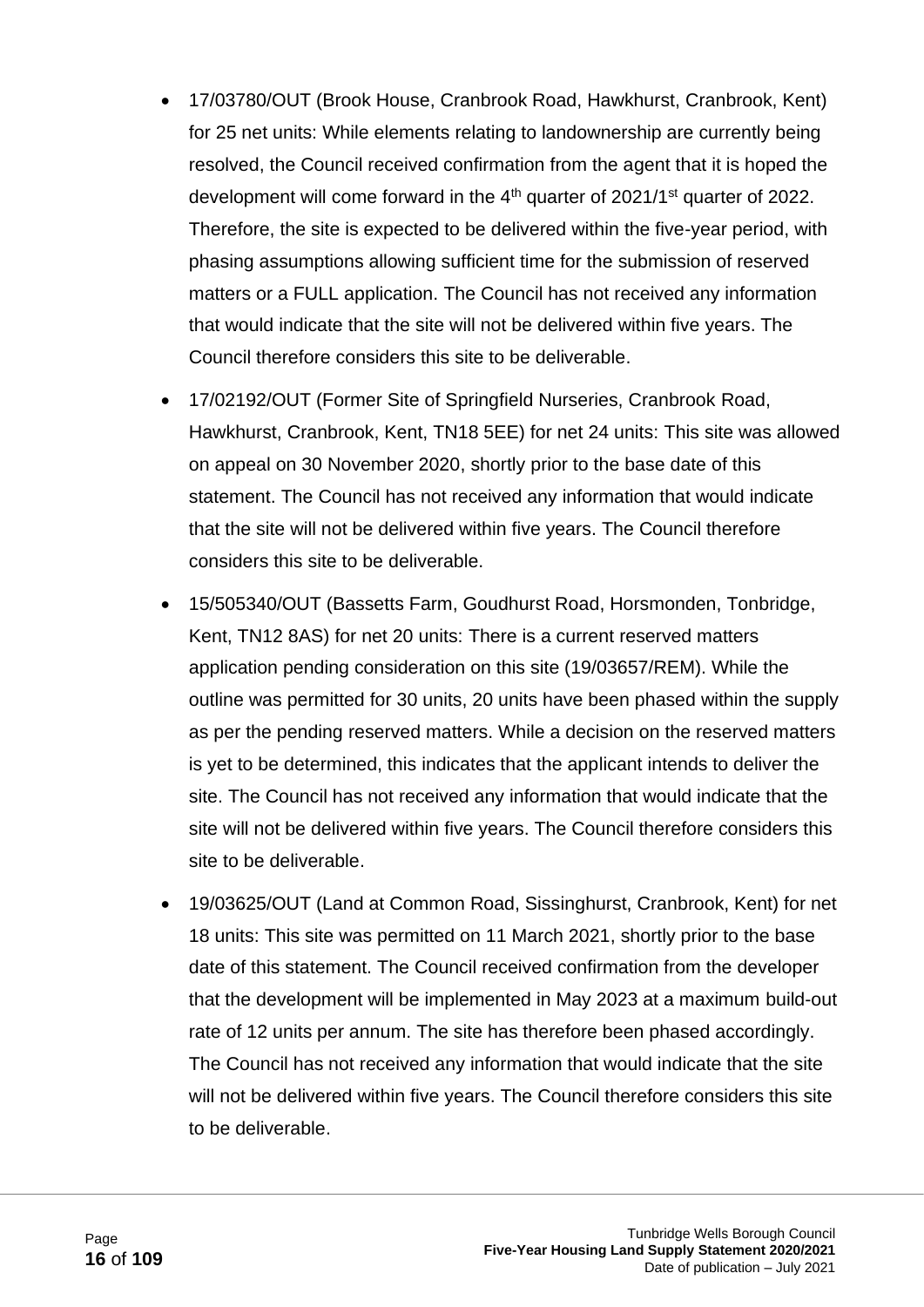- 17/03780/OUT (Brook House, Cranbrook Road, Hawkhurst, Cranbrook, Kent) for 25 net units: While elements relating to landownership are currently being resolved, the Council received confirmation from the agent that it is hoped the development will come forward in the 4th quarter of 2021/1st quarter of 2022. Therefore, the site is expected to be delivered within the five-year period, with phasing assumptions allowing sufficient time for the submission of reserved matters or a FULL application. The Council has not received any information that would indicate that the site will not be delivered within five years. The Council therefore considers this site to be deliverable.
- 17/02192/OUT (Former Site of Springfield Nurseries, Cranbrook Road, Hawkhurst, Cranbrook, Kent, TN18 5EE) for net 24 units: This site was allowed on appeal on 30 November 2020, shortly prior to the base date of this statement. The Council has not received any information that would indicate that the site will not be delivered within five years. The Council therefore considers this site to be deliverable.
- 15/505340/OUT (Bassetts Farm, Goudhurst Road, Horsmonden, Tonbridge, Kent, TN12 8AS) for net 20 units: There is a current reserved matters application pending consideration on this site (19/03657/REM). While the outline was permitted for 30 units, 20 units have been phased within the supply as per the pending reserved matters. While a decision on the reserved matters is yet to be determined, this indicates that the applicant intends to deliver the site. The Council has not received any information that would indicate that the site will not be delivered within five years. The Council therefore considers this site to be deliverable.
- 19/03625/OUT (Land at Common Road, Sissinghurst, Cranbrook, Kent) for net 18 units: This site was permitted on 11 March 2021, shortly prior to the base date of this statement. The Council received confirmation from the developer that the development will be implemented in May 2023 at a maximum build-out rate of 12 units per annum. The site has therefore been phased accordingly. The Council has not received any information that would indicate that the site will not be delivered within five years. The Council therefore considers this site to be deliverable.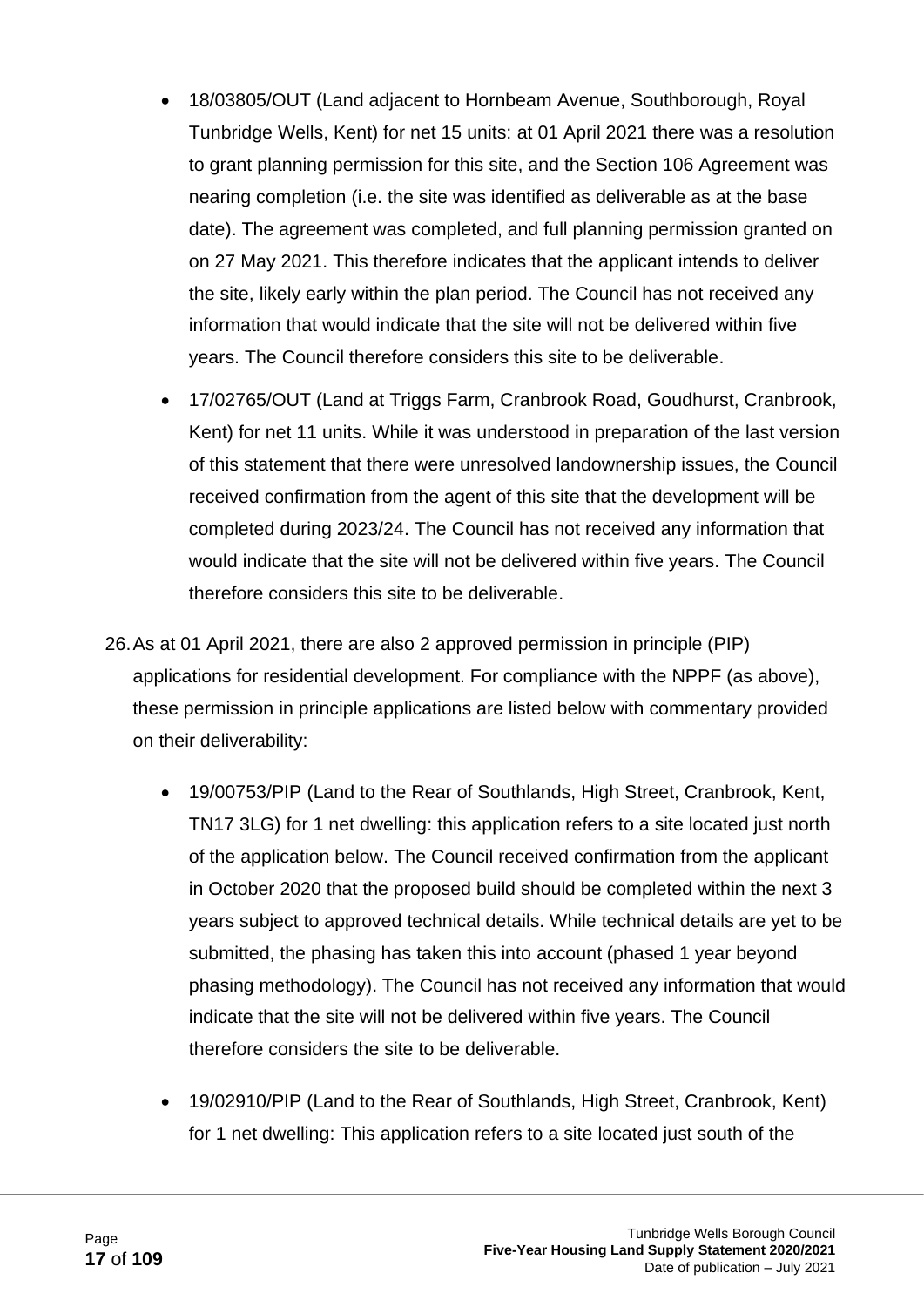- 18/03805/OUT (Land adjacent to Hornbeam Avenue, Southborough, Royal Tunbridge Wells, Kent) for net 15 units: at 01 April 2021 there was a resolution to grant planning permission for this site, and the Section 106 Agreement was nearing completion (i.e. the site was identified as deliverable as at the base date). The agreement was completed, and full planning permission granted on on 27 May 2021. This therefore indicates that the applicant intends to deliver the site, likely early within the plan period. The Council has not received any information that would indicate that the site will not be delivered within five years. The Council therefore considers this site to be deliverable.
- 17/02765/OUT (Land at Triggs Farm, Cranbrook Road, Goudhurst, Cranbrook, Kent) for net 11 units. While it was understood in preparation of the last version of this statement that there were unresolved landownership issues, the Council received confirmation from the agent of this site that the development will be completed during 2023/24. The Council has not received any information that would indicate that the site will not be delivered within five years. The Council therefore considers this site to be deliverable.

26. As at 01 April 2021, there are also 2 approved permission in principle (PIP) applications for residential development. For compliance with the NPPF (as above), these permission in principle applications are listed below with commentary provided on their deliverability:

    - 19/00753/PIP (Land to the Rear of Southlands, High Street, Cranbrook, Kent, TN17 3LG) for 1 net dwelling: this application refers to a site located just north of the application below. The Council received confirmation from the applicant in October 2020 that the proposed build should be completed within the next 3 years subject to approved technical details. While technical details are yet to be submitted, the phasing has taken this into account (phased 1 year beyond phasing methodology). The Council has not received any information that would indicate that the site will not be delivered within five years. The Council therefore considers the site to be deliverable.
    - 19/02910/PIP (Land to the Rear of Southlands, High Street, Cranbrook, Kent) for 1 net dwelling: This application refers to a site located just south of the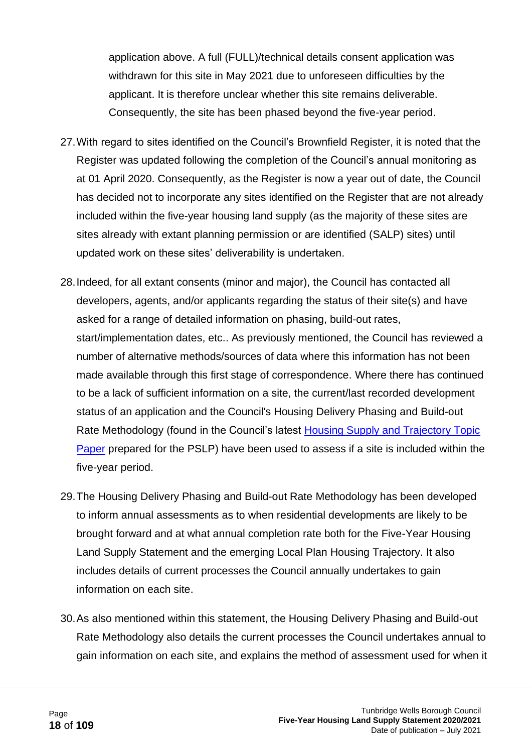application above. A full (FULL)/technical details consent application was withdrawn for this site in May 2021 due to unforeseen difficulties by the applicant. It is therefore unclear whether this site remains deliverable. Consequently, the site has been phased beyond the five-year period.

27. With regard to sites identified on the Council's Brownfield Register, it is noted that the Register was updated following the completion of the Council's annual monitoring as at 01 April 2020. Consequently, as the Register is now a year out of date, the Council has decided not to incorporate any sites identified on the Register that are not already included within the five-year housing land supply (as the majority of these sites are sites already with extant planning permission or are identified (SALP) sites) until updated work on these sites' deliverability is undertaken.

28. Indeed, for all extant consents (minor and major), the Council has contacted all developers, agents, and/or applicants regarding the status of their site(s) and have asked for a range of detailed information on phasing, build-out rates, start/implementation dates, etc.. As previously mentioned, the Council has reviewed a number of alternative methods/sources of data where this information has not been made available through this first stage of correspondence. Where there has continued to be a lack of sufficient information on a site, the current/last recorded development status of an application and the Council's Housing Delivery Phasing and Build-out Rate Methodology (found in the Council's latest Housing Supply and Trajectory Topic Paper prepared for the PSLP) have been used to assess if a site is included within the five-year period.

29. The Housing Delivery Phasing and Build-out Rate Methodology has been developed to inform annual assessments as to when residential developments are likely to be brought forward and at what annual completion rate both for the Five-Year Housing Land Supply Statement and the emerging Local Plan Housing Trajectory. It also includes details of current processes the Council annually undertakes to gain information on each site.

30. As also mentioned within this statement, the Housing Delivery Phasing and Build-out Rate Methodology also details the current processes the Council undertakes annual to gain information on each site, and explains the method of assessment used for when it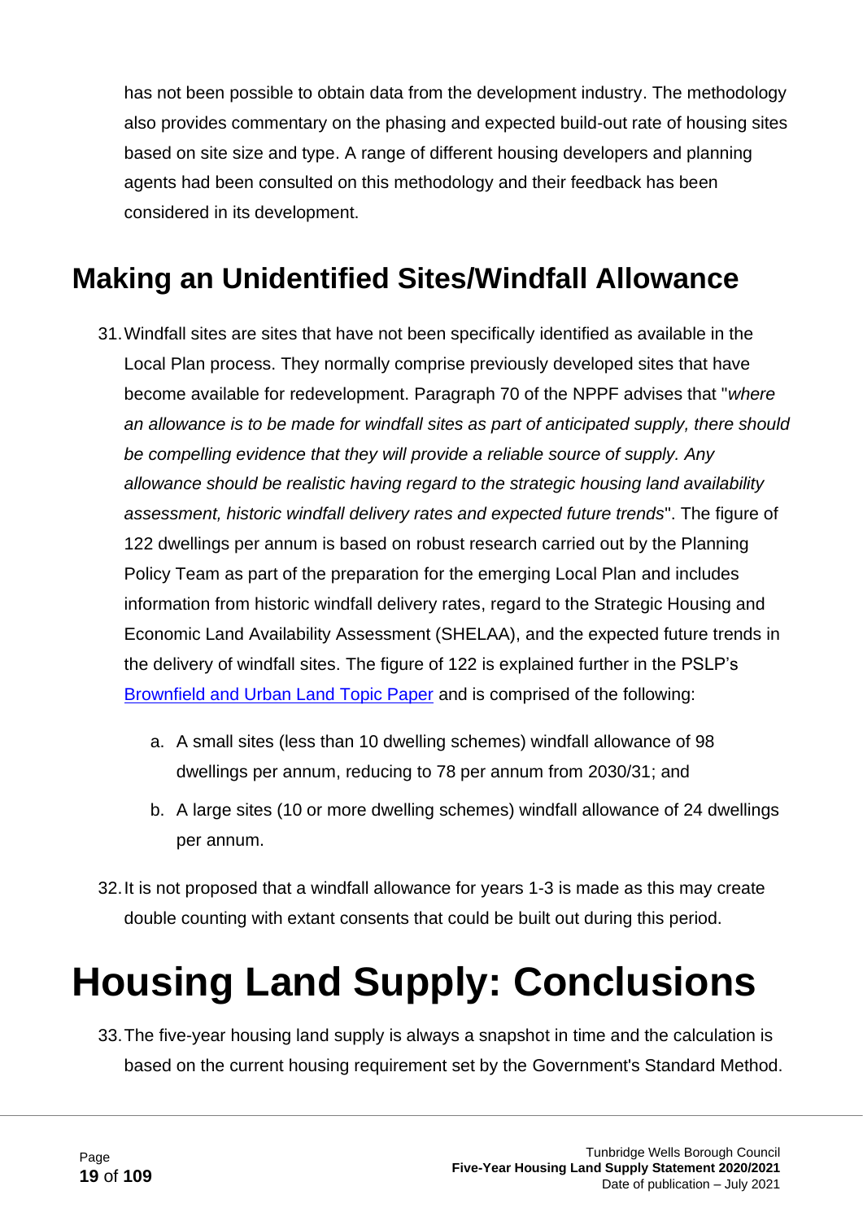has not been possible to obtain data from the development industry. The methodology also provides commentary on the phasing and expected build-out rate of housing sites based on site size and type. A range of different housing developers and planning agents had been consulted on this methodology and their feedback has been considered in its development.

## Making an Unidentified Sites/Windfall Allowance

31. Windfall sites are sites that have not been specifically identified as available in the Local Plan process. They normally comprise previously developed sites that have become available for redevelopment. Paragraph 70 of the NPPF advises that "*where an allowance is to be made for windfall sites as part of anticipated supply, there should be compelling evidence that they will provide a reliable source of supply. Any allowance should be realistic having regard to the strategic housing land availability assessment, historic windfall delivery rates and expected future trends*". The figure of 122 dwellings per annum is based on robust research carried out by the Planning Policy Team as part of the preparation for the emerging Local Plan and includes information from historic windfall delivery rates, regard to the Strategic Housing and Economic Land Availability Assessment (SHELAA), and the expected future trends in the delivery of windfall sites. The figure of 122 is explained further in the PSLP's Brownfield and Urban Land Topic Paper and is comprised of the following:

    a. A small sites (less than 10 dwelling schemes) windfall allowance of 98 dwellings per annum, reducing to 78 per annum from 2030/31; and

    b. A large sites (10 or more dwelling schemes) windfall allowance of 24 dwellings per annum.

32. It is not proposed that a windfall allowance for years 1-3 is made as this may create double counting with extant consents that could be built out during this period.

# Housing Land Supply: Conclusions

33. The five-year housing land supply is always a snapshot in time and the calculation is based on the current housing requirement set by the Government's Standard Method.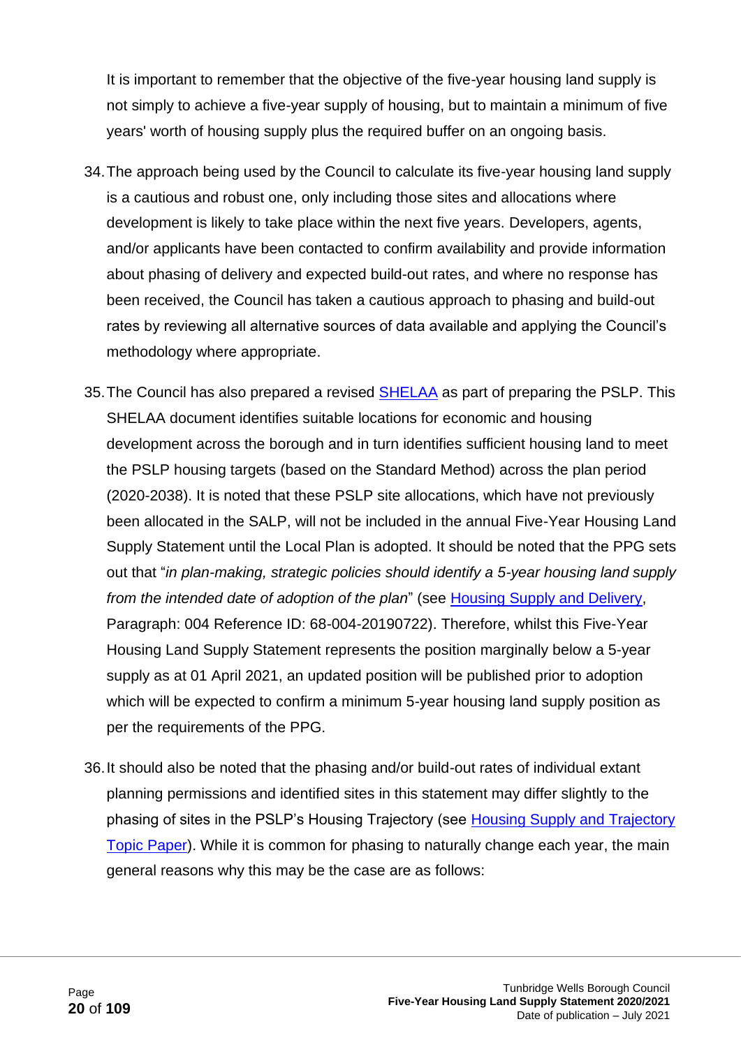It is important to remember that the objective of the five-year housing land supply is not simply to achieve a five-year supply of housing, but to maintain a minimum of five years' worth of housing supply plus the required buffer on an ongoing basis.

34. The approach being used by the Council to calculate its five-year housing land supply is a cautious and robust one, only including those sites and allocations where development is likely to take place within the next five years. Developers, agents, and/or applicants have been contacted to confirm availability and provide information about phasing of delivery and expected build-out rates, and where no response has been received, the Council has taken a cautious approach to phasing and build-out rates by reviewing all alternative sources of data available and applying the Council's methodology where appropriate.

35. The Council has also prepared a revised [SHELAA](#) as part of preparing the PSLP. This SHELAA document identifies suitable locations for economic and housing development across the borough and in turn identifies sufficient housing land to meet the PSLP housing targets (based on the Standard Method) across the plan period (2020-2038). It is noted that these PSLP site allocations, which have not previously been allocated in the SALP, will not be included in the annual Five-Year Housing Land Supply Statement until the Local Plan is adopted. It should be noted that the PPG sets out that "*in plan-making, strategic policies should identify a 5-year housing land supply from the intended date of adoption of the plan*" (see [Housing Supply and Delivery](#), Paragraph: 004 Reference ID: 68-004-20190722). Therefore, whilst this Five-Year Housing Land Supply Statement represents the position marginally below a 5-year supply as at 01 April 2021, an updated position will be published prior to adoption which will be expected to confirm a minimum 5-year housing land supply position as per the requirements of the PPG.

36. It should also be noted that the phasing and/or build-out rates of individual extant planning permissions and identified sites in this statement may differ slightly to the phasing of sites in the PSLP's Housing Trajectory (see [Housing Supply and Trajectory Topic Paper](#)). While it is common for phasing to naturally change each year, the main general reasons why this may be the case are as follows: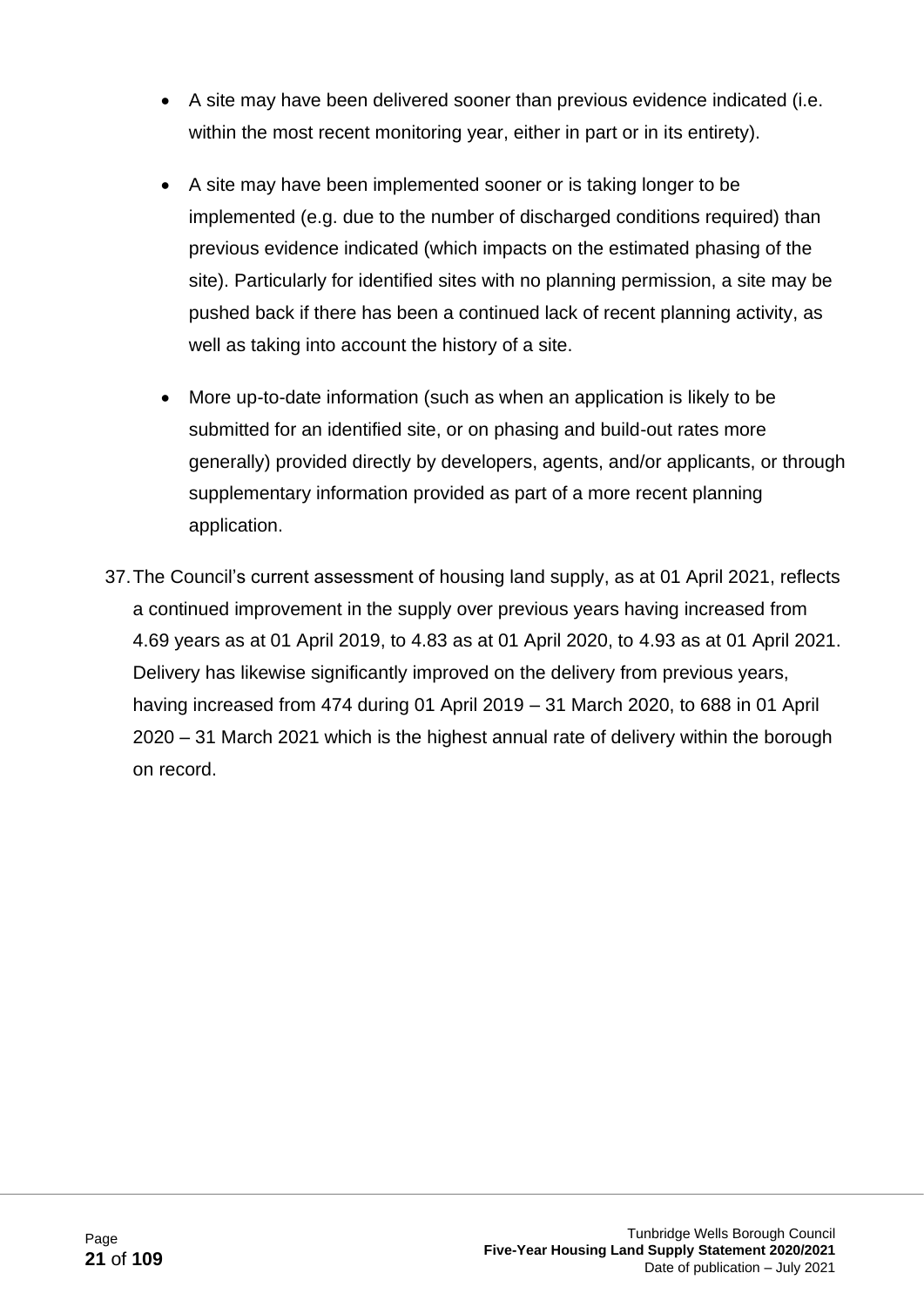- A site may have been delivered sooner than previous evidence indicated (i.e. within the most recent monitoring year, either in part or in its entirety).

- A site may have been implemented sooner or is taking longer to be implemented (e.g. due to the number of discharged conditions required) than previous evidence indicated (which impacts on the estimated phasing of the site). Particularly for identified sites with no planning permission, a site may be pushed back if there has been a continued lack of recent planning activity, as well as taking into account the history of a site.

- More up-to-date information (such as when an application is likely to be submitted for an identified site, or on phasing and build-out rates more generally) provided directly by developers, agents, and/or applicants, or through supplementary information provided as part of a more recent planning application.

37. The Council's current assessment of housing land supply, as at 01 April 2021, reflects a continued improvement in the supply over previous years having increased from 4.69 years as at 01 April 2019, to 4.83 as at 01 April 2020, to 4.93 as at 01 April 2021. Delivery has likewise significantly improved on the delivery from previous years, having increased from 474 during 01 April 2019 – 31 March 2020, to 688 in 01 April 2020 – 31 March 2021 which is the highest annual rate of delivery within the borough on record.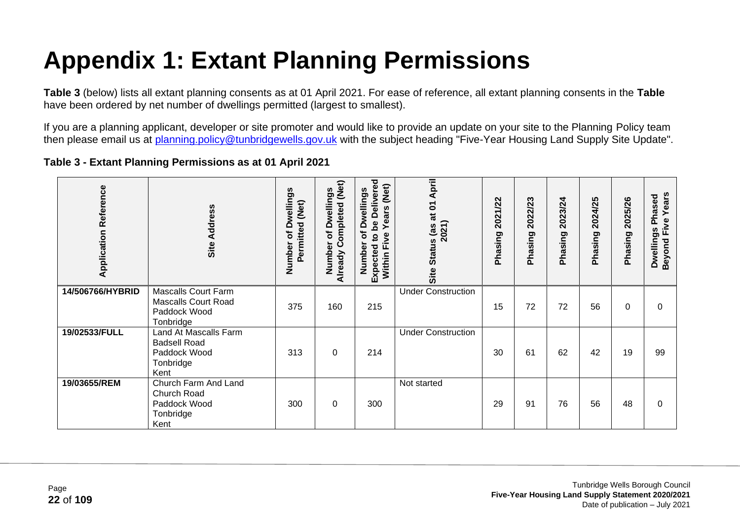# Appendix 1: Extant Planning Permissions

**Table 3** (below) lists all extant planning consents as at 01 April 2021. For ease of reference, all extant planning consents in the **Table** have been ordered by net number of dwellings permitted (largest to smallest).

If you are a planning applicant, developer or site promoter and would like to provide an update on your site to the Planning Policy team then please email us at planning.policy@tunbridgewells.gov.uk with the subject heading "Five-Year Housing Land Supply Site Update".

**Table 3 - Extant Planning Permissions as at 01 April 2021**

| Application Reference | Site Address | Number of Dwellings Permitted (Net) | Number of Dwellings Already Completed (Net) | Number of Dwellings Expected to be Delivered Within Five Years (Net) | Site Status (as at 01 April 2021) | Phasing 2021/22 | Phasing 2022/23 | Phasing 2023/24 | Phasing 2024/25 | Phasing 2025/26 | Dwellings Phased Beyond Five Years |
|---|---|---|---|---|---|---|---|---|---|---|---|
| **14/506766/HYBRID** | Mascalls Court Farm Mascalls Court Road Paddock Wood Tonbridge | 375 | 160 | 215 | Under Construction | 15 | 72 | 72 | 56 | 0 | 0 |
| **19/02533/FULL** | Land At Mascalls Farm Badsell Road Paddock Wood Tonbridge Kent | 313 | 0 | 214 | Under Construction | 30 | 61 | 62 | 42 | 19 | 99 |
| **19/03655/REM** | Church Farm And Land Church Road Paddock Wood Tonbridge Kent | 300 | 0 | 300 | Not started | 29 | 91 | 76 | 56 | 48 | 0 |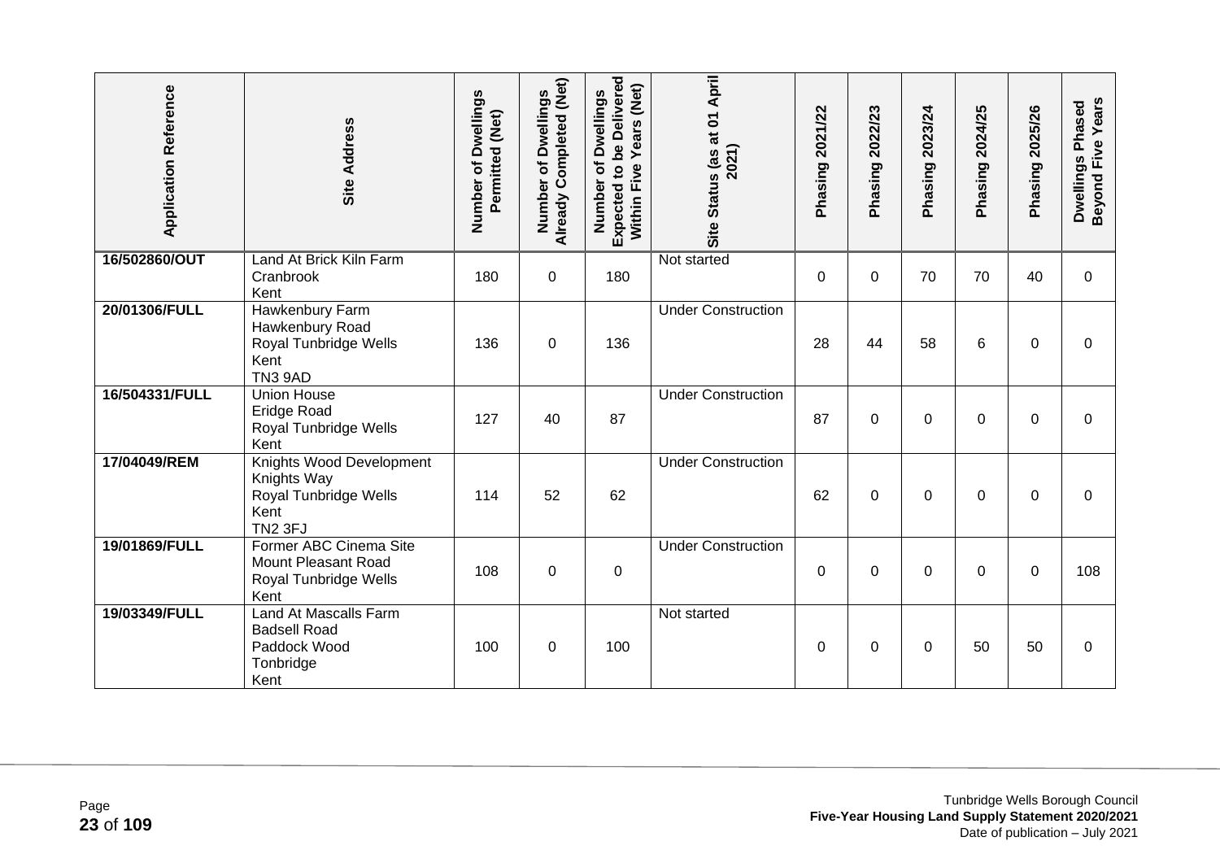| Application Reference | Site Address | Number of Dwellings Permitted (Net) | Number of Dwellings Already Completed (Net) | Number of Dwellings Expected to be Delivered Within Five Years (Net) | Site Status (as at 01 April 2021) | Phasing 2021/22 | Phasing 2022/23 | Phasing 2023/24 | Phasing 2024/25 | Phasing 2025/26 | Dwellings Phased Beyond Five Years |
|---|---|---|---|---|---|---|---|---|---|---|---|
| **16/502860/OUT** | Land At Brick Kiln Farm Cranbrook Kent | 180 | 0 | 180 | Not started | 0 | 0 | 70 | 70 | 40 | 0 |
| **20/01306/FULL** | Hawkenbury Farm Hawkenbury Road Royal Tunbridge Wells Kent TN3 9AD | 136 | 0 | 136 | Under Construction | 28 | 44 | 58 | 6 | 0 | 0 |
| **16/504331/FULL** | Union House Eridge Road Royal Tunbridge Wells Kent | 127 | 40 | 87 | Under Construction | 87 | 0 | 0 | 0 | 0 | 0 |
| **17/04049/REM** | Knights Wood Development Knights Way Royal Tunbridge Wells Kent TN2 3FJ | 114 | 52 | 62 | Under Construction | 62 | 0 | 0 | 0 | 0 | 0 |
| **19/01869/FULL** | Former ABC Cinema Site Mount Pleasant Road Royal Tunbridge Wells Kent | 108 | 0 | 0 | Under Construction | 0 | 0 | 0 | 0 | 0 | 108 |
| **19/03349/FULL** | Land At Mascalls Farm Badsell Road Paddock Wood Tonbridge Kent | 100 | 0 | 100 | Not started | 0 | 0 | 0 | 50 | 50 | 0 |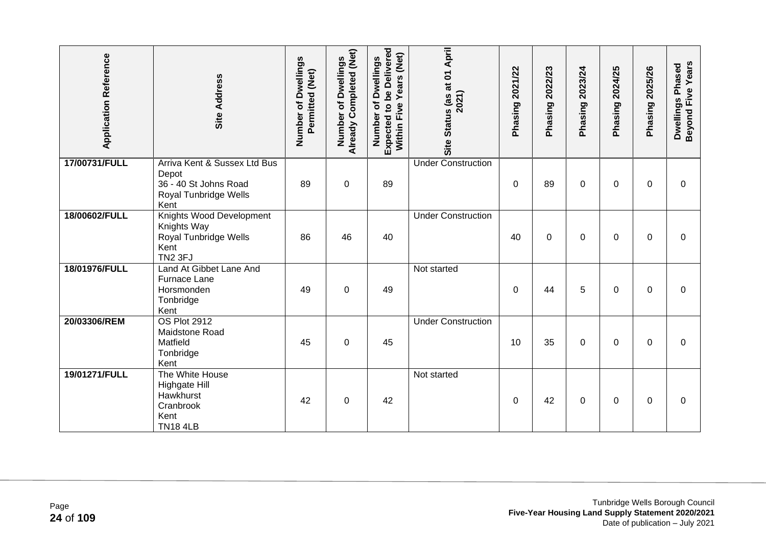| Application Reference | Site Address | Number of Dwellings Permitted (Net) | Number of Dwellings Already Completed (Net) | Number of Dwellings Expected to be Delivered Within Five Years (Net) | Site Status (as at 01 April 2021) | Phasing 2021/22 | Phasing 2022/23 | Phasing 2023/24 | Phasing 2024/25 | Phasing 2025/26 | Dwellings Phased Beyond Five Years |
|---|---|---|---|---|---|---|---|---|---|---|---|
| **17/00731/FULL** | Arriva Kent & Sussex Ltd Bus Depot<br>36 - 40 St Johns Road<br>Royal Tunbridge Wells<br>Kent | 89 | 0 | 89 | Under Construction | 0 | 89 | 0 | 0 | 0 | 0 |
| **18/00602/FULL** | Knights Wood Development<br>Knights Way<br>Royal Tunbridge Wells<br>Kent<br>TN2 3FJ | 86 | 46 | 40 | Under Construction | 40 | 0 | 0 | 0 | 0 | 0 |
| **18/01976/FULL** | Land At Gibbet Lane And Furnace Lane<br>Horsmonden<br>Tonbridge<br>Kent | 49 | 0 | 49 | Not started | 0 | 44 | 5 | 0 | 0 | 0 |
| **20/03306/REM** | OS Plot 2912<br>Maidstone Road<br>Matfield<br>Tonbridge<br>Kent | 45 | 0 | 45 | Under Construction | 10 | 35 | 0 | 0 | 0 | 0 |
| **19/01271/FULL** | The White House<br>Highgate Hill<br>Hawkhurst<br>Cranbrook<br>Kent<br>TN18 4LB | 42 | 0 | 42 | Not started | 0 | 42 | 0 | 0 | 0 | 0 |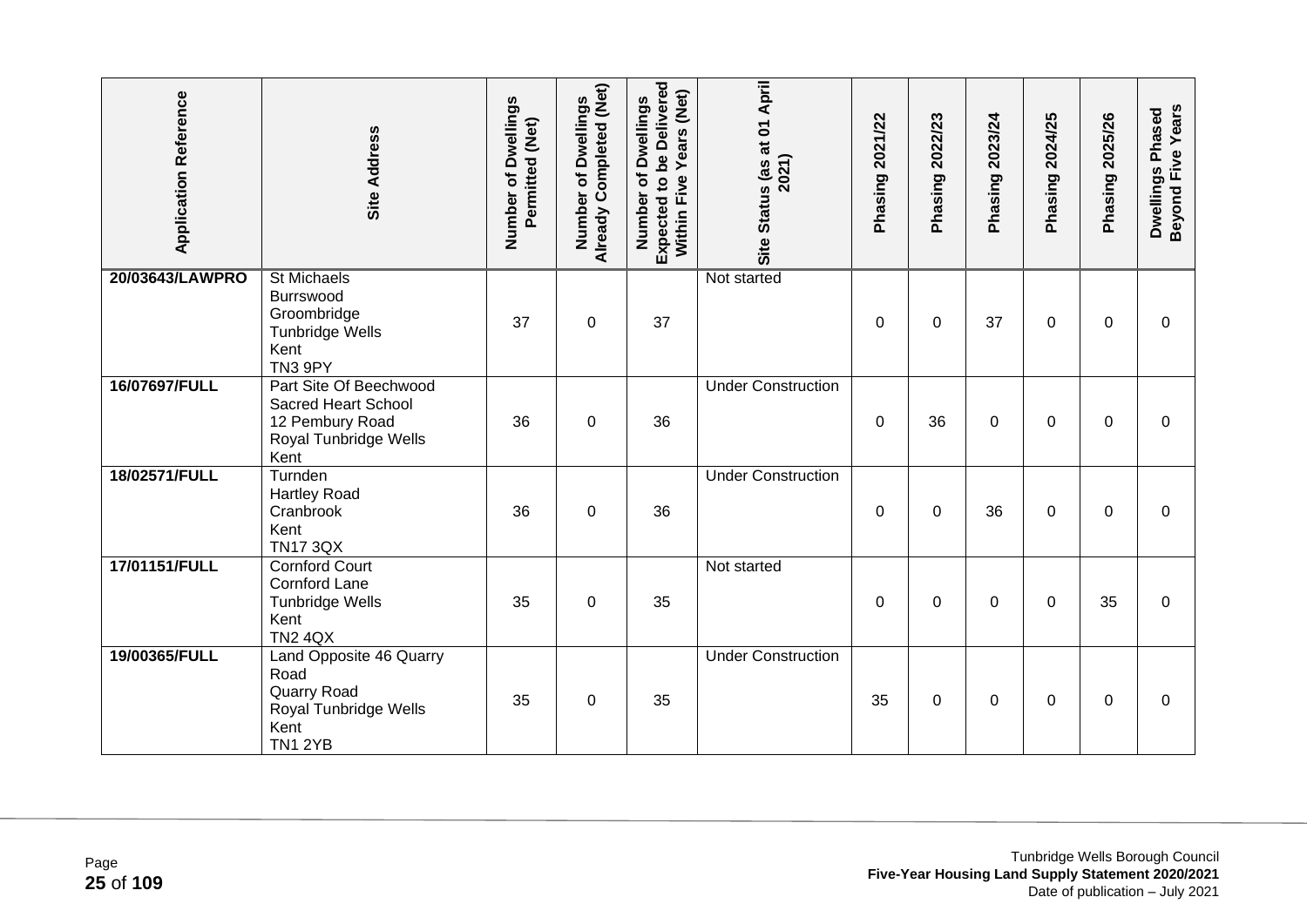| Application Reference | Site Address | Number of Dwellings Permitted (Net) | Number of Dwellings Already Completed (Net) | Number of Dwellings Expected to be Delivered Within Five Years (Net) | Site Status (as at 01 April 2021) | Phasing 2021/22 | Phasing 2022/23 | Phasing 2023/24 | Phasing 2024/25 | Phasing 2025/26 | Dwellings Phased Beyond Five Years |
|---|---|---|---|---|---|---|---|---|---|---|---|
| **20/03643/LAWPRO** | St Michaels Burrswood Groombridge Tunbridge Wells Kent TN3 9PY | 37 | 0 | 37 | Not started | 0 | 0 | 37 | 0 | 0 | 0 |
| **16/07697/FULL** | Part Site Of Beechwood Sacred Heart School 12 Pembury Road Royal Tunbridge Wells Kent | 36 | 0 | 36 | Under Construction | 0 | 36 | 0 | 0 | 0 | 0 |
| **18/02571/FULL** | Turnden Hartley Road Cranbrook Kent TN17 3QX | 36 | 0 | 36 | Under Construction | 0 | 0 | 36 | 0 | 0 | 0 |
| **17/01151/FULL** | Cornford Court Cornford Lane Tunbridge Wells Kent TN2 4QX | 35 | 0 | 35 | Not started | 0 | 0 | 0 | 0 | 35 | 0 |
| **19/00365/FULL** | Land Opposite 46 Quarry Road Quarry Road Royal Tunbridge Wells Kent TN1 2YB | 35 | 0 | 35 | Under Construction | 35 | 0 | 0 | 0 | 0 | 0 |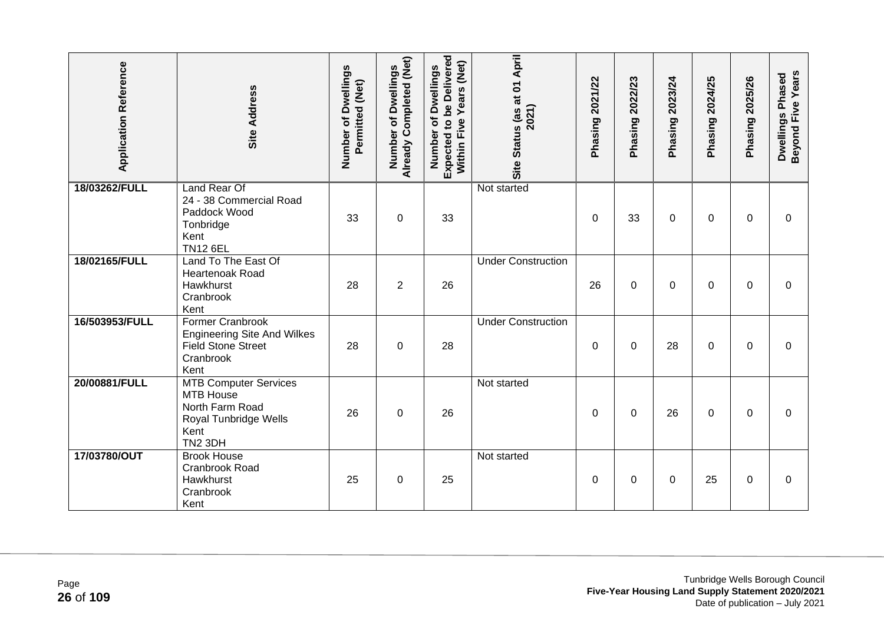| Application Reference | Site Address | Number of Dwellings Permitted (Net) | Number of Dwellings Already Completed (Net) | Number of Dwellings Expected to be Delivered Within Five Years (Net) | Site Status (as at 01 April 2021) | Phasing 2021/22 | Phasing 2022/23 | Phasing 2023/24 | Phasing 2024/25 | Phasing 2025/26 | Dwellings Phased Beyond Five Years |
|---|---|---|---|---|---|---|---|---|---|---|---|
| **18/03262/FULL** | Land Rear Of<br>24 - 38 Commercial Road<br>Paddock Wood<br>Tonbridge<br>Kent<br>TN12 6EL | 33 | 0 | 33 | Not started | 0 | 33 | 0 | 0 | 0 | 0 |
| **18/02165/FULL** | Land To The East Of<br>Heartenoak Road<br>Hawkhurst<br>Cranbrook<br>Kent | 28 | 2 | 26 | Under Construction | 26 | 0 | 0 | 0 | 0 | 0 |
| **16/503953/FULL** | Former Cranbrook<br>Engineering Site And Wilkes<br>Field Stone Street<br>Cranbrook<br>Kent | 28 | 0 | 28 | Under Construction | 0 | 0 | 28 | 0 | 0 | 0 |
| **20/00881/FULL** | MTB Computer Services<br>MTB House<br>North Farm Road<br>Royal Tunbridge Wells<br>Kent<br>TN2 3DH | 26 | 0 | 26 | Not started | 0 | 0 | 26 | 0 | 0 | 0 |
| **17/03780/OUT** | Brook House<br>Cranbrook Road<br>Hawkhurst<br>Cranbrook<br>Kent | 25 | 0 | 25 | Not started | 0 | 0 | 0 | 25 | 0 | 0 |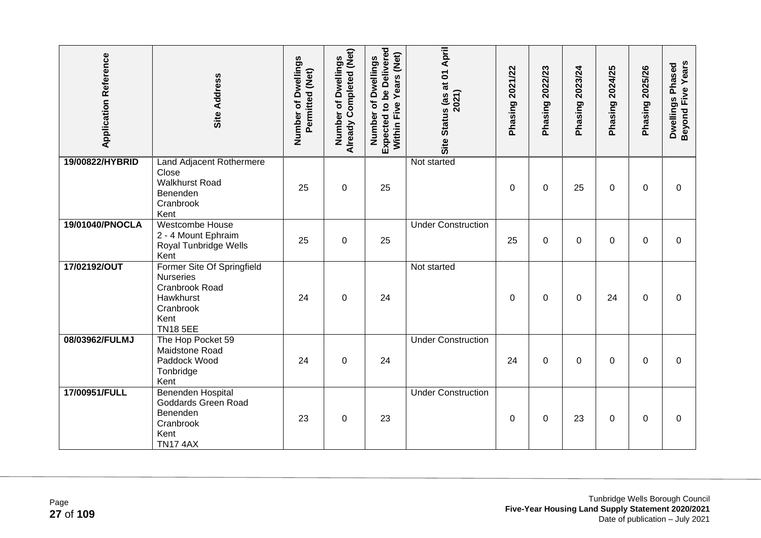| Application Reference | Site Address | Number of Dwellings Permitted (Net) | Number of Dwellings Already Completed (Net) | Number of Dwellings Expected to be Delivered Within Five Years (Net) | Site Status (as at 01 April 2021) | Phasing 2021/22 | Phasing 2022/23 | Phasing 2023/24 | Phasing 2024/25 | Phasing 2025/26 | Dwellings Phased Beyond Five Years |
|---|---|---|---|---|---|---|---|---|---|---|---|
| 19/00822/HYBRID | Land Adjacent Rothermere Close Walkhurst Road Benenden Cranbrook Kent | 25 | 0 | 25 | Not started | 0 | 0 | 25 | 0 | 0 | 0 |
| 19/01040/PNOCLA | Westcombe House 2 - 4 Mount Ephraim Royal Tunbridge Wells Kent | 25 | 0 | 25 | Under Construction | 25 | 0 | 0 | 0 | 0 | 0 |
| 17/02192/OUT | Former Site Of Springfield Nurseries Cranbrook Road Hawkhurst Cranbrook Kent TN18 5EE | 24 | 0 | 24 | Not started | 0 | 0 | 0 | 24 | 0 | 0 |
| 08/03962/FULMJ | The Hop Pocket 59 Maidstone Road Paddock Wood Tonbridge Kent | 24 | 0 | 24 | Under Construction | 24 | 0 | 0 | 0 | 0 | 0 |
| 17/00951/FULL | Benenden Hospital Goddards Green Road Benenden Cranbrook Kent TN17 4AX | 23 | 0 | 23 | Under Construction | 0 | 0 | 23 | 0 | 0 | 0 |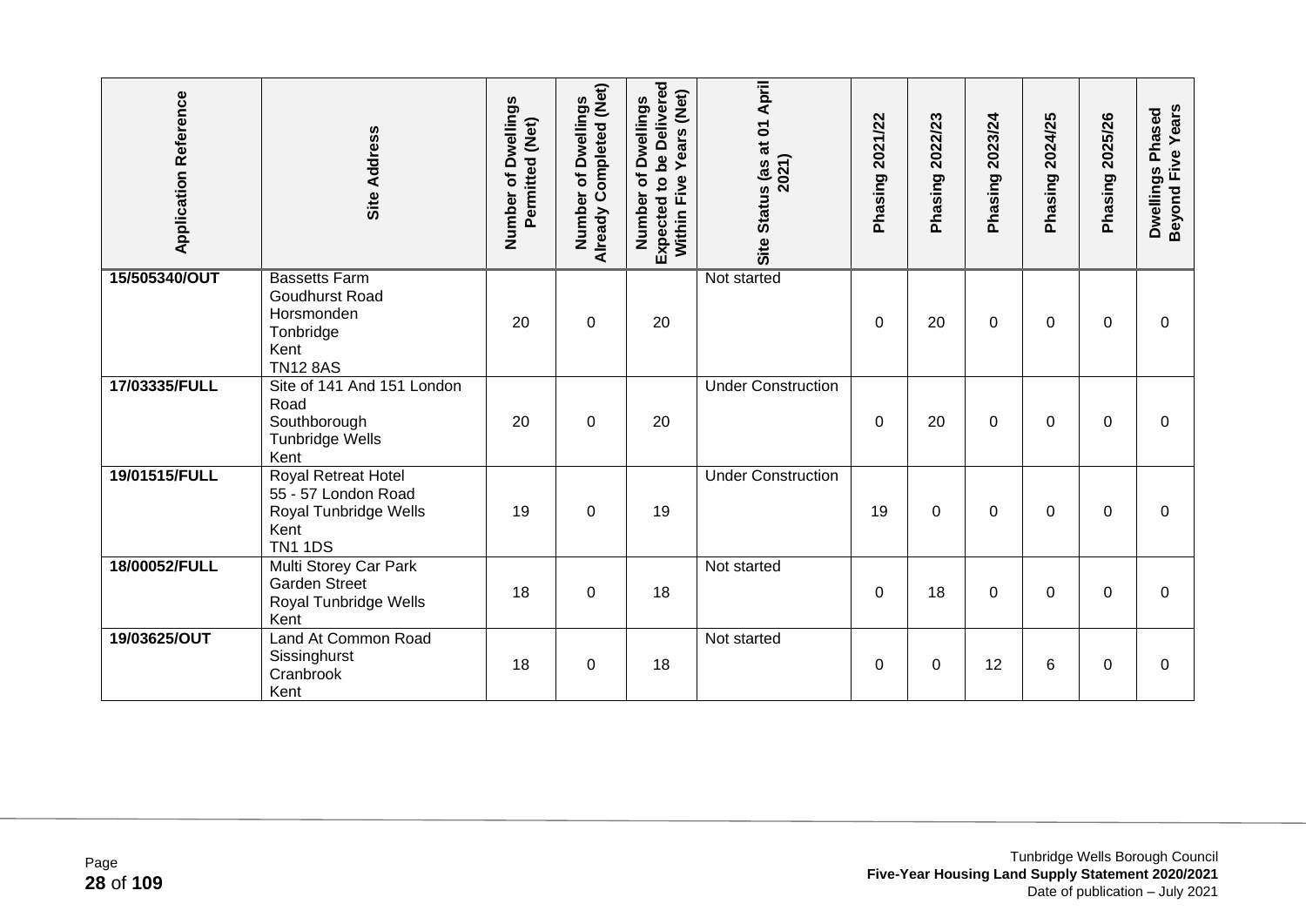| Application Reference | Site Address | Number of Dwellings Permitted (Net) | Number of Dwellings Already Completed (Net) | Number of Dwellings Expected to be Delivered Within Five Years (Net) | Site Status (as at 01 April 2021) | Phasing 2021/22 | Phasing 2022/23 | Phasing 2023/24 | Phasing 2024/25 | Phasing 2025/26 | Dwellings Phased Beyond Five Years |
|---|---|---|---|---|---|---|---|---|---|---|---|
| **15/505340/OUT** | Bassetts Farm<br>Goudhurst Road<br>Horsmonden<br>Tonbridge<br>Kent<br>TN12 8AS | 20 | 0 | 20 | Not started | 0 | 20 | 0 | 0 | 0 | 0 |
| **17/03335/FULL** | Site of 141 And 151 London Road<br>Southborough<br>Tunbridge Wells<br>Kent | 20 | 0 | 20 | Under Construction | 0 | 20 | 0 | 0 | 0 | 0 |
| **19/01515/FULL** | Royal Retreat Hotel<br>55 - 57 London Road<br>Royal Tunbridge Wells<br>Kent<br>TN1 1DS | 19 | 0 | 19 | Under Construction | 19 | 0 | 0 | 0 | 0 | 0 |
| **18/00052/FULL** | Multi Storey Car Park<br>Garden Street<br>Royal Tunbridge Wells<br>Kent | 18 | 0 | 18 | Not started | 0 | 18 | 0 | 0 | 0 | 0 |
| **19/03625/OUT** | Land At Common Road<br>Sissinghurst<br>Cranbrook<br>Kent | 18 | 0 | 18 | Not started | 0 | 0 | 12 | 6 | 0 | 0 |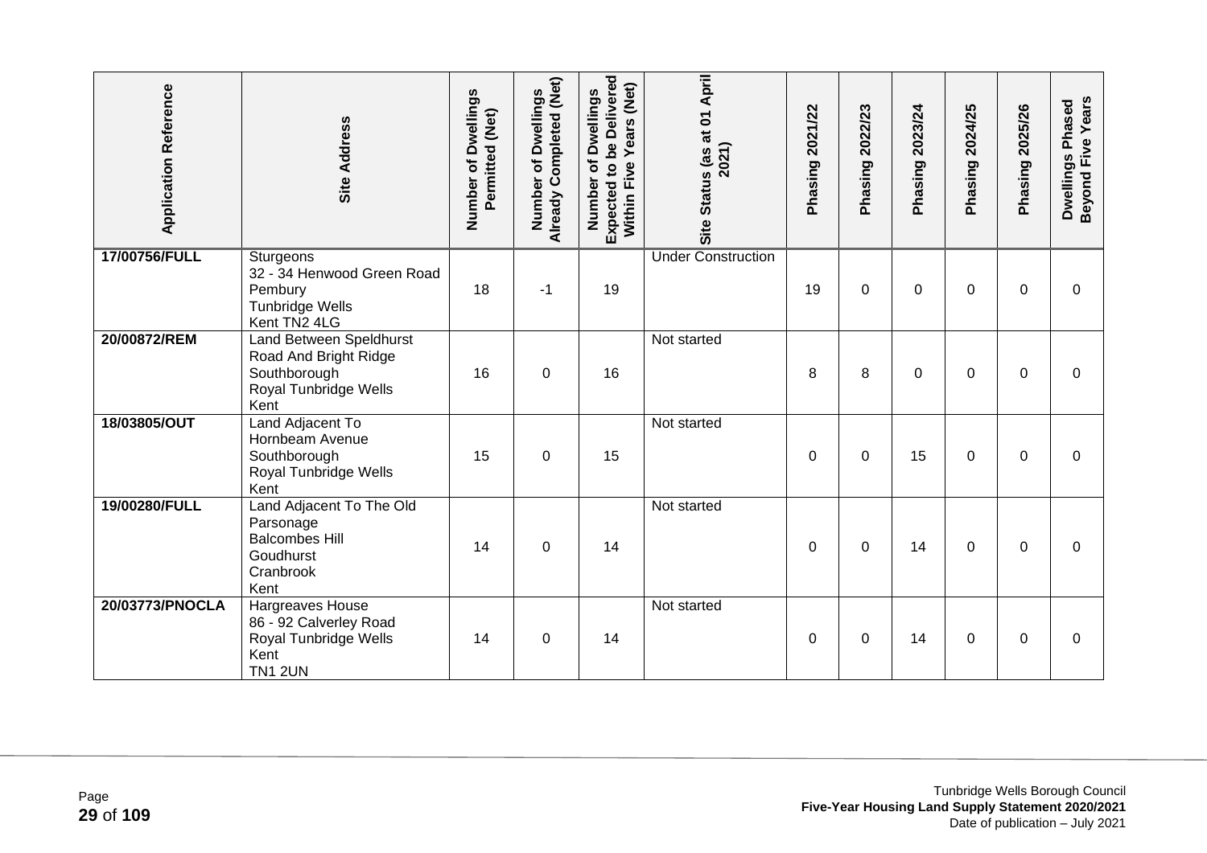| Application Reference | Site Address | Number of Dwellings Permitted (Net) | Number of Dwellings Already Completed (Net) | Number of Dwellings Expected to be Delivered Within Five Years (Net) | Site Status (as at 01 April 2021) | Phasing 2021/22 | Phasing 2022/23 | Phasing 2023/24 | Phasing 2024/25 | Phasing 2025/26 | Dwellings Phased Beyond Five Years |
|---|---|---|---|---|---|---|---|---|---|---|---|
| **17/00756/FULL** | Sturgeons<br>32 - 34 Henwood Green Road<br>Pembury<br>Tunbridge Wells<br>Kent TN2 4LG | 18 | -1 | 19 | Under Construction | 19 | 0 | 0 | 0 | 0 | 0 |
| **20/00872/REM** | Land Between Speldhurst Road And Bright Ridge<br>Southborough<br>Royal Tunbridge Wells<br>Kent | 16 | 0 | 16 | Not started | 8 | 8 | 0 | 0 | 0 | 0 |
| **18/03805/OUT** | Land Adjacent To Hornbeam Avenue<br>Southborough<br>Royal Tunbridge Wells<br>Kent | 15 | 0 | 15 | Not started | 0 | 0 | 15 | 0 | 0 | 0 |
| **19/00280/FULL** | Land Adjacent To The Old Parsonage<br>Balcombes Hill<br>Goudhurst<br>Cranbrook<br>Kent | 14 | 0 | 14 | Not started | 0 | 0 | 14 | 0 | 0 | 0 |
| **20/03773/PNOCLA** | Hargreaves House<br>86 - 92 Calverley Road<br>Royal Tunbridge Wells<br>Kent<br>TN1 2UN | 14 | 0 | 14 | Not started | 0 | 0 | 14 | 0 | 0 | 0 |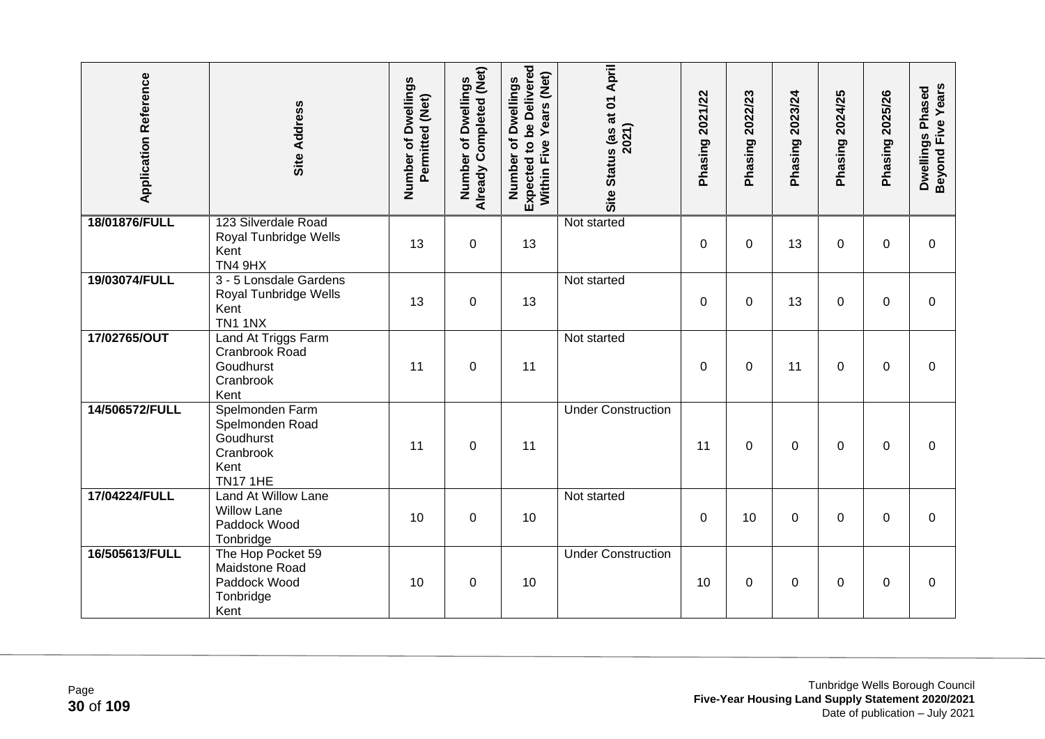| Application Reference | Site Address | Number of Dwellings Permitted (Net) | Number of Dwellings Already Completed (Net) | Number of Dwellings Expected to be Delivered Within Five Years (Net) | Site Status (as at 01 April 2021) | Phasing 2021/22 | Phasing 2022/23 | Phasing 2023/24 | Phasing 2024/25 | Phasing 2025/26 | Dwellings Phased Beyond Five Years |
|---|---|---|---|---|---|---|---|---|---|---|---|
| **18/01876/FULL** | 123 Silverdale Road Royal Tunbridge Wells Kent TN4 9HX | 13 | 0 | 13 | Not started | 0 | 0 | 13 | 0 | 0 | 0 |
| **19/03074/FULL** | 3 - 5 Lonsdale Gardens Royal Tunbridge Wells Kent TN1 1NX | 13 | 0 | 13 | Not started | 0 | 0 | 13 | 0 | 0 | 0 |
| **17/02765/OUT** | Land At Triggs Farm Cranbrook Road Goudhurst Cranbrook Kent | 11 | 0 | 11 | Not started | 0 | 0 | 11 | 0 | 0 | 0 |
| **14/506572/FULL** | Spelmonden Farm Spelmonden Road Goudhurst Cranbrook Kent TN17 1HE | 11 | 0 | 11 | Under Construction | 11 | 0 | 0 | 0 | 0 | 0 |
| **17/04224/FULL** | Land At Willow Lane Willow Lane Paddock Wood Tonbridge | 10 | 0 | 10 | Not started | 0 | 10 | 0 | 0 | 0 | 0 |
| **16/505613/FULL** | The Hop Pocket 59 Maidstone Road Paddock Wood Tonbridge Kent | 10 | 0 | 10 | Under Construction | 10 | 0 | 0 | 0 | 0 | 0 |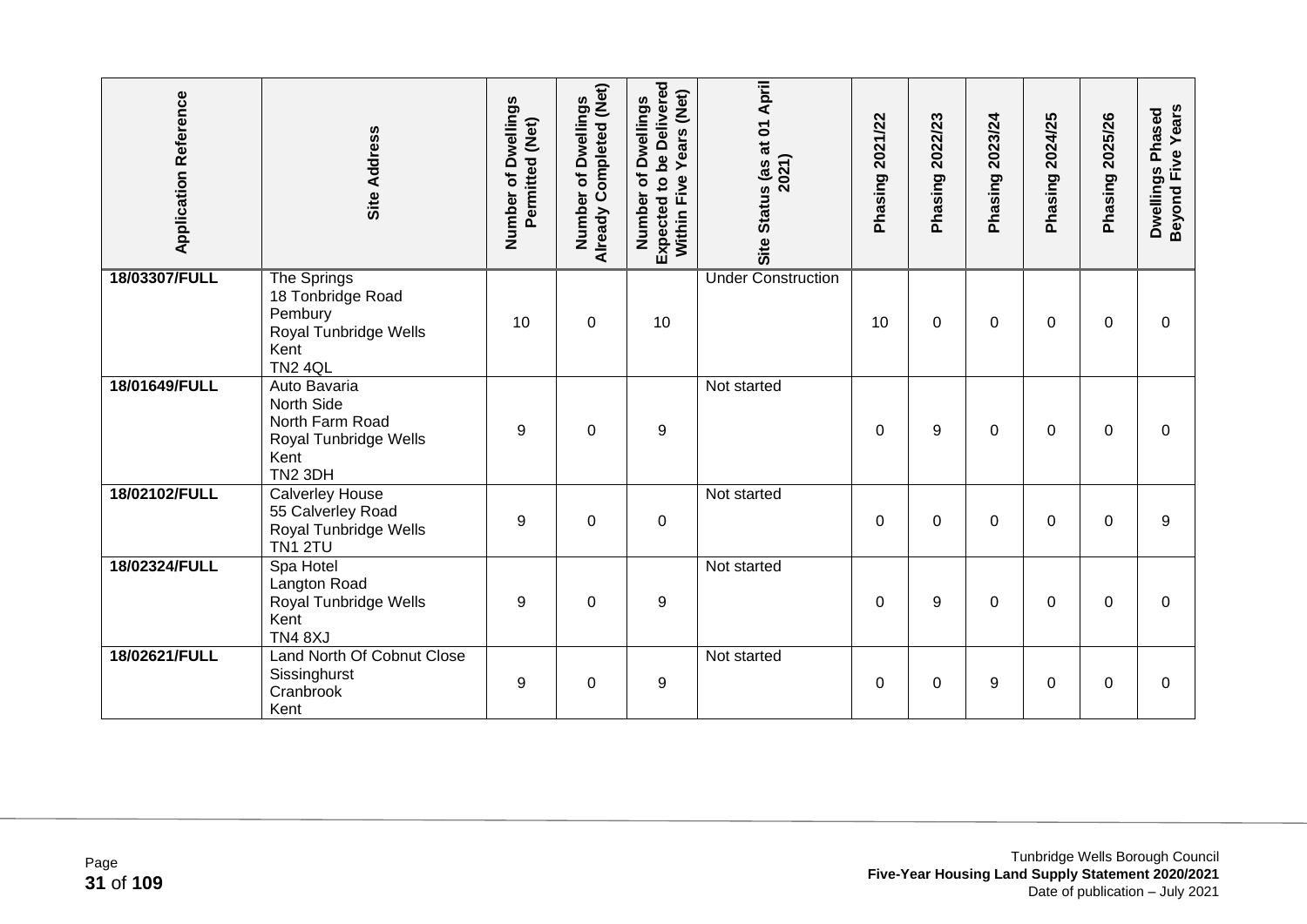| Application Reference | Site Address | Number of Dwellings Permitted (Net) | Number of Dwellings Already Completed (Net) | Number of Dwellings Expected to be Delivered Within Five Years (Net) | Site Status (as at 01 April 2021) | Phasing 2021/22 | Phasing 2022/23 | Phasing 2023/24 | Phasing 2024/25 | Phasing 2025/26 | Dwellings Phased Beyond Five Years |
|---|---|---|---|---|---|---|---|---|---|---|---|
| **18/03307/FULL** | The Springs<br>18 Tonbridge Road<br>Pembury<br>Royal Tunbridge Wells<br>Kent<br>TN2 4QL | 10 | 0 | 10 | Under Construction | 10 | 0 | 0 | 0 | 0 | 0 |
| **18/01649/FULL** | Auto Bavaria<br>North Side<br>North Farm Road<br>Royal Tunbridge Wells<br>Kent<br>TN2 3DH | 9 | 0 | 9 | Not started | 0 | 9 | 0 | 0 | 0 | 0 |
| **18/02102/FULL** | Calverley House<br>55 Calverley Road<br>Royal Tunbridge Wells<br>TN1 2TU | 9 | 0 | 0 | Not started | 0 | 0 | 0 | 0 | 0 | 9 |
| **18/02324/FULL** | Spa Hotel<br>Langton Road<br>Royal Tunbridge Wells<br>Kent<br>TN4 8XJ | 9 | 0 | 9 | Not started | 0 | 9 | 0 | 0 | 0 | 0 |
| **18/02621/FULL** | Land North Of Cobnut Close<br>Sissinghurst<br>Cranbrook<br>Kent | 9 | 0 | 9 | Not started | 0 | 0 | 9 | 0 | 0 | 0 |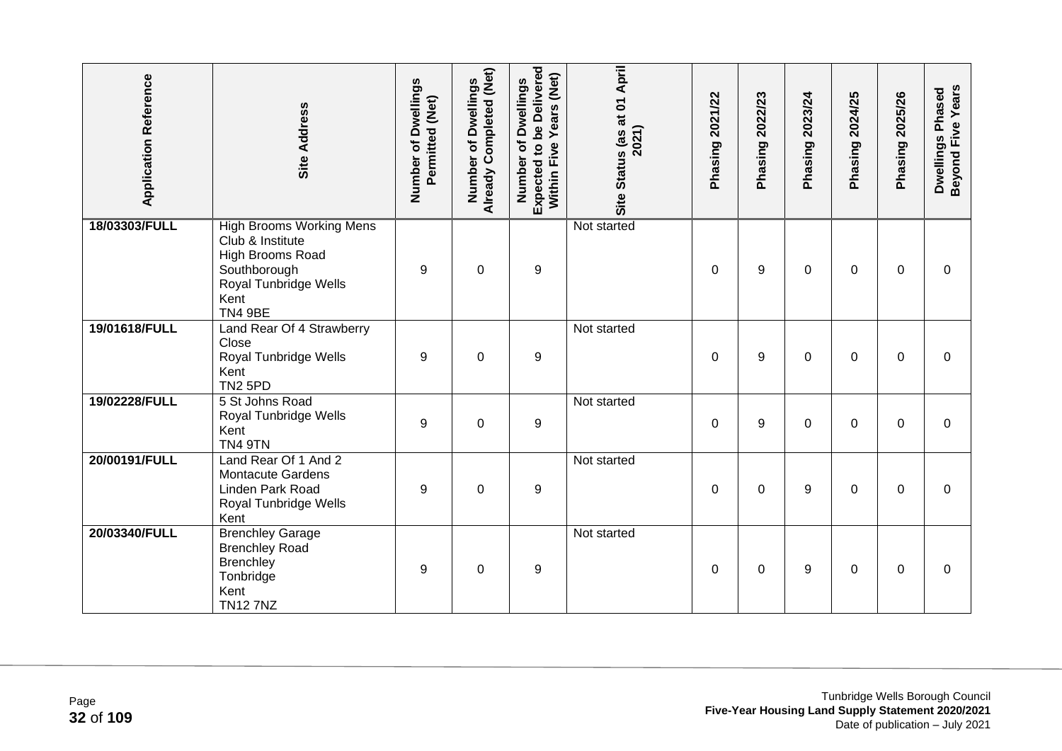| Application Reference | Site Address | Number of Dwellings Permitted (Net) | Number of Dwellings Already Completed (Net) | Number of Dwellings Expected to be Delivered Within Five Years (Net) | Site Status (as at 01 April 2021) | Phasing 2021/22 | Phasing 2022/23 | Phasing 2023/24 | Phasing 2024/25 | Phasing 2025/26 | Dwellings Phased Beyond Five Years |
|---|---|---|---|---|---|---|---|---|---|---|---|
| 18/03303/FULL | High Brooms Working Mens Club & Institute High Brooms Road Southborough Royal Tunbridge Wells Kent TN4 9BE | 9 | 0 | 9 | Not started | 0 | 9 | 0 | 0 | 0 | 0 |
| 19/01618/FULL | Land Rear Of 4 Strawberry Close Royal Tunbridge Wells Kent TN2 5PD | 9 | 0 | 9 | Not started | 0 | 9 | 0 | 0 | 0 | 0 |
| 19/02228/FULL | 5 St Johns Road Royal Tunbridge Wells Kent TN4 9TN | 9 | 0 | 9 | Not started | 0 | 9 | 0 | 0 | 0 | 0 |
| 20/00191/FULL | Land Rear Of 1 And 2 Montacute Gardens Linden Park Road Royal Tunbridge Wells Kent | 9 | 0 | 9 | Not started | 0 | 0 | 9 | 0 | 0 | 0 |
| 20/03340/FULL | Brenchley Garage Brenchley Road Brenchley Tonbridge Kent TN12 7NZ | 9 | 0 | 9 | Not started | 0 | 0 | 9 | 0 | 0 | 0 |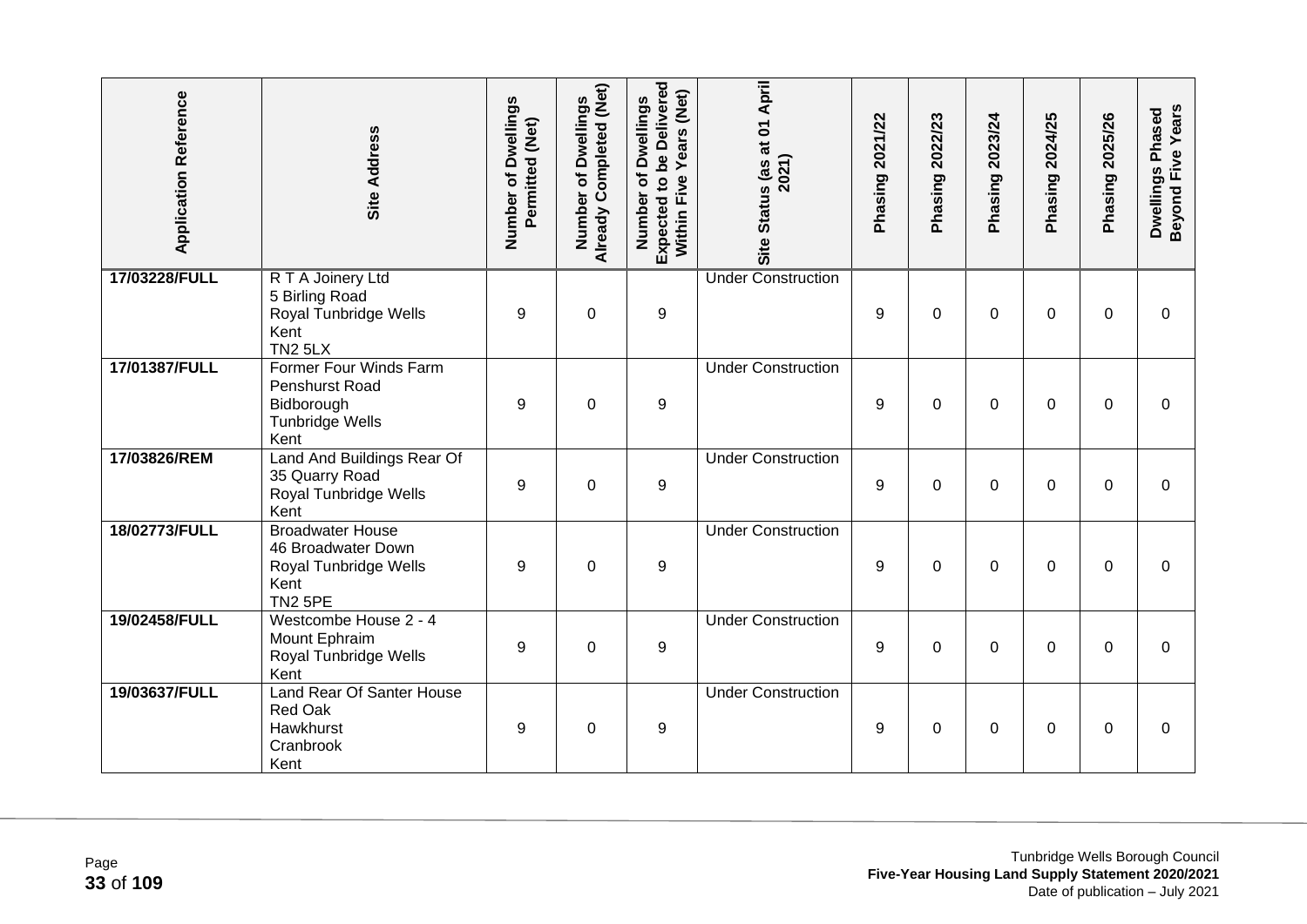| Application Reference | Site Address | Number of Dwellings Permitted (Net) | Number of Dwellings Already Completed (Net) | Number of Dwellings Expected to be Delivered Within Five Years (Net) | Site Status (as at 01 April 2021) | Phasing 2021/22 | Phasing 2022/23 | Phasing 2023/24 | Phasing 2024/25 | Phasing 2025/26 | Dwellings Phased Beyond Five Years |
|---|---|---|---|---|---|---|---|---|---|---|---|
| **17/03228/FULL** | R T A Joinery Ltd<br>5 Birling Road<br>Royal Tunbridge Wells<br>Kent<br>TN2 5LX | 9 | 0 | 9 | Under Construction | 9 | 0 | 0 | 0 | 0 | 0 |
| **17/01387/FULL** | Former Four Winds Farm<br>Penshurst Road<br>Bidborough<br>Tunbridge Wells<br>Kent | 9 | 0 | 9 | Under Construction | 9 | 0 | 0 | 0 | 0 | 0 |
| **17/03826/REM** | Land And Buildings Rear Of<br>35 Quarry Road<br>Royal Tunbridge Wells<br>Kent | 9 | 0 | 9 | Under Construction | 9 | 0 | 0 | 0 | 0 | 0 |
| **18/02773/FULL** | Broadwater House<br>46 Broadwater Down<br>Royal Tunbridge Wells<br>Kent<br>TN2 5PE | 9 | 0 | 9 | Under Construction | 9 | 0 | 0 | 0 | 0 | 0 |
| **19/02458/FULL** | Westcombe House 2 - 4<br>Mount Ephraim<br>Royal Tunbridge Wells<br>Kent | 9 | 0 | 9 | Under Construction | 9 | 0 | 0 | 0 | 0 | 0 |
| **19/03637/FULL** | Land Rear Of Santer House<br>Red Oak<br>Hawkhurst<br>Cranbrook<br>Kent | 9 | 0 | 9 | Under Construction | 9 | 0 | 0 | 0 | 0 | 0 |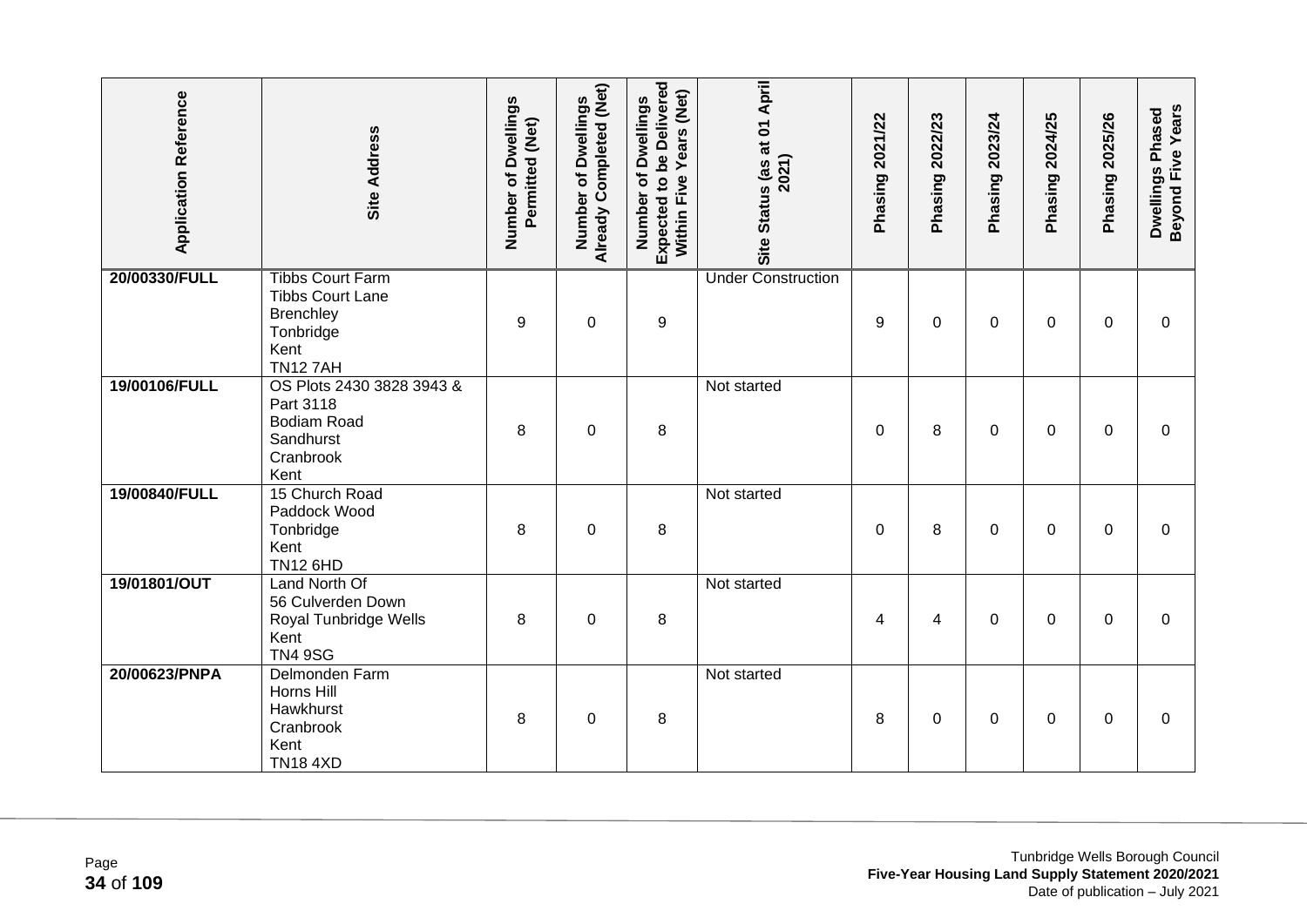| Application Reference | Site Address | Number of Dwellings Permitted (Net) | Number of Dwellings Already Completed (Net) | Number of Dwellings Expected to be Delivered Within Five Years (Net) | Site Status (as at 01 April 2021) | Phasing 2021/22 | Phasing 2022/23 | Phasing 2023/24 | Phasing 2024/25 | Phasing 2025/26 | Dwellings Phased Beyond Five Years |
|---|---|---|---|---|---|---|---|---|---|---|---|
| **20/00330/FULL** | Tibbs Court Farm<br>Tibbs Court Lane<br>Brenchley<br>Tonbridge<br>Kent<br>TN12 7AH | 9 | 0 | 9 | Under Construction | 9 | 0 | 0 | 0 | 0 | 0 |
| **19/00106/FULL** | OS Plots 2430 3828 3943 & Part 3118<br>Bodiam Road<br>Sandhurst<br>Cranbrook<br>Kent | 8 | 0 | 8 | Not started | 0 | 8 | 0 | 0 | 0 | 0 |
| **19/00840/FULL** | 15 Church Road<br>Paddock Wood<br>Tonbridge<br>Kent<br>TN12 6HD | 8 | 0 | 8 | Not started | 0 | 8 | 0 | 0 | 0 | 0 |
| **19/01801/OUT** | Land North Of<br>56 Culverden Down<br>Royal Tunbridge Wells<br>Kent<br>TN4 9SG | 8 | 0 | 8 | Not started | 4 | 4 | 0 | 0 | 0 | 0 |
| **20/00623/PNPA** | Delmonden Farm<br>Horns Hill<br>Hawkhurst<br>Cranbrook<br>Kent<br>TN18 4XD | 8 | 0 | 8 | Not started | 8 | 0 | 0 | 0 | 0 | 0 |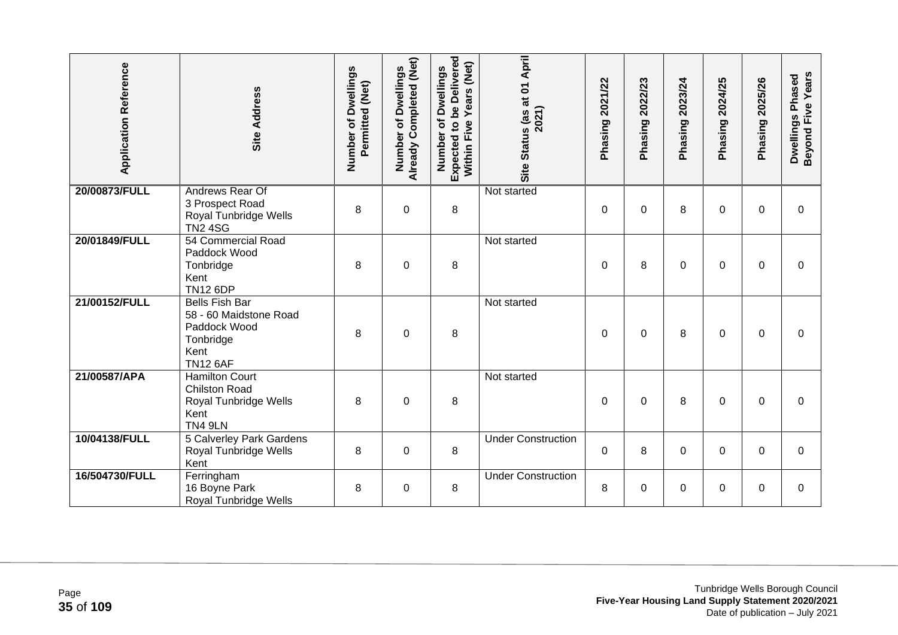| Application Reference | Site Address | Number of Dwellings Permitted (Net) | Number of Dwellings Already Completed (Net) | Number of Dwellings Expected to be Delivered Within Five Years (Net) | Site Status (as at 01 April 2021) | Phasing 2021/22 | Phasing 2022/23 | Phasing 2023/24 | Phasing 2024/25 | Phasing 2025/26 | Dwellings Phased Beyond Five Years |
|---|---|---|---|---|---|---|---|---|---|---|---|
| 20/00873/FULL | Andrews Rear Of 3 Prospect Road Royal Tunbridge Wells TN2 4SG | 8 | 0 | 8 | Not started | 0 | 0 | 8 | 0 | 0 | 0 |
| 20/01849/FULL | 54 Commercial Road Paddock Wood Tonbridge Kent TN12 6DP | 8 | 0 | 8 | Not started | 0 | 8 | 0 | 0 | 0 | 0 |
| 21/00152/FULL | Bells Fish Bar 58 - 60 Maidstone Road Paddock Wood Tonbridge Kent TN12 6AF | 8 | 0 | 8 | Not started | 0 | 0 | 8 | 0 | 0 | 0 |
| 21/00587/APA | Hamilton Court Chilston Road Royal Tunbridge Wells Kent TN4 9LN | 8 | 0 | 8 | Not started | 0 | 0 | 8 | 0 | 0 | 0 |
| 10/04138/FULL | 5 Calverley Park Gardens Royal Tunbridge Wells Kent | 8 | 0 | 8 | Under Construction | 0 | 8 | 0 | 0 | 0 | 0 |
| 16/504730/FULL | Ferringham 16 Boyne Park Royal Tunbridge Wells | 8 | 0 | 8 | Under Construction | 8 | 0 | 0 | 0 | 0 | 0 |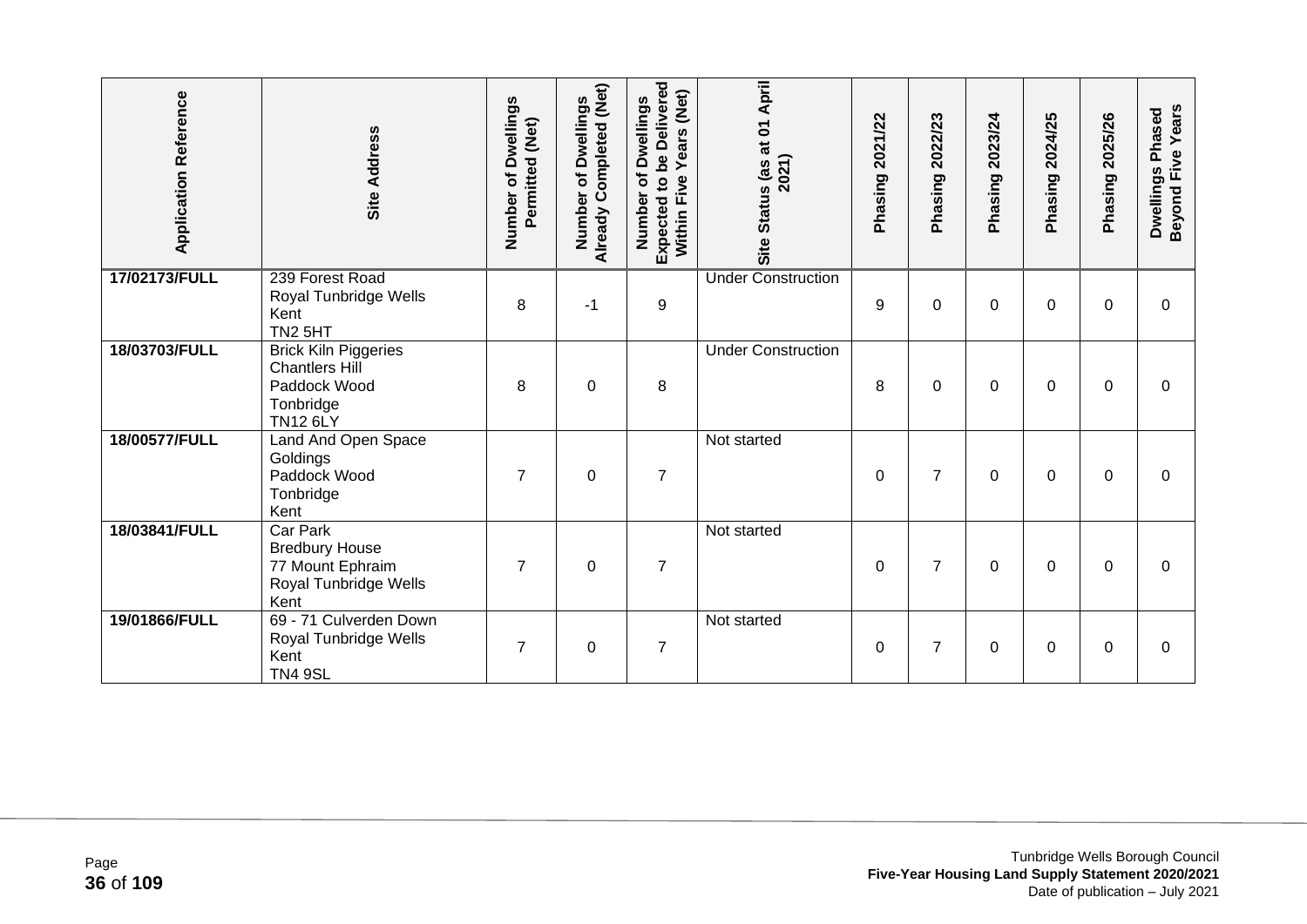| Application Reference | Site Address | Number of Dwellings Permitted (Net) | Number of Dwellings Already Completed (Net) | Number of Dwellings Expected to be Delivered Within Five Years (Net) | Site Status (as at 01 April 2021) | Phasing 2021/22 | Phasing 2022/23 | Phasing 2023/24 | Phasing 2024/25 | Phasing 2025/26 | Dwellings Phased Beyond Five Years |
|---|---|---|---|---|---|---|---|---|---|---|---|
| **17/02173/FULL** | 239 Forest Road Royal Tunbridge Wells Kent TN2 5HT | 8 | -1 | 9 | Under Construction | 9 | 0 | 0 | 0 | 0 | 0 |
| **18/03703/FULL** | Brick Kiln Piggeries Chantlers Hill Paddock Wood Tonbridge TN12 6LY | 8 | 0 | 8 | Under Construction | 8 | 0 | 0 | 0 | 0 | 0 |
| **18/00577/FULL** | Land And Open Space Goldings Paddock Wood Tonbridge Kent | 7 | 0 | 7 | Not started | 0 | 7 | 0 | 0 | 0 | 0 |
| **18/03841/FULL** | Car Park Bredbury House 77 Mount Ephraim Royal Tunbridge Wells Kent | 7 | 0 | 7 | Not started | 0 | 7 | 0 | 0 | 0 | 0 |
| **19/01866/FULL** | 69 - 71 Culverden Down Royal Tunbridge Wells Kent TN4 9SL | 7 | 0 | 7 | Not started | 0 | 7 | 0 | 0 | 0 | 0 |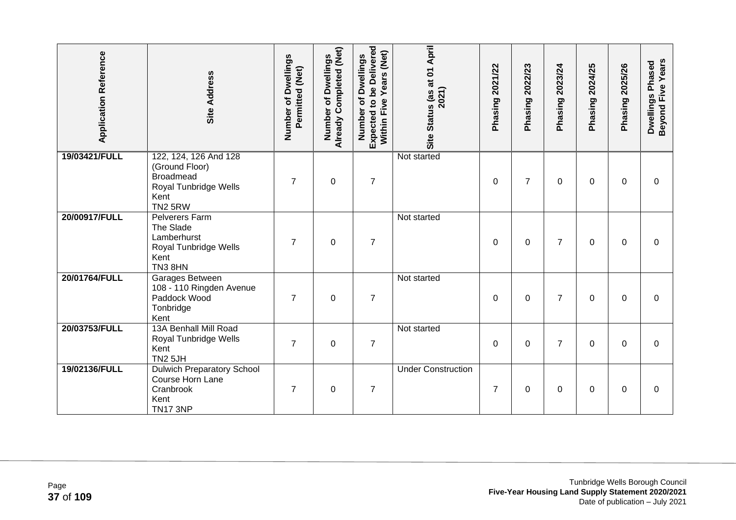| Application Reference | Site Address | Number of Dwellings Permitted (Net) | Number of Dwellings Already Completed (Net) | Number of Dwellings Expected to be Delivered Within Five Years (Net) | Site Status (as at 01 April 2021) | Phasing 2021/22 | Phasing 2022/23 | Phasing 2023/24 | Phasing 2024/25 | Phasing 2025/26 | Dwellings Phased Beyond Five Years |
|---|---|---|---|---|---|---|---|---|---|---|---|
| **19/03421/FULL** | 122, 124, 126 And 128 (Ground Floor) Broadmead Royal Tunbridge Wells Kent TN2 5RW | 7 | 0 | 7 | Not started | 0 | 7 | 0 | 0 | 0 | 0 |
| **20/00917/FULL** | Pelverers Farm The Slade Lamberhurst Royal Tunbridge Wells Kent TN3 8HN | 7 | 0 | 7 | Not started | 0 | 0 | 7 | 0 | 0 | 0 |
| **20/01764/FULL** | Garages Between 108 - 110 Ringden Avenue Paddock Wood Tonbridge Kent | 7 | 0 | 7 | Not started | 0 | 0 | 7 | 0 | 0 | 0 |
| **20/03753/FULL** | 13A Benhall Mill Road Royal Tunbridge Wells Kent TN2 5JH | 7 | 0 | 7 | Not started | 0 | 0 | 7 | 0 | 0 | 0 |
| **19/02136/FULL** | Dulwich Preparatory School Course Horn Lane Cranbrook Kent TN17 3NP | 7 | 0 | 7 | Under Construction | 7 | 0 | 0 | 0 | 0 | 0 |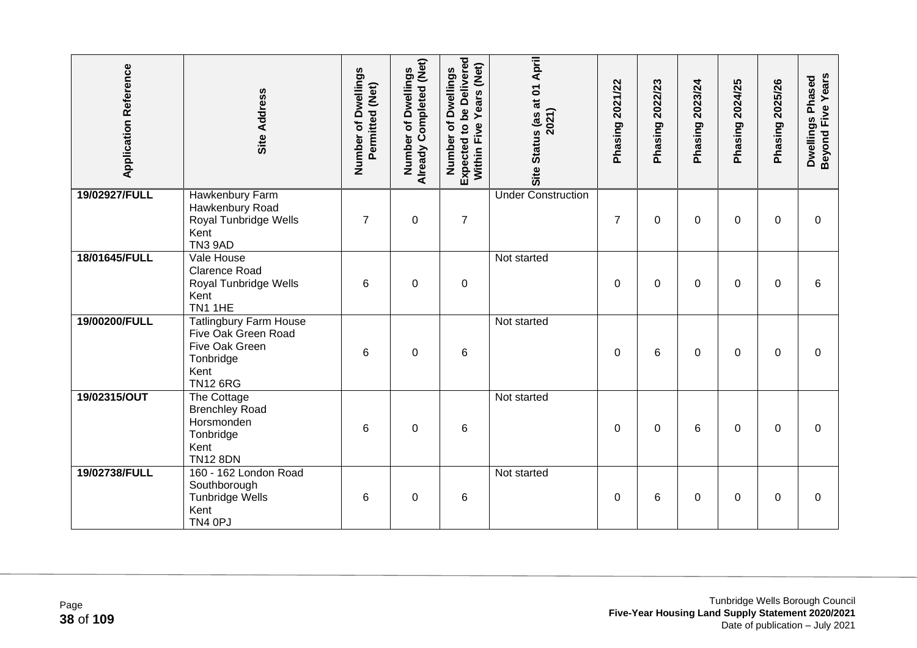| Application Reference | Site Address | Number of Dwellings Permitted (Net) | Number of Dwellings Already Completed (Net) | Number of Dwellings Expected to be Delivered Within Five Years (Net) | Site Status (as at 01 April 2021) | Phasing 2021/22 | Phasing 2022/23 | Phasing 2023/24 | Phasing 2024/25 | Phasing 2025/26 | Dwellings Phased Beyond Five Years |
|---|---|---|---|---|---|---|---|---|---|---|---|
| **19/02927/FULL** | Hawkenbury Farm<br>Hawkenbury Road<br>Royal Tunbridge Wells<br>Kent<br>TN3 9AD | 7 | 0 | 7 | Under Construction | 7 | 0 | 0 | 0 | 0 | 0 |
| **18/01645/FULL** | Vale House<br>Clarence Road<br>Royal Tunbridge Wells<br>Kent<br>TN1 1HE | 6 | 0 | 0 | Not started | 0 | 0 | 0 | 0 | 0 | 6 |
| **19/00200/FULL** | Tatlingbury Farm House<br>Five Oak Green Road<br>Five Oak Green<br>Tonbridge<br>Kent<br>TN12 6RG | 6 | 0 | 6 | Not started | 0 | 6 | 0 | 0 | 0 | 0 |
| **19/02315/OUT** | The Cottage<br>Brenchley Road<br>Horsmonden<br>Tonbridge<br>Kent<br>TN12 8DN | 6 | 0 | 6 | Not started | 0 | 0 | 6 | 0 | 0 | 0 |
| **19/02738/FULL** | 160 - 162 London Road<br>Southborough<br>Tunbridge Wells<br>Kent<br>TN4 0PJ | 6 | 0 | 6 | Not started | 0 | 6 | 0 | 0 | 0 | 0 |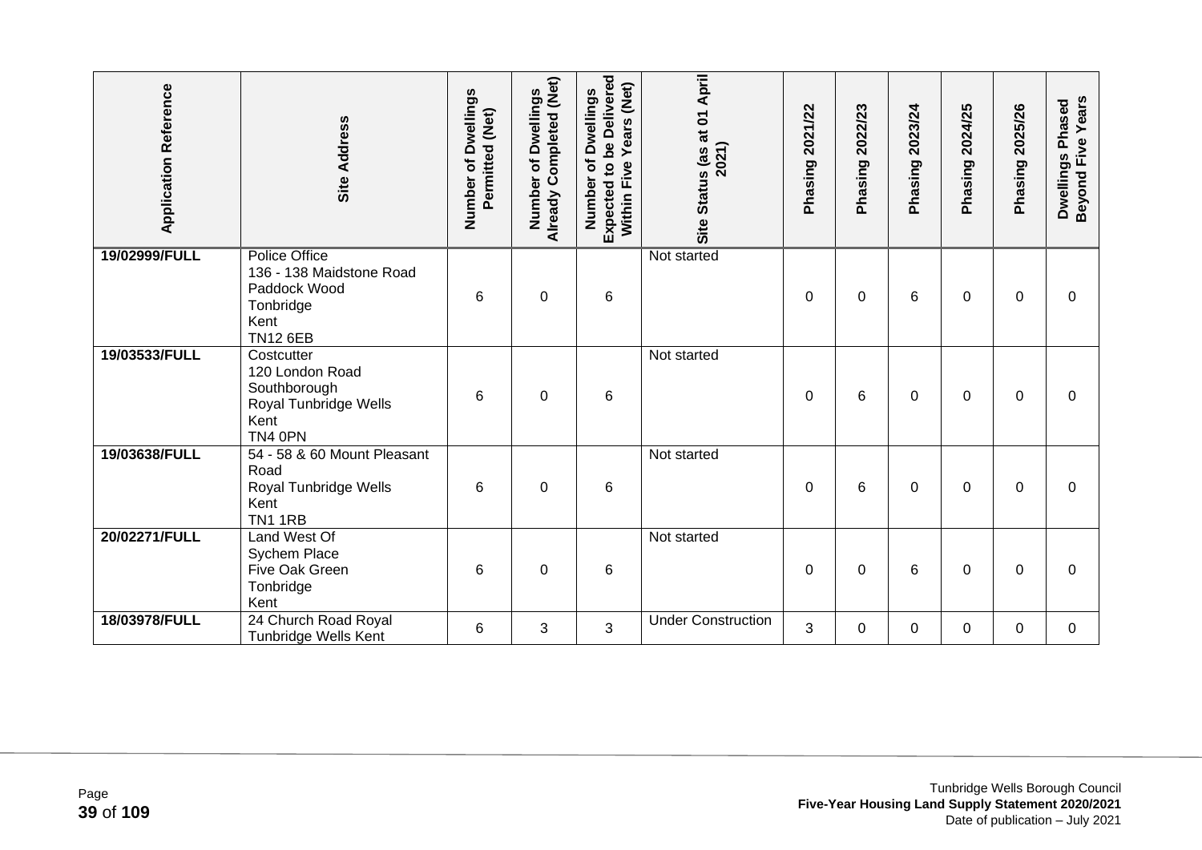| Application Reference | Site Address | Number of Dwellings Permitted (Net) | Number of Dwellings Already Completed (Net) | Number of Dwellings Expected to be Delivered Within Five Years (Net) | Site Status (as at 01 April 2021) | Phasing 2021/22 | Phasing 2022/23 | Phasing 2023/24 | Phasing 2024/25 | Phasing 2025/26 | Dwellings Phased Beyond Five Years |
|---|---|---|---|---|---|---|---|---|---|---|---|
| **19/02999/FULL** | Police Office 136 - 138 Maidstone Road Paddock Wood Tonbridge Kent TN12 6EB | 6 | 0 | 6 | Not started | 0 | 0 | 6 | 0 | 0 | 0 |
| **19/03533/FULL** | Costcutter 120 London Road Southborough Royal Tunbridge Wells Kent TN4 0PN | 6 | 0 | 6 | Not started | 0 | 6 | 0 | 0 | 0 | 0 |
| **19/03638/FULL** | 54 - 58 & 60 Mount Pleasant Road Royal Tunbridge Wells Kent TN1 1RB | 6 | 0 | 6 | Not started | 0 | 6 | 0 | 0 | 0 | 0 |
| **20/02271/FULL** | Land West Of Sychem Place Five Oak Green Tonbridge Kent | 6 | 0 | 6 | Not started | 0 | 0 | 6 | 0 | 0 | 0 |
| **18/03978/FULL** | 24 Church Road Royal Tunbridge Wells Kent | 6 | 3 | 3 | Under Construction | 3 | 0 | 0 | 0 | 0 | 0 |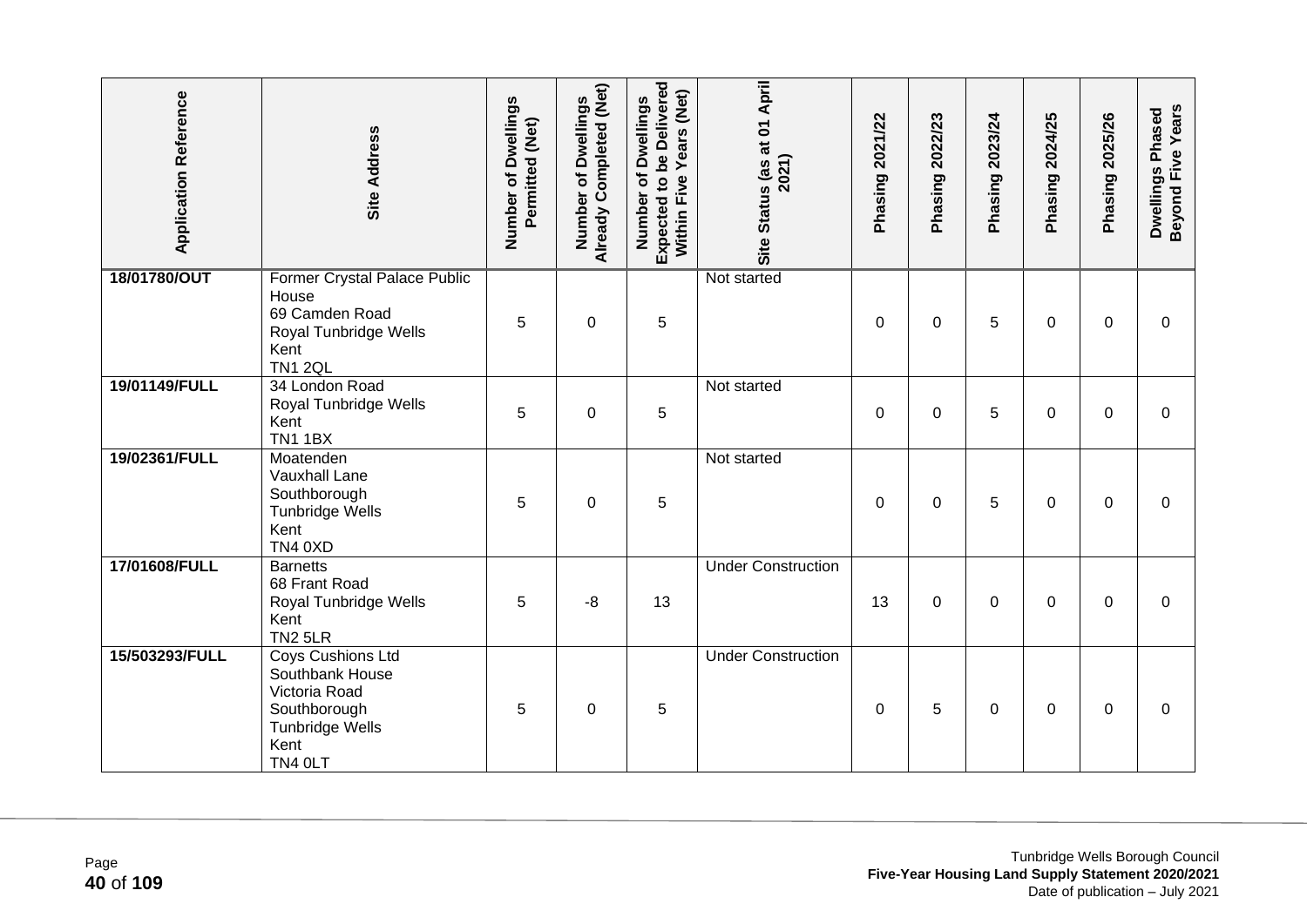| Application Reference | Site Address | Number of Dwellings Permitted (Net) | Number of Dwellings Already Completed (Net) | Number of Dwellings Expected to be Delivered Within Five Years (Net) | Site Status (as at 01 April 2021) | Phasing 2021/22 | Phasing 2022/23 | Phasing 2023/24 | Phasing 2024/25 | Phasing 2025/26 | Dwellings Phased Beyond Five Years |
|---|---|---|---|---|---|---|---|---|---|---|---|
| **18/01780/OUT** | Former Crystal Palace Public House<br>69 Camden Road<br>Royal Tunbridge Wells<br>Kent<br>TN1 2QL | 5 | 0 | 5 | Not started | 0 | 0 | 5 | 0 | 0 | 0 |
| **19/01149/FULL** | 34 London Road<br>Royal Tunbridge Wells<br>Kent<br>TN1 1BX | 5 | 0 | 5 | Not started | 0 | 0 | 5 | 0 | 0 | 0 |
| **19/02361/FULL** | Moatenden<br>Vauxhall Lane<br>Southborough<br>Tunbridge Wells<br>Kent<br>TN4 0XD | 5 | 0 | 5 | Not started | 0 | 0 | 5 | 0 | 0 | 0 |
| **17/01608/FULL** | Barnetts<br>68 Frant Road<br>Royal Tunbridge Wells<br>Kent<br>TN2 5LR | 5 | -8 | 13 | Under Construction | 13 | 0 | 0 | 0 | 0 | 0 |
| **15/503293/FULL** | Coys Cushions Ltd<br>Southbank House<br>Victoria Road<br>Southborough<br>Tunbridge Wells<br>Kent<br>TN4 0LT | 5 | 0 | 5 | Under Construction | 0 | 5 | 0 | 0 | 0 | 0 |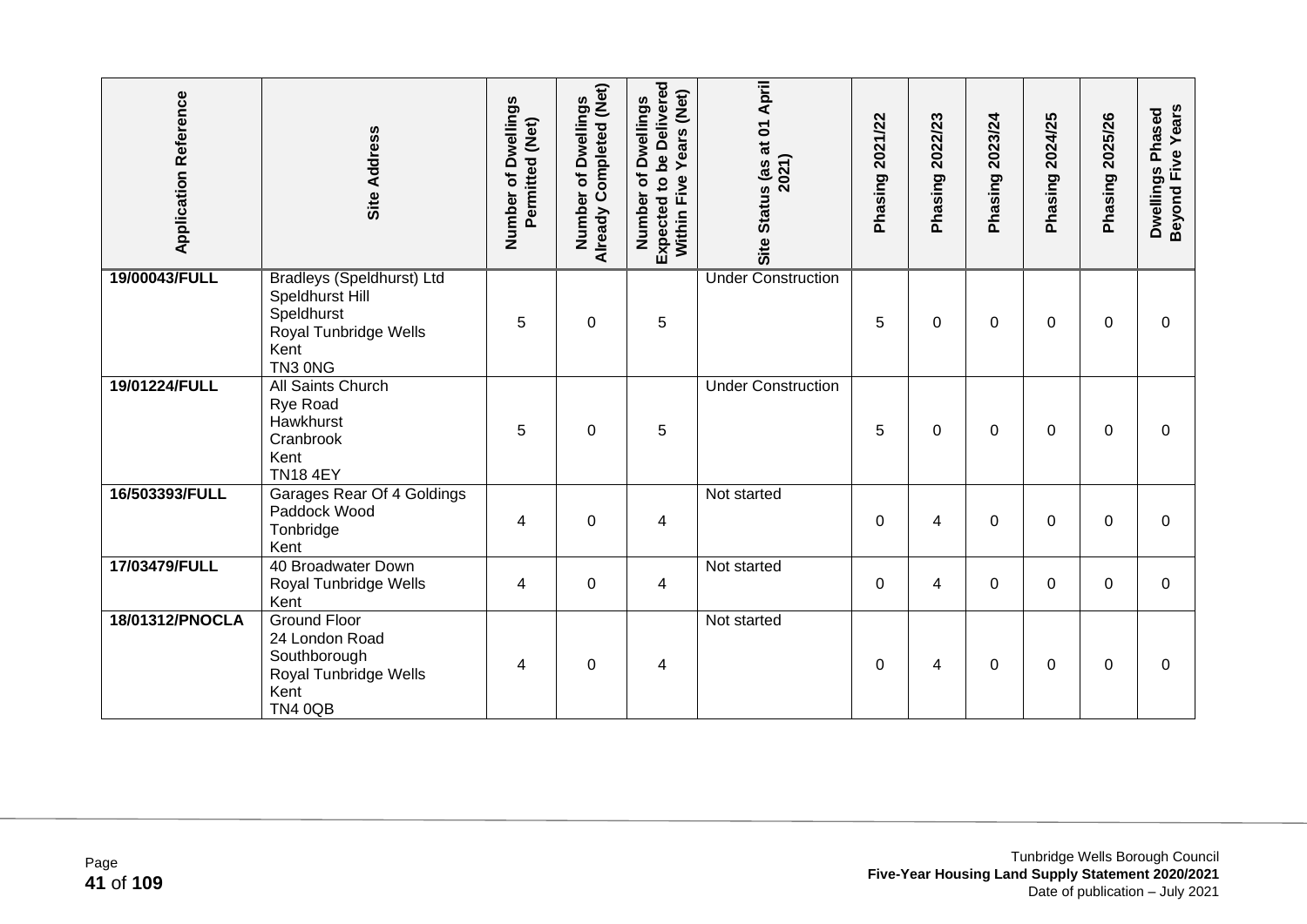| Application Reference | Site Address | Number of Dwellings Permitted (Net) | Number of Dwellings Already Completed (Net) | Number of Dwellings Expected to be Delivered Within Five Years (Net) | Site Status (as at 01 April 2021) | Phasing 2021/22 | Phasing 2022/23 | Phasing 2023/24 | Phasing 2024/25 | Phasing 2025/26 | Dwellings Phased Beyond Five Years |
|---|---|---|---|---|---|---|---|---|---|---|---|
| 19/00043/FULL | Bradleys (Speldhurst) Ltd Speldhurst Hill Speldhurst Royal Tunbridge Wells Kent TN3 0NG | 5 | 0 | 5 | Under Construction | 5 | 0 | 0 | 0 | 0 | 0 |
| 19/01224/FULL | All Saints Church Rye Road Hawkhurst Cranbrook Kent TN18 4EY | 5 | 0 | 5 | Under Construction | 5 | 0 | 0 | 0 | 0 | 0 |
| 16/503393/FULL | Garages Rear Of 4 Goldings Paddock Wood Tonbridge Kent | 4 | 0 | 4 | Not started | 0 | 4 | 0 | 0 | 0 | 0 |
| 17/03479/FULL | 40 Broadwater Down Royal Tunbridge Wells Kent | 4 | 0 | 4 | Not started | 0 | 4 | 0 | 0 | 0 | 0 |
| 18/01312/PNOCLA | Ground Floor 24 London Road Southborough Royal Tunbridge Wells Kent TN4 0QB | 4 | 0 | 4 | Not started | 0 | 4 | 0 | 0 | 0 | 0 |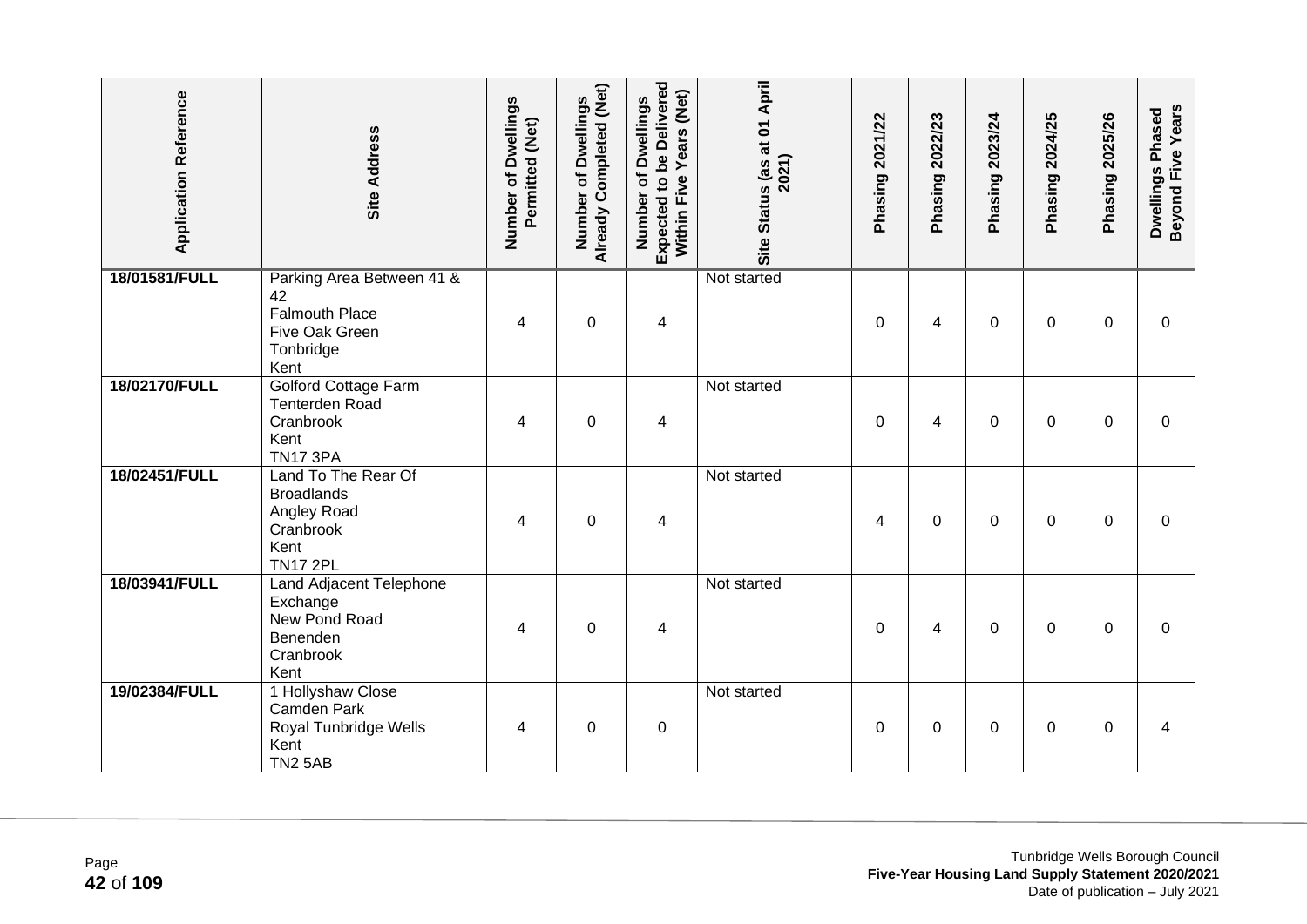| Application Reference | Site Address | Number of Dwellings Permitted (Net) | Number of Dwellings Already Completed (Net) | Number of Dwellings Expected to be Delivered Within Five Years (Net) | Site Status (as at 01 April 2021) | Phasing 2021/22 | Phasing 2022/23 | Phasing 2023/24 | Phasing 2024/25 | Phasing 2025/26 | Dwellings Phased Beyond Five Years |
|---|---|---|---|---|---|---|---|---|---|---|---|
| 18/01581/FULL | Parking Area Between 41 & 42<br>Falmouth Place<br>Five Oak Green<br>Tonbridge<br>Kent | 4 | 0 | 4 | Not started | 0 | 4 | 0 | 0 | 0 | 0 |
| 18/02170/FULL | Golford Cottage Farm<br>Tenterden Road<br>Cranbrook<br>Kent<br>TN17 3PA | 4 | 0 | 4 | Not started | 0 | 4 | 0 | 0 | 0 | 0 |
| 18/02451/FULL | Land To The Rear Of Broadlands<br>Angley Road<br>Cranbrook<br>Kent<br>TN17 2PL | 4 | 0 | 4 | Not started | 4 | 0 | 0 | 0 | 0 | 0 |
| 18/03941/FULL | Land Adjacent Telephone Exchange<br>New Pond Road<br>Benenden<br>Cranbrook<br>Kent | 4 | 0 | 4 | Not started | 0 | 4 | 0 | 0 | 0 | 0 |
| 19/02384/FULL | 1 Hollyshaw Close<br>Camden Park<br>Royal Tunbridge Wells<br>Kent<br>TN2 5AB | 4 | 0 | 0 | Not started | 0 | 0 | 0 | 0 | 0 | 4 |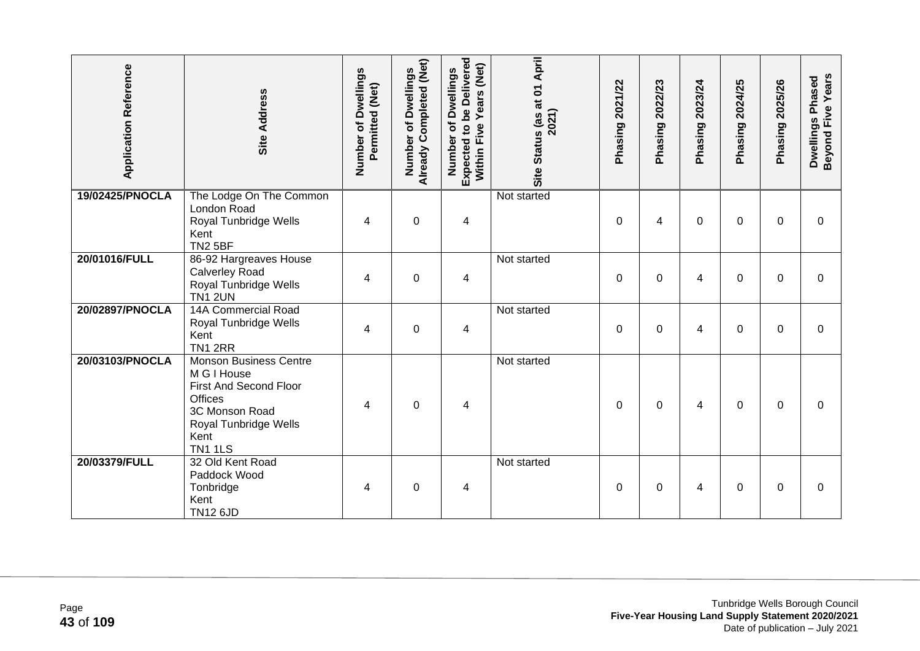| Application Reference | Site Address | Number of Dwellings Permitted (Net) | Number of Dwellings Already Completed (Net) | Number of Dwellings Expected to be Delivered Within Five Years (Net) | Site Status (as at 01 April 2021) | Phasing 2021/22 | Phasing 2022/23 | Phasing 2023/24 | Phasing 2024/25 | Phasing 2025/26 | Dwellings Phased Beyond Five Years |
|---|---|---|---|---|---|---|---|---|---|---|---|
| **19/02425/PNOCLA** | The Lodge On The Common London Road Royal Tunbridge Wells Kent TN2 5BF | 4 | 0 | 4 | Not started | 0 | 4 | 0 | 0 | 0 | 0 |
| **20/01016/FULL** | 86-92 Hargreaves House Calverley Road Royal Tunbridge Wells TN1 2UN | 4 | 0 | 4 | Not started | 0 | 0 | 4 | 0 | 0 | 0 |
| **20/02897/PNOCLA** | 14A Commercial Road Royal Tunbridge Wells Kent TN1 2RR | 4 | 0 | 4 | Not started | 0 | 0 | 4 | 0 | 0 | 0 |
| **20/03103/PNOCLA** | Monson Business Centre M G I House First And Second Floor Offices 3C Monson Road Royal Tunbridge Wells Kent TN1 1LS | 4 | 0 | 4 | Not started | 0 | 0 | 4 | 0 | 0 | 0 |
| **20/03379/FULL** | 32 Old Kent Road Paddock Wood Tonbridge Kent TN12 6JD | 4 | 0 | 4 | Not started | 0 | 0 | 4 | 0 | 0 | 0 |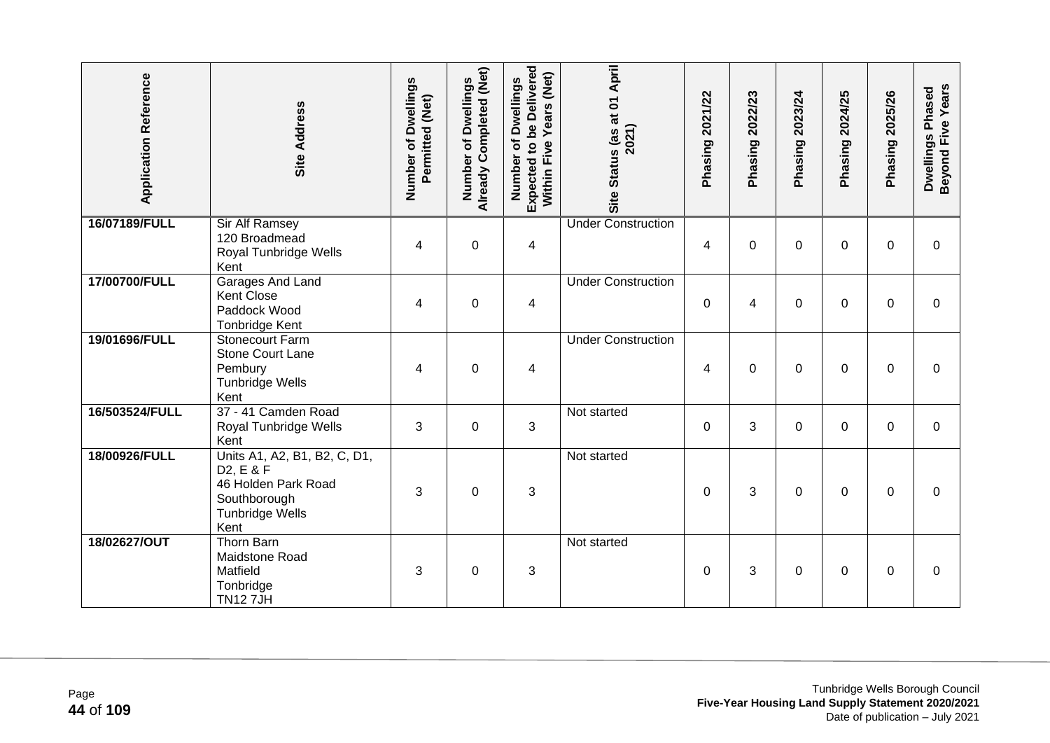| Application Reference | Site Address | Number of Dwellings Permitted (Net) | Number of Dwellings Already Completed (Net) | Number of Dwellings Expected to be Delivered Within Five Years (Net) | Site Status (as at 01 April 2021) | Phasing 2021/22 | Phasing 2022/23 | Phasing 2023/24 | Phasing 2024/25 | Phasing 2025/26 | Dwellings Phased Beyond Five Years |
|---|---|---|---|---|---|---|---|---|---|---|---|
| **16/07189/FULL** | Sir Alf Ramsey<br>120 Broadmead<br>Royal Tunbridge Wells<br>Kent | 4 | 0 | 4 | Under Construction | 4 | 0 | 0 | 0 | 0 | 0 |
| **17/00700/FULL** | Garages And Land<br>Kent Close<br>Paddock Wood<br>Tonbridge Kent | 4 | 0 | 4 | Under Construction | 0 | 4 | 0 | 0 | 0 | 0 |
| **19/01696/FULL** | Stonecourt Farm<br>Stone Court Lane<br>Pembury<br>Tunbridge Wells<br>Kent | 4 | 0 | 4 | Under Construction | 4 | 0 | 0 | 0 | 0 | 0 |
| **16/503524/FULL** | 37 - 41 Camden Road<br>Royal Tunbridge Wells<br>Kent | 3 | 0 | 3 | Not started | 0 | 3 | 0 | 0 | 0 | 0 |
| **18/00926/FULL** | Units A1, A2, B1, B2, C, D1, D2, E & F<br>46 Holden Park Road<br>Southborough<br>Tunbridge Wells<br>Kent | 3 | 0 | 3 | Not started | 0 | 3 | 0 | 0 | 0 | 0 |
| **18/02627/OUT** | Thorn Barn<br>Maidstone Road<br>Matfield<br>Tonbridge<br>TN12 7JH | 3 | 0 | 3 | Not started | 0 | 3 | 0 | 0 | 0 | 0 |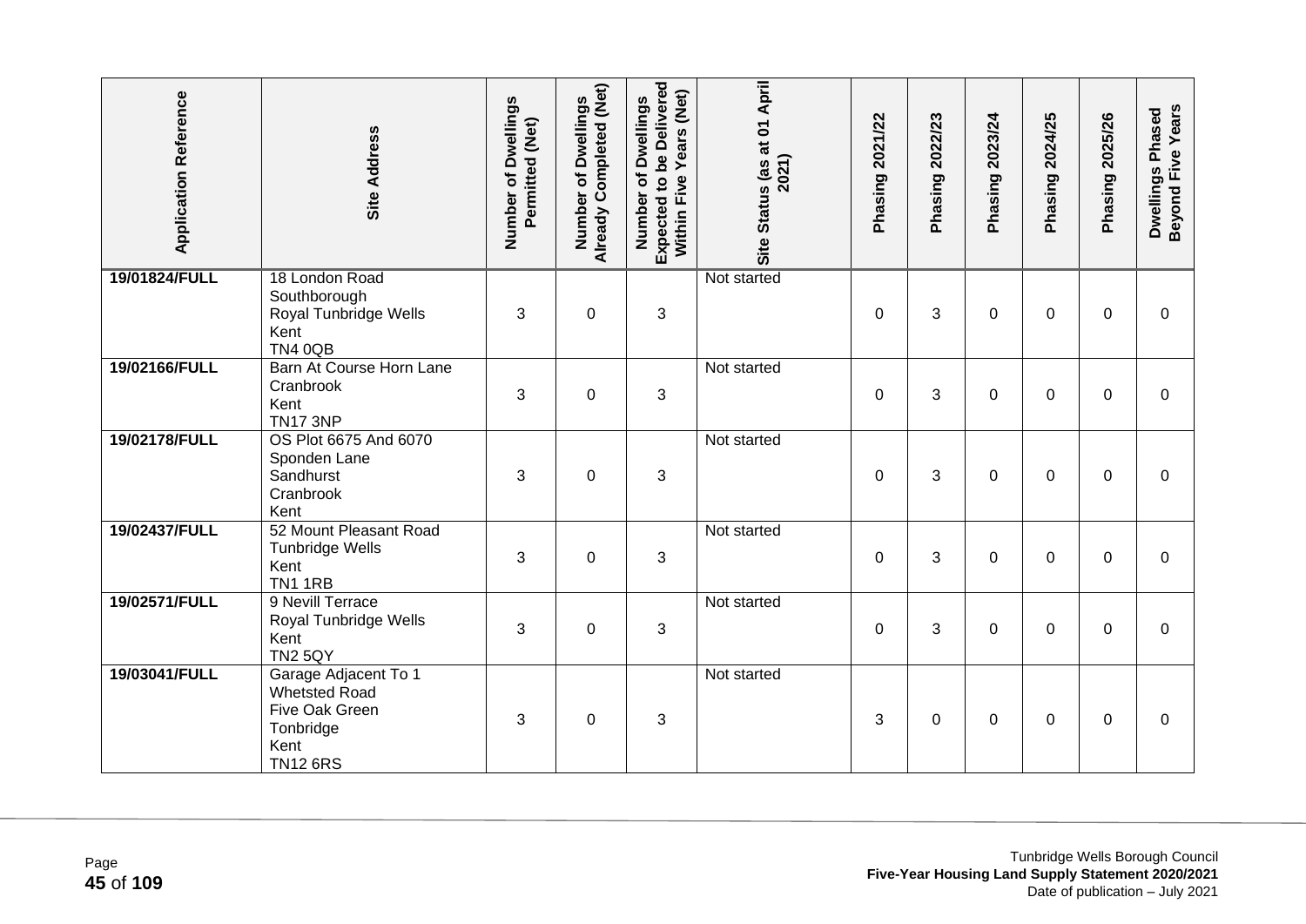| Application Reference | Site Address | Number of Dwellings Permitted (Net) | Number of Dwellings Already Completed (Net) | Number of Dwellings Expected to be Delivered Within Five Years (Net) | Site Status (as at 01 April 2021) | Phasing 2021/22 | Phasing 2022/23 | Phasing 2023/24 | Phasing 2024/25 | Phasing 2025/26 | Dwellings Phased Beyond Five Years |
|---|---|---|---|---|---|---|---|---|---|---|---|
| 19/01824/FULL | 18 London Road Southborough Royal Tunbridge Wells Kent TN4 0QB | 3 | 0 | 3 | Not started | 0 | 3 | 0 | 0 | 0 | 0 |
| 19/02166/FULL | Barn At Course Horn Lane Cranbrook Kent TN17 3NP | 3 | 0 | 3 | Not started | 0 | 3 | 0 | 0 | 0 | 0 |
| 19/02178/FULL | OS Plot 6675 And 6070 Sponden Lane Sandhurst Cranbrook Kent | 3 | 0 | 3 | Not started | 0 | 3 | 0 | 0 | 0 | 0 |
| 19/02437/FULL | 52 Mount Pleasant Road Tunbridge Wells Kent TN1 1RB | 3 | 0 | 3 | Not started | 0 | 3 | 0 | 0 | 0 | 0 |
| 19/02571/FULL | 9 Nevill Terrace Royal Tunbridge Wells Kent TN2 5QY | 3 | 0 | 3 | Not started | 0 | 3 | 0 | 0 | 0 | 0 |
| 19/03041/FULL | Garage Adjacent To 1 Whetsted Road Five Oak Green Tonbridge Kent TN12 6RS | 3 | 0 | 3 | Not started | 3 | 0 | 0 | 0 | 0 | 0 |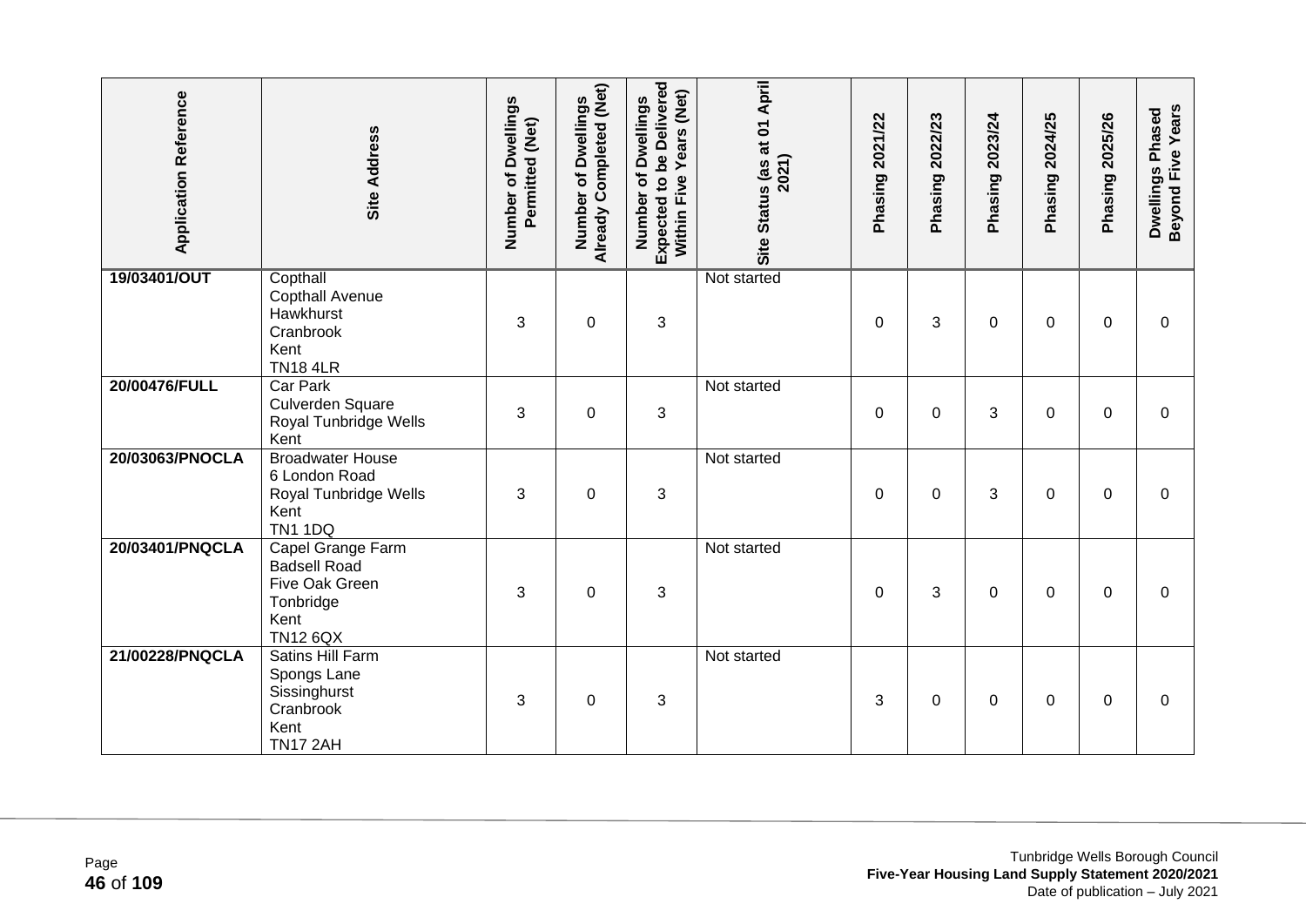| Application Reference | Site Address | Number of Dwellings Permitted (Net) | Number of Dwellings Already Completed (Net) | Number of Dwellings Expected to be Delivered Within Five Years (Net) | Site Status (as at 01 April 2021) | Phasing 2021/22 | Phasing 2022/23 | Phasing 2023/24 | Phasing 2024/25 | Phasing 2025/26 | Dwellings Phased Beyond Five Years |
|---|---|---|---|---|---|---|---|---|---|---|---|
| **19/03401/OUT** | Copthall<br>Copthall Avenue<br>Hawkhurst<br>Cranbrook<br>Kent<br>TN18 4LR | 3 | 0 | 3 | Not started | 0 | 3 | 0 | 0 | 0 | 0 |
| **20/00476/FULL** | Car Park<br>Culverden Square<br>Royal Tunbridge Wells<br>Kent | 3 | 0 | 3 | Not started | 0 | 0 | 3 | 0 | 0 | 0 |
| **20/03063/PNOCLA** | Broadwater House<br>6 London Road<br>Royal Tunbridge Wells<br>Kent<br>TN1 1DQ | 3 | 0 | 3 | Not started | 0 | 0 | 3 | 0 | 0 | 0 |
| **20/03401/PNQCLA** | Capel Grange Farm<br>Badsell Road<br>Five Oak Green<br>Tonbridge<br>Kent<br>TN12 6QX | 3 | 0 | 3 | Not started | 0 | 3 | 0 | 0 | 0 | 0 |
| **21/00228/PNQCLA** | Satins Hill Farm<br>Spongs Lane<br>Sissinghurst<br>Cranbrook<br>Kent<br>TN17 2AH | 3 | 0 | 3 | Not started | 3 | 0 | 0 | 0 | 0 | 0 |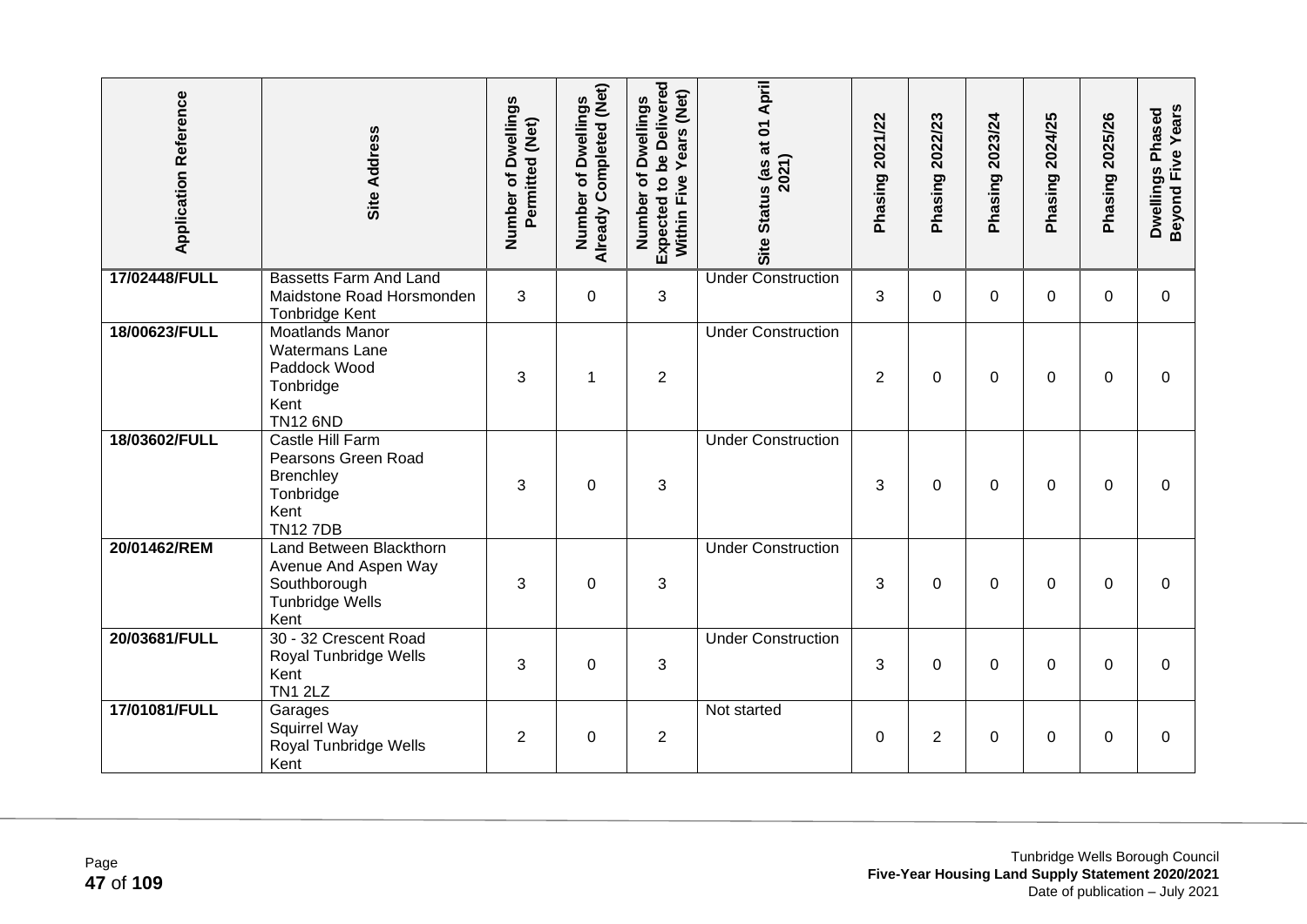| Application Reference | Site Address | Number of Dwellings Permitted (Net) | Number of Dwellings Already Completed (Net) | Number of Dwellings Expected to be Delivered Within Five Years (Net) | Site Status (as at 01 April 2021) | Phasing 2021/22 | Phasing 2022/23 | Phasing 2023/24 | Phasing 2024/25 | Phasing 2025/26 | Dwellings Phased Beyond Five Years |
|---|---|---|---|---|---|---|---|---|---|---|---|
| **17/02448/FULL** | Bassetts Farm And Land Maidstone Road Horsmonden Tonbridge Kent | 3 | 0 | 3 | Under Construction | 3 | 0 | 0 | 0 | 0 | 0 |
| **18/00623/FULL** | Moatlands Manor Watermans Lane Paddock Wood Tonbridge Kent TN12 6ND | 3 | 1 | 2 | Under Construction | 2 | 0 | 0 | 0 | 0 | 0 |
| **18/03602/FULL** | Castle Hill Farm Pearsons Green Road Brenchley Tonbridge Kent TN12 7DB | 3 | 0 | 3 | Under Construction | 3 | 0 | 0 | 0 | 0 | 0 |
| **20/01462/REM** | Land Between Blackthorn Avenue And Aspen Way Southborough Tunbridge Wells Kent | 3 | 0 | 3 | Under Construction | 3 | 0 | 0 | 0 | 0 | 0 |
| **20/03681/FULL** | 30 - 32 Crescent Road Royal Tunbridge Wells Kent TN1 2LZ | 3 | 0 | 3 | Under Construction | 3 | 0 | 0 | 0 | 0 | 0 |
| **17/01081/FULL** | Garages Squirrel Way Royal Tunbridge Wells Kent | 2 | 0 | 2 | Not started | 0 | 2 | 0 | 0 | 0 | 0 |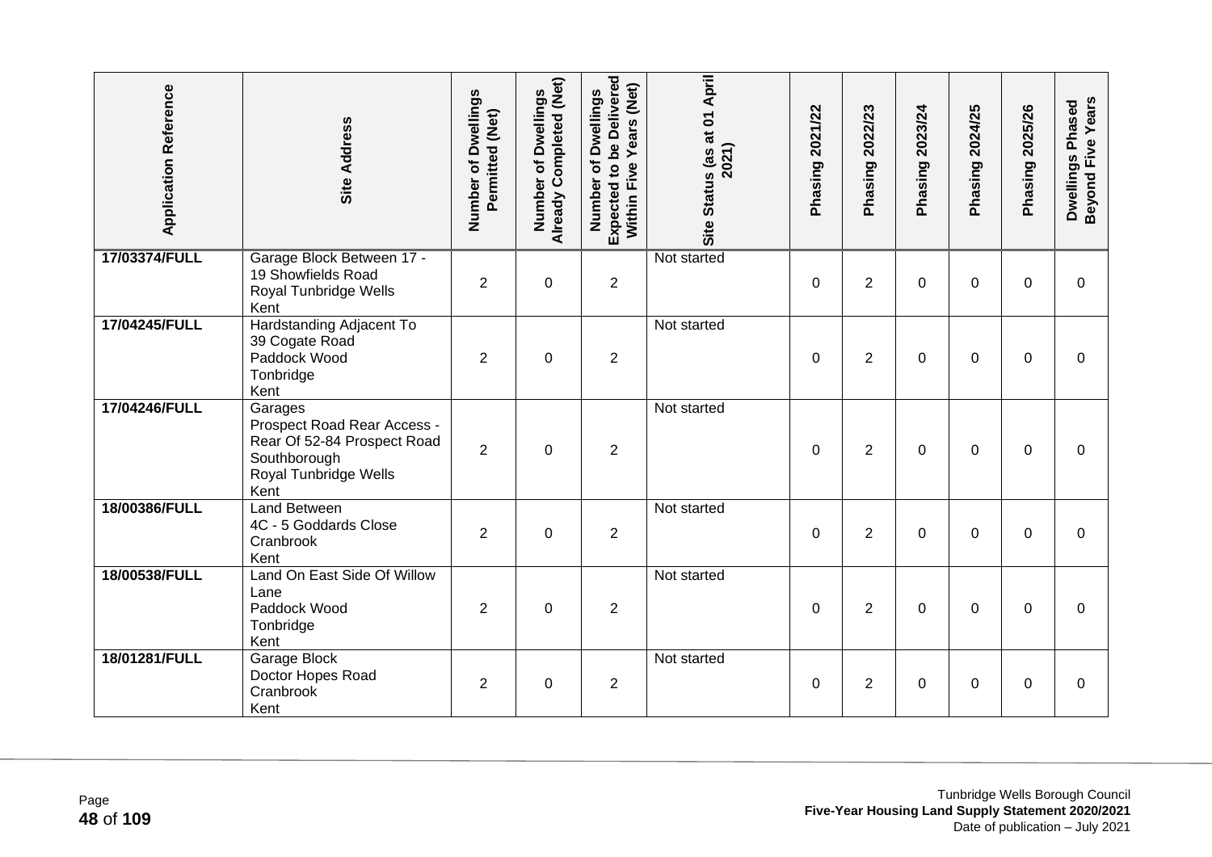| Application Reference | Site Address | Number of Dwellings Permitted (Net) | Number of Dwellings Already Completed (Net) | Number of Dwellings Expected to be Delivered Within Five Years (Net) | Site Status (as at 01 April 2021) | Phasing 2021/22 | Phasing 2022/23 | Phasing 2023/24 | Phasing 2024/25 | Phasing 2025/26 | Dwellings Phased Beyond Five Years |
|---|---|---|---|---|---|---|---|---|---|---|---|
| 17/03374/FULL | Garage Block Between 17 - 19 Showfields Road Royal Tunbridge Wells Kent | 2 | 0 | 2 | Not started | 0 | 2 | 0 | 0 | 0 | 0 |
| 17/04245/FULL | Hardstanding Adjacent To 39 Cogate Road Paddock Wood Tonbridge Kent | 2 | 0 | 2 | Not started | 0 | 2 | 0 | 0 | 0 | 0 |
| 17/04246/FULL | Garages Prospect Road Rear Access - Rear Of 52-84 Prospect Road Southborough Royal Tunbridge Wells Kent | 2 | 0 | 2 | Not started | 0 | 2 | 0 | 0 | 0 | 0 |
| 18/00386/FULL | Land Between 4C - 5 Goddards Close Cranbrook Kent | 2 | 0 | 2 | Not started | 0 | 2 | 0 | 0 | 0 | 0 |
| 18/00538/FULL | Land On East Side Of Willow Lane Paddock Wood Tonbridge Kent | 2 | 0 | 2 | Not started | 0 | 2 | 0 | 0 | 0 | 0 |
| 18/01281/FULL | Garage Block Doctor Hopes Road Cranbrook Kent | 2 | 0 | 2 | Not started | 0 | 2 | 0 | 0 | 0 | 0 |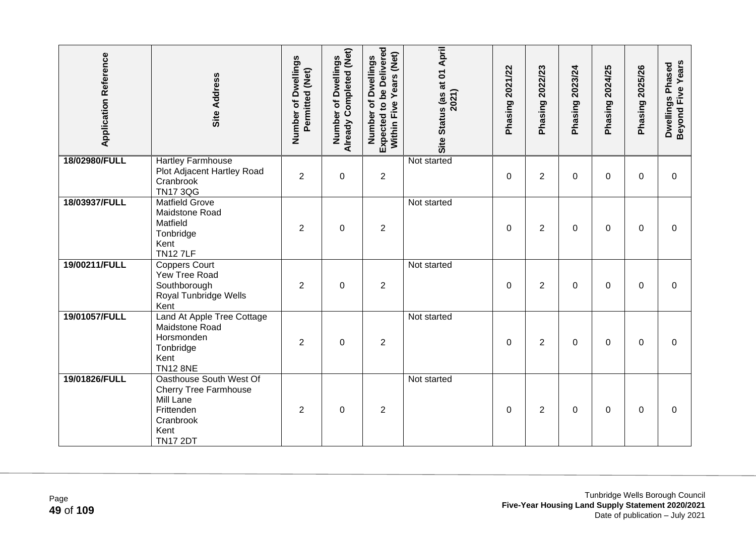| Application Reference | Site Address | Number of Dwellings Permitted (Net) | Number of Dwellings Already Completed (Net) | Number of Dwellings Expected to be Delivered Within Five Years (Net) | Site Status (as at 01 April 2021) | Phasing 2021/22 | Phasing 2022/23 | Phasing 2023/24 | Phasing 2024/25 | Phasing 2025/26 | Dwellings Phased Beyond Five Years |
|---|---|---|---|---|---|---|---|---|---|---|---|
| **18/02980/FULL** | Hartley Farmhouse<br>Plot Adjacent Hartley Road<br>Cranbrook<br>TN17 3QG | 2 | 0 | 2 | Not started | 0 | 2 | 0 | 0 | 0 | 0 |
| **18/03937/FULL** | Matfield Grove<br>Maidstone Road<br>Matfield<br>Tonbridge<br>Kent<br>TN12 7LF | 2 | 0 | 2 | Not started | 0 | 2 | 0 | 0 | 0 | 0 |
| **19/00211/FULL** | Coppers Court<br>Yew Tree Road<br>Southborough<br>Royal Tunbridge Wells<br>Kent | 2 | 0 | 2 | Not started | 0 | 2 | 0 | 0 | 0 | 0 |
| **19/01057/FULL** | Land At Apple Tree Cottage<br>Maidstone Road<br>Horsmonden<br>Tonbridge<br>Kent<br>TN12 8NE | 2 | 0 | 2 | Not started | 0 | 2 | 0 | 0 | 0 | 0 |
| **19/01826/FULL** | Oasthouse South West Of<br>Cherry Tree Farmhouse<br>Mill Lane<br>Frittenden<br>Cranbrook<br>Kent<br>TN17 2DT | 2 | 0 | 2 | Not started | 0 | 2 | 0 | 0 | 0 | 0 |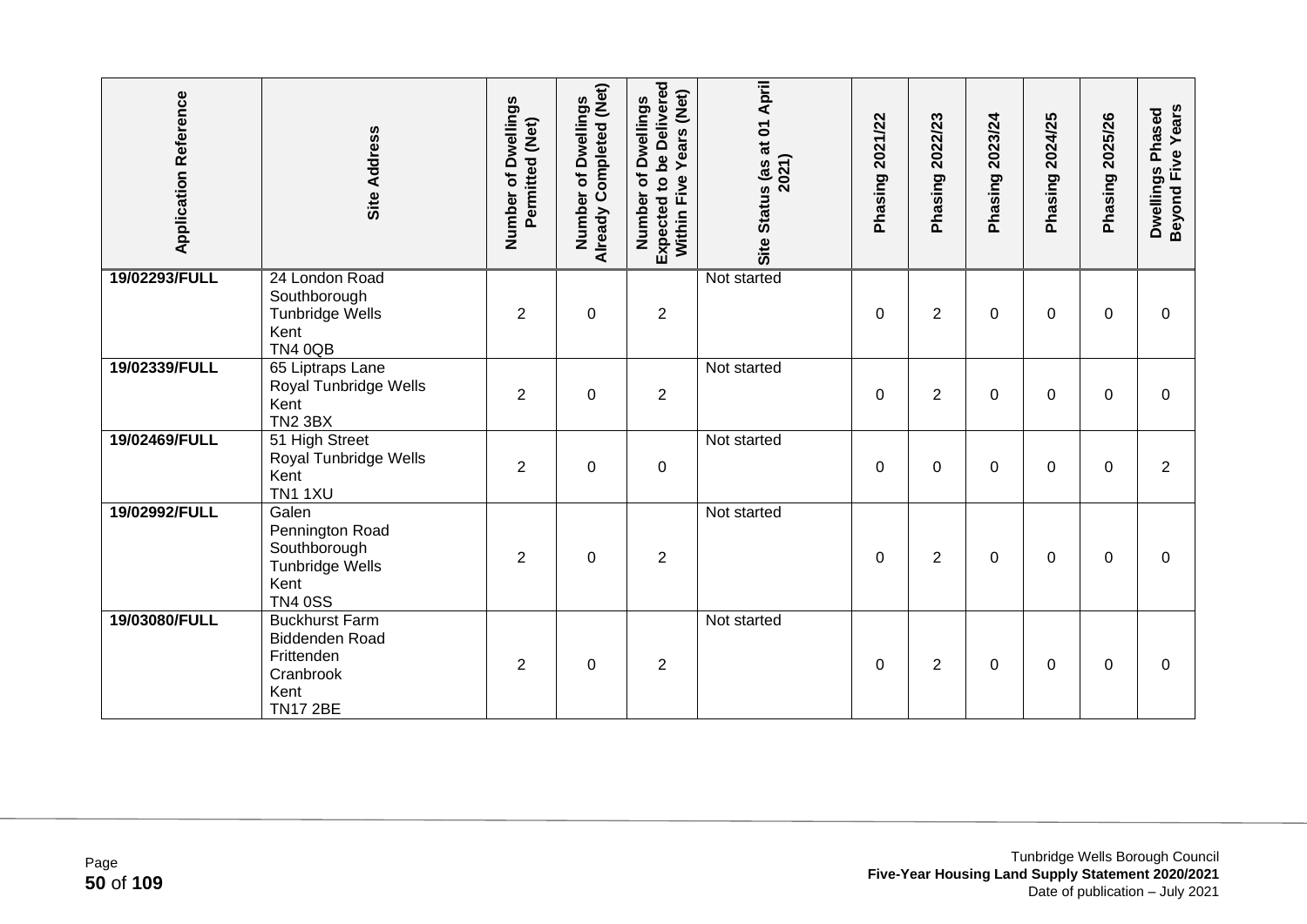| Application Reference | Site Address | Number of Dwellings Permitted (Net) | Number of Dwellings Already Completed (Net) | Number of Dwellings Expected to be Delivered Within Five Years (Net) | Site Status (as at 01 April 2021) | Phasing 2021/22 | Phasing 2022/23 | Phasing 2023/24 | Phasing 2024/25 | Phasing 2025/26 | Dwellings Phased Beyond Five Years |
|---|---|---|---|---|---|---|---|---|---|---|---|
| **19/02293/FULL** | 24 London Road Southborough Tunbridge Wells Kent TN4 0QB | 2 | 0 | 2 | Not started | 0 | 2 | 0 | 0 | 0 | 0 |
| **19/02339/FULL** | 65 Liptraps Lane Royal Tunbridge Wells Kent TN2 3BX | 2 | 0 | 2 | Not started | 0 | 2 | 0 | 0 | 0 | 0 |
| **19/02469/FULL** | 51 High Street Royal Tunbridge Wells Kent TN1 1XU | 2 | 0 | 0 | Not started | 0 | 0 | 0 | 0 | 0 | 2 |
| **19/02992/FULL** | Galen Pennington Road Southborough Tunbridge Wells Kent TN4 0SS | 2 | 0 | 2 | Not started | 0 | 2 | 0 | 0 | 0 | 0 |
| **19/03080/FULL** | Buckhurst Farm Biddenden Road Frittenden Cranbrook Kent TN17 2BE | 2 | 0 | 2 | Not started | 0 | 2 | 0 | 0 | 0 | 0 |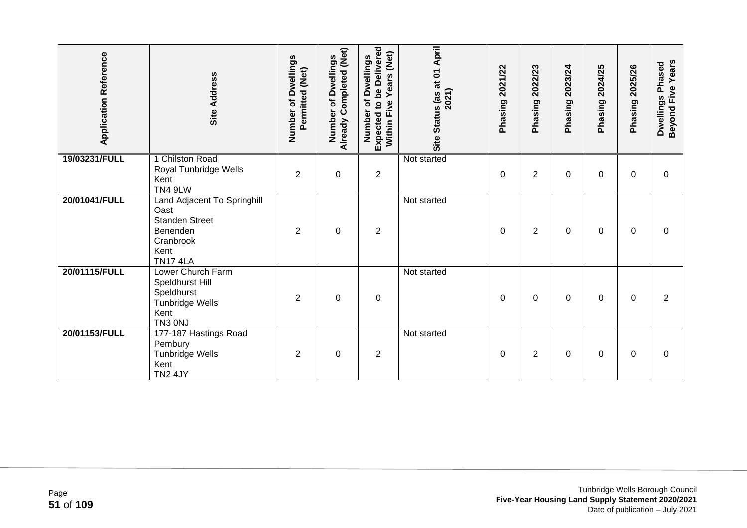| Application Reference | Site Address | Number of Dwellings Permitted (Net) | Number of Dwellings Already Completed (Net) | Number of Dwellings Expected to be Delivered Within Five Years (Net) | Site Status (as at 01 April 2021) | Phasing 2021/22 | Phasing 2022/23 | Phasing 2023/24 | Phasing 2024/25 | Phasing 2025/26 | Dwellings Phased Beyond Five Years |
|---|---|---|---|---|---|---|---|---|---|---|---|
| **19/03231/FULL** | 1 Chilston Road<br>Royal Tunbridge Wells<br>Kent<br>TN4 9LW | 2 | 0 | 2 | Not started | 0 | 2 | 0 | 0 | 0 | 0 |
| **20/01041/FULL** | Land Adjacent To Springhill Oast<br>Standen Street<br>Benenden<br>Cranbrook<br>Kent<br>TN17 4LA | 2 | 0 | 2 | Not started | 0 | 2 | 0 | 0 | 0 | 0 |
| **20/01115/FULL** | Lower Church Farm<br>Speldhurst Hill<br>Speldhurst<br>Tunbridge Wells<br>Kent<br>TN3 0NJ | 2 | 0 | 0 | Not started | 0 | 0 | 0 | 0 | 0 | 2 |
| **20/01153/FULL** | 177-187 Hastings Road<br>Pembury<br>Tunbridge Wells<br>Kent<br>TN2 4JY | 2 | 0 | 2 | Not started | 0 | 2 | 0 | 0 | 0 | 0 |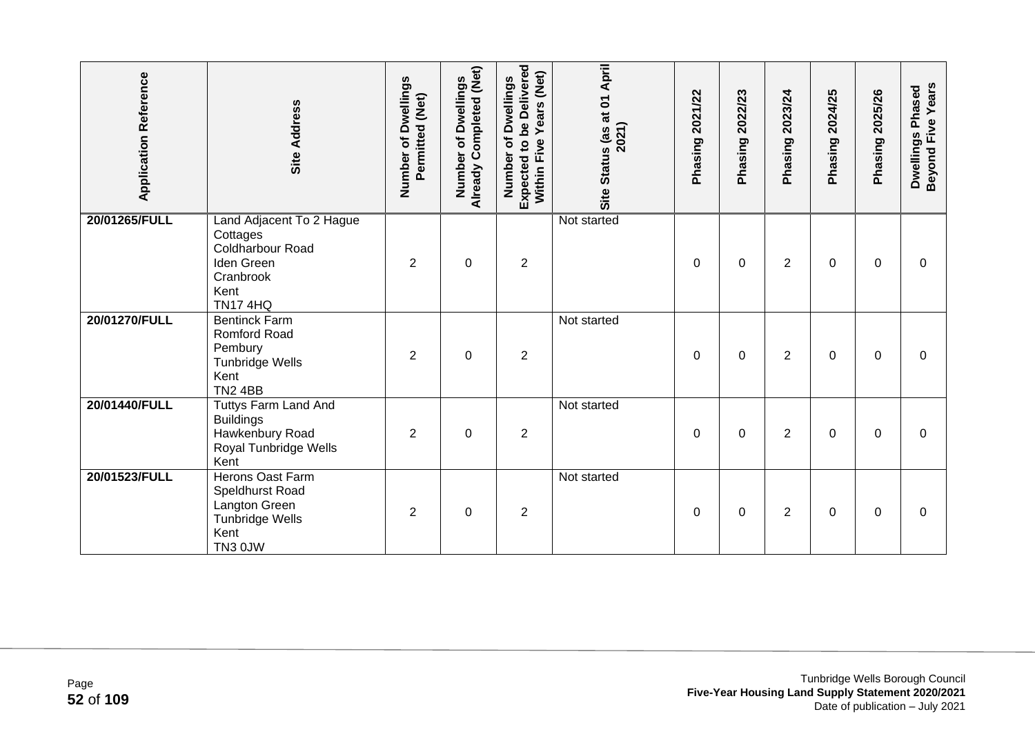| Application Reference | Site Address | Number of Dwellings Permitted (Net) | Number of Dwellings Already Completed (Net) | Number of Dwellings Expected to be Delivered Within Five Years (Net) | Site Status (as at 01 April 2021) | Phasing 2021/22 | Phasing 2022/23 | Phasing 2023/24 | Phasing 2024/25 | Phasing 2025/26 | Dwellings Phased Beyond Five Years |
|---|---|---|---|---|---|---|---|---|---|---|---|
| **20/01265/FULL** | Land Adjacent To 2 Hague Cottages Coldharbour Road Iden Green Cranbrook Kent TN17 4HQ | 2 | 0 | 2 | Not started | 0 | 0 | 2 | 0 | 0 | 0 |
| **20/01270/FULL** | Bentinck Farm Romford Road Pembury Tunbridge Wells Kent TN2 4BB | 2 | 0 | 2 | Not started | 0 | 0 | 2 | 0 | 0 | 0 |
| **20/01440/FULL** | Tuttys Farm Land And Buildings Hawkenbury Road Royal Tunbridge Wells Kent | 2 | 0 | 2 | Not started | 0 | 0 | 2 | 0 | 0 | 0 |
| **20/01523/FULL** | Herons Oast Farm Speldhurst Road Langton Green Tunbridge Wells Kent TN3 0JW | 2 | 0 | 2 | Not started | 0 | 0 | 2 | 0 | 0 | 0 |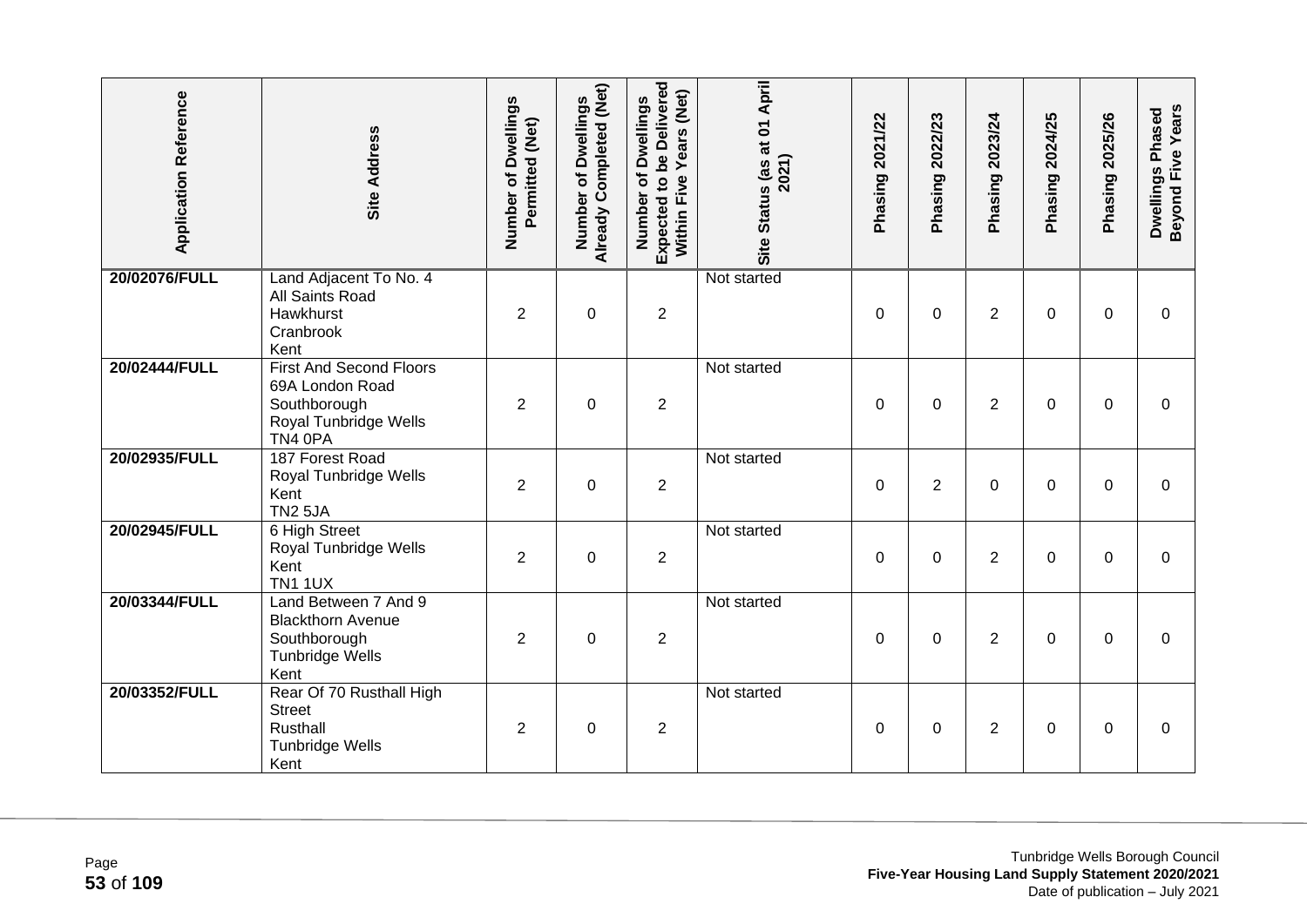| Application Reference | Site Address | Number of Dwellings Permitted (Net) | Number of Dwellings Already Completed (Net) | Number of Dwellings Expected to be Delivered Within Five Years (Net) | Site Status (as at 01 April 2021) | Phasing 2021/22 | Phasing 2022/23 | Phasing 2023/24 | Phasing 2024/25 | Phasing 2025/26 | Dwellings Phased Beyond Five Years |
|---|---|---|---|---|---|---|---|---|---|---|---|
| 20/02076/FULL | Land Adjacent To No. 4 All Saints Road Hawkhurst Cranbrook Kent | 2 | 0 | 2 | Not started | 0 | 0 | 2 | 0 | 0 | 0 |
| 20/02444/FULL | First And Second Floors 69A London Road Southborough Royal Tunbridge Wells TN4 0PA | 2 | 0 | 2 | Not started | 0 | 0 | 2 | 0 | 0 | 0 |
| 20/02935/FULL | 187 Forest Road Royal Tunbridge Wells Kent TN2 5JA | 2 | 0 | 2 | Not started | 0 | 2 | 0 | 0 | 0 | 0 |
| 20/02945/FULL | 6 High Street Royal Tunbridge Wells Kent TN1 1UX | 2 | 0 | 2 | Not started | 0 | 0 | 2 | 0 | 0 | 0 |
| 20/03344/FULL | Land Between 7 And 9 Blackthorn Avenue Southborough Tunbridge Wells Kent | 2 | 0 | 2 | Not started | 0 | 0 | 2 | 0 | 0 | 0 |
| 20/03352/FULL | Rear Of 70 Rusthall High Street Rusthall Tunbridge Wells Kent | 2 | 0 | 2 | Not started | 0 | 0 | 2 | 0 | 0 | 0 |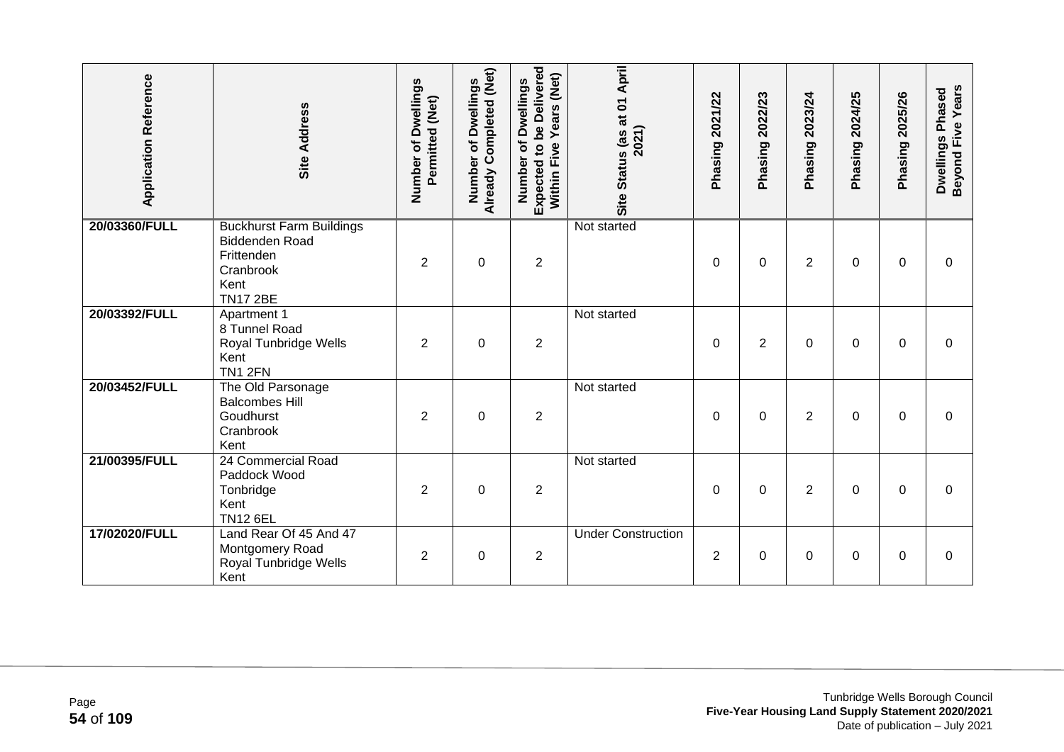| Application Reference | Site Address | Number of Dwellings Permitted (Net) | Number of Dwellings Already Completed (Net) | Number of Dwellings Expected to be Delivered Within Five Years (Net) | Site Status (as at 01 April 2021) | Phasing 2021/22 | Phasing 2022/23 | Phasing 2023/24 | Phasing 2024/25 | Phasing 2025/26 | Dwellings Phased Beyond Five Years |
|---|---|---|---|---|---|---|---|---|---|---|---|
| **20/03360/FULL** | Buckhurst Farm Buildings<br>Biddenden Road<br>Frittenden<br>Cranbrook<br>Kent<br>TN17 2BE | 2 | 0 | 2 | Not started | 0 | 0 | 2 | 0 | 0 | 0 |
| **20/03392/FULL** | Apartment 1<br>8 Tunnel Road<br>Royal Tunbridge Wells<br>Kent<br>TN1 2FN | 2 | 0 | 2 | Not started | 0 | 2 | 0 | 0 | 0 | 0 |
| **20/03452/FULL** | The Old Parsonage<br>Balcombes Hill<br>Goudhurst<br>Cranbrook<br>Kent | 2 | 0 | 2 | Not started | 0 | 0 | 2 | 0 | 0 | 0 |
| **21/00395/FULL** | 24 Commercial Road<br>Paddock Wood<br>Tonbridge<br>Kent<br>TN12 6EL | 2 | 0 | 2 | Not started | 0 | 0 | 2 | 0 | 0 | 0 |
| **17/02020/FULL** | Land Rear Of 45 And 47<br>Montgomery Road<br>Royal Tunbridge Wells<br>Kent | 2 | 0 | 2 | Under Construction | 2 | 0 | 0 | 0 | 0 | 0 |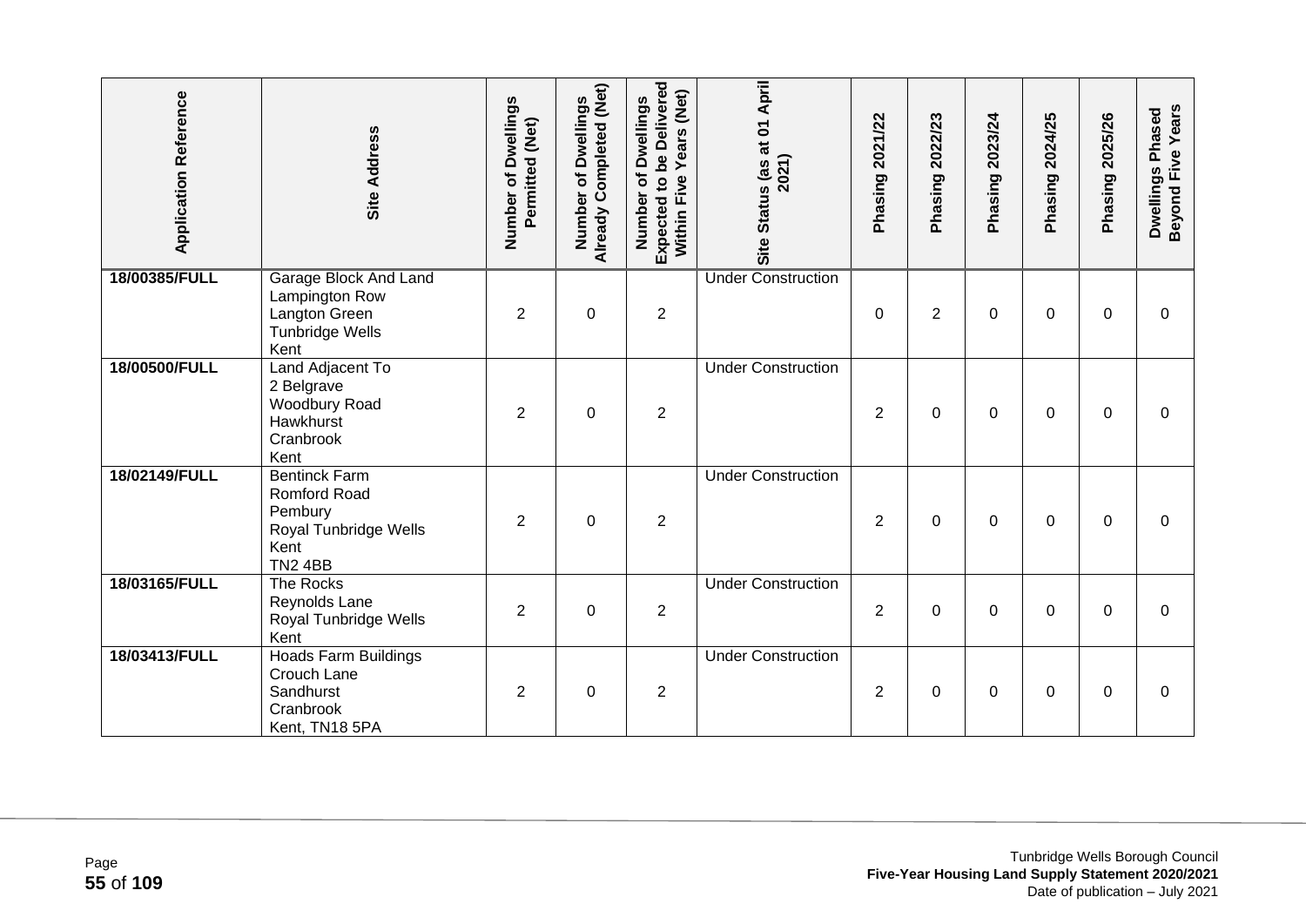| Application Reference | Site Address | Number of Dwellings Permitted (Net) | Number of Dwellings Already Completed (Net) | Number of Dwellings Expected to be Delivered Within Five Years (Net) | Site Status (as at 01 April 2021) | Phasing 2021/22 | Phasing 2022/23 | Phasing 2023/24 | Phasing 2024/25 | Phasing 2025/26 | Dwellings Phased Beyond Five Years |
|---|---|---|---|---|---|---|---|---|---|---|---|
| **18/00385/FULL** | Garage Block And Land Lampington Row Langton Green Tunbridge Wells Kent | 2 | 0 | 2 | Under Construction | 0 | 2 | 0 | 0 | 0 | 0 |
| **18/00500/FULL** | Land Adjacent To 2 Belgrave Woodbury Road Hawkhurst Cranbrook Kent | 2 | 0 | 2 | Under Construction | 2 | 0 | 0 | 0 | 0 | 0 |
| **18/02149/FULL** | Bentinck Farm Romford Road Pembury Royal Tunbridge Wells Kent TN2 4BB | 2 | 0 | 2 | Under Construction | 2 | 0 | 0 | 0 | 0 | 0 |
| **18/03165/FULL** | The Rocks Reynolds Lane Royal Tunbridge Wells Kent | 2 | 0 | 2 | Under Construction | 2 | 0 | 0 | 0 | 0 | 0 |
| **18/03413/FULL** | Hoads Farm Buildings Crouch Lane Sandhurst Cranbrook Kent, TN18 5PA | 2 | 0 | 2 | Under Construction | 2 | 0 | 0 | 0 | 0 | 0 |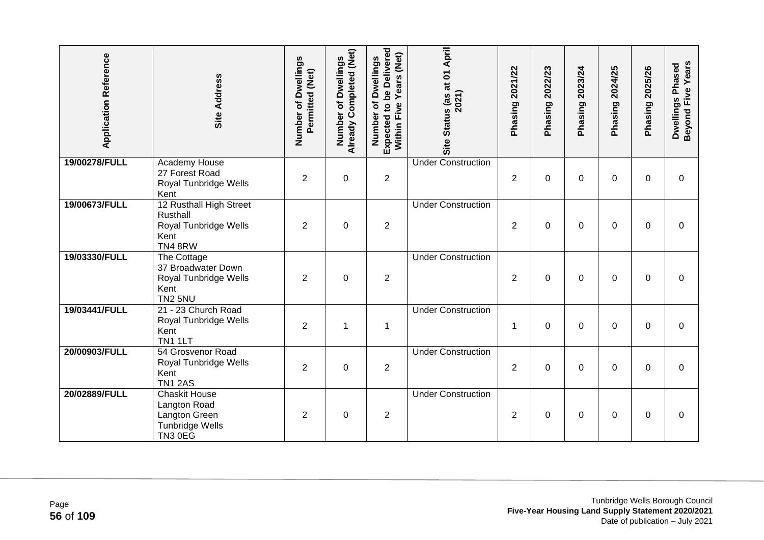| Application Reference | Site Address | Number of Dwellings Permitted (Net) | Number of Dwellings Already Completed (Net) | Number of Dwellings Expected to be Delivered Within Five Years (Net) | Site Status (as at 01 April 2021) | Phasing 2021/22 | Phasing 2022/23 | Phasing 2023/24 | Phasing 2024/25 | Phasing 2025/26 | Dwellings Phased Beyond Five Years |
|---|---|---|---|---|---|---|---|---|---|---|---|
| **19/00278/FULL** | Academy House<br>27 Forest Road<br>Royal Tunbridge Wells<br>Kent | 2 | 0 | 2 | Under Construction | 2 | 0 | 0 | 0 | 0 | 0 |
| **19/00673/FULL** | 12 Rusthall High Street<br>Rusthall<br>Royal Tunbridge Wells<br>Kent<br>TN4 8RW | 2 | 0 | 2 | Under Construction | 2 | 0 | 0 | 0 | 0 | 0 |
| **19/03330/FULL** | The Cottage<br>37 Broadwater Down<br>Royal Tunbridge Wells<br>Kent<br>TN2 5NU | 2 | 0 | 2 | Under Construction | 2 | 0 | 0 | 0 | 0 | 0 |
| **19/03441/FULL** | 21 - 23 Church Road<br>Royal Tunbridge Wells<br>Kent<br>TN1 1LT | 2 | 1 | 1 | Under Construction | 1 | 0 | 0 | 0 | 0 | 0 |
| **20/00903/FULL** | 54 Grosvenor Road<br>Royal Tunbridge Wells<br>Kent<br>TN1 2AS | 2 | 0 | 2 | Under Construction | 2 | 0 | 0 | 0 | 0 | 0 |
| **20/02889/FULL** | Chaskit House<br>Langton Road<br>Langton Green<br>Tunbridge Wells<br>TN3 0EG | 2 | 0 | 2 | Under Construction | 2 | 0 | 0 | 0 | 0 | 0 |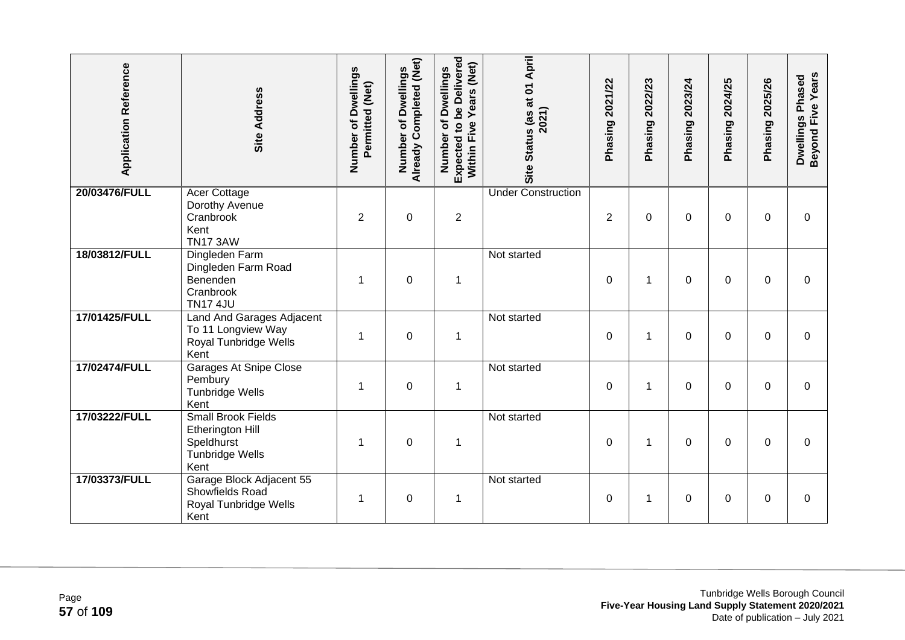| Application Reference | Site Address | Number of Dwellings Permitted (Net) | Number of Dwellings Already Completed (Net) | Number of Dwellings Expected to be Delivered Within Five Years (Net) | Site Status (as at 01 April 2021) | Phasing 2021/22 | Phasing 2022/23 | Phasing 2023/24 | Phasing 2024/25 | Phasing 2025/26 | Dwellings Phased Beyond Five Years |
|---|---|---|---|---|---|---|---|---|---|---|---|
| **20/03476/FULL** | Acer Cottage Dorothy Avenue Cranbrook Kent TN17 3AW | 2 | 0 | 2 | Under Construction | 2 | 0 | 0 | 0 | 0 | 0 |
| **18/03812/FULL** | Dingleden Farm Dingleden Farm Road Benenden Cranbrook TN17 4JU | 1 | 0 | 1 | Not started | 0 | 1 | 0 | 0 | 0 | 0 |
| **17/01425/FULL** | Land And Garages Adjacent To 11 Longview Way Royal Tunbridge Wells Kent | 1 | 0 | 1 | Not started | 0 | 1 | 0 | 0 | 0 | 0 |
| **17/02474/FULL** | Garages At Snipe Close Pembury Tunbridge Wells Kent | 1 | 0 | 1 | Not started | 0 | 1 | 0 | 0 | 0 | 0 |
| **17/03222/FULL** | Small Brook Fields Etherington Hill Speldhurst Tunbridge Wells Kent | 1 | 0 | 1 | Not started | 0 | 1 | 0 | 0 | 0 | 0 |
| **17/03373/FULL** | Garage Block Adjacent 55 Showfields Road Royal Tunbridge Wells Kent | 1 | 0 | 1 | Not started | 0 | 1 | 0 | 0 | 0 | 0 |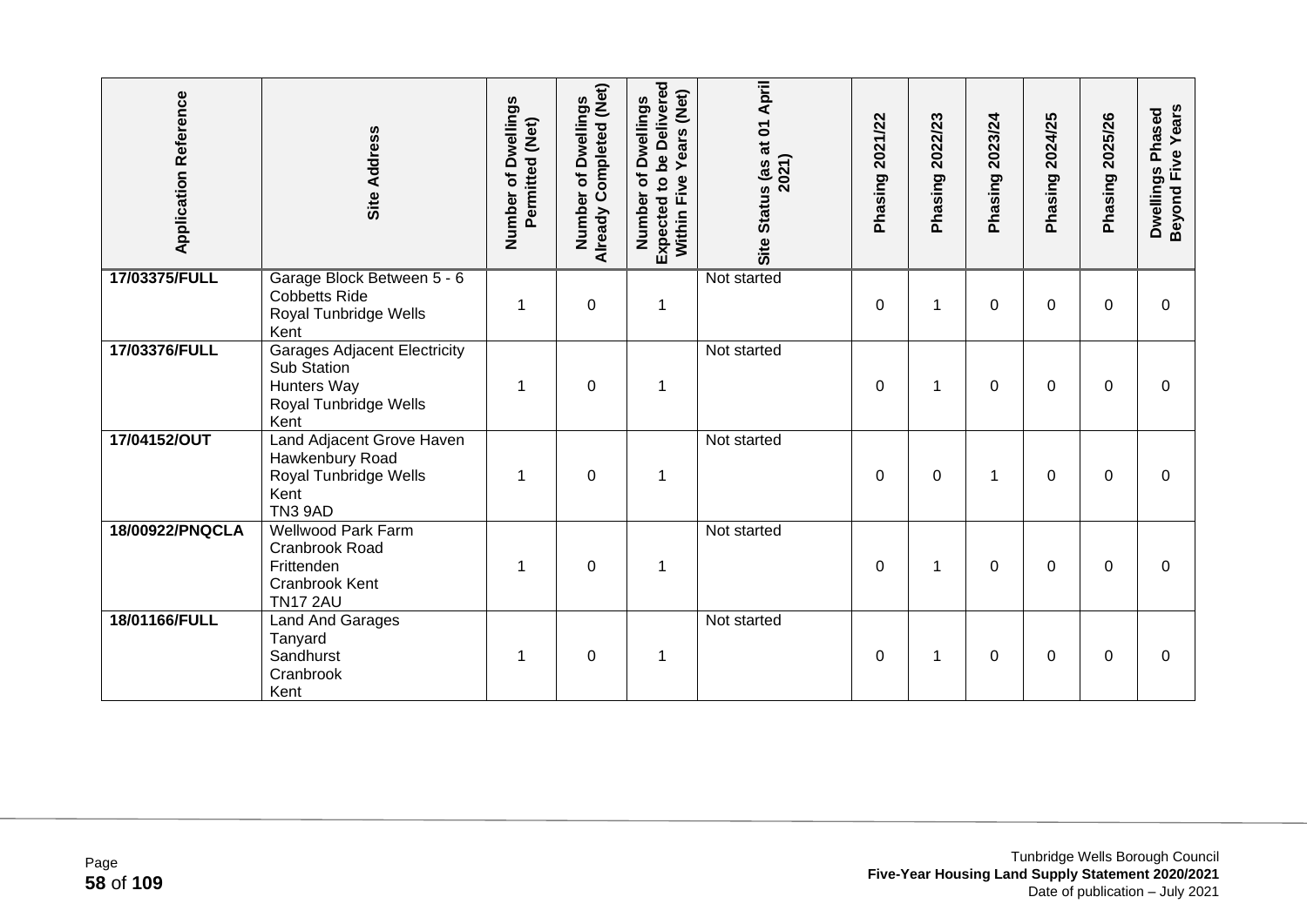| Application Reference | Site Address | Number of Dwellings Permitted (Net) | Number of Dwellings Already Completed (Net) | Number of Dwellings Expected to be Delivered Within Five Years (Net) | Site Status (as at 01 April 2021) | Phasing 2021/22 | Phasing 2022/23 | Phasing 2023/24 | Phasing 2024/25 | Phasing 2025/26 | Dwellings Phased Beyond Five Years |
|---|---|---|---|---|---|---|---|---|---|---|---|
| **17/03375/FULL** | Garage Block Between 5 - 6 Cobbetts Ride Royal Tunbridge Wells Kent | 1 | 0 | 1 | Not started | 0 | 1 | 0 | 0 | 0 | 0 |
| **17/03376/FULL** | Garages Adjacent Electricity Sub Station Hunters Way Royal Tunbridge Wells Kent | 1 | 0 | 1 | Not started | 0 | 1 | 0 | 0 | 0 | 0 |
| **17/04152/OUT** | Land Adjacent Grove Haven Hawkenbury Road Royal Tunbridge Wells Kent TN3 9AD | 1 | 0 | 1 | Not started | 0 | 0 | 1 | 0 | 0 | 0 |
| **18/00922/PNQCLA** | Wellwood Park Farm Cranbrook Road Frittenden Cranbrook Kent TN17 2AU | 1 | 0 | 1 | Not started | 0 | 1 | 0 | 0 | 0 | 0 |
| **18/01166/FULL** | Land And Garages Tanyard Sandhurst Cranbrook Kent | 1 | 0 | 1 | Not started | 0 | 1 | 0 | 0 | 0 | 0 |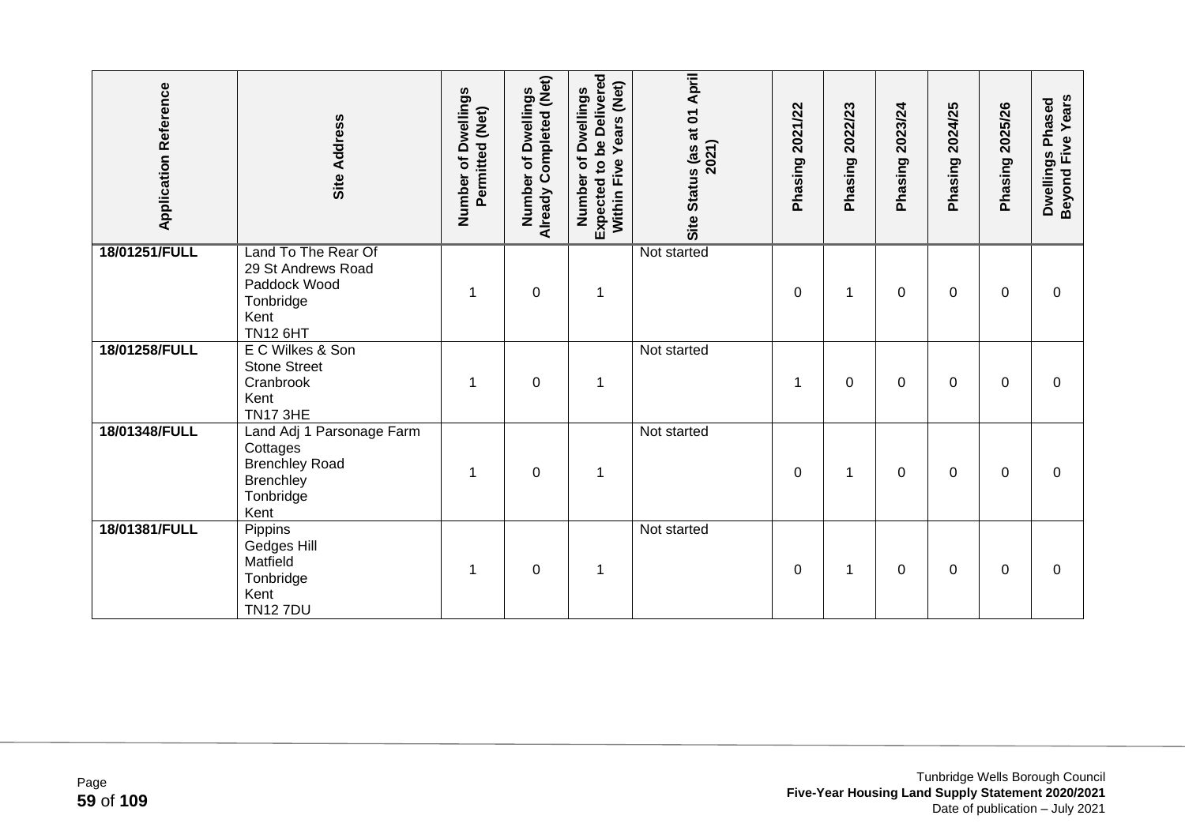| Application Reference | Site Address | Number of Dwellings Permitted (Net) | Number of Dwellings Already Completed (Net) | Number of Dwellings Expected to be Delivered Within Five Years (Net) | Site Status (as at 01 April 2021) | Phasing 2021/22 | Phasing 2022/23 | Phasing 2023/24 | Phasing 2024/25 | Phasing 2025/26 | Dwellings Phased Beyond Five Years |
|---|---|---|---|---|---|---|---|---|---|---|---|
| **18/01251/FULL** | Land To The Rear Of 29 St Andrews Road Paddock Wood Tonbridge Kent TN12 6HT | 1 | 0 | 1 | Not started | 0 | 1 | 0 | 0 | 0 | 0 |
| **18/01258/FULL** | E C Wilkes & Son Stone Street Cranbrook Kent TN17 3HE | 1 | 0 | 1 | Not started | 1 | 0 | 0 | 0 | 0 | 0 |
| **18/01348/FULL** | Land Adj 1 Parsonage Farm Cottages Brenchley Road Brenchley Tonbridge Kent | 1 | 0 | 1 | Not started | 0 | 1 | 0 | 0 | 0 | 0 |
| **18/01381/FULL** | Pippins Gedges Hill Matfield Tonbridge Kent TN12 7DU | 1 | 0 | 1 | Not started | 0 | 1 | 0 | 0 | 0 | 0 |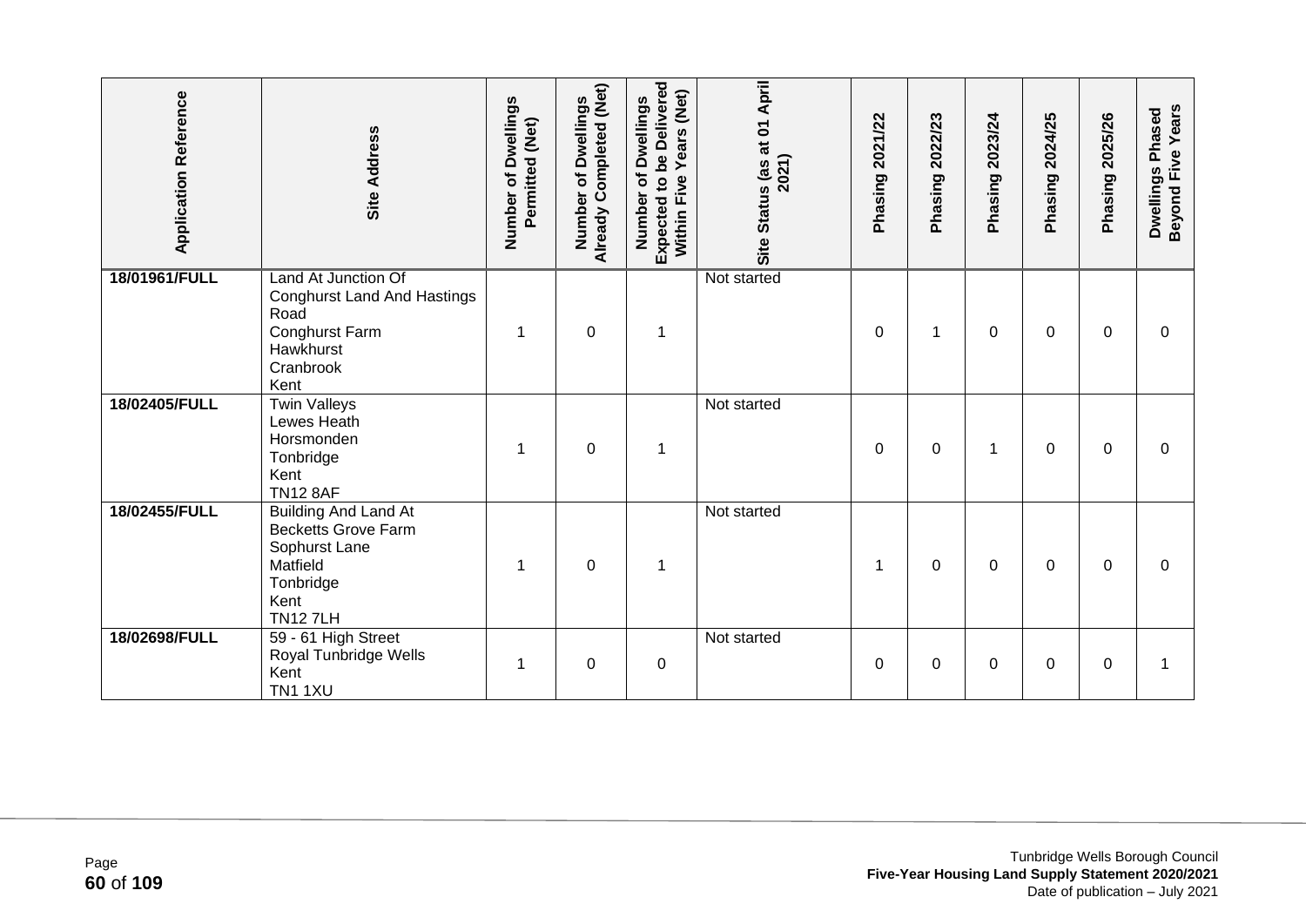| Application Reference | Site Address | Number of Dwellings Permitted (Net) | Number of Dwellings Already Completed (Net) | Number of Dwellings Expected to be Delivered Within Five Years (Net) | Site Status (as at 01 April 2021) | Phasing 2021/22 | Phasing 2022/23 | Phasing 2023/24 | Phasing 2024/25 | Phasing 2025/26 | Dwellings Phased Beyond Five Years |
|---|---|---|---|---|---|---|---|---|---|---|---|
| 18/01961/FULL | Land At Junction Of Conghurst Land And Hastings Road Conghurst Farm Hawkhurst Cranbrook Kent | 1 | 0 | 1 | Not started | 0 | 1 | 0 | 0 | 0 | 0 |
| 18/02405/FULL | Twin Valleys Lewes Heath Horsmonden Tonbridge Kent TN12 8AF | 1 | 0 | 1 | Not started | 0 | 0 | 1 | 0 | 0 | 0 |
| 18/02455/FULL | Building And Land At Becketts Grove Farm Sophurst Lane Matfield Tonbridge Kent TN12 7LH | 1 | 0 | 1 | Not started | 1 | 0 | 0 | 0 | 0 | 0 |
| 18/02698/FULL | 59 - 61 High Street Royal Tunbridge Wells Kent TN1 1XU | 1 | 0 | 0 | Not started | 0 | 0 | 0 | 0 | 0 | 1 |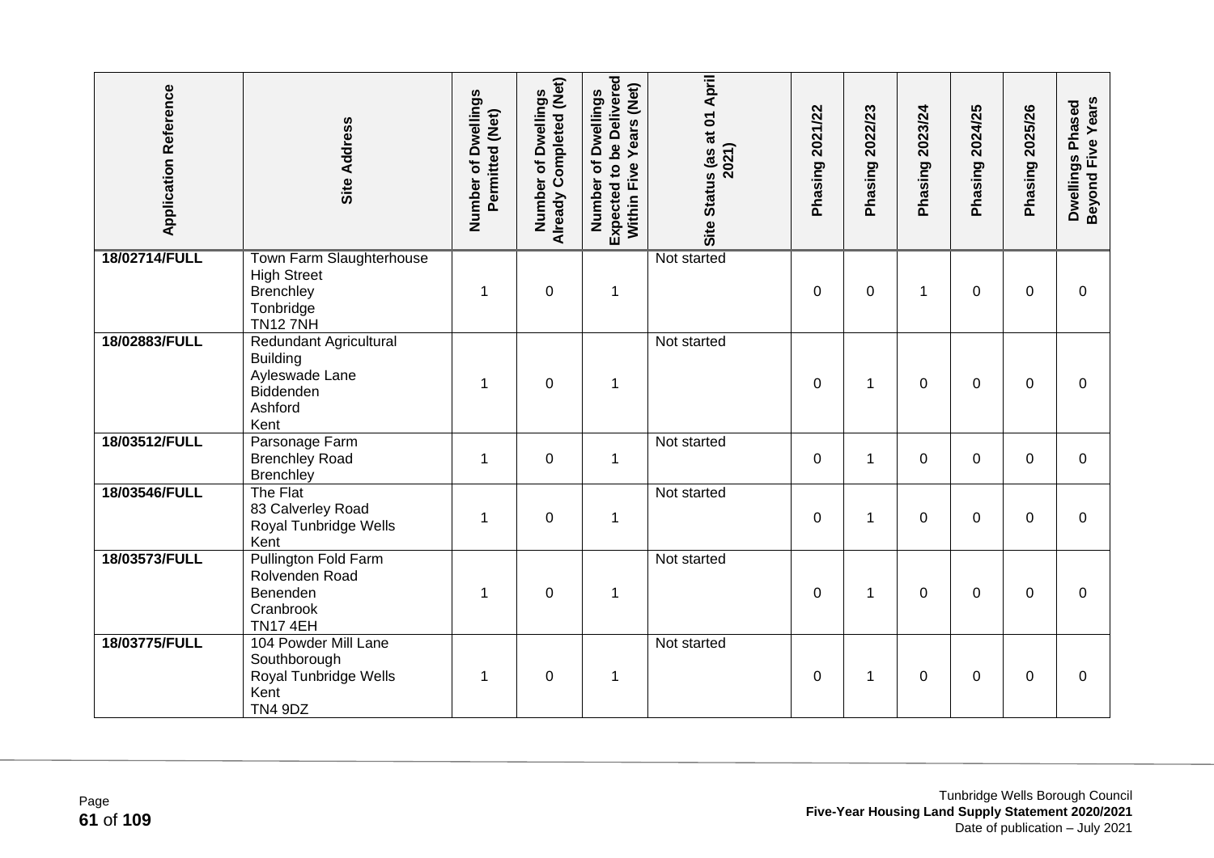| Application Reference | Site Address | Number of Dwellings Permitted (Net) | Number of Dwellings Already Completed (Net) | Number of Dwellings Expected to be Delivered Within Five Years (Net) | Site Status (as at 01 April 2021) | Phasing 2021/22 | Phasing 2022/23 | Phasing 2023/24 | Phasing 2024/25 | Phasing 2025/26 | Dwellings Phased Beyond Five Years |
|---|---|---|---|---|---|---|---|---|---|---|---|
| **18/02714/FULL** | Town Farm Slaughterhouse High Street Brenchley Tonbridge TN12 7NH | 1 | 0 | 1 | Not started | 0 | 0 | 1 | 0 | 0 | 0 |
| **18/02883/FULL** | Redundant Agricultural Building Ayleswade Lane Biddenden Ashford Kent | 1 | 0 | 1 | Not started | 0 | 1 | 0 | 0 | 0 | 0 |
| **18/03512/FULL** | Parsonage Farm Brenchley Road Brenchley | 1 | 0 | 1 | Not started | 0 | 1 | 0 | 0 | 0 | 0 |
| **18/03546/FULL** | The Flat 83 Calverley Road Royal Tunbridge Wells Kent | 1 | 0 | 1 | Not started | 0 | 1 | 0 | 0 | 0 | 0 |
| **18/03573/FULL** | Pullington Fold Farm Rolvenden Road Benenden Cranbrook TN17 4EH | 1 | 0 | 1 | Not started | 0 | 1 | 0 | 0 | 0 | 0 |
| **18/03775/FULL** | 104 Powder Mill Lane Southborough Royal Tunbridge Wells Kent TN4 9DZ | 1 | 0 | 1 | Not started | 0 | 1 | 0 | 0 | 0 | 0 |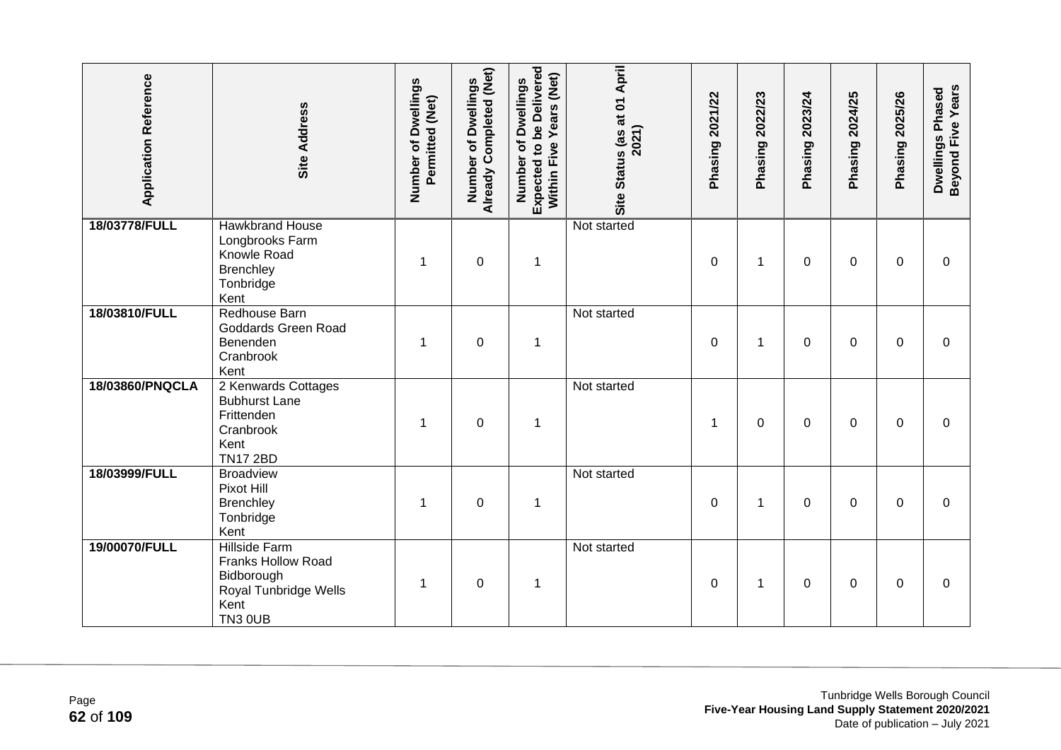| Application Reference | Site Address | Number of Dwellings Permitted (Net) | Number of Dwellings Already Completed (Net) | Number of Dwellings Expected to be Delivered Within Five Years (Net) | Site Status (as at 01 April 2021) | Phasing 2021/22 | Phasing 2022/23 | Phasing 2023/24 | Phasing 2024/25 | Phasing 2025/26 | Dwellings Phased Beyond Five Years |
|---|---|---|---|---|---|---|---|---|---|---|---|
| 18/03778/FULL | Hawkbrand House<br>Longbrooks Farm<br>Knowle Road<br>Brenchley<br>Tonbridge<br>Kent | 1 | 0 | 1 | Not started | 0 | 1 | 0 | 0 | 0 | 0 |
| 18/03810/FULL | Redhouse Barn<br>Goddards Green Road<br>Benenden<br>Cranbrook<br>Kent | 1 | 0 | 1 | Not started | 0 | 1 | 0 | 0 | 0 | 0 |
| 18/03860/PNQCLA | 2 Kenwards Cottages<br>Bubhurst Lane<br>Frittenden<br>Cranbrook<br>Kent<br>TN17 2BD | 1 | 0 | 1 | Not started | 1 | 0 | 0 | 0 | 0 | 0 |
| 18/03999/FULL | Broadview<br>Pixot Hill<br>Brenchley<br>Tonbridge<br>Kent | 1 | 0 | 1 | Not started | 0 | 1 | 0 | 0 | 0 | 0 |
| 19/00070/FULL | Hillside Farm<br>Franks Hollow Road<br>Bidborough<br>Royal Tunbridge Wells<br>Kent<br>TN3 0UB | 1 | 0 | 1 | Not started | 0 | 1 | 0 | 0 | 0 | 0 |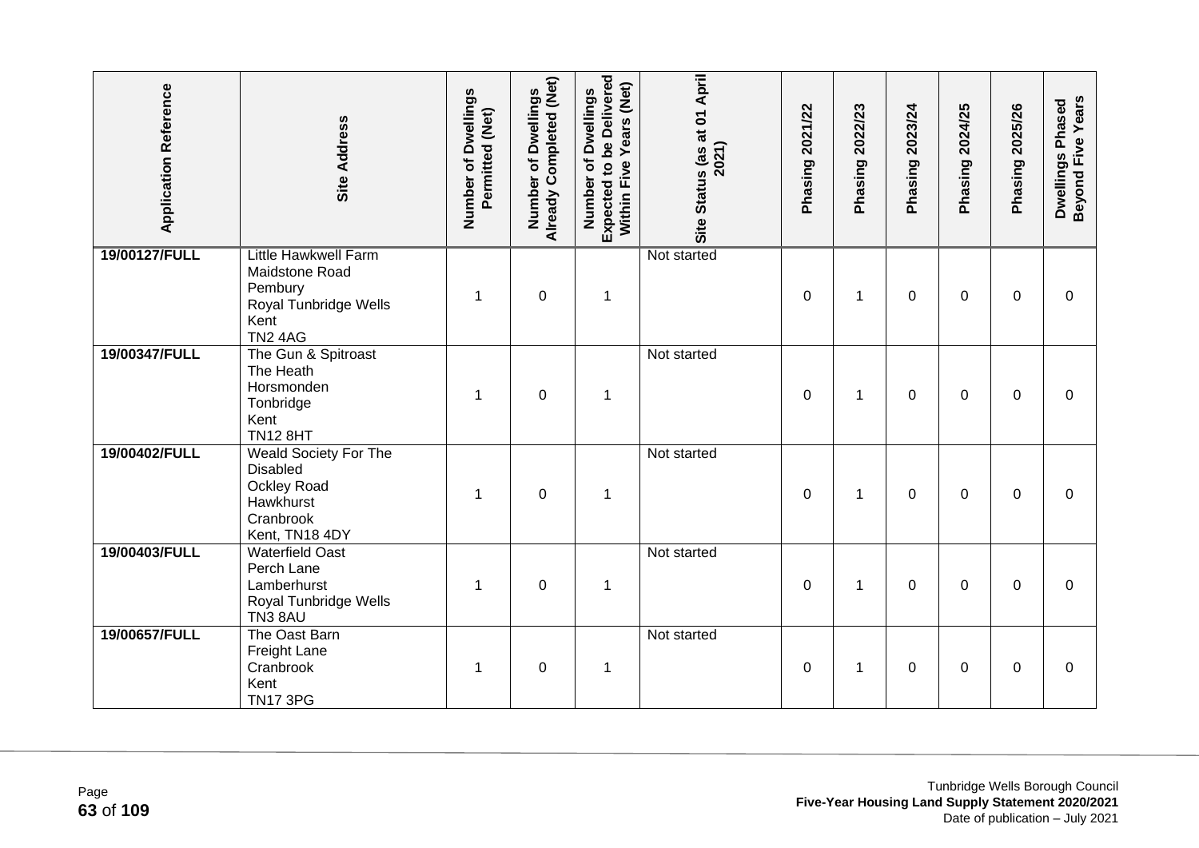| Application Reference | Site Address | Number of Dwellings Permitted (Net) | Number of Dwellings Already Completed (Net) | Number of Dwellings Expected to be Delivered Within Five Years (Net) | Site Status (as at 01 April 2021) | Phasing 2021/22 | Phasing 2022/23 | Phasing 2023/24 | Phasing 2024/25 | Phasing 2025/26 | Dwellings Phased Beyond Five Years |
|---|---|---|---|---|---|---|---|---|---|---|---|
| 19/00127/FULL | Little Hawkwell Farm Maidstone Road Pembury Royal Tunbridge Wells Kent TN2 4AG | 1 | 0 | 1 | Not started | 0 | 1 | 0 | 0 | 0 | 0 |
| 19/00347/FULL | The Gun & Spitroast The Heath Horsmonden Tonbridge Kent TN12 8HT | 1 | 0 | 1 | Not started | 0 | 1 | 0 | 0 | 0 | 0 |
| 19/00402/FULL | Weald Society For The Disabled Ockley Road Hawkhurst Cranbrook Kent, TN18 4DY | 1 | 0 | 1 | Not started | 0 | 1 | 0 | 0 | 0 | 0 |
| 19/00403/FULL | Waterfield Oast Perch Lane Lamberhurst Royal Tunbridge Wells TN3 8AU | 1 | 0 | 1 | Not started | 0 | 1 | 0 | 0 | 0 | 0 |
| 19/00657/FULL | The Oast Barn Freight Lane Cranbrook Kent TN17 3PG | 1 | 0 | 1 | Not started | 0 | 1 | 0 | 0 | 0 | 0 |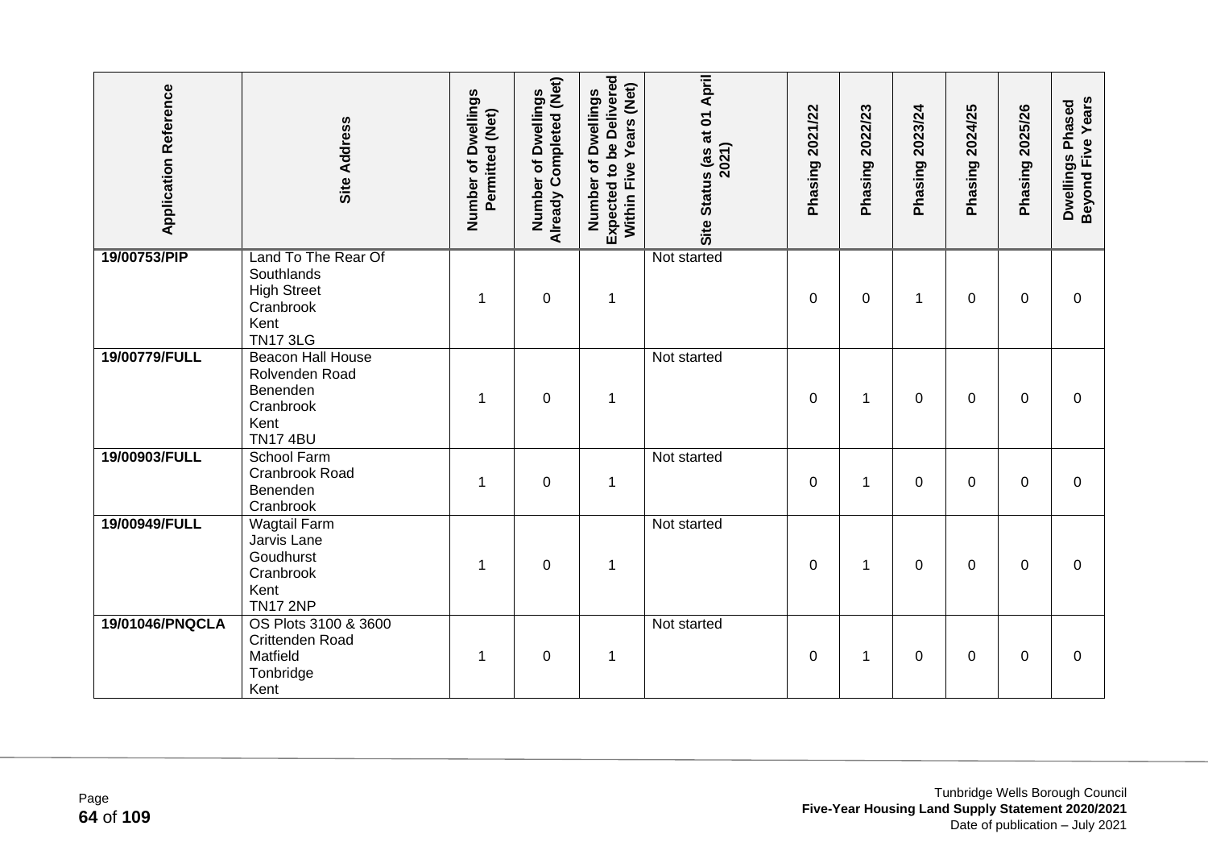| Application Reference | Site Address | Number of Dwellings Permitted (Net) | Number of Dwellings Already Completed (Net) | Number of Dwellings Expected to be Delivered Within Five Years (Net) | Site Status (as at 01 April 2021) | Phasing 2021/22 | Phasing 2022/23 | Phasing 2023/24 | Phasing 2024/25 | Phasing 2025/26 | Dwellings Phased Beyond Five Years |
|---|---|---|---|---|---|---|---|---|---|---|---|
| **19/00753/PIP** | Land To The Rear Of Southlands High Street Cranbrook Kent TN17 3LG | 1 | 0 | 1 | Not started | 0 | 0 | 1 | 0 | 0 | 0 |
| **19/00779/FULL** | Beacon Hall House Rolvenden Road Benenden Cranbrook Kent TN17 4BU | 1 | 0 | 1 | Not started | 0 | 1 | 0 | 0 | 0 | 0 |
| **19/00903/FULL** | School Farm Cranbrook Road Benenden Cranbrook | 1 | 0 | 1 | Not started | 0 | 1 | 0 | 0 | 0 | 0 |
| **19/00949/FULL** | Wagtail Farm Jarvis Lane Goudhurst Cranbrook Kent TN17 2NP | 1 | 0 | 1 | Not started | 0 | 1 | 0 | 0 | 0 | 0 |
| **19/01046/PNQCLA** | OS Plots 3100 & 3600 Crittenden Road Matfield Tonbridge Kent | 1 | 0 | 1 | Not started | 0 | 1 | 0 | 0 | 0 | 0 |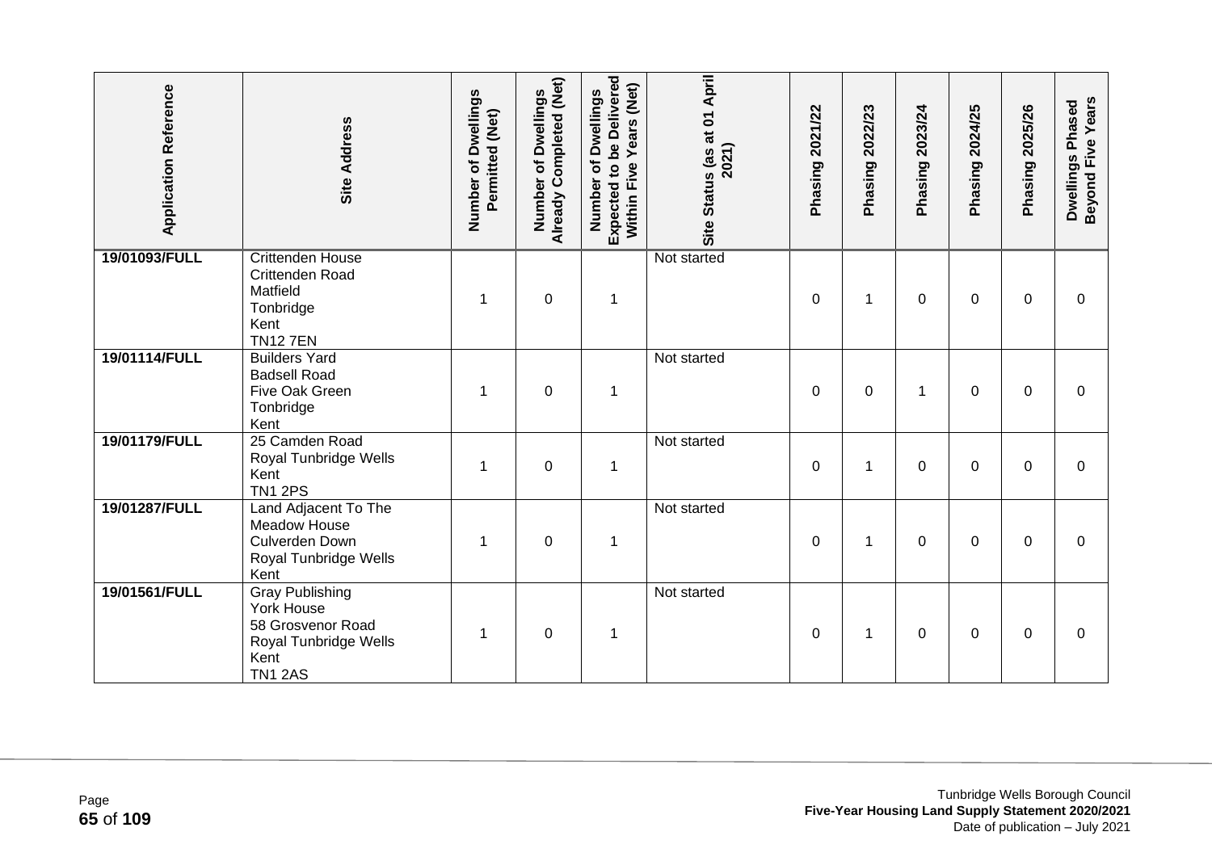| Application Reference | Site Address | Number of Dwellings Permitted (Net) | Number of Dwellings Already Completed (Net) | Number of Dwellings Expected to be Delivered Within Five Years (Net) | Site Status (as at 01 April 2021) | Phasing 2021/22 | Phasing 2022/23 | Phasing 2023/24 | Phasing 2024/25 | Phasing 2025/26 | Dwellings Phased Beyond Five Years |
|---|---|---|---|---|---|---|---|---|---|---|---|
| 19/01093/FULL | Crittenden House Crittenden Road Matfield Tonbridge Kent TN12 7EN | 1 | 0 | 1 | Not started | 0 | 1 | 0 | 0 | 0 | 0 |
| 19/01114/FULL | Builders Yard Badsell Road Five Oak Green Tonbridge Kent | 1 | 0 | 1 | Not started | 0 | 0 | 1 | 0 | 0 | 0 |
| 19/01179/FULL | 25 Camden Road Royal Tunbridge Wells Kent TN1 2PS | 1 | 0 | 1 | Not started | 0 | 1 | 0 | 0 | 0 | 0 |
| 19/01287/FULL | Land Adjacent To The Meadow House Culverden Down Royal Tunbridge Wells Kent | 1 | 0 | 1 | Not started | 0 | 1 | 0 | 0 | 0 | 0 |
| 19/01561/FULL | Gray Publishing York House 58 Grosvenor Road Royal Tunbridge Wells Kent TN1 2AS | 1 | 0 | 1 | Not started | 0 | 1 | 0 | 0 | 0 | 0 |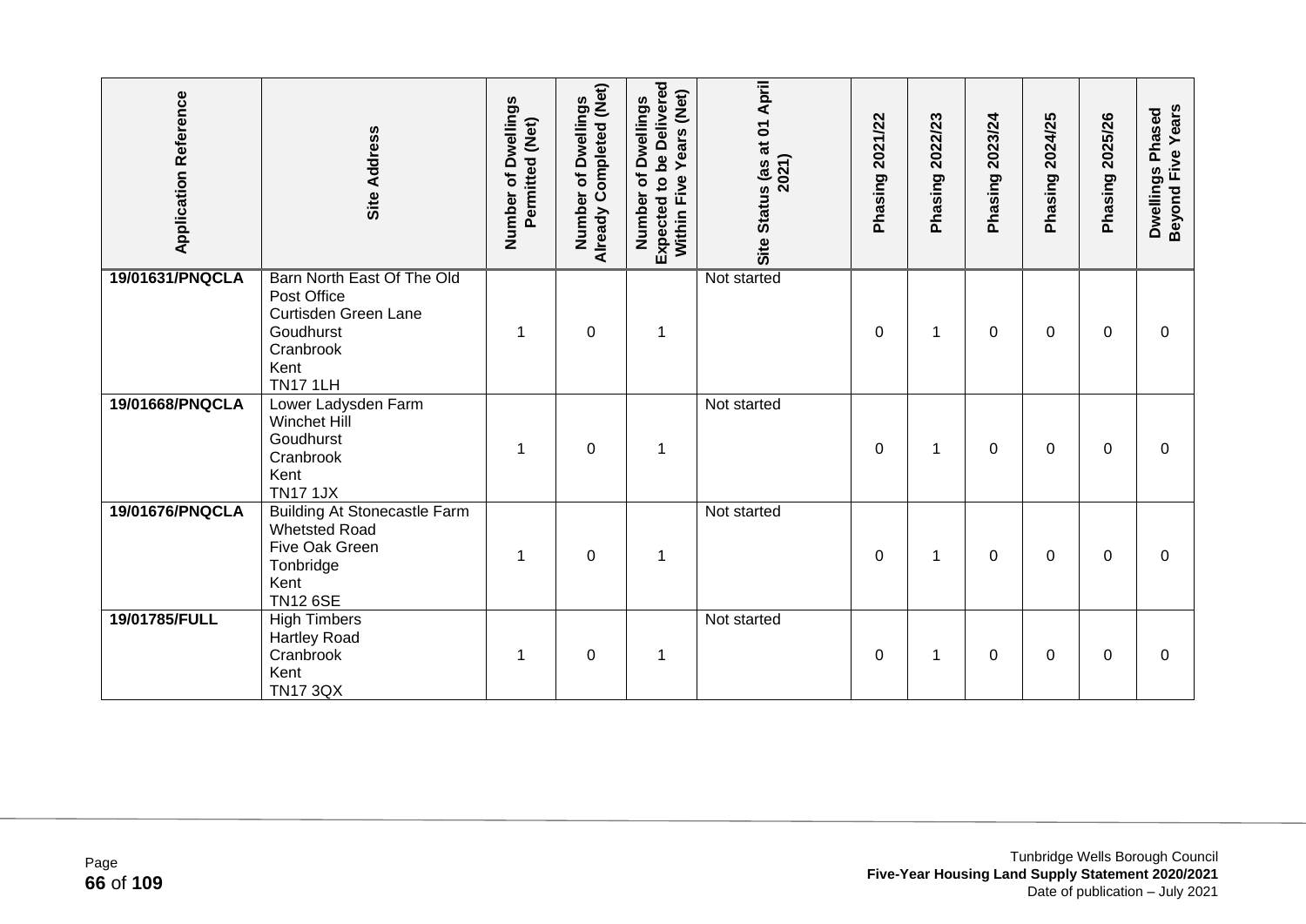| Application Reference | Site Address | Number of Dwellings Permitted (Net) | Number of Dwellings Already Completed (Net) | Number of Dwellings Expected to be Delivered Within Five Years (Net) | Site Status (as at 01 April 2021) | Phasing 2021/22 | Phasing 2022/23 | Phasing 2023/24 | Phasing 2024/25 | Phasing 2025/26 | Dwellings Phased Beyond Five Years |
|---|---|---|---|---|---|---|---|---|---|---|---|
| **19/01631/PNQCLA** | Barn North East Of The Old Post Office Curtisden Green Lane Goudhurst Cranbrook Kent TN17 1LH | 1 | 0 | 1 | Not started | 0 | 1 | 0 | 0 | 0 | 0 |
| **19/01668/PNQCLA** | Lower Ladysden Farm Winchet Hill Goudhurst Cranbrook Kent TN17 1JX | 1 | 0 | 1 | Not started | 0 | 1 | 0 | 0 | 0 | 0 |
| **19/01676/PNQCLA** | Building At Stonecastle Farm Whetsted Road Five Oak Green Tonbridge Kent TN12 6SE | 1 | 0 | 1 | Not started | 0 | 1 | 0 | 0 | 0 | 0 |
| **19/01785/FULL** | High Timbers Hartley Road Cranbrook Kent TN17 3QX | 1 | 0 | 1 | Not started | 0 | 1 | 0 | 0 | 0 | 0 |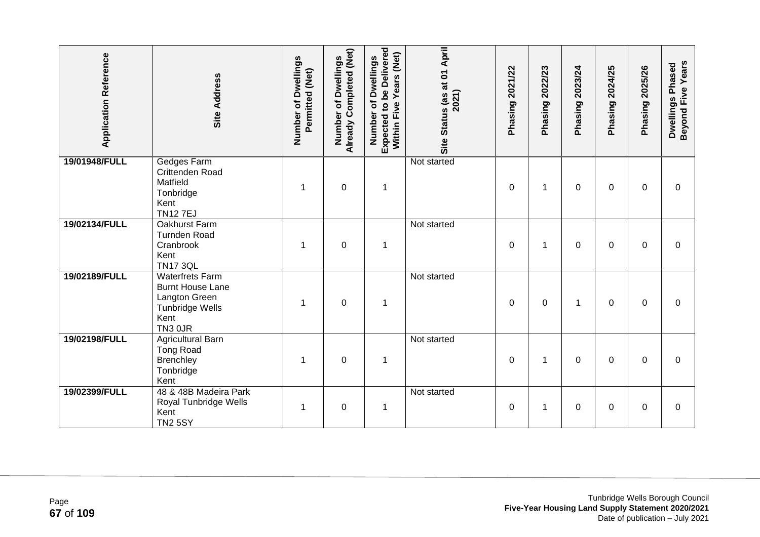| Application Reference | Site Address | Number of Dwellings Permitted (Net) | Number of Dwellings Already Completed (Net) | Number of Dwellings Expected to be Delivered Within Five Years (Net) | Site Status (as at 01 April 2021) | Phasing 2021/22 | Phasing 2022/23 | Phasing 2023/24 | Phasing 2024/25 | Phasing 2025/26 | Dwellings Phased Beyond Five Years |
|---|---|---|---|---|---|---|---|---|---|---|---|
| 19/01948/FULL | Gedges Farm Crittenden Road Matfield Tonbridge Kent TN12 7EJ | 1 | 0 | 1 | Not started | 0 | 1 | 0 | 0 | 0 | 0 |
| 19/02134/FULL | Oakhurst Farm Turnden Road Cranbrook Kent TN17 3QL | 1 | 0 | 1 | Not started | 0 | 1 | 0 | 0 | 0 | 0 |
| 19/02189/FULL | Waterfrets Farm Burnt House Lane Langton Green Tunbridge Wells Kent TN3 0JR | 1 | 0 | 1 | Not started | 0 | 0 | 1 | 0 | 0 | 0 |
| 19/02198/FULL | Agricultural Barn Tong Road Brenchley Tonbridge Kent | 1 | 0 | 1 | Not started | 0 | 1 | 0 | 0 | 0 | 0 |
| 19/02399/FULL | 48 & 48B Madeira Park Royal Tunbridge Wells Kent TN2 5SY | 1 | 0 | 1 | Not started | 0 | 1 | 0 | 0 | 0 | 0 |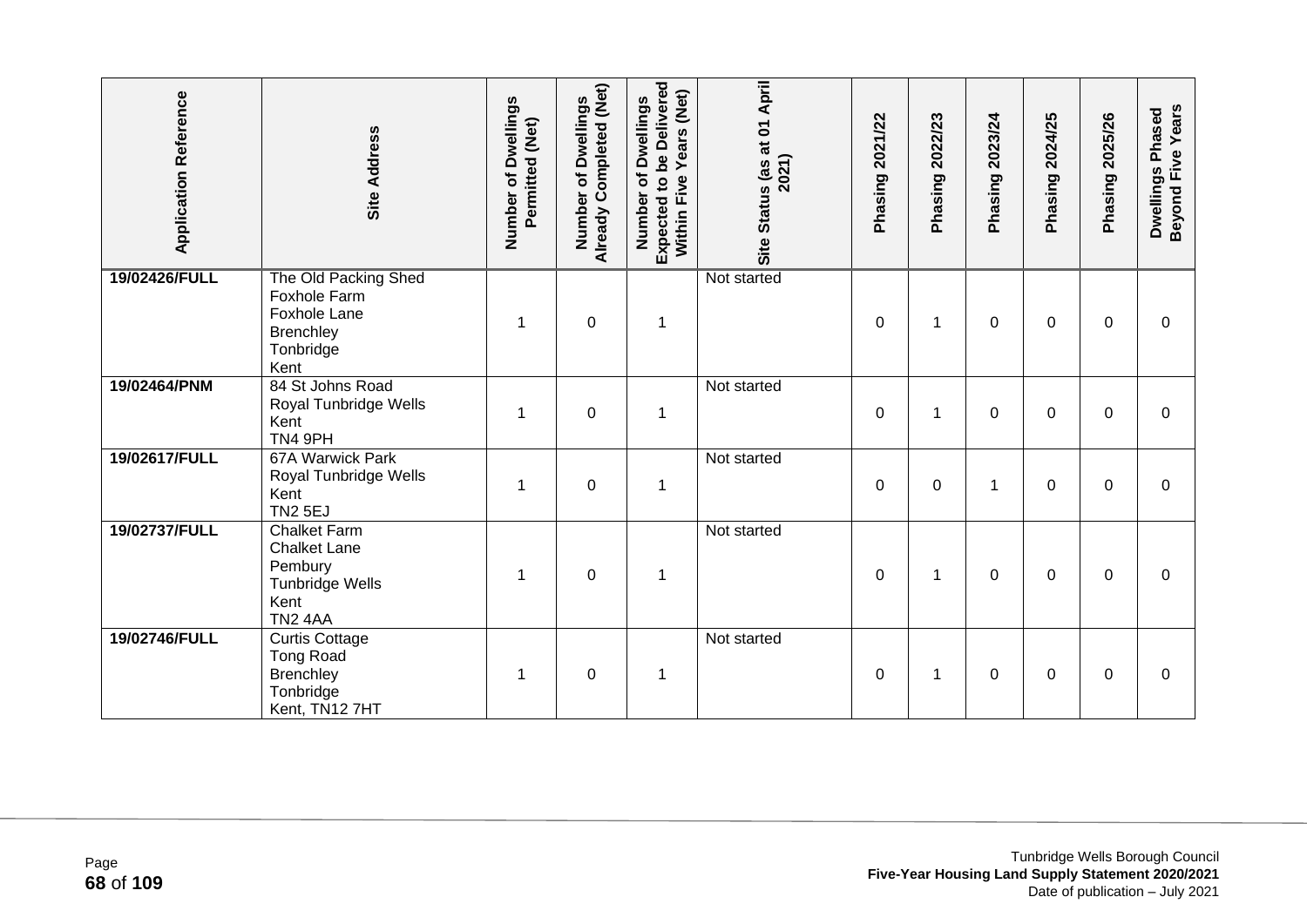| Application Reference | Site Address | Number of Dwellings Permitted (Net) | Number of Dwellings Already Completed (Net) | Number of Dwellings Expected to be Delivered Within Five Years (Net) | Site Status (as at 01 April 2021) | Phasing 2021/22 | Phasing 2022/23 | Phasing 2023/24 | Phasing 2024/25 | Phasing 2025/26 | Dwellings Phased Beyond Five Years |
|---|---|---|---|---|---|---|---|---|---|---|---|
| 19/02426/FULL | The Old Packing Shed<br>Foxhole Farm<br>Foxhole Lane<br>Brenchley<br>Tonbridge<br>Kent | 1 | 0 | 1 | Not started | 0 | 1 | 0 | 0 | 0 | 0 |
| 19/02464/PNM | 84 St Johns Road<br>Royal Tunbridge Wells<br>Kent<br>TN4 9PH | 1 | 0 | 1 | Not started | 0 | 1 | 0 | 0 | 0 | 0 |
| 19/02617/FULL | 67A Warwick Park<br>Royal Tunbridge Wells<br>Kent<br>TN2 5EJ | 1 | 0 | 1 | Not started | 0 | 0 | 1 | 0 | 0 | 0 |
| 19/02737/FULL | Chalket Farm<br>Chalket Lane<br>Pembury<br>Tunbridge Wells<br>Kent<br>TN2 4AA | 1 | 0 | 1 | Not started | 0 | 1 | 0 | 0 | 0 | 0 |
| 19/02746/FULL | Curtis Cottage<br>Tong Road<br>Brenchley<br>Tonbridge<br>Kent, TN12 7HT | 1 | 0 | 1 | Not started | 0 | 1 | 0 | 0 | 0 | 0 |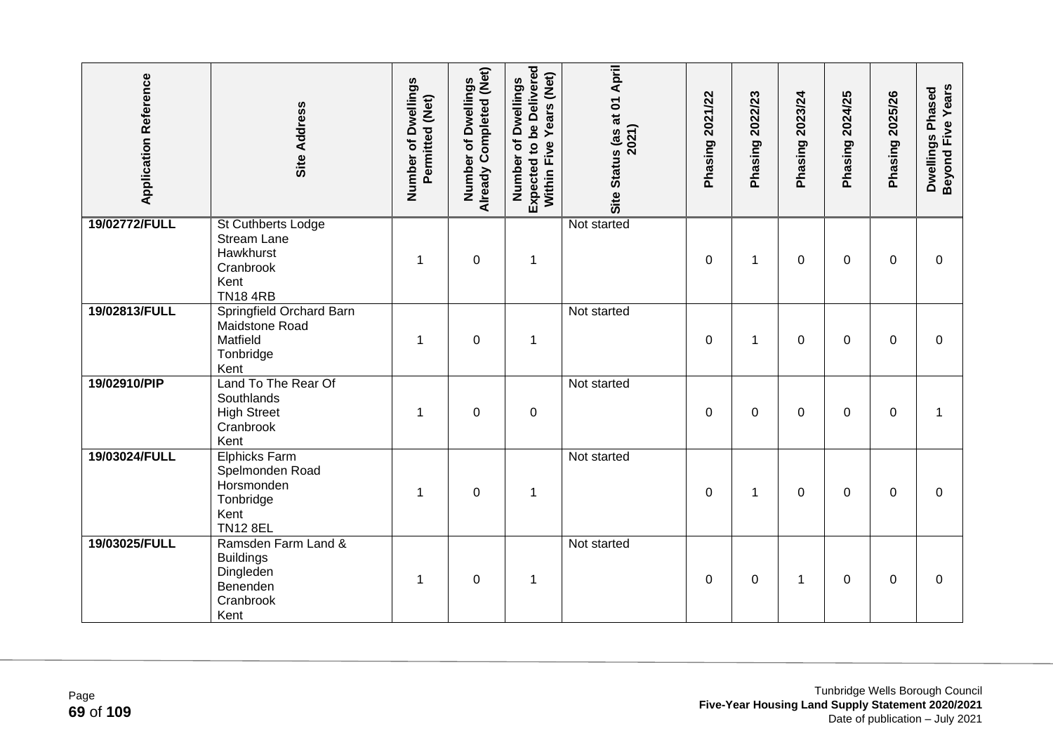| Application Reference | Site Address | Number of Dwellings Permitted (Net) | Number of Dwellings Already Completed (Net) | Number of Dwellings Expected to be Delivered Within Five Years (Net) | Site Status (as at 01 April 2021) | Phasing 2021/22 | Phasing 2022/23 | Phasing 2023/24 | Phasing 2024/25 | Phasing 2025/26 | Dwellings Phased Beyond Five Years |
|---|---|---|---|---|---|---|---|---|---|---|---|
| **19/02772/FULL** | St Cuthberts Lodge<br>Stream Lane<br>Hawkhurst<br>Cranbrook<br>Kent<br>TN18 4RB | 1 | 0 | 1 | Not started | 0 | 1 | 0 | 0 | 0 | 0 |
| **19/02813/FULL** | Springfield Orchard Barn<br>Maidstone Road<br>Matfield<br>Tonbridge<br>Kent | 1 | 0 | 1 | Not started | 0 | 1 | 0 | 0 | 0 | 0 |
| **19/02910/PIP** | Land To The Rear Of Southlands<br>High Street<br>Cranbrook<br>Kent | 1 | 0 | 0 | Not started | 0 | 0 | 0 | 0 | 0 | 1 |
| **19/03024/FULL** | Elphicks Farm<br>Spelmonden Road<br>Horsmonden<br>Tonbridge<br>Kent<br>TN12 8EL | 1 | 0 | 1 | Not started | 0 | 1 | 0 | 0 | 0 | 0 |
| **19/03025/FULL** | Ramsden Farm Land & Buildings<br>Dingleden<br>Benenden<br>Cranbrook<br>Kent | 1 | 0 | 1 | Not started | 0 | 0 | 1 | 0 | 0 | 0 |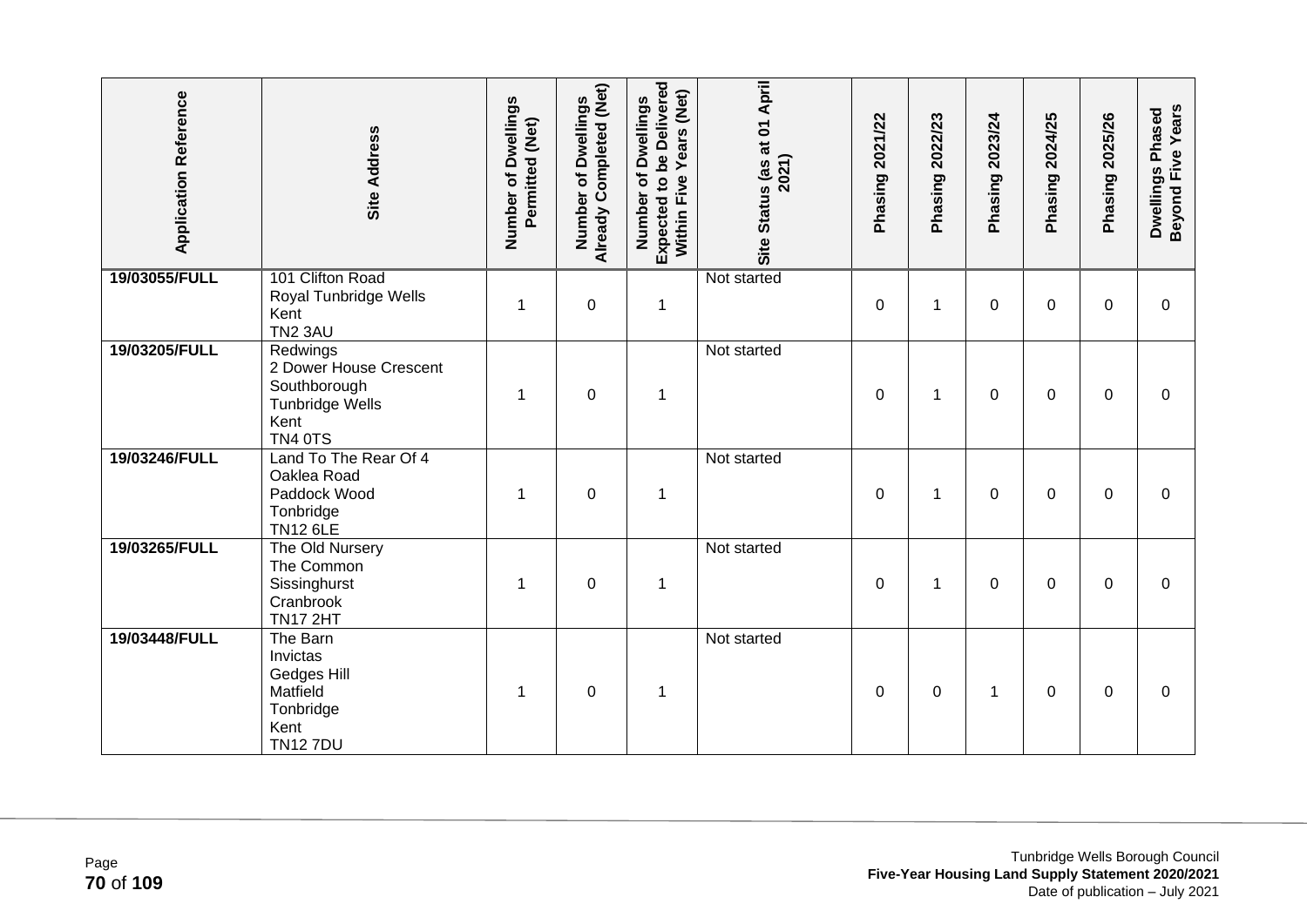| Application Reference | Site Address | Number of Dwellings Permitted (Net) | Number of Dwellings Already Completed (Net) | Number of Dwellings Expected to be Delivered Within Five Years (Net) | Site Status (as at 01 April 2021) | Phasing 2021/22 | Phasing 2022/23 | Phasing 2023/24 | Phasing 2024/25 | Phasing 2025/26 | Dwellings Phased Beyond Five Years |
|---|---|---|---|---|---|---|---|---|---|---|---|
| 19/03055/FULL | 101 Clifton Road Royal Tunbridge Wells Kent TN2 3AU | 1 | 0 | 1 | Not started | 0 | 1 | 0 | 0 | 0 | 0 |
| 19/03205/FULL | Redwings 2 Dower House Crescent Southborough Tunbridge Wells Kent TN4 0TS | 1 | 0 | 1 | Not started | 0 | 1 | 0 | 0 | 0 | 0 |
| 19/03246/FULL | Land To The Rear Of 4 Oaklea Road Paddock Wood Tonbridge TN12 6LE | 1 | 0 | 1 | Not started | 0 | 1 | 0 | 0 | 0 | 0 |
| 19/03265/FULL | The Old Nursery The Common Sissinghurst Cranbrook TN17 2HT | 1 | 0 | 1 | Not started | 0 | 1 | 0 | 0 | 0 | 0 |
| 19/03448/FULL | The Barn Invictas Gedges Hill Matfield Tonbridge Kent TN12 7DU | 1 | 0 | 1 | Not started | 0 | 0 | 1 | 0 | 0 | 0 |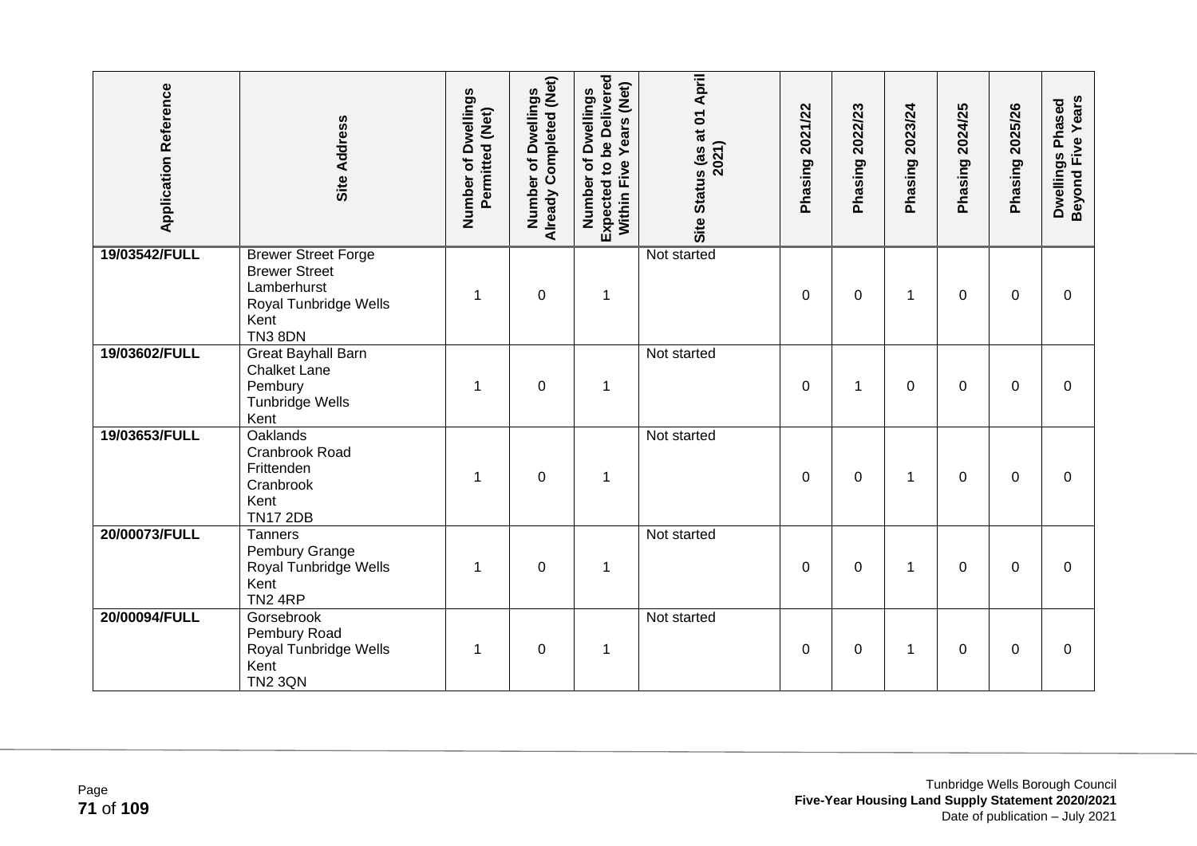| Application Reference | Site Address | Number of Dwellings Permitted (Net) | Number of Dwellings Already Completed (Net) | Number of Dwellings Expected to be Delivered Within Five Years (Net) | Site Status (as at 01 April 2021) | Phasing 2021/22 | Phasing 2022/23 | Phasing 2023/24 | Phasing 2024/25 | Phasing 2025/26 | Dwellings Phased Beyond Five Years |
|---|---|---|---|---|---|---|---|---|---|---|---|
| 19/03542/FULL | Brewer Street Forge<br>Brewer Street<br>Lamberhurst<br>Royal Tunbridge Wells<br>Kent<br>TN3 8DN | 1 | 0 | 1 | Not started | 0 | 0 | 1 | 0 | 0 | 0 |
| 19/03602/FULL | Great Bayhall Barn<br>Chalket Lane<br>Pembury<br>Tunbridge Wells<br>Kent | 1 | 0 | 1 | Not started | 0 | 1 | 0 | 0 | 0 | 0 |
| 19/03653/FULL | Oaklands<br>Cranbrook Road<br>Frittenden<br>Cranbrook<br>Kent<br>TN17 2DB | 1 | 0 | 1 | Not started | 0 | 0 | 1 | 0 | 0 | 0 |
| 20/00073/FULL | Tanners<br>Pembury Grange<br>Royal Tunbridge Wells<br>Kent<br>TN2 4RP | 1 | 0 | 1 | Not started | 0 | 0 | 1 | 0 | 0 | 0 |
| 20/00094/FULL | Gorsebrook<br>Pembury Road<br>Royal Tunbridge Wells<br>Kent<br>TN2 3QN | 1 | 0 | 1 | Not started | 0 | 0 | 1 | 0 | 0 | 0 |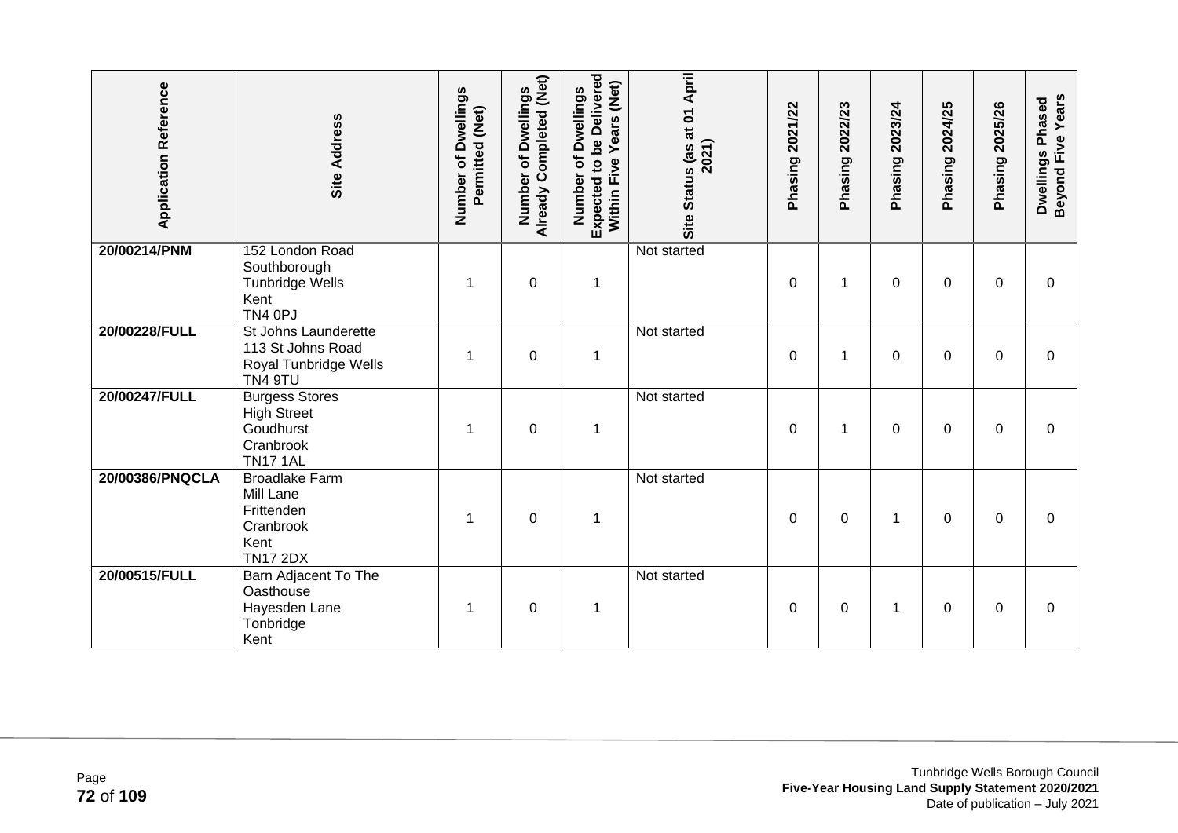| Application Reference | Site Address | Number of Dwellings Permitted (Net) | Number of Dwellings Already Completed (Net) | Number of Dwellings Expected to be Delivered Within Five Years (Net) | Site Status (as at 01 April 2021) | Phasing 2021/22 | Phasing 2022/23 | Phasing 2023/24 | Phasing 2024/25 | Phasing 2025/26 | Dwellings Phased Beyond Five Years |
|---|---|---|---|---|---|---|---|---|---|---|---|
| 20/00214/PNM | 152 London Road Southborough Tunbridge Wells Kent TN4 0PJ | 1 | 0 | 1 | Not started | 0 | 1 | 0 | 0 | 0 | 0 |
| 20/00228/FULL | St Johns Launderette 113 St Johns Road Royal Tunbridge Wells TN4 9TU | 1 | 0 | 1 | Not started | 0 | 1 | 0 | 0 | 0 | 0 |
| 20/00247/FULL | Burgess Stores High Street Goudhurst Cranbrook TN17 1AL | 1 | 0 | 1 | Not started | 0 | 1 | 0 | 0 | 0 | 0 |
| 20/00386/PNQCLA | Broadlake Farm Mill Lane Frittenden Cranbrook Kent TN17 2DX | 1 | 0 | 1 | Not started | 0 | 0 | 1 | 0 | 0 | 0 |
| 20/00515/FULL | Barn Adjacent To The Oasthouse Hayesden Lane Tonbridge Kent | 1 | 0 | 1 | Not started | 0 | 0 | 1 | 0 | 0 | 0 |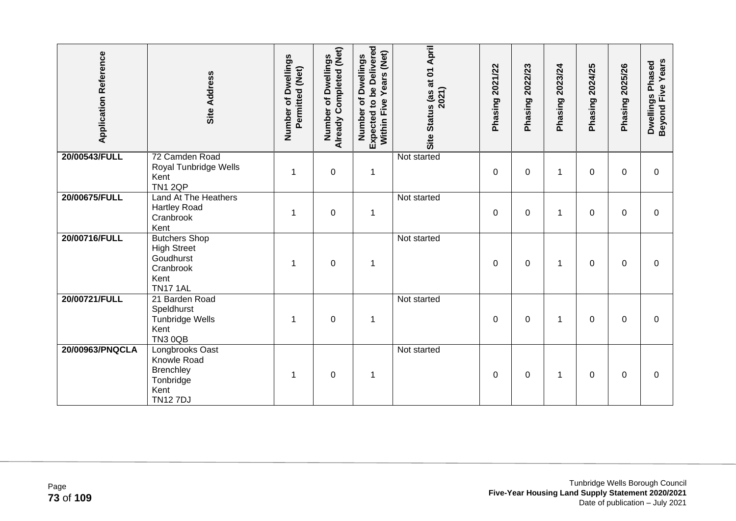| Application Reference | Site Address | Number of Dwellings Permitted (Net) | Number of Dwellings Already Completed (Net) | Number of Dwellings Expected to be Delivered Within Five Years (Net) | Site Status (as at 01 April 2021) | Phasing 2021/22 | Phasing 2022/23 | Phasing 2023/24 | Phasing 2024/25 | Phasing 2025/26 | Dwellings Phased Beyond Five Years |
|---|---|---|---|---|---|---|---|---|---|---|---|
| 20/00543/FULL | 72 Camden Road<br>Royal Tunbridge Wells<br>Kent<br>TN1 2QP | 1 | 0 | 1 | Not started | 0 | 0 | 1 | 0 | 0 | 0 |
| 20/00675/FULL | Land At The Heathers<br>Hartley Road<br>Cranbrook<br>Kent | 1 | 0 | 1 | Not started | 0 | 0 | 1 | 0 | 0 | 0 |
| 20/00716/FULL | Butchers Shop<br>High Street<br>Goudhurst<br>Cranbrook<br>Kent<br>TN17 1AL | 1 | 0 | 1 | Not started | 0 | 0 | 1 | 0 | 0 | 0 |
| 20/00721/FULL | 21 Barden Road<br>Speldhurst<br>Tunbridge Wells<br>Kent<br>TN3 0QB | 1 | 0 | 1 | Not started | 0 | 0 | 1 | 0 | 0 | 0 |
| 20/00963/PNQCLA | Longbrooks Oast<br>Knowle Road<br>Brenchley<br>Tonbridge<br>Kent<br>TN12 7DJ | 1 | 0 | 1 | Not started | 0 | 0 | 1 | 0 | 0 | 0 |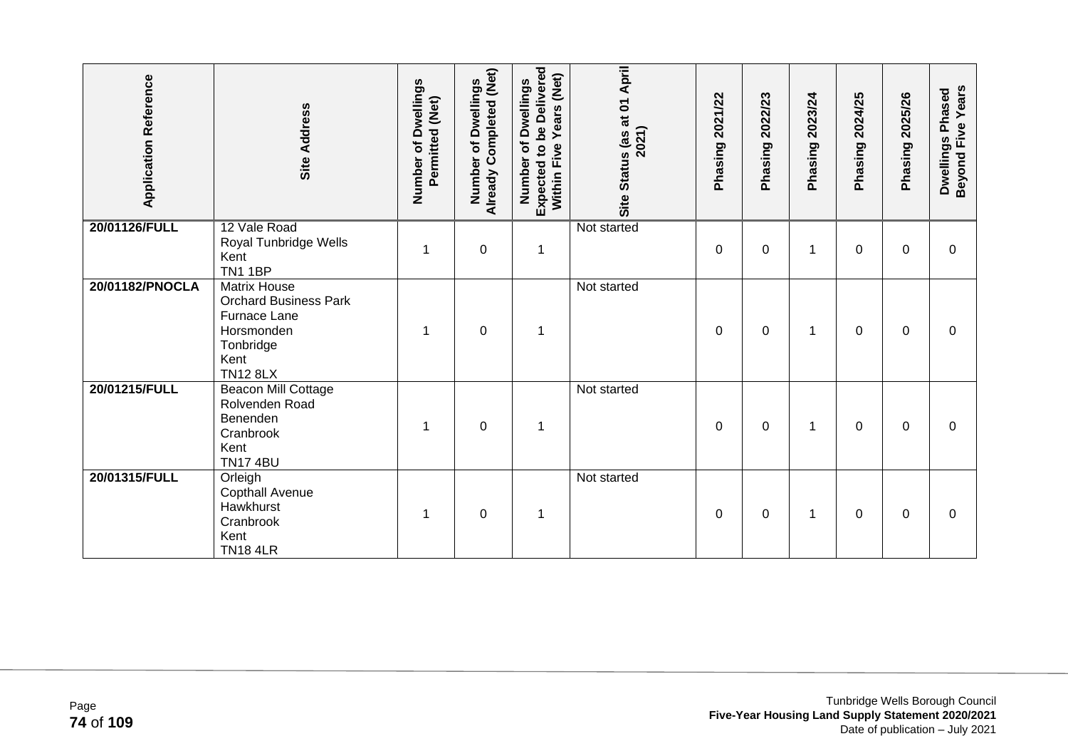| Application Reference | Site Address | Number of Dwellings Permitted (Net) | Number of Dwellings Already Completed (Net) | Number of Dwellings Expected to be Delivered Within Five Years (Net) | Site Status (as at 01 April 2021) | Phasing 2021/22 | Phasing 2022/23 | Phasing 2023/24 | Phasing 2024/25 | Phasing 2025/26 | Dwellings Phased Beyond Five Years |
|---|---|---|---|---|---|---|---|---|---|---|---|
| **20/01126/FULL** | 12 Vale Road<br>Royal Tunbridge Wells<br>Kent<br>TN1 1BP | 1 | 0 | 1 | Not started | 0 | 0 | 1 | 0 | 0 | 0 |
| **20/01182/PNOCLA** | Matrix House<br>Orchard Business Park<br>Furnace Lane<br>Horsmonden<br>Tonbridge<br>Kent<br>TN12 8LX | 1 | 0 | 1 | Not started | 0 | 0 | 1 | 0 | 0 | 0 |
| **20/01215/FULL** | Beacon Mill Cottage<br>Rolvenden Road<br>Benenden<br>Cranbrook<br>Kent<br>TN17 4BU | 1 | 0 | 1 | Not started | 0 | 0 | 1 | 0 | 0 | 0 |
| **20/01315/FULL** | Orleigh<br>Copthall Avenue<br>Hawkhurst<br>Cranbrook<br>Kent<br>TN18 4LR | 1 | 0 | 1 | Not started | 0 | 0 | 1 | 0 | 0 | 0 |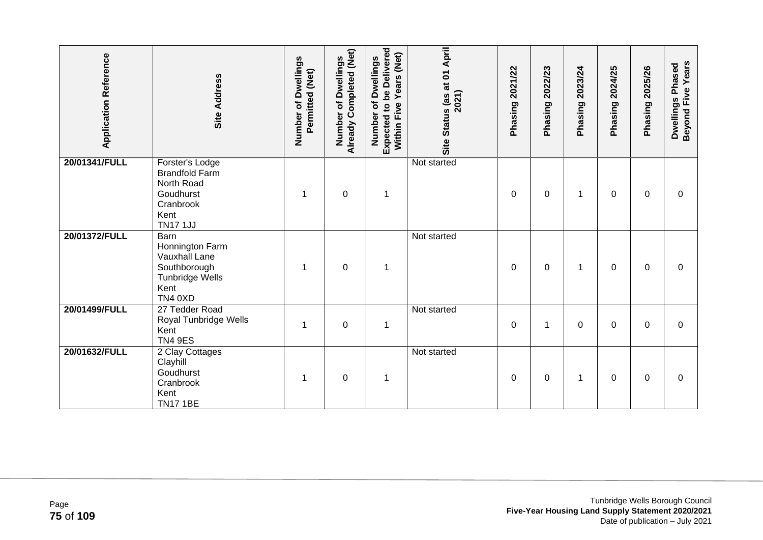| Application Reference | Site Address | Number of Dwellings Permitted (Net) | Number of Dwellings Already Completed (Net) | Number of Dwellings Expected to be Delivered Within Five Years (Net) | Site Status (as at 01 April 2021) | Phasing 2021/22 | Phasing 2022/23 | Phasing 2023/24 | Phasing 2024/25 | Phasing 2025/26 | Dwellings Phased Beyond Five Years |
|---|---|---|---|---|---|---|---|---|---|---|---|
| 20/01341/FULL | Forster's Lodge<br>Brandfold Farm<br>North Road<br>Goudhurst<br>Cranbrook<br>Kent<br>TN17 1JJ | 1 | 0 | 1 | Not started | 0 | 0 | 1 | 0 | 0 | 0 |
| 20/01372/FULL | Barn<br>Honnington Farm<br>Vauxhall Lane<br>Southborough<br>Tunbridge Wells<br>Kent<br>TN4 0XD | 1 | 0 | 1 | Not started | 0 | 0 | 1 | 0 | 0 | 0 |
| 20/01499/FULL | 27 Tedder Road<br>Royal Tunbridge Wells<br>Kent<br>TN4 9ES | 1 | 0 | 1 | Not started | 0 | 1 | 0 | 0 | 0 | 0 |
| 20/01632/FULL | 2 Clay Cottages<br>Clayhill<br>Goudhurst<br>Cranbrook<br>Kent<br>TN17 1BE | 1 | 0 | 1 | Not started | 0 | 0 | 1 | 0 | 0 | 0 |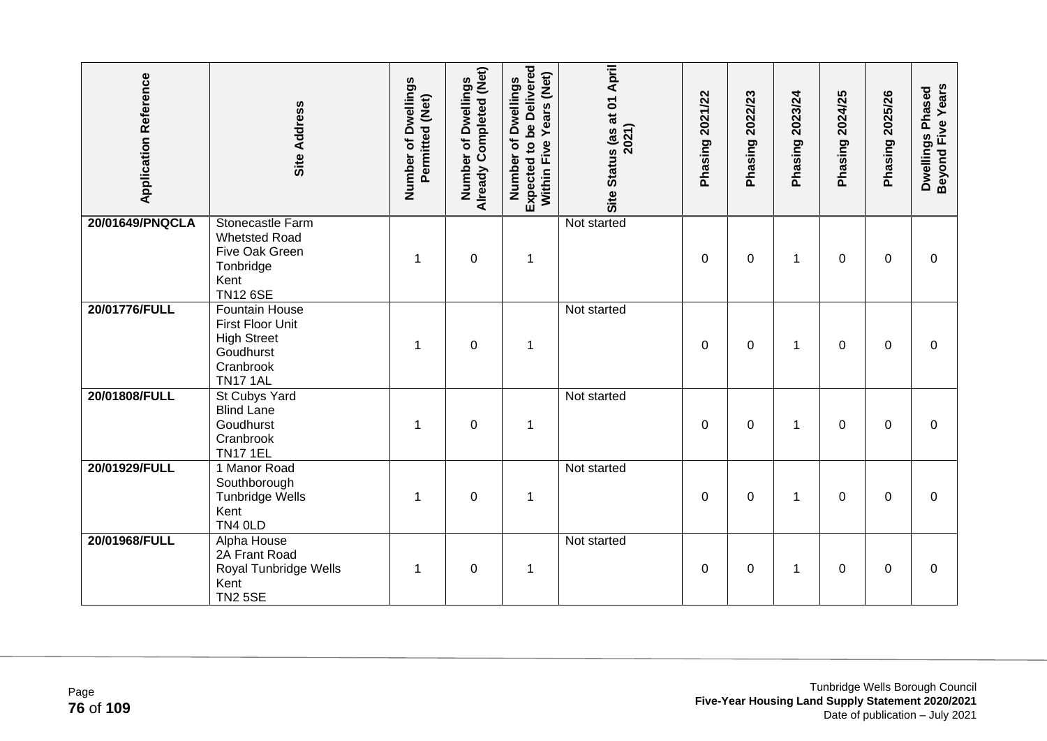| Application Reference | Site Address | Number of Dwellings Permitted (Net) | Number of Dwellings Already Completed (Net) | Number of Dwellings Expected to be Delivered Within Five Years (Net) | Site Status (as at 01 April 2021) | Phasing 2021/22 | Phasing 2022/23 | Phasing 2023/24 | Phasing 2024/25 | Phasing 2025/26 | Dwellings Phased Beyond Five Years |
|---|---|---|---|---|---|---|---|---|---|---|---|
| **20/01649/PNQCLA** | Stonecastle Farm<br>Whetsted Road<br>Five Oak Green<br>Tonbridge<br>Kent<br>TN12 6SE | 1 | 0 | 1 | Not started | 0 | 0 | 1 | 0 | 0 | 0 |
| **20/01776/FULL** | Fountain House<br>First Floor Unit<br>High Street<br>Goudhurst<br>Cranbrook<br>TN17 1AL | 1 | 0 | 1 | Not started | 0 | 0 | 1 | 0 | 0 | 0 |
| **20/01808/FULL** | St Cubys Yard<br>Blind Lane<br>Goudhurst<br>Cranbrook<br>TN17 1EL | 1 | 0 | 1 | Not started | 0 | 0 | 1 | 0 | 0 | 0 |
| **20/01929/FULL** | 1 Manor Road<br>Southborough<br>Tunbridge Wells<br>Kent<br>TN4 0LD | 1 | 0 | 1 | Not started | 0 | 0 | 1 | 0 | 0 | 0 |
| **20/01968/FULL** | Alpha House<br>2A Frant Road<br>Royal Tunbridge Wells<br>Kent<br>TN2 5SE | 1 | 0 | 1 | Not started | 0 | 0 | 1 | 0 | 0 | 0 |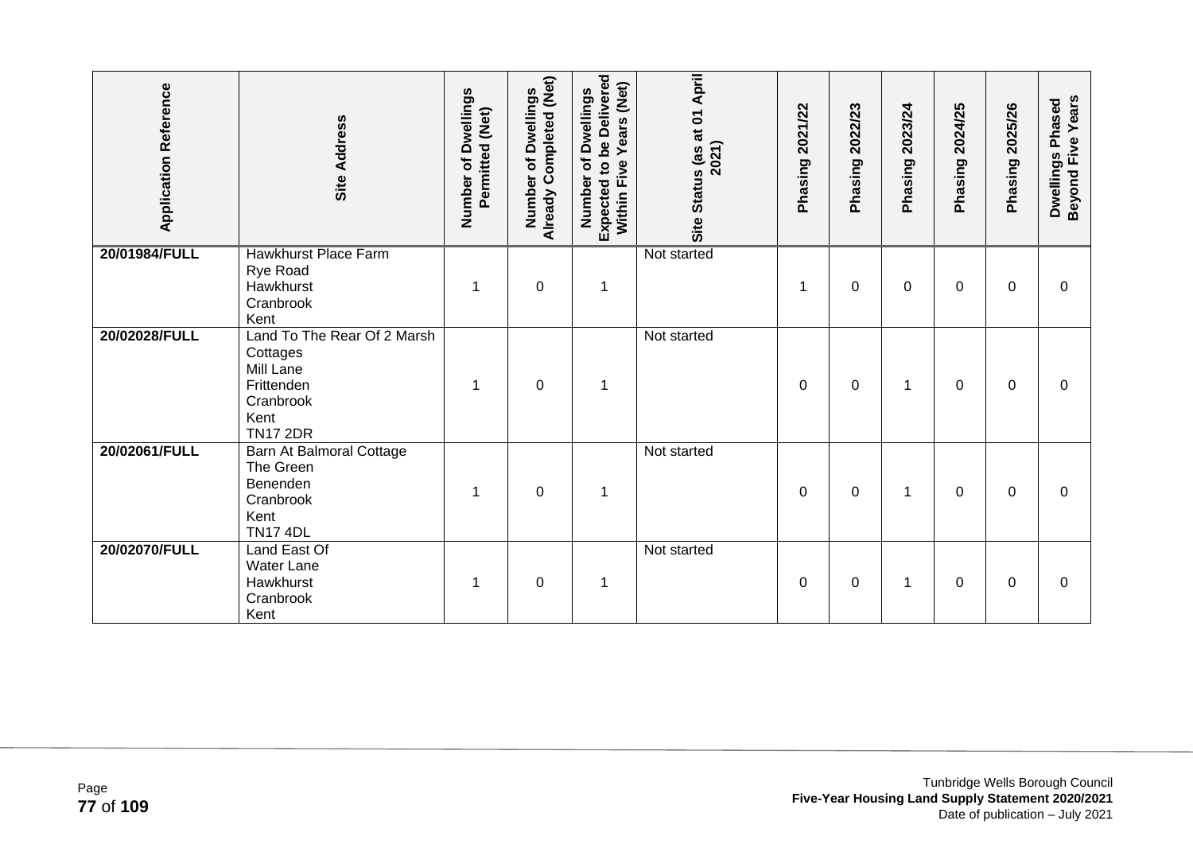| Application Reference | Site Address | Number of Dwellings Permitted (Net) | Number of Dwellings Already Completed (Net) | Number of Dwellings Expected to be Delivered Within Five Years (Net) | Site Status (as at 01 April 2021) | Phasing 2021/22 | Phasing 2022/23 | Phasing 2023/24 | Phasing 2024/25 | Phasing 2025/26 | Dwellings Phased Beyond Five Years |
|---|---|---|---|---|---|---|---|---|---|---|---|
| **20/01984/FULL** | Hawkhurst Place Farm<br>Rye Road<br>Hawkhurst<br>Cranbrook<br>Kent | 1 | 0 | 1 | Not started | 1 | 0 | 0 | 0 | 0 | 0 |
| **20/02028/FULL** | Land To The Rear Of 2 Marsh Cottages<br>Mill Lane<br>Frittenden<br>Cranbrook<br>Kent<br>TN17 2DR | 1 | 0 | 1 | Not started | 0 | 0 | 1 | 0 | 0 | 0 |
| **20/02061/FULL** | Barn At Balmoral Cottage<br>The Green<br>Benenden<br>Cranbrook<br>Kent<br>TN17 4DL | 1 | 0 | 1 | Not started | 0 | 0 | 1 | 0 | 0 | 0 |
| **20/02070/FULL** | Land East Of<br>Water Lane<br>Hawkhurst<br>Cranbrook<br>Kent | 1 | 0 | 1 | Not started | 0 | 0 | 1 | 0 | 0 | 0 |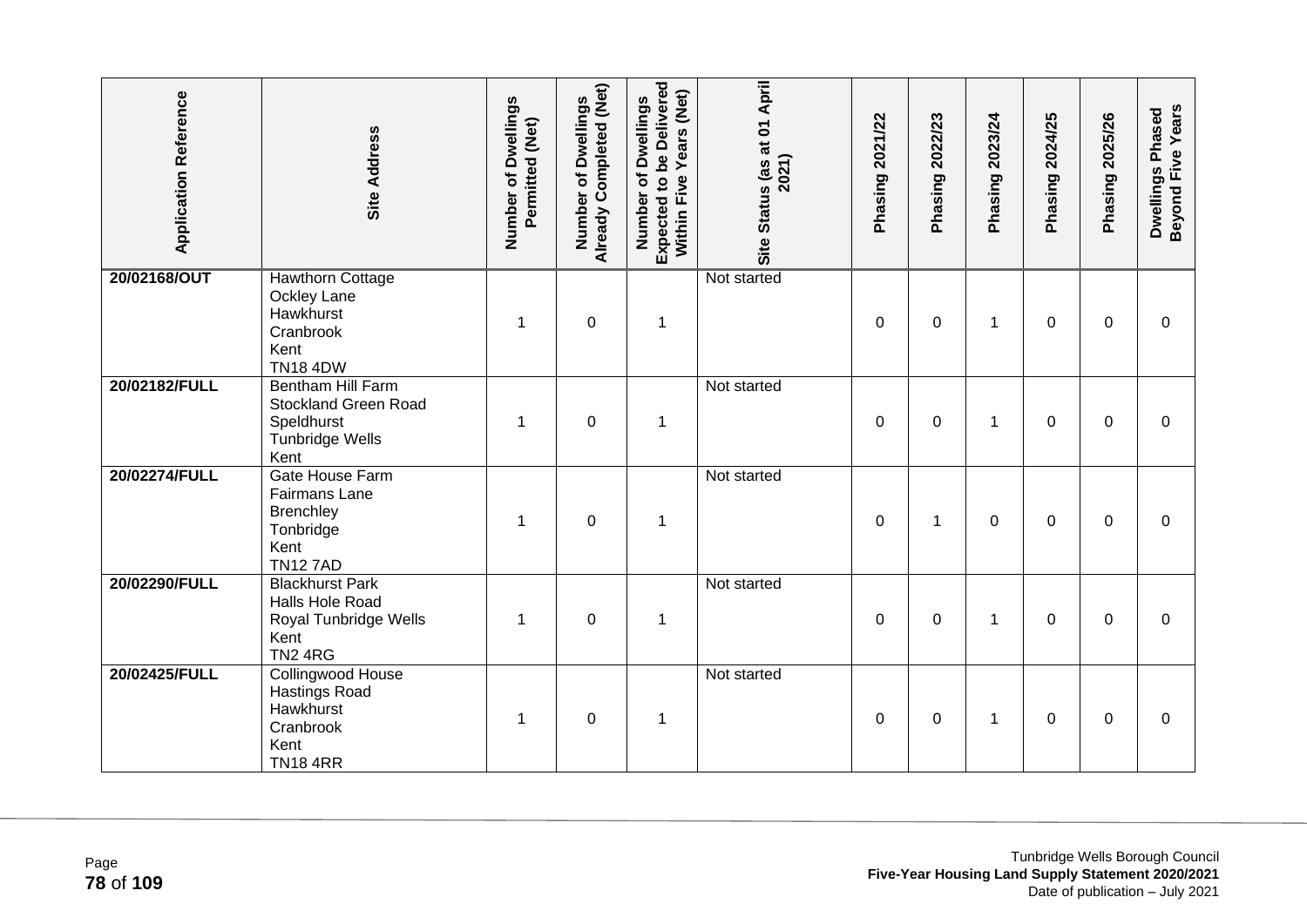| Application Reference | Site Address | Number of Dwellings Permitted (Net) | Number of Dwellings Already Completed (Net) | Number of Dwellings Expected to be Delivered Within Five Years (Net) | Site Status (as at 01 April 2021) | Phasing 2021/22 | Phasing 2022/23 | Phasing 2023/24 | Phasing 2024/25 | Phasing 2025/26 | Dwellings Phased Beyond Five Years |
|---|---|---|---|---|---|---|---|---|---|---|---|
| **20/02168/OUT** | Hawthorn Cottage<br>Ockley Lane<br>Hawkhurst<br>Cranbrook<br>Kent<br>TN18 4DW | 1 | 0 | 1 | Not started | 0 | 0 | 1 | 0 | 0 | 0 |
| **20/02182/FULL** | Bentham Hill Farm<br>Stockland Green Road<br>Speldhurst<br>Tunbridge Wells<br>Kent | 1 | 0 | 1 | Not started | 0 | 0 | 1 | 0 | 0 | 0 |
| **20/02274/FULL** | Gate House Farm<br>Fairmans Lane<br>Brenchley<br>Tonbridge<br>Kent<br>TN12 7AD | 1 | 0 | 1 | Not started | 0 | 1 | 0 | 0 | 0 | 0 |
| **20/02290/FULL** | Blackhurst Park<br>Halls Hole Road<br>Royal Tunbridge Wells<br>Kent<br>TN2 4RG | 1 | 0 | 1 | Not started | 0 | 0 | 1 | 0 | 0 | 0 |
| **20/02425/FULL** | Collingwood House<br>Hastings Road<br>Hawkhurst<br>Cranbrook<br>Kent<br>TN18 4RR | 1 | 0 | 1 | Not started | 0 | 0 | 1 | 0 | 0 | 0 |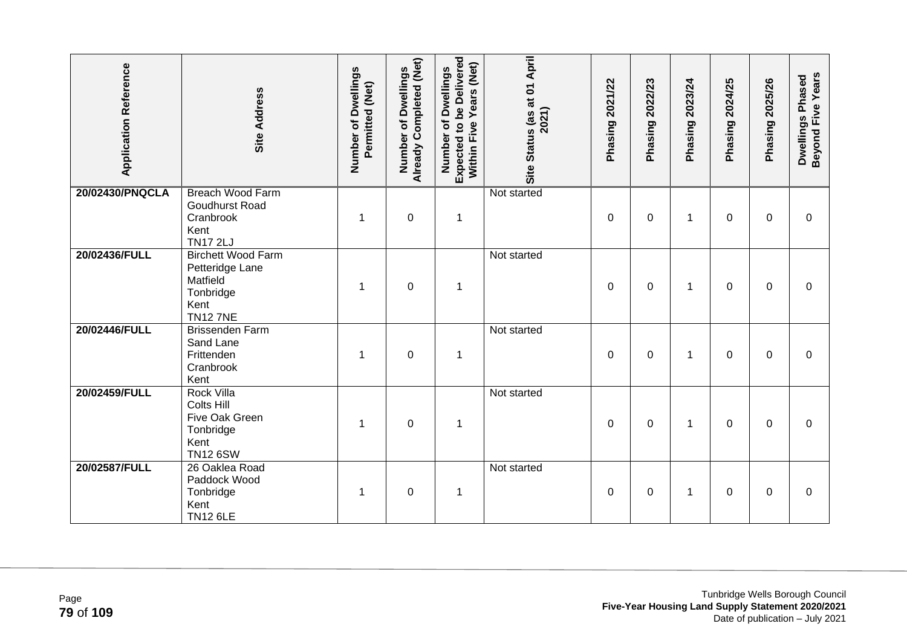| Application Reference | Site Address | Number of Dwellings Permitted (Net) | Number of Dwellings Already Completed (Net) | Number of Dwellings Expected to be Delivered Within Five Years (Net) | Site Status (as at 01 April 2021) | Phasing 2021/22 | Phasing 2022/23 | Phasing 2023/24 | Phasing 2024/25 | Phasing 2025/26 | Dwellings Phased Beyond Five Years |
|---|---|---|---|---|---|---|---|---|---|---|---|
| 20/02430/PNQCLA | Breach Wood Farm<br>Goudhurst Road<br>Cranbrook<br>Kent<br>TN17 2LJ | 1 | 0 | 1 | Not started | 0 | 0 | 1 | 0 | 0 | 0 |
| 20/02436/FULL | Birchett Wood Farm<br>Petteridge Lane<br>Matfield<br>Tonbridge<br>Kent<br>TN12 7NE | 1 | 0 | 1 | Not started | 0 | 0 | 1 | 0 | 0 | 0 |
| 20/02446/FULL | Brissenden Farm<br>Sand Lane<br>Frittenden<br>Cranbrook<br>Kent | 1 | 0 | 1 | Not started | 0 | 0 | 1 | 0 | 0 | 0 |
| 20/02459/FULL | Rock Villa<br>Colts Hill<br>Five Oak Green<br>Tonbridge<br>Kent<br>TN12 6SW | 1 | 0 | 1 | Not started | 0 | 0 | 1 | 0 | 0 | 0 |
| 20/02587/FULL | 26 Oaklea Road<br>Paddock Wood<br>Tonbridge<br>Kent<br>TN12 6LE | 1 | 0 | 1 | Not started | 0 | 0 | 1 | 0 | 0 | 0 |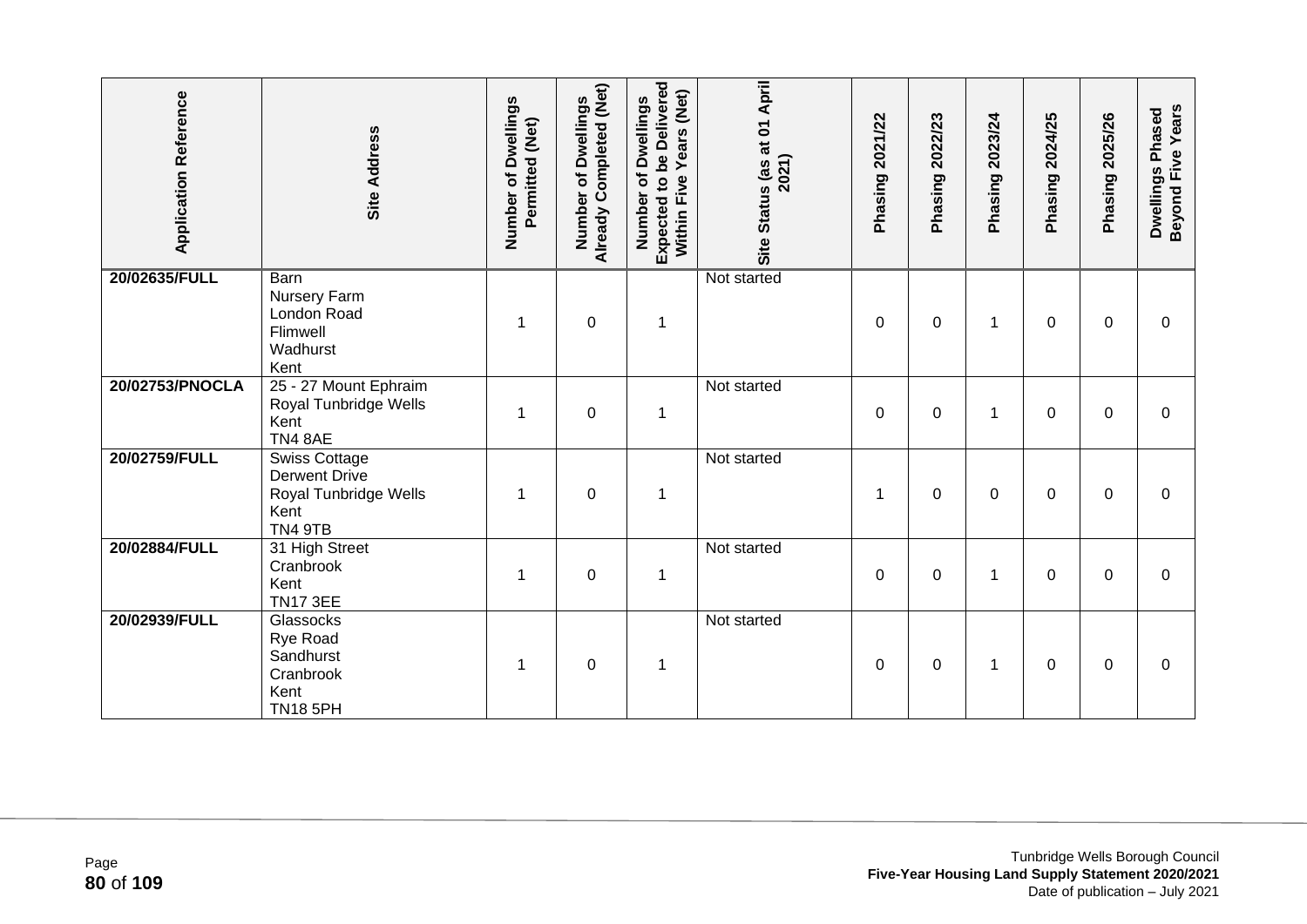| Application Reference | Site Address | Number of Dwellings Permitted (Net) | Number of Dwellings Already Completed (Net) | Number of Dwellings Expected to be Delivered Within Five Years (Net) | Site Status (as at 01 April 2021) | Phasing 2021/22 | Phasing 2022/23 | Phasing 2023/24 | Phasing 2024/25 | Phasing 2025/26 | Dwellings Phased Beyond Five Years |
|---|---|---|---|---|---|---|---|---|---|---|---|
| **20/02635/FULL** | Barn<br>Nursery Farm<br>London Road<br>Flimwell<br>Wadhurst<br>Kent | 1 | 0 | 1 | Not started | 0 | 0 | 1 | 0 | 0 | 0 |
| **20/02753/PNOCLA** | 25 - 27 Mount Ephraim<br>Royal Tunbridge Wells<br>Kent<br>TN4 8AE | 1 | 0 | 1 | Not started | 0 | 0 | 1 | 0 | 0 | 0 |
| **20/02759/FULL** | Swiss Cottage<br>Derwent Drive<br>Royal Tunbridge Wells<br>Kent<br>TN4 9TB | 1 | 0 | 1 | Not started | 1 | 0 | 0 | 0 | 0 | 0 |
| **20/02884/FULL** | 31 High Street<br>Cranbrook<br>Kent<br>TN17 3EE | 1 | 0 | 1 | Not started | 0 | 0 | 1 | 0 | 0 | 0 |
| **20/02939/FULL** | Glassocks<br>Rye Road<br>Sandhurst<br>Cranbrook<br>Kent<br>TN18 5PH | 1 | 0 | 1 | Not started | 0 | 0 | 1 | 0 | 0 | 0 |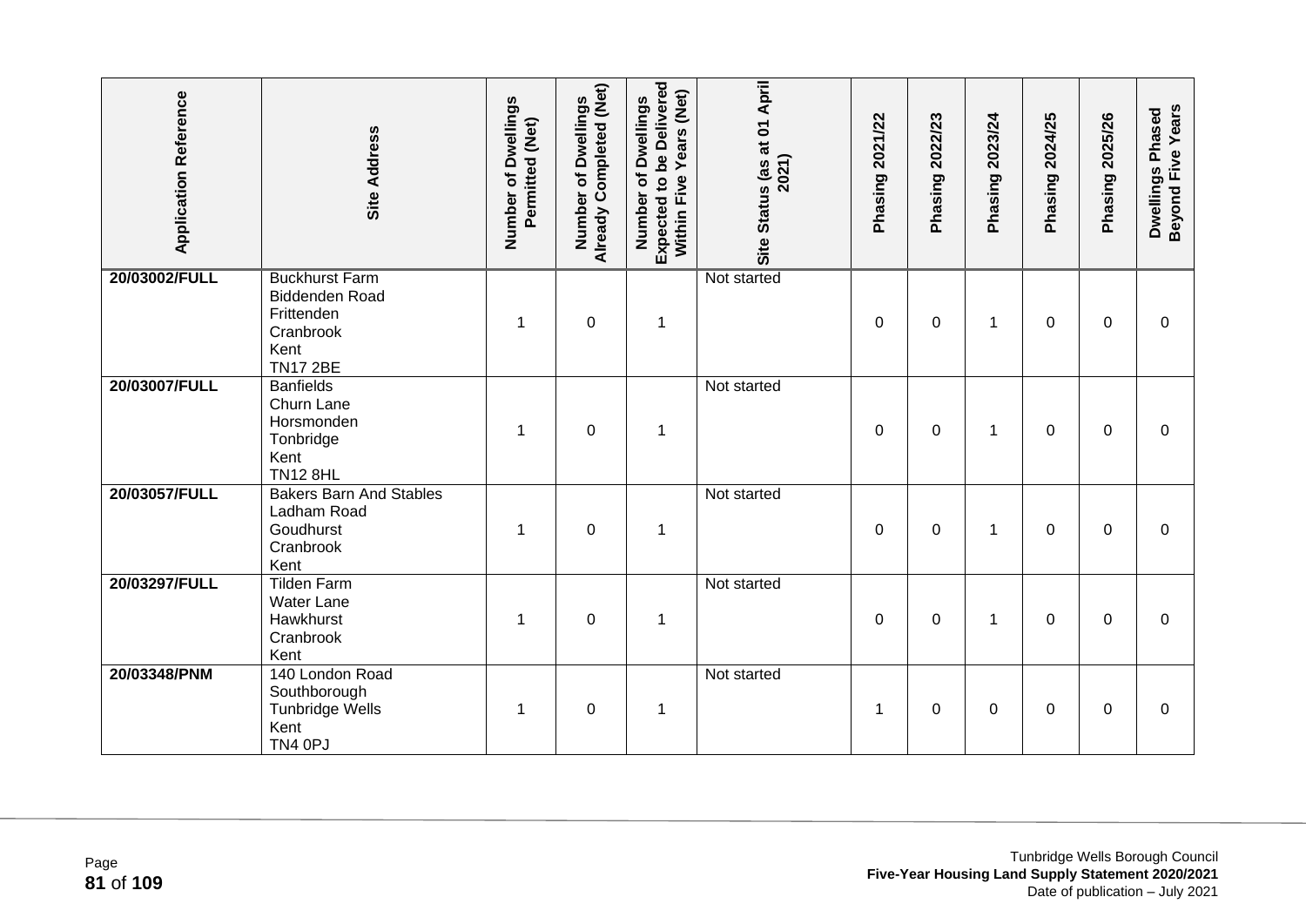| Application Reference | Site Address | Number of Dwellings Permitted (Net) | Number of Dwellings Already Completed (Net) | Number of Dwellings Expected to be Delivered Within Five Years (Net) | Site Status (as at 01 April 2021) | Phasing 2021/22 | Phasing 2022/23 | Phasing 2023/24 | Phasing 2024/25 | Phasing 2025/26 | Dwellings Phased Beyond Five Years |
|---|---|---|---|---|---|---|---|---|---|---|---|
| **20/03002/FULL** | Buckhurst Farm<br>Biddenden Road<br>Frittenden<br>Cranbrook<br>Kent<br>TN17 2BE | 1 | 0 | 1 | Not started | 0 | 0 | 1 | 0 | 0 | 0 |
| **20/03007/FULL** | Banfields<br>Churn Lane<br>Horsmonden<br>Tonbridge<br>Kent<br>TN12 8HL | 1 | 0 | 1 | Not started | 0 | 0 | 1 | 0 | 0 | 0 |
| **20/03057/FULL** | Bakers Barn And Stables<br>Ladham Road<br>Goudhurst<br>Cranbrook<br>Kent | 1 | 0 | 1 | Not started | 0 | 0 | 1 | 0 | 0 | 0 |
| **20/03297/FULL** | Tilden Farm<br>Water Lane<br>Hawkhurst<br>Cranbrook<br>Kent | 1 | 0 | 1 | Not started | 0 | 0 | 1 | 0 | 0 | 0 |
| **20/03348/PNM** | 140 London Road<br>Southborough<br>Tunbridge Wells<br>Kent<br>TN4 0PJ | 1 | 0 | 1 | Not started | 1 | 0 | 0 | 0 | 0 | 0 |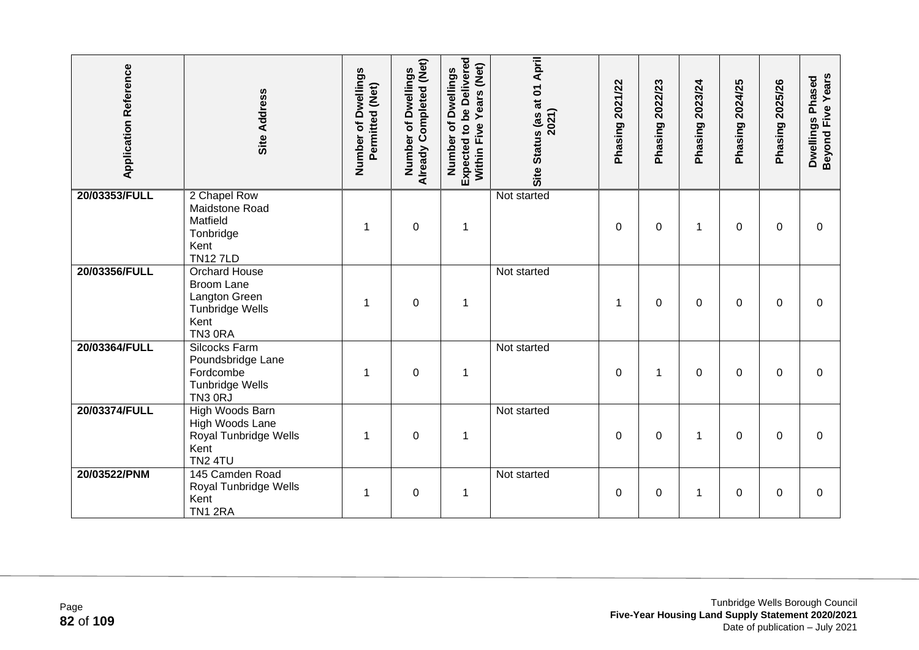| Application Reference | Site Address | Number of Dwellings Permitted (Net) | Number of Dwellings Already Completed (Net) | Number of Dwellings Expected to be Delivered Within Five Years (Net) | Site Status (as at 01 April 2021) | Phasing 2021/22 | Phasing 2022/23 | Phasing 2023/24 | Phasing 2024/25 | Phasing 2025/26 | Dwellings Phased Beyond Five Years |
|---|---|---|---|---|---|---|---|---|---|---|---|
| **20/03353/FULL** | 2 Chapel Row<br>Maidstone Road<br>Matfield<br>Tonbridge<br>Kent<br>TN12 7LD | 1 | 0 | 1 | Not started | 0 | 0 | 1 | 0 | 0 | 0 |
| **20/03356/FULL** | Orchard House<br>Broom Lane<br>Langton Green<br>Tunbridge Wells<br>Kent<br>TN3 0RA | 1 | 0 | 1 | Not started | 1 | 0 | 0 | 0 | 0 | 0 |
| **20/03364/FULL** | Silcocks Farm<br>Poundsbridge Lane<br>Fordcombe<br>Tunbridge Wells<br>TN3 0RJ | 1 | 0 | 1 | Not started | 0 | 1 | 0 | 0 | 0 | 0 |
| **20/03374/FULL** | High Woods Barn<br>High Woods Lane<br>Royal Tunbridge Wells<br>Kent<br>TN2 4TU | 1 | 0 | 1 | Not started | 0 | 0 | 1 | 0 | 0 | 0 |
| **20/03522/PNM** | 145 Camden Road<br>Royal Tunbridge Wells<br>Kent<br>TN1 2RA | 1 | 0 | 1 | Not started | 0 | 0 | 1 | 0 | 0 | 0 |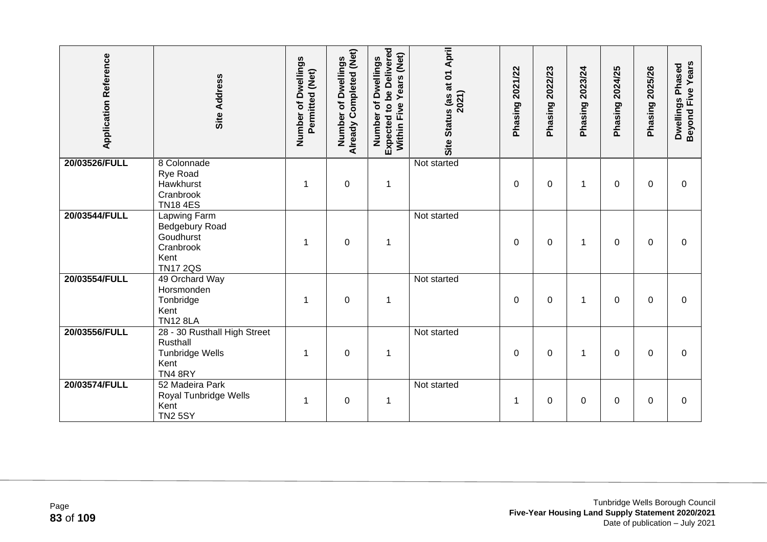| Application Reference | Site Address | Number of Dwellings Permitted (Net) | Number of Dwellings Already Completed (Net) | Number of Dwellings Expected to be Delivered Within Five Years (Net) | Site Status (as at 01 April 2021) | Phasing 2021/22 | Phasing 2022/23 | Phasing 2023/24 | Phasing 2024/25 | Phasing 2025/26 | Dwellings Phased Beyond Five Years |
|---|---|---|---|---|---|---|---|---|---|---|---|
| 20/03526/FULL | 8 Colonnade<br>Rye Road<br>Hawkhurst<br>Cranbrook<br>TN18 4ES | 1 | 0 | 1 | Not started | 0 | 0 | 1 | 0 | 0 | 0 |
| 20/03544/FULL | Lapwing Farm<br>Bedgebury Road<br>Goudhurst<br>Cranbrook<br>Kent<br>TN17 2QS | 1 | 0 | 1 | Not started | 0 | 0 | 1 | 0 | 0 | 0 |
| 20/03554/FULL | 49 Orchard Way<br>Horsmonden<br>Tonbridge<br>Kent<br>TN12 8LA | 1 | 0 | 1 | Not started | 0 | 0 | 1 | 0 | 0 | 0 |
| 20/03556/FULL | 28 - 30 Rusthall High Street<br>Rusthall<br>Tunbridge Wells<br>Kent<br>TN4 8RY | 1 | 0 | 1 | Not started | 0 | 0 | 1 | 0 | 0 | 0 |
| 20/03574/FULL | 52 Madeira Park<br>Royal Tunbridge Wells<br>Kent<br>TN2 5SY | 1 | 0 | 1 | Not started | 1 | 0 | 0 | 0 | 0 | 0 |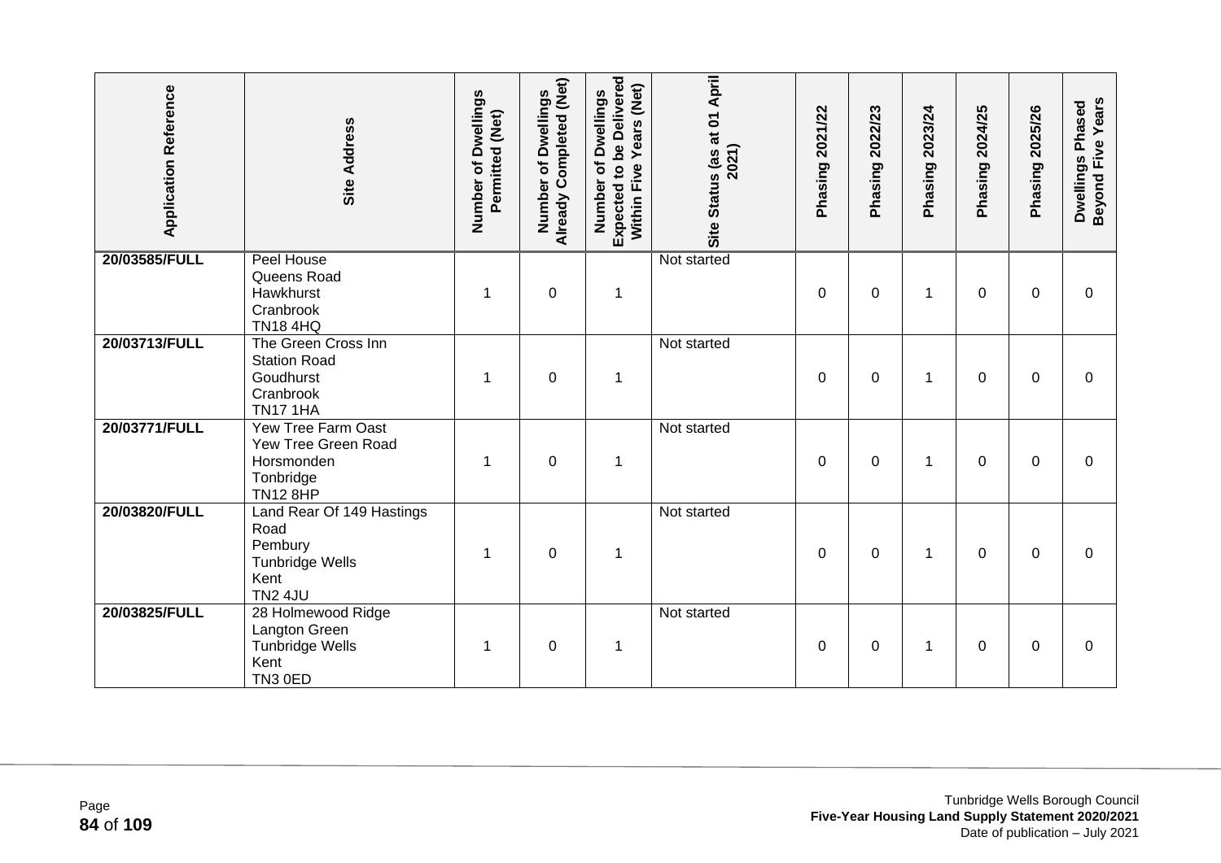| Application Reference | Site Address | Number of Dwellings Permitted (Net) | Number of Dwellings Already Completed (Net) | Number of Dwellings Expected to be Delivered Within Five Years (Net) | Site Status (as at 01 April 2021) | Phasing 2021/22 | Phasing 2022/23 | Phasing 2023/24 | Phasing 2024/25 | Phasing 2025/26 | Dwellings Phased Beyond Five Years |
|---|---|---|---|---|---|---|---|---|---|---|---|
| **20/03585/FULL** | Peel House<br>Queens Road<br>Hawkhurst<br>Cranbrook<br>TN18 4HQ | 1 | 0 | 1 | Not started | 0 | 0 | 1 | 0 | 0 | 0 |
| **20/03713/FULL** | The Green Cross Inn<br>Station Road<br>Goudhurst<br>Cranbrook<br>TN17 1HA | 1 | 0 | 1 | Not started | 0 | 0 | 1 | 0 | 0 | 0 |
| **20/03771/FULL** | Yew Tree Farm Oast<br>Yew Tree Green Road<br>Horsmonden<br>Tonbridge<br>TN12 8HP | 1 | 0 | 1 | Not started | 0 | 0 | 1 | 0 | 0 | 0 |
| **20/03820/FULL** | Land Rear Of 149 Hastings Road<br>Pembury<br>Tunbridge Wells<br>Kent<br>TN2 4JU | 1 | 0 | 1 | Not started | 0 | 0 | 1 | 0 | 0 | 0 |
| **20/03825/FULL** | 28 Holmewood Ridge<br>Langton Green<br>Tunbridge Wells<br>Kent<br>TN3 0ED | 1 | 0 | 1 | Not started | 0 | 0 | 1 | 0 | 0 | 0 |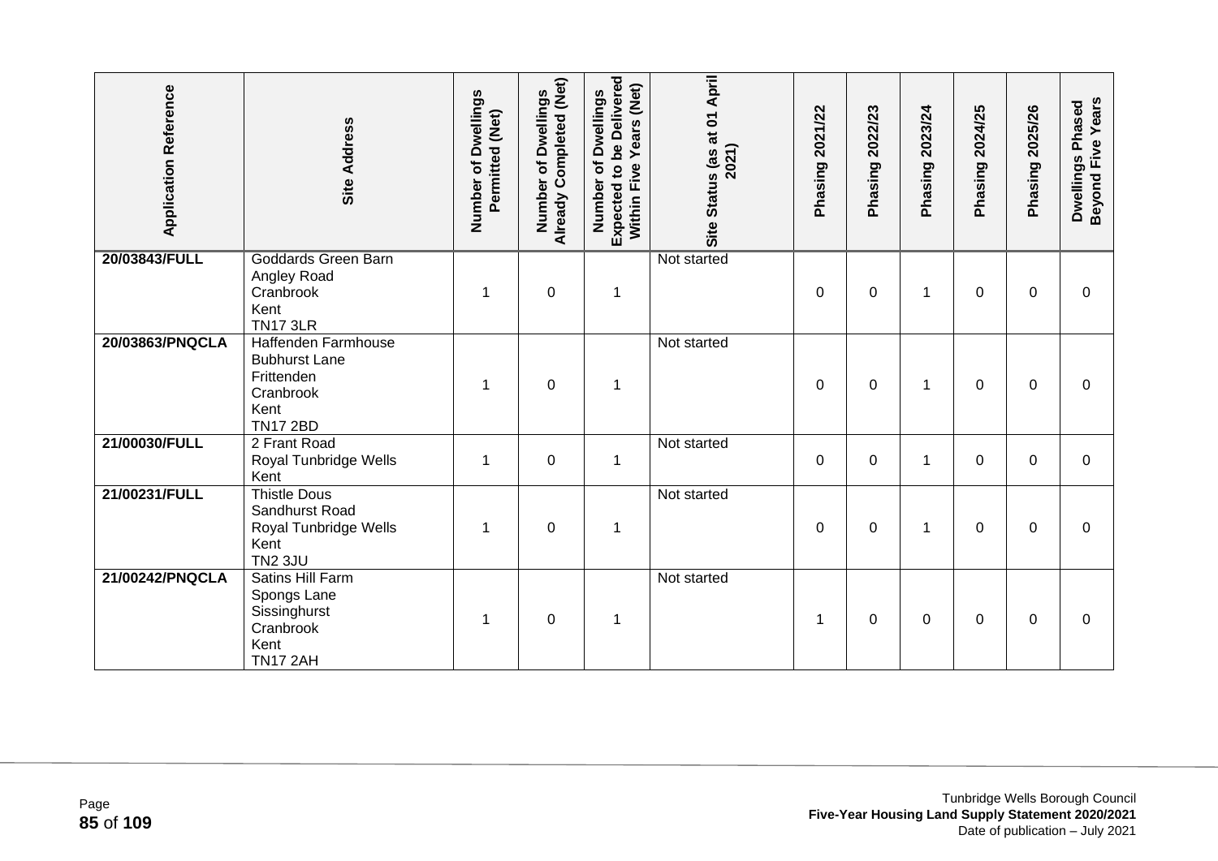| Application Reference | Site Address | Number of Dwellings Permitted (Net) | Number of Dwellings Already Completed (Net) | Number of Dwellings Expected to be Delivered Within Five Years (Net) | Site Status (as at 01 April 2021) | Phasing 2021/22 | Phasing 2022/23 | Phasing 2023/24 | Phasing 2024/25 | Phasing 2025/26 | Dwellings Phased Beyond Five Years |
|---|---|---|---|---|---|---|---|---|---|---|---|
| 20/03843/FULL | Goddards Green Barn<br>Angley Road<br>Cranbrook<br>Kent<br>TN17 3LR | 1 | 0 | 1 | Not started | 0 | 0 | 1 | 0 | 0 | 0 |
| 20/03863/PNQCLA | Haffenden Farmhouse<br>Bubhurst Lane<br>Frittenden<br>Cranbrook<br>Kent<br>TN17 2BD | 1 | 0 | 1 | Not started | 0 | 0 | 1 | 0 | 0 | 0 |
| 21/00030/FULL | 2 Frant Road<br>Royal Tunbridge Wells<br>Kent | 1 | 0 | 1 | Not started | 0 | 0 | 1 | 0 | 0 | 0 |
| 21/00231/FULL | Thistle Dous<br>Sandhurst Road<br>Royal Tunbridge Wells<br>Kent<br>TN2 3JU | 1 | 0 | 1 | Not started | 0 | 0 | 1 | 0 | 0 | 0 |
| 21/00242/PNQCLA | Satins Hill Farm<br>Spongs Lane<br>Sissinghurst<br>Cranbrook<br>Kent<br>TN17 2AH | 1 | 0 | 1 | Not started | 1 | 0 | 0 | 0 | 0 | 0 |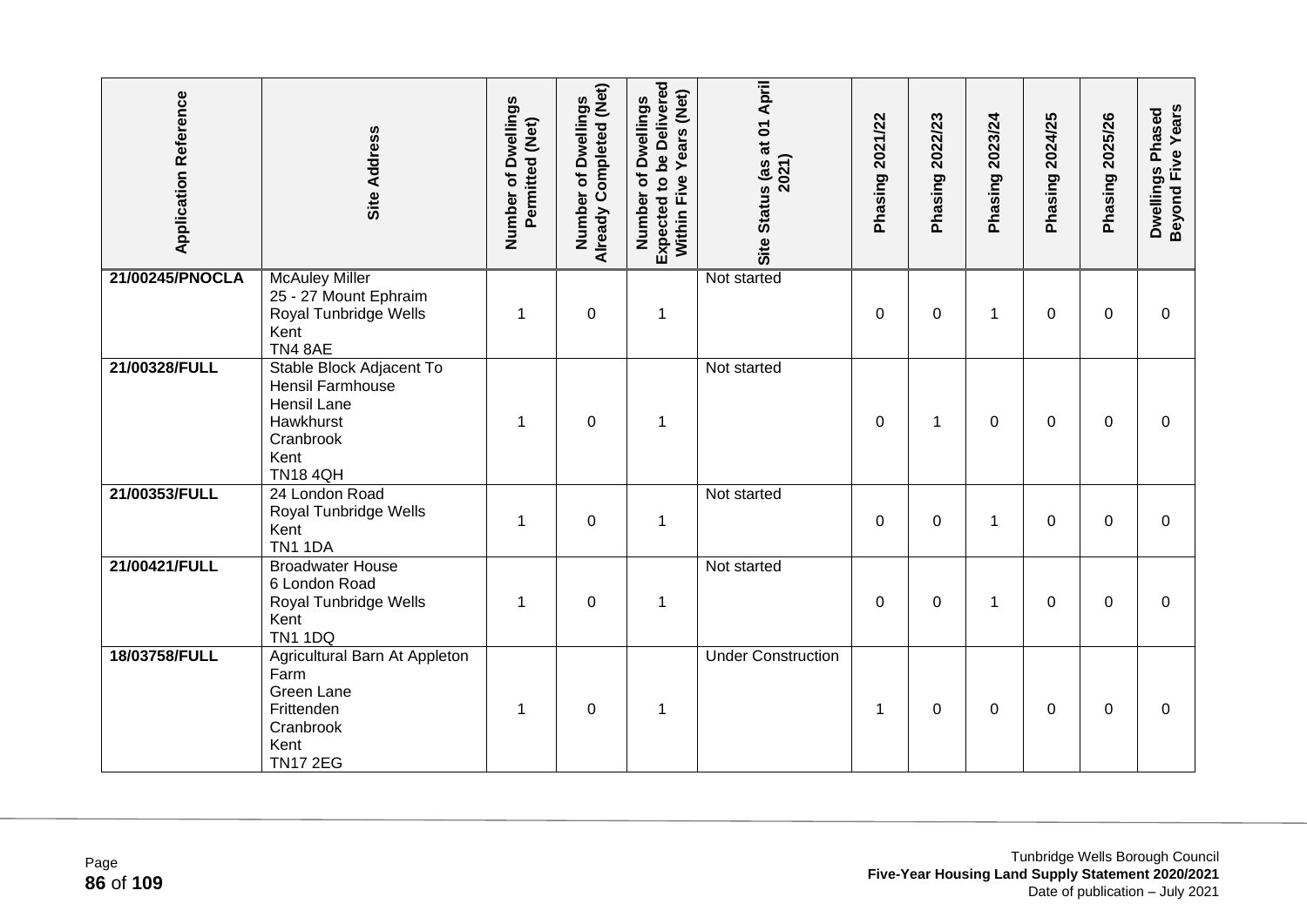| Application Reference | Site Address | Number of Dwellings Permitted (Net) | Number of Dwellings Already Completed (Net) | Number of Dwellings Expected to be Delivered Within Five Years (Net) | Site Status (as at 01 April 2021) | Phasing 2021/22 | Phasing 2022/23 | Phasing 2023/24 | Phasing 2024/25 | Phasing 2025/26 | Dwellings Phased Beyond Five Years |
|---|---|---|---|---|---|---|---|---|---|---|---|
| **21/00245/PNOCLA** | McAuley Miller 25 - 27 Mount Ephraim Royal Tunbridge Wells Kent TN4 8AE | 1 | 0 | 1 | Not started | 0 | 0 | 1 | 0 | 0 | 0 |
| **21/00328/FULL** | Stable Block Adjacent To Hensil Farmhouse Hensil Lane Hawkhurst Cranbrook Kent TN18 4QH | 1 | 0 | 1 | Not started | 0 | 1 | 0 | 0 | 0 | 0 |
| **21/00353/FULL** | 24 London Road Royal Tunbridge Wells Kent TN1 1DA | 1 | 0 | 1 | Not started | 0 | 0 | 1 | 0 | 0 | 0 |
| **21/00421/FULL** | Broadwater House 6 London Road Royal Tunbridge Wells Kent TN1 1DQ | 1 | 0 | 1 | Not started | 0 | 0 | 1 | 0 | 0 | 0 |
| **18/03758/FULL** | Agricultural Barn At Appleton Farm Green Lane Frittenden Cranbrook Kent TN17 2EG | 1 | 0 | 1 | Under Construction | 1 | 0 | 0 | 0 | 0 | 0 |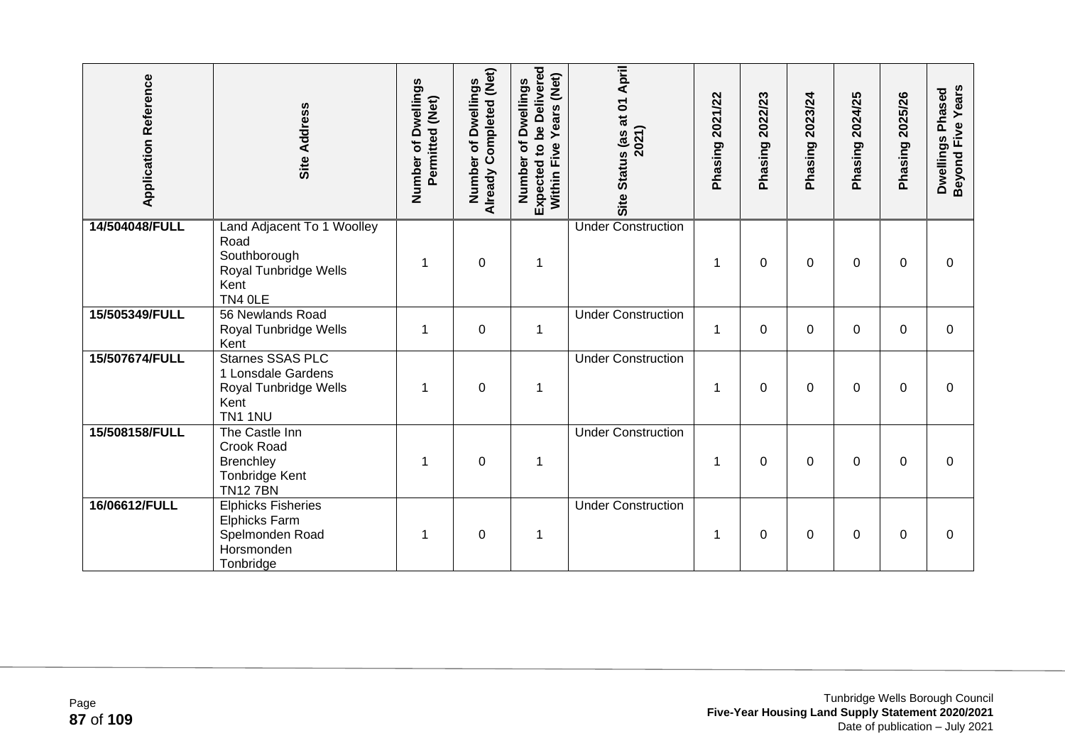| Application Reference | Site Address | Number of Dwellings Permitted (Net) | Number of Dwellings Already Completed (Net) | Number of Dwellings Expected to be Delivered Within Five Years (Net) | Site Status (as at 01 April 2021) | Phasing 2021/22 | Phasing 2022/23 | Phasing 2023/24 | Phasing 2024/25 | Phasing 2025/26 | Dwellings Phased Beyond Five Years |
|---|---|---|---|---|---|---|---|---|---|---|---|
| 14/504048/FULL | Land Adjacent To 1 Woolley Road Southborough Royal Tunbridge Wells Kent TN4 0LE | 1 | 0 | 1 | Under Construction | 1 | 0 | 0 | 0 | 0 | 0 |
| 15/505349/FULL | 56 Newlands Road Royal Tunbridge Wells Kent | 1 | 0 | 1 | Under Construction | 1 | 0 | 0 | 0 | 0 | 0 |
| 15/507674/FULL | Starnes SSAS PLC 1 Lonsdale Gardens Royal Tunbridge Wells Kent TN1 1NU | 1 | 0 | 1 | Under Construction | 1 | 0 | 0 | 0 | 0 | 0 |
| 15/508158/FULL | The Castle Inn Crook Road Brenchley Tonbridge Kent TN12 7BN | 1 | 0 | 1 | Under Construction | 1 | 0 | 0 | 0 | 0 | 0 |
| 16/06612/FULL | Elphicks Fisheries Elphicks Farm Spelmonden Road Horsmonden Tonbridge | 1 | 0 | 1 | Under Construction | 1 | 0 | 0 | 0 | 0 | 0 |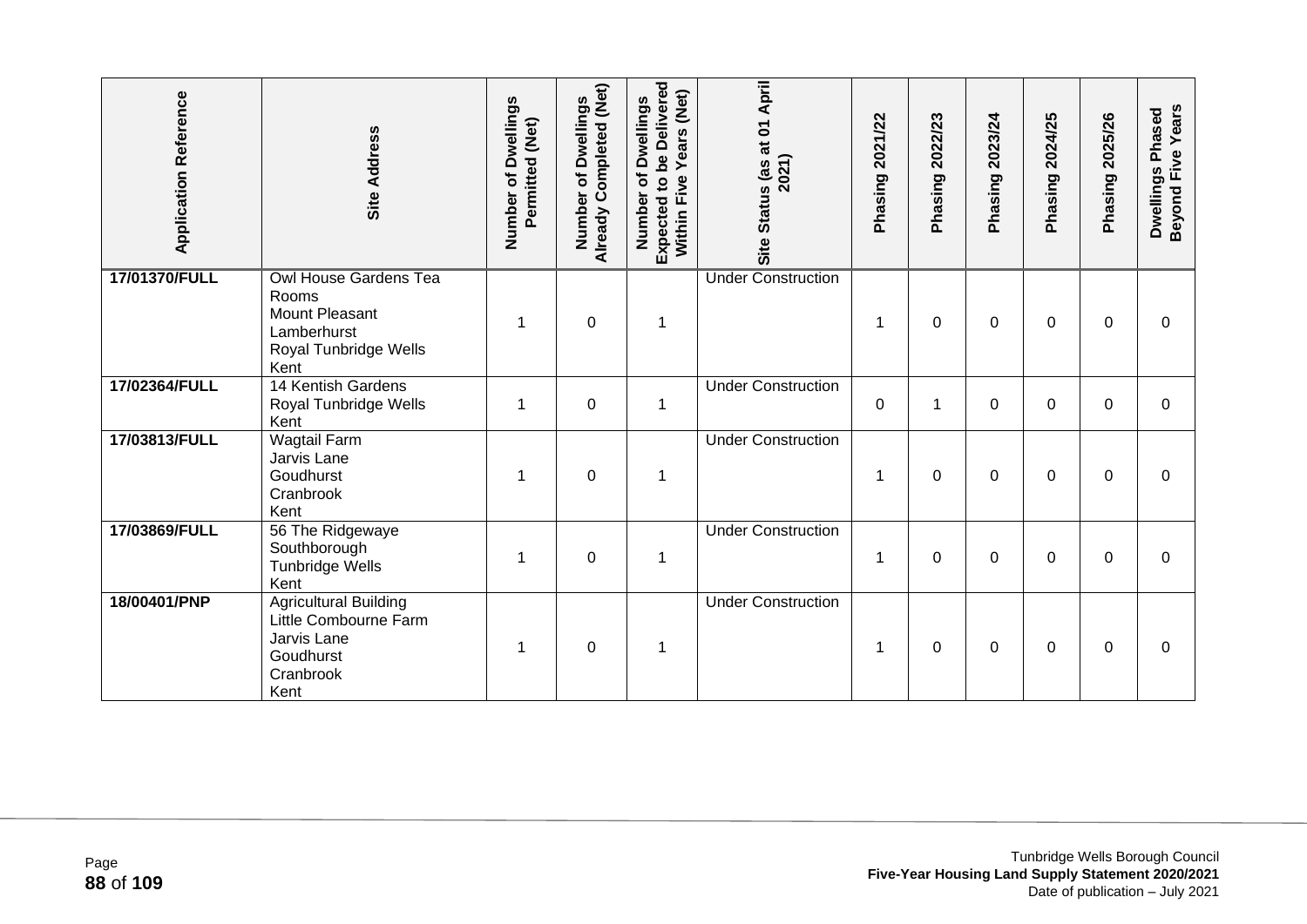| Application Reference | Site Address | Number of Dwellings Permitted (Net) | Number of Dwellings Already Completed (Net) | Number of Dwellings Expected to be Delivered Within Five Years (Net) | Site Status (as at 01 April 2021) | Phasing 2021/22 | Phasing 2022/23 | Phasing 2023/24 | Phasing 2024/25 | Phasing 2025/26 | Dwellings Phased Beyond Five Years |
|---|---|---|---|---|---|---|---|---|---|---|---|
| **17/01370/FULL** | Owl House Gardens Tea Rooms<br>Mount Pleasant<br>Lamberhurst<br>Royal Tunbridge Wells<br>Kent | 1 | 0 | 1 | Under Construction | 1 | 0 | 0 | 0 | 0 | 0 |
| **17/02364/FULL** | 14 Kentish Gardens<br>Royal Tunbridge Wells<br>Kent | 1 | 0 | 1 | Under Construction | 0 | 1 | 0 | 0 | 0 | 0 |
| **17/03813/FULL** | Wagtail Farm<br>Jarvis Lane<br>Goudhurst<br>Cranbrook<br>Kent | 1 | 0 | 1 | Under Construction | 1 | 0 | 0 | 0 | 0 | 0 |
| **17/03869/FULL** | 56 The Ridgeway<br>Southborough<br>Tunbridge Wells<br>Kent | 1 | 0 | 1 | Under Construction | 1 | 0 | 0 | 0 | 0 | 0 |
| **18/00401/PNP** | Agricultural Building<br>Little Combourne Farm<br>Jarvis Lane<br>Goudhurst<br>Cranbrook<br>Kent | 1 | 0 | 1 | Under Construction | 1 | 0 | 0 | 0 | 0 | 0 |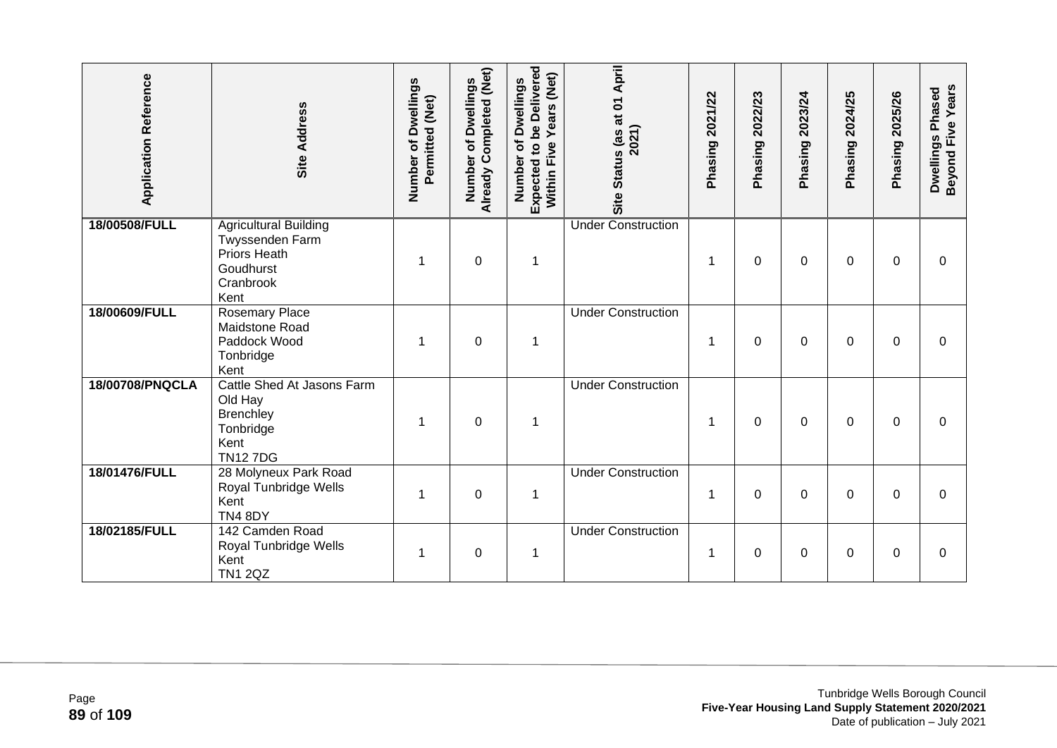| Application Reference | Site Address | Number of Dwellings Permitted (Net) | Number of Dwellings Already Completed (Net) | Number of Dwellings Expected to be Delivered Within Five Years (Net) | Site Status (as at 01 April 2021) | Phasing 2021/22 | Phasing 2022/23 | Phasing 2023/24 | Phasing 2024/25 | Phasing 2025/26 | Dwellings Phased Beyond Five Years |
|---|---|---|---|---|---|---|---|---|---|---|---|
| 18/00508/FULL | Agricultural Building Twyssenden Farm Priors Heath Goudhurst Cranbrook Kent | 1 | 0 | 1 | Under Construction | 1 | 0 | 0 | 0 | 0 | 0 |
| 18/00609/FULL | Rosemary Place Maidstone Road Paddock Wood Tonbridge Kent | 1 | 0 | 1 | Under Construction | 1 | 0 | 0 | 0 | 0 | 0 |
| 18/00708/PNQCLA | Cattle Shed At Jasons Farm Old Hay Brenchley Tonbridge Kent TN12 7DG | 1 | 0 | 1 | Under Construction | 1 | 0 | 0 | 0 | 0 | 0 |
| 18/01476/FULL | 28 Molyneux Park Road Royal Tunbridge Wells Kent TN4 8DY | 1 | 0 | 1 | Under Construction | 1 | 0 | 0 | 0 | 0 | 0 |
| 18/02185/FULL | 142 Camden Road Royal Tunbridge Wells Kent TN1 2QZ | 1 | 0 | 1 | Under Construction | 1 | 0 | 0 | 0 | 0 | 0 |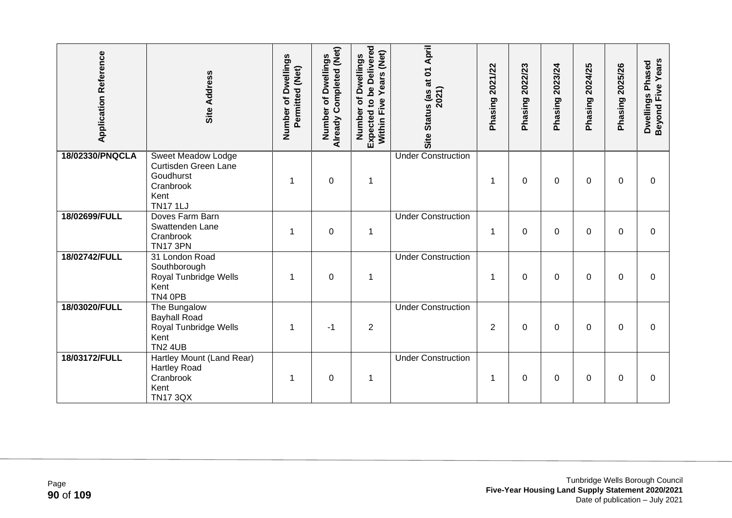| Application Reference | Site Address | Number of Dwellings Permitted (Net) | Number of Dwellings Already Completed (Net) | Number of Dwellings Expected to be Delivered Within Five Years (Net) | Site Status (as at 01 April 2021) | Phasing 2021/22 | Phasing 2022/23 | Phasing 2023/24 | Phasing 2024/25 | Phasing 2025/26 | Dwellings Phased Beyond Five Years |
|---|---|---|---|---|---|---|---|---|---|---|---|
| **18/02330/PNQCLA** | Sweet Meadow Lodge<br>Curtisden Green Lane<br>Goudhurst<br>Cranbrook<br>Kent<br>TN17 1LJ | 1 | 0 | 1 | Under Construction | 1 | 0 | 0 | 0 | 0 | 0 |
| **18/02699/FULL** | Doves Farm Barn<br>Swattenden Lane<br>Cranbrook<br>TN17 3PN | 1 | 0 | 1 | Under Construction | 1 | 0 | 0 | 0 | 0 | 0 |
| **18/02742/FULL** | 31 London Road<br>Southborough<br>Royal Tunbridge Wells<br>Kent<br>TN4 0PB | 1 | 0 | 1 | Under Construction | 1 | 0 | 0 | 0 | 0 | 0 |
| **18/03020/FULL** | The Bungalow<br>Bayhall Road<br>Royal Tunbridge Wells<br>Kent<br>TN2 4UB | 1 | -1 | 2 | Under Construction | 2 | 0 | 0 | 0 | 0 | 0 |
| **18/03172/FULL** | Hartley Mount (Land Rear)<br>Hartley Road<br>Cranbrook<br>Kent<br>TN17 3QX | 1 | 0 | 1 | Under Construction | 1 | 0 | 0 | 0 | 0 | 0 |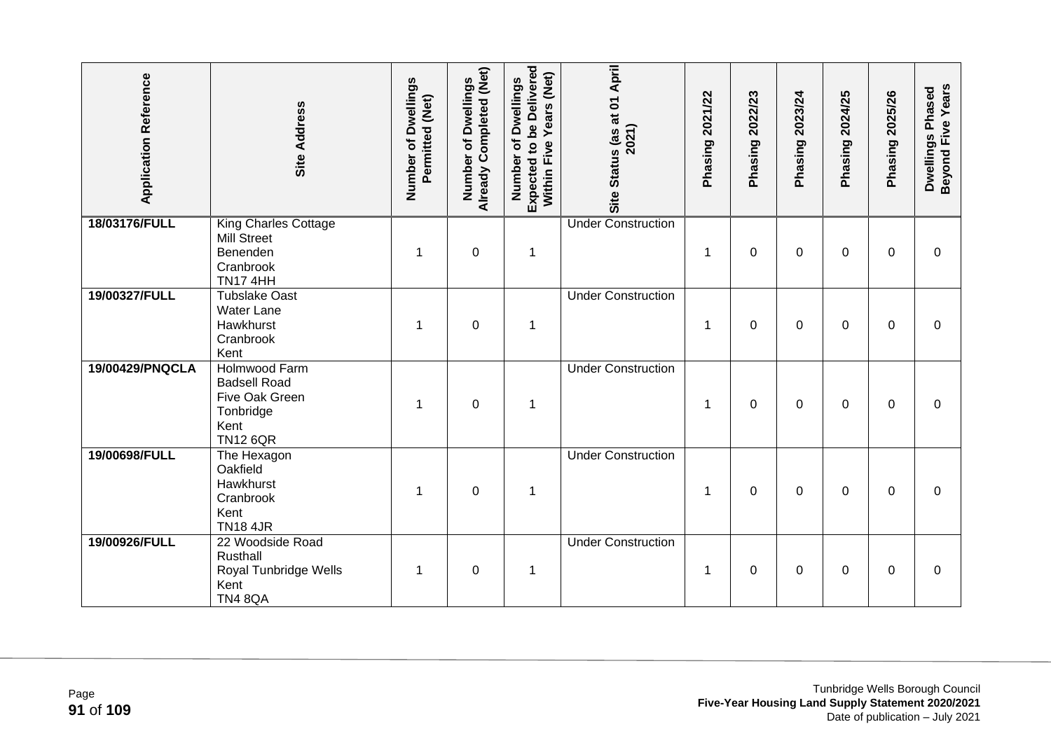| Application Reference | Site Address | Number of Dwellings Permitted (Net) | Number of Dwellings Already Completed (Net) | Number of Dwellings Expected to be Delivered Within Five Years (Net) | Site Status (as at 01 April 2021) | Phasing 2021/22 | Phasing 2022/23 | Phasing 2023/24 | Phasing 2024/25 | Phasing 2025/26 | Dwellings Phased Beyond Five Years |
|---|---|---|---|---|---|---|---|---|---|---|---|
| 18/03176/FULL | King Charles Cottage<br>Mill Street<br>Benenden<br>Cranbrook<br>TN17 4HH | 1 | 0 | 1 | Under Construction | 1 | 0 | 0 | 0 | 0 | 0 |
| 19/00327/FULL | Tubslake Oast<br>Water Lane<br>Hawkhurst<br>Cranbrook<br>Kent | 1 | 0 | 1 | Under Construction | 1 | 0 | 0 | 0 | 0 | 0 |
| 19/00429/PNQCLA | Holmwood Farm<br>Badsell Road<br>Five Oak Green<br>Tonbridge<br>Kent<br>TN12 6QR | 1 | 0 | 1 | Under Construction | 1 | 0 | 0 | 0 | 0 | 0 |
| 19/00698/FULL | The Hexagon<br>Oakfield<br>Hawkhurst<br>Cranbrook<br>Kent<br>TN18 4JR | 1 | 0 | 1 | Under Construction | 1 | 0 | 0 | 0 | 0 | 0 |
| 19/00926/FULL | 22 Woodside Road<br>Rusthall<br>Royal Tunbridge Wells<br>Kent<br>TN4 8QA | 1 | 0 | 1 | Under Construction | 1 | 0 | 0 | 0 | 0 | 0 |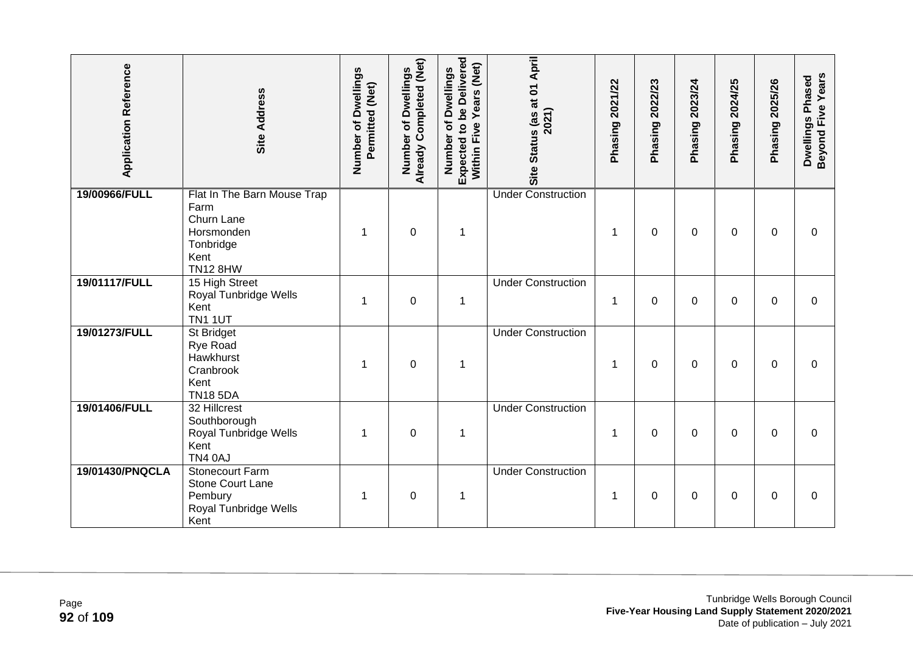| Application Reference | Site Address | Number of Dwellings Permitted (Net) | Number of Dwellings Already Completed (Net) | Number of Dwellings Expected to be Delivered Within Five Years (Net) | Site Status (as at 01 April 2021) | Phasing 2021/22 | Phasing 2022/23 | Phasing 2023/24 | Phasing 2024/25 | Phasing 2025/26 | Dwellings Phased Beyond Five Years |
|---|---|---|---|---|---|---|---|---|---|---|---|
| 19/00966/FULL | Flat In The Barn Mouse Trap Farm<br>Churn Lane<br>Horsmonden<br>Tonbridge<br>Kent<br>TN12 8HW | 1 | 0 | 1 | Under Construction | 1 | 0 | 0 | 0 | 0 | 0 |
| 19/01117/FULL | 15 High Street<br>Royal Tunbridge Wells<br>Kent<br>TN1 1UT | 1 | 0 | 1 | Under Construction | 1 | 0 | 0 | 0 | 0 | 0 |
| 19/01273/FULL | St Bridget<br>Rye Road<br>Hawkhurst<br>Cranbrook<br>Kent<br>TN18 5DA | 1 | 0 | 1 | Under Construction | 1 | 0 | 0 | 0 | 0 | 0 |
| 19/01406/FULL | 32 Hillcrest<br>Southborough<br>Royal Tunbridge Wells<br>Kent<br>TN4 0AJ | 1 | 0 | 1 | Under Construction | 1 | 0 | 0 | 0 | 0 | 0 |
| 19/01430/PNQCLA | Stonecourt Farm<br>Stone Court Lane<br>Pembury<br>Royal Tunbridge Wells<br>Kent | 1 | 0 | 1 | Under Construction | 1 | 0 | 0 | 0 | 0 | 0 |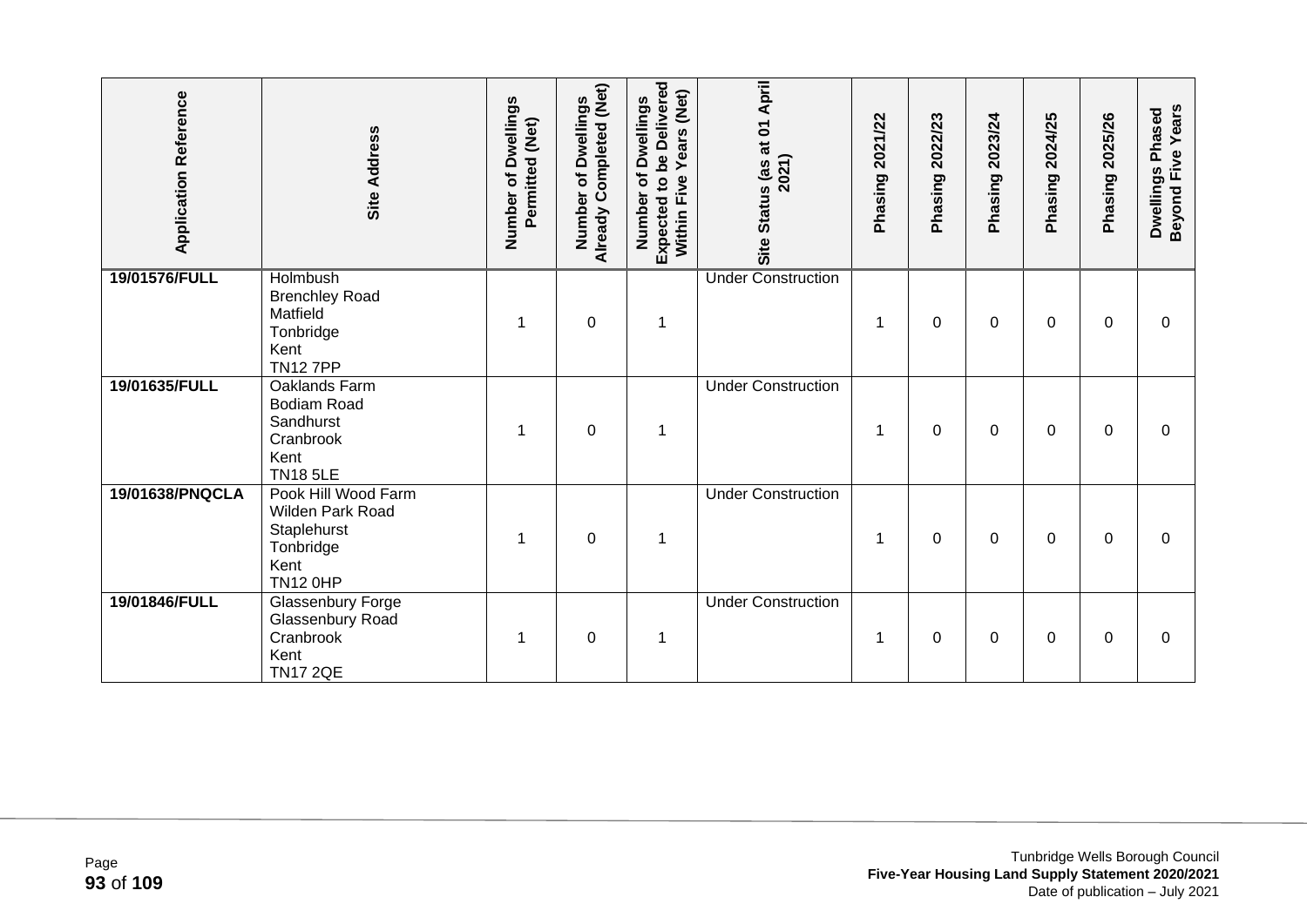| Application Reference | Site Address | Number of Dwellings Permitted (Net) | Number of Dwellings Already Completed (Net) | Number of Dwellings Expected to be Delivered Within Five Years (Net) | Site Status (as at 01 April 2021) | Phasing 2021/22 | Phasing 2022/23 | Phasing 2023/24 | Phasing 2024/25 | Phasing 2025/26 | Dwellings Phased Beyond Five Years |
|---|---|---|---|---|---|---|---|---|---|---|---|
| **19/01576/FULL** | Holmbush Brenchley Road Matfield Tonbridge Kent TN12 7PP | 1 | 0 | 1 | Under Construction | 1 | 0 | 0 | 0 | 0 | 0 |
| **19/01635/FULL** | Oaklands Farm Bodiam Road Sandhurst Cranbrook Kent TN18 5LE | 1 | 0 | 1 | Under Construction | 1 | 0 | 0 | 0 | 0 | 0 |
| **19/01638/PNQCLA** | Pook Hill Wood Farm Wilden Park Road Staplehurst Tonbridge Kent TN12 0HP | 1 | 0 | 1 | Under Construction | 1 | 0 | 0 | 0 | 0 | 0 |
| **19/01846/FULL** | Glassenbury Forge Glassenbury Road Cranbrook Kent TN17 2QE | 1 | 0 | 1 | Under Construction | 1 | 0 | 0 | 0 | 0 | 0 |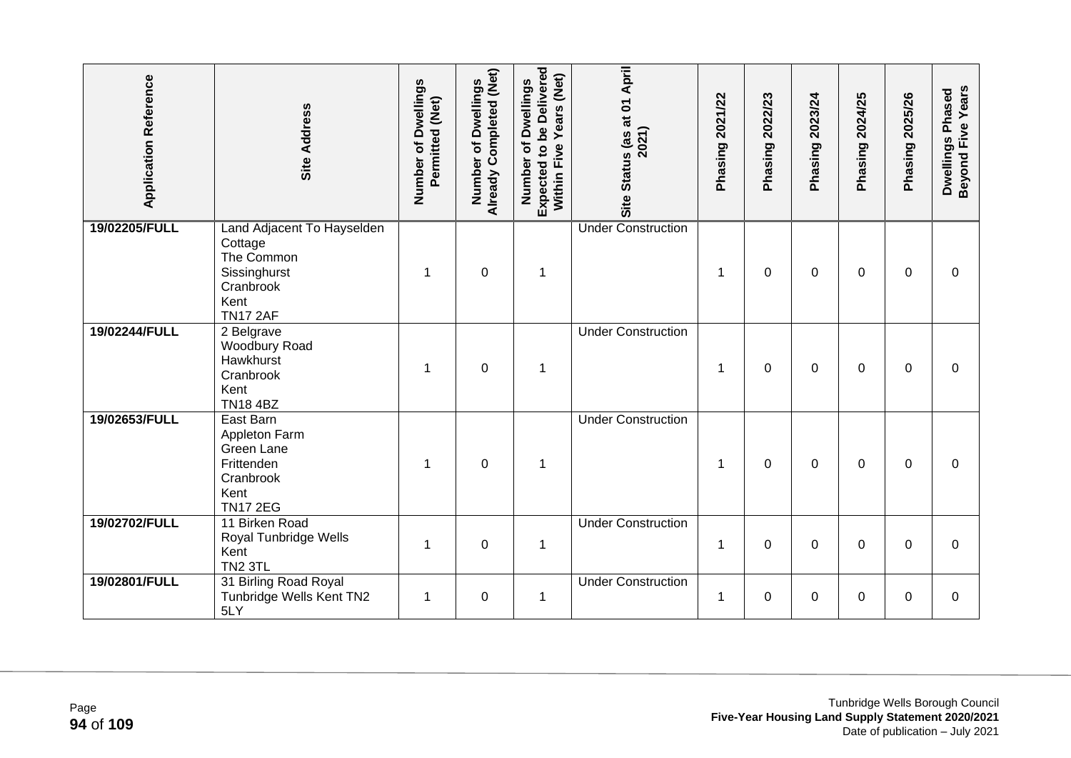| Application Reference | Site Address | Number of Dwellings Permitted (Net) | Number of Dwellings Already Completed (Net) | Number of Dwellings Expected to be Delivered Within Five Years (Net) | Site Status (as at 01 April 2021) | Phasing 2021/22 | Phasing 2022/23 | Phasing 2023/24 | Phasing 2024/25 | Phasing 2025/26 | Dwellings Phased Beyond Five Years |
|---|---|---|---|---|---|---|---|---|---|---|---|
| **19/02205/FULL** | Land Adjacent To Hayselden Cottage<br>The Common<br>Sissinghurst<br>Cranbrook<br>Kent<br>TN17 2AF | 1 | 0 | 1 | Under Construction | 1 | 0 | 0 | 0 | 0 | 0 |
| **19/02244/FULL** | 2 Belgrave<br>Woodbury Road<br>Hawkhurst<br>Cranbrook<br>Kent<br>TN18 4BZ | 1 | 0 | 1 | Under Construction | 1 | 0 | 0 | 0 | 0 | 0 |
| **19/02653/FULL** | East Barn<br>Appleton Farm<br>Green Lane<br>Frittenden<br>Cranbrook<br>Kent<br>TN17 2EG | 1 | 0 | 1 | Under Construction | 1 | 0 | 0 | 0 | 0 | 0 |
| **19/02702/FULL** | 11 Birken Road<br>Royal Tunbridge Wells<br>Kent<br>TN2 3TL | 1 | 0 | 1 | Under Construction | 1 | 0 | 0 | 0 | 0 | 0 |
| **19/02801/FULL** | 31 Birling Road Royal Tunbridge Wells Kent TN2 5LY | 1 | 0 | 1 | Under Construction | 1 | 0 | 0 | 0 | 0 | 0 |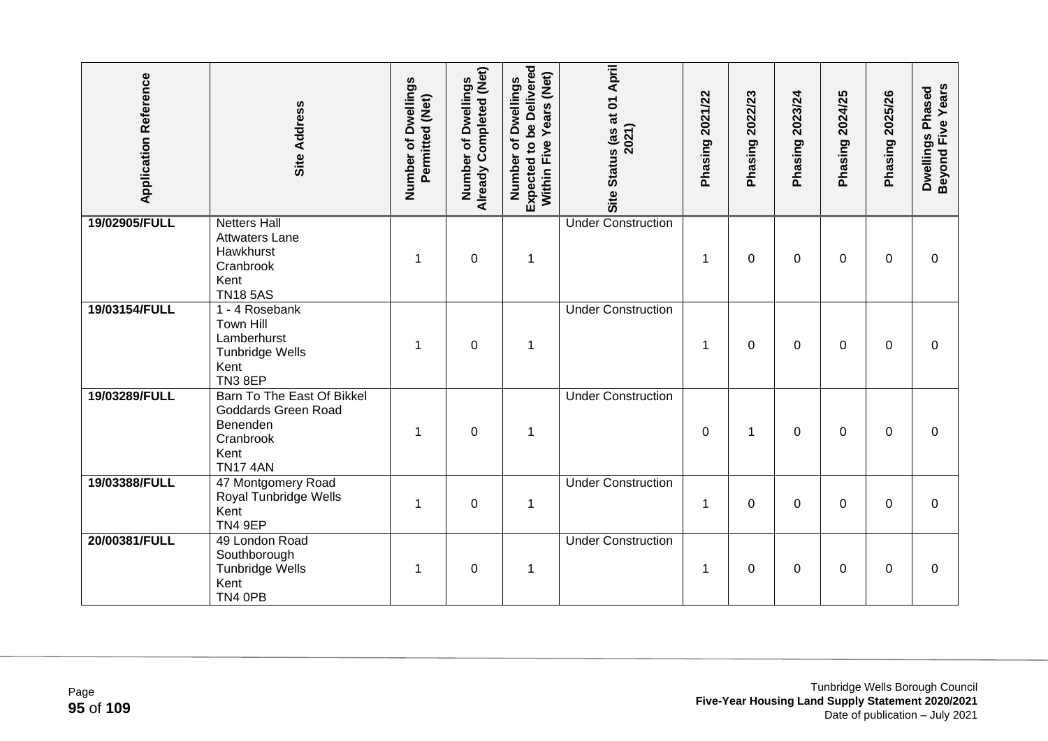| Application Reference | Site Address | Number of Dwellings Permitted (Net) | Number of Dwellings Already Completed (Net) | Number of Dwellings Expected to be Delivered Within Five Years (Net) | Site Status (as at 01 April 2021) | Phasing 2021/22 | Phasing 2022/23 | Phasing 2023/24 | Phasing 2024/25 | Phasing 2025/26 | Dwellings Phased Beyond Five Years |
|---|---|---|---|---|---|---|---|---|---|---|---|
| 19/02905/FULL | Netters Hall<br>Attwaters Lane<br>Hawkhurst<br>Cranbrook<br>Kent<br>TN18 5AS | 1 | 0 | 1 | Under Construction | 1 | 0 | 0 | 0 | 0 | 0 |
| 19/03154/FULL | 1 - 4 Rosebank<br>Town Hill<br>Lamberhurst<br>Tunbridge Wells<br>Kent<br>TN3 8EP | 1 | 0 | 1 | Under Construction | 1 | 0 | 0 | 0 | 0 | 0 |
| 19/03289/FULL | Barn To The East Of Bikkel<br>Goddards Green Road<br>Benenden<br>Cranbrook<br>Kent<br>TN17 4AN | 1 | 0 | 1 | Under Construction | 0 | 1 | 0 | 0 | 0 | 0 |
| 19/03388/FULL | 47 Montgomery Road<br>Royal Tunbridge Wells<br>Kent<br>TN4 9EP | 1 | 0 | 1 | Under Construction | 1 | 0 | 0 | 0 | 0 | 0 |
| 20/00381/FULL | 49 London Road<br>Southborough<br>Tunbridge Wells<br>Kent<br>TN4 0PB | 1 | 0 | 1 | Under Construction | 1 | 0 | 0 | 0 | 0 | 0 |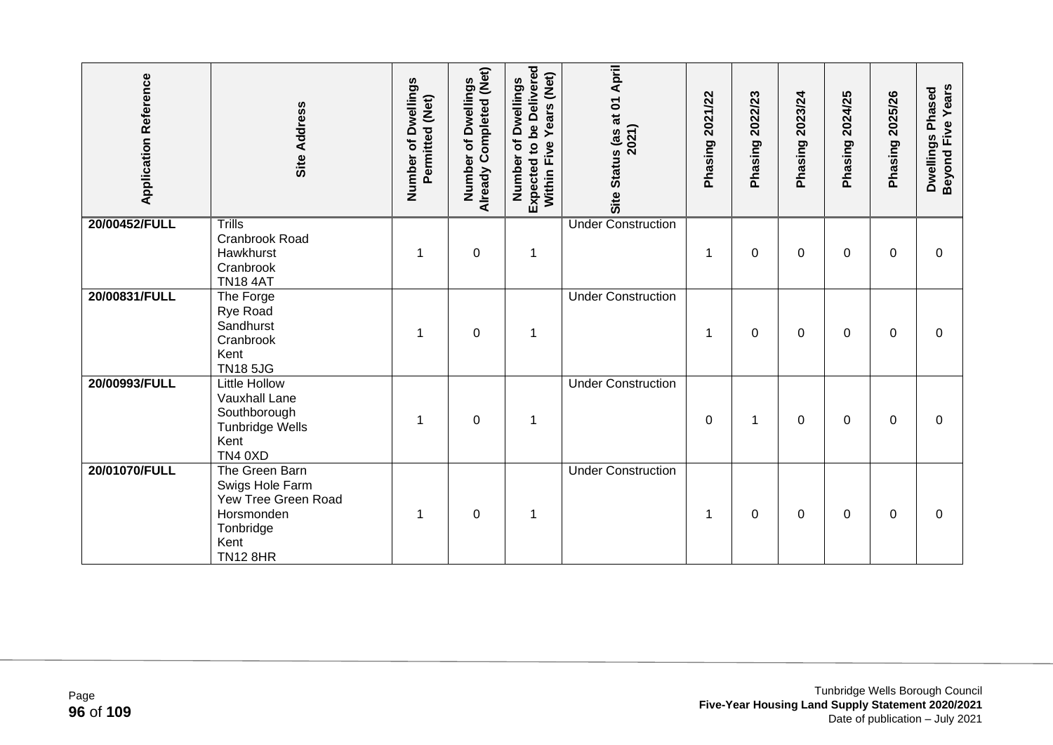| Application Reference | Site Address | Number of Dwellings Permitted (Net) | Number of Dwellings Already Completed (Net) | Number of Dwellings Expected to be Delivered Within Five Years (Net) | Site Status (as at 01 April 2021) | Phasing 2021/22 | Phasing 2022/23 | Phasing 2023/24 | Phasing 2024/25 | Phasing 2025/26 | Dwellings Phased Beyond Five Years |
|---|---|---|---|---|---|---|---|---|---|---|---|
| **20/00452/FULL** | Trills Cranbrook Road Hawkhurst Cranbrook TN18 4AT | 1 | 0 | 1 | Under Construction | 1 | 0 | 0 | 0 | 0 | 0 |
| **20/00831/FULL** | The Forge Rye Road Sandhurst Cranbrook Kent TN18 5JG | 1 | 0 | 1 | Under Construction | 1 | 0 | 0 | 0 | 0 | 0 |
| **20/00993/FULL** | Little Hollow Vauxhall Lane Southborough Tunbridge Wells Kent TN4 0XD | 1 | 0 | 1 | Under Construction | 0 | 1 | 0 | 0 | 0 | 0 |
| **20/01070/FULL** | The Green Barn Swigs Hole Farm Yew Tree Green Road Horsmonden Tonbridge Kent TN12 8HR | 1 | 0 | 1 | Under Construction | 1 | 0 | 0 | 0 | 0 | 0 |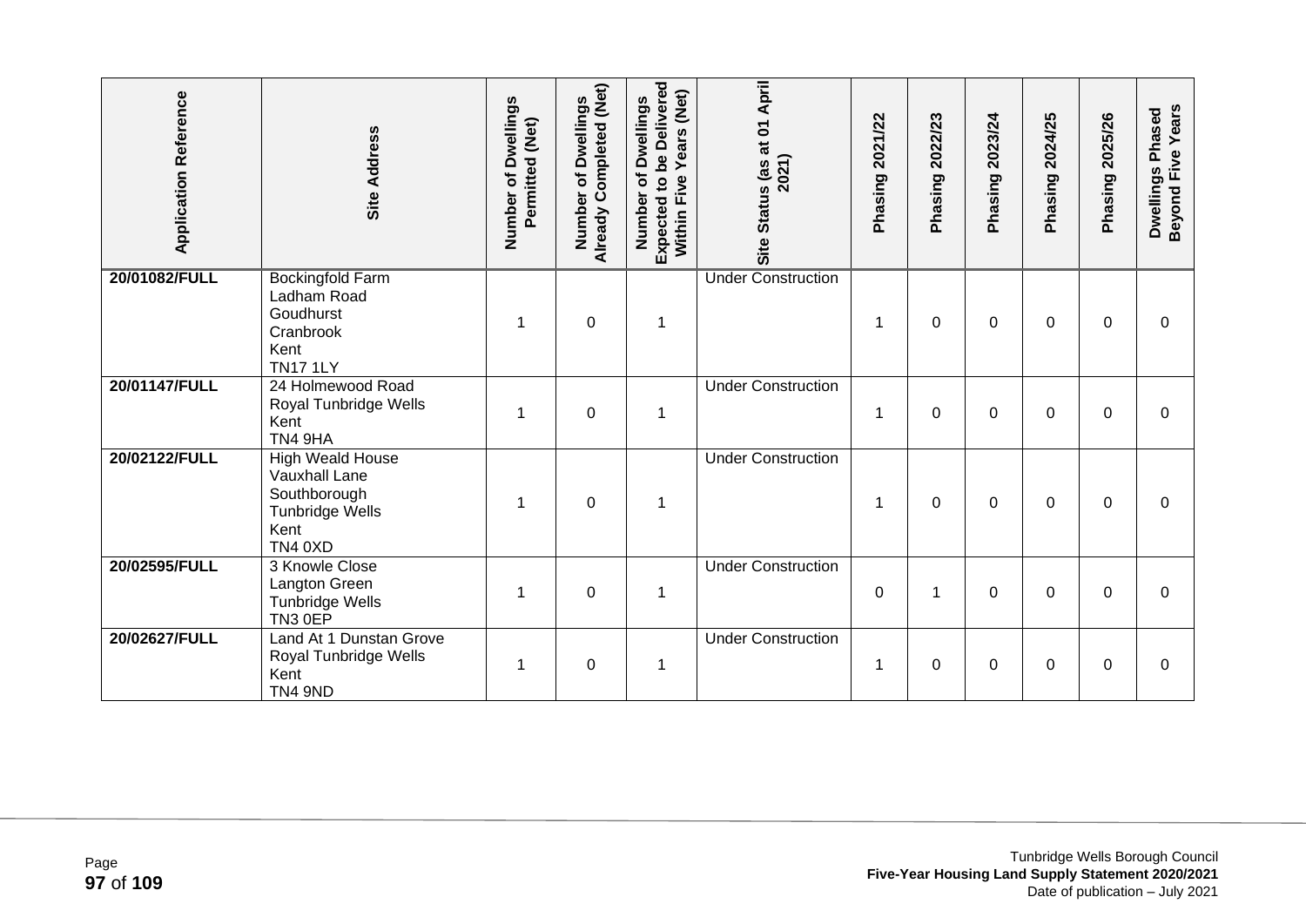| Application Reference | Site Address | Number of Dwellings Permitted (Net) | Number of Dwellings Already Completed (Net) | Number of Dwellings Expected to be Delivered Within Five Years (Net) | Site Status (as at 01 April 2021) | Phasing 2021/22 | Phasing 2022/23 | Phasing 2023/24 | Phasing 2024/25 | Phasing 2025/26 | Dwellings Phased Beyond Five Years |
|---|---|---|---|---|---|---|---|---|---|---|---|
| 20/01082/FULL | Bockingfold Farm Ladham Road Goudhurst Cranbrook Kent TN17 1LY | 1 | 0 | 1 | Under Construction | 1 | 0 | 0 | 0 | 0 | 0 |
| 20/01147/FULL | 24 Holmewood Road Royal Tunbridge Wells Kent TN4 9HA | 1 | 0 | 1 | Under Construction | 1 | 0 | 0 | 0 | 0 | 0 |
| 20/02122/FULL | High Weald House Vauxhall Lane Southborough Tunbridge Wells Kent TN4 0XD | 1 | 0 | 1 | Under Construction | 1 | 0 | 0 | 0 | 0 | 0 |
| 20/02595/FULL | 3 Knowle Close Langton Green Tunbridge Wells TN3 0EP | 1 | 0 | 1 | Under Construction | 0 | 1 | 0 | 0 | 0 | 0 |
| 20/02627/FULL | Land At 1 Dunstan Grove Royal Tunbridge Wells Kent TN4 9ND | 1 | 0 | 1 | Under Construction | 1 | 0 | 0 | 0 | 0 | 0 |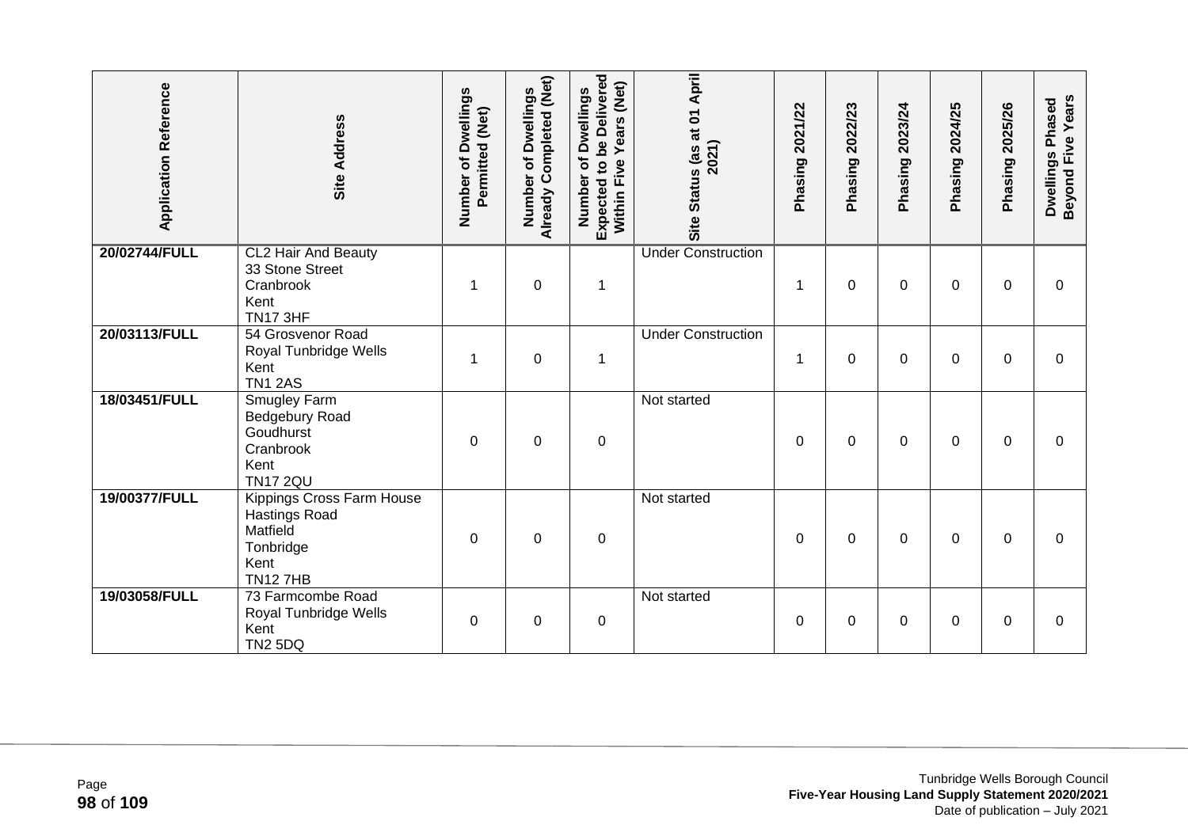| Application Reference | Site Address | Number of Dwellings Permitted (Net) | Number of Dwellings Already Completed (Net) | Number of Dwellings Expected to be Delivered Within Five Years (Net) | Site Status (as at 01 April 2021) | Phasing 2021/22 | Phasing 2022/23 | Phasing 2023/24 | Phasing 2024/25 | Phasing 2025/26 | Dwellings Phased Beyond Five Years |
|---|---|---|---|---|---|---|---|---|---|---|---|
| **20/02744/FULL** | CL2 Hair And Beauty<br>33 Stone Street<br>Cranbrook<br>Kent<br>TN17 3HF | 1 | 0 | 1 | Under Construction | 1 | 0 | 0 | 0 | 0 | 0 |
| **20/03113/FULL** | 54 Grosvenor Road<br>Royal Tunbridge Wells<br>Kent<br>TN1 2AS | 1 | 0 | 1 | Under Construction | 1 | 0 | 0 | 0 | 0 | 0 |
| **18/03451/FULL** | Smugley Farm<br>Bedgebury Road<br>Goudhurst<br>Cranbrook<br>Kent<br>TN17 2QU | 0 | 0 | 0 | Not started | 0 | 0 | 0 | 0 | 0 | 0 |
| **19/00377/FULL** | Kippings Cross Farm House<br>Hastings Road<br>Matfield<br>Tonbridge<br>Kent<br>TN12 7HB | 0 | 0 | 0 | Not started | 0 | 0 | 0 | 0 | 0 | 0 |
| **19/03058/FULL** | 73 Farmcombe Road<br>Royal Tunbridge Wells<br>Kent<br>TN2 5DQ | 0 | 0 | 0 | Not started | 0 | 0 | 0 | 0 | 0 | 0 |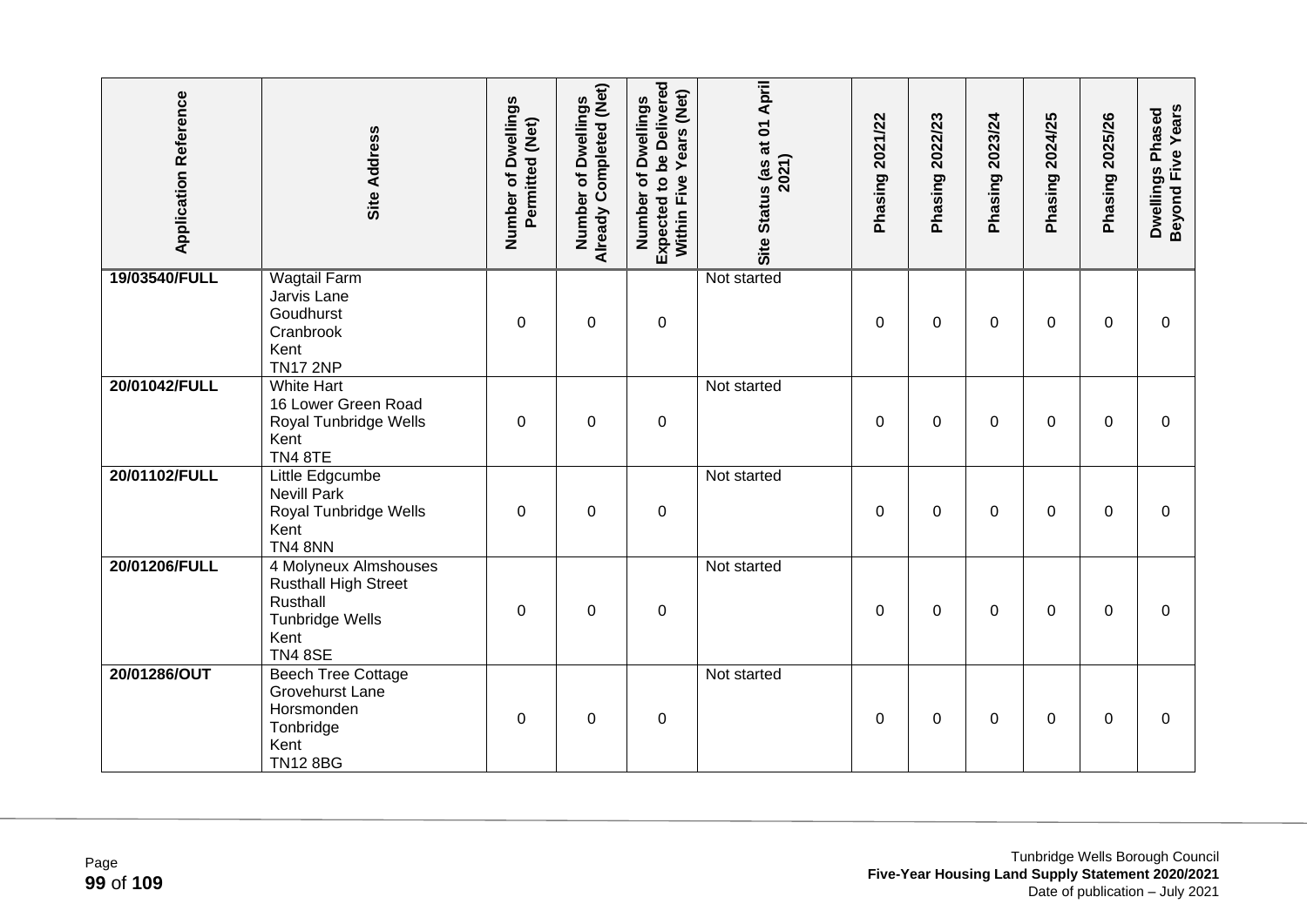| Application Reference | Site Address | Number of Dwellings Permitted (Net) | Number of Dwellings Already Completed (Net) | Number of Dwellings Expected to be Delivered Within Five Years (Net) | Site Status (as at 01 April 2021) | Phasing 2021/22 | Phasing 2022/23 | Phasing 2023/24 | Phasing 2024/25 | Phasing 2025/26 | Dwellings Phased Beyond Five Years |
|---|---|---|---|---|---|---|---|---|---|---|---|
| 19/03540/FULL | Wagtail Farm<br>Jarvis Lane<br>Goudhurst<br>Cranbrook<br>Kent<br>TN17 2NP | 0 | 0 | 0 | Not started | 0 | 0 | 0 | 0 | 0 | 0 |
| 20/01042/FULL | White Hart<br>16 Lower Green Road<br>Royal Tunbridge Wells<br>Kent<br>TN4 8TE | 0 | 0 | 0 | Not started | 0 | 0 | 0 | 0 | 0 | 0 |
| 20/01102/FULL | Little Edgcumbe<br>Nevill Park<br>Royal Tunbridge Wells<br>Kent<br>TN4 8NN | 0 | 0 | 0 | Not started | 0 | 0 | 0 | 0 | 0 | 0 |
| 20/01206/FULL | 4 Molyneux Almshouses<br>Rusthall High Street<br>Rusthall<br>Tunbridge Wells<br>Kent<br>TN4 8SE | 0 | 0 | 0 | Not started | 0 | 0 | 0 | 0 | 0 | 0 |
| 20/01286/OUT | Beech Tree Cottage<br>Grovehurst Lane<br>Horsmonden<br>Tonbridge<br>Kent<br>TN12 8BG | 0 | 0 | 0 | Not started | 0 | 0 | 0 | 0 | 0 | 0 |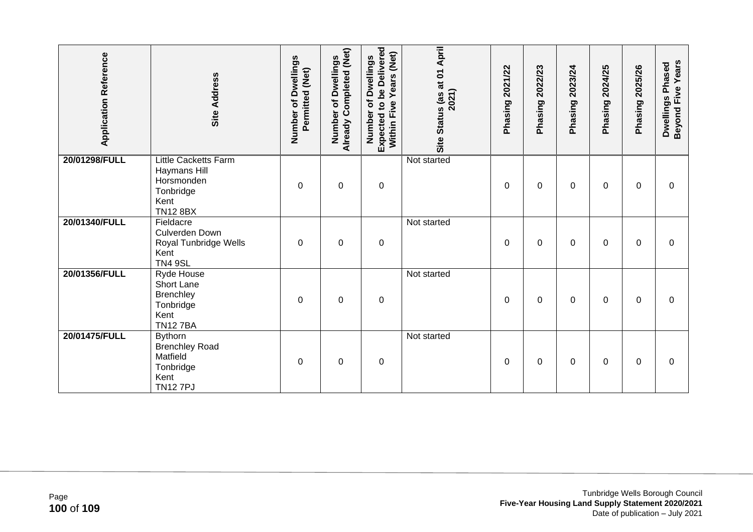| Application Reference | Site Address | Number of Dwellings Permitted (Net) | Number of Dwellings Already Completed (Net) | Number of Dwellings Expected to be Delivered Within Five Years (Net) | Site Status (as at 01 April 2021) | Phasing 2021/22 | Phasing 2022/23 | Phasing 2023/24 | Phasing 2024/25 | Phasing 2025/26 | Dwellings Phased Beyond Five Years |
|---|---|---|---|---|---|---|---|---|---|---|---|
| **20/01298/FULL** | Little Cacketts Farm Haymans Hill Horsmonden Tonbridge Kent TN12 8BX | 0 | 0 | 0 | Not started | 0 | 0 | 0 | 0 | 0 | 0 |
| **20/01340/FULL** | Fieldacre Culverden Down Royal Tunbridge Wells Kent TN4 9SL | 0 | 0 | 0 | Not started | 0 | 0 | 0 | 0 | 0 | 0 |
| **20/01356/FULL** | Ryde House Short Lane Brenchley Tonbridge Kent TN12 7BA | 0 | 0 | 0 | Not started | 0 | 0 | 0 | 0 | 0 | 0 |
| **20/01475/FULL** | Bythorn Brenchley Road Matfield Tonbridge Kent TN12 7PJ | 0 | 0 | 0 | Not started | 0 | 0 | 0 | 0 | 0 | 0 |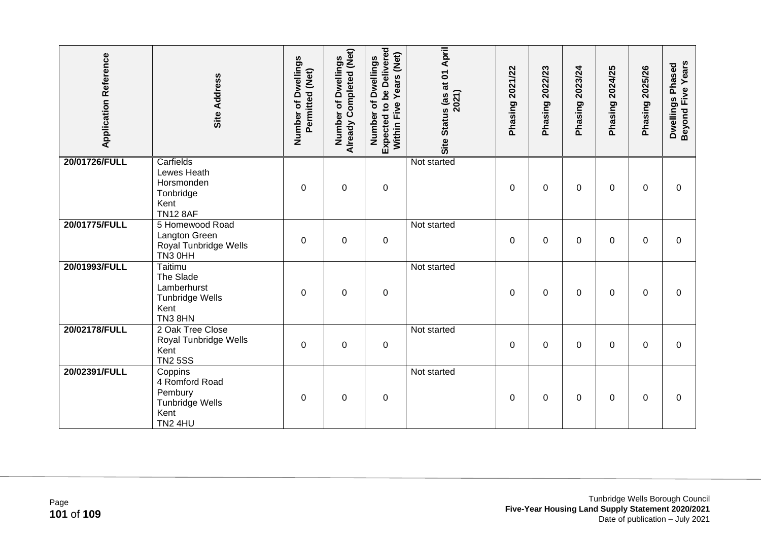| Application Reference | Site Address | Number of Dwellings Permitted (Net) | Number of Dwellings Already Completed (Net) | Number of Dwellings Expected to be Delivered Within Five Years (Net) | Site Status (as at 01 April 2021) | Phasing 2021/22 | Phasing 2022/23 | Phasing 2023/24 | Phasing 2024/25 | Phasing 2025/26 | Dwellings Phased Beyond Five Years |
|---|---|---|---|---|---|---|---|---|---|---|---|
| 20/01726/FULL | Carfields<br>Lewes Heath<br>Horsmonden<br>Tonbridge<br>Kent<br>TN12 8AF | 0 | 0 | 0 | Not started | 0 | 0 | 0 | 0 | 0 | 0 |
| 20/01775/FULL | 5 Homewood Road<br>Langton Green<br>Royal Tunbridge Wells<br>TN3 0HH | 0 | 0 | 0 | Not started | 0 | 0 | 0 | 0 | 0 | 0 |
| 20/01993/FULL | Taitimu<br>The Slade<br>Lamberhurst<br>Tunbridge Wells<br>Kent<br>TN3 8HN | 0 | 0 | 0 | Not started | 0 | 0 | 0 | 0 | 0 | 0 |
| 20/02178/FULL | 2 Oak Tree Close<br>Royal Tunbridge Wells<br>Kent<br>TN2 5SS | 0 | 0 | 0 | Not started | 0 | 0 | 0 | 0 | 0 | 0 |
| 20/02391/FULL | Coppins<br>4 Romford Road<br>Pembury<br>Tunbridge Wells<br>Kent<br>TN2 4HU | 0 | 0 | 0 | Not started | 0 | 0 | 0 | 0 | 0 | 0 |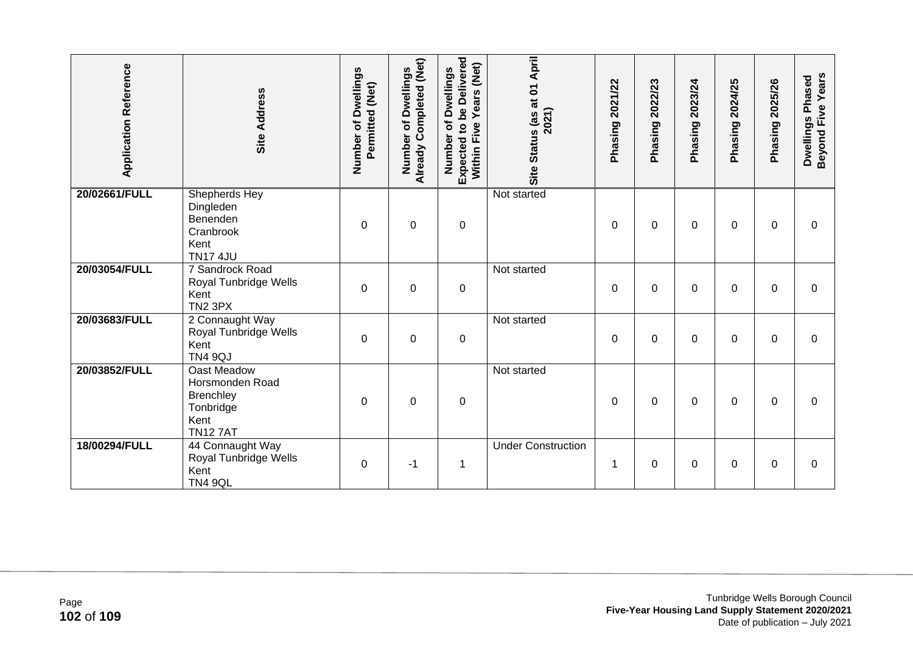| Application Reference | Site Address | Number of Dwellings Permitted (Net) | Number of Dwellings Already Completed (Net) | Number of Dwellings Expected to be Delivered Within Five Years (Net) | Site Status (as at 01 April 2021) | Phasing 2021/22 | Phasing 2022/23 | Phasing 2023/24 | Phasing 2024/25 | Phasing 2025/26 | Dwellings Phased Beyond Five Years |
|---|---|---|---|---|---|---|---|---|---|---|---|
| **20/02661/FULL** | Shepherds Hey Dingleden Benenden Cranbrook Kent TN17 4JU | 0 | 0 | 0 | Not started | 0 | 0 | 0 | 0 | 0 | 0 |
| **20/03054/FULL** | 7 Sandrock Road Royal Tunbridge Wells Kent TN2 3PX | 0 | 0 | 0 | Not started | 0 | 0 | 0 | 0 | 0 | 0 |
| **20/03683/FULL** | 2 Connaught Way Royal Tunbridge Wells Kent TN4 9QJ | 0 | 0 | 0 | Not started | 0 | 0 | 0 | 0 | 0 | 0 |
| **20/03852/FULL** | Oast Meadow Horsmonden Road Brenchley Tonbridge Kent TN12 7AT | 0 | 0 | 0 | Not started | 0 | 0 | 0 | 0 | 0 | 0 |
| **18/00294/FULL** | 44 Connaught Way Royal Tunbridge Wells Kent TN4 9QL | 0 | -1 | 1 | Under Construction | 1 | 0 | 0 | 0 | 0 | 0 |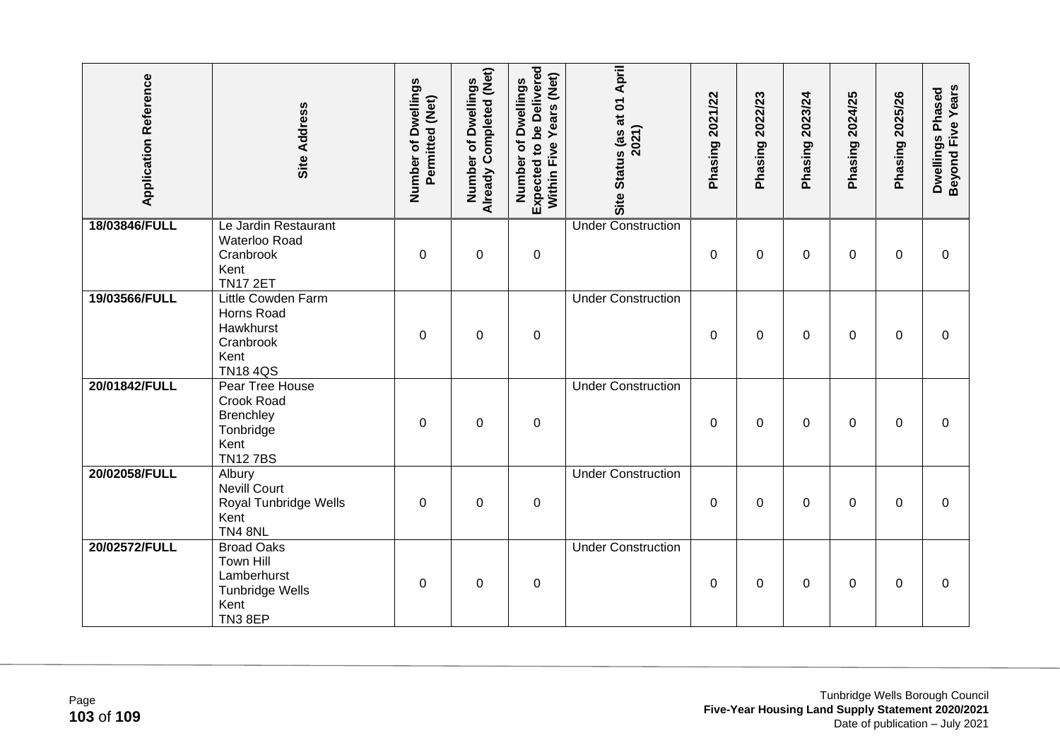| Application Reference | Site Address | Number of Dwellings Permitted (Net) | Number of Dwellings Already Completed (Net) | Number of Dwellings Expected to be Delivered Within Five Years (Net) | Site Status (as at 01 April 2021) | Phasing 2021/22 | Phasing 2022/23 | Phasing 2023/24 | Phasing 2024/25 | Phasing 2025/26 | Dwellings Phased Beyond Five Years |
|---|---|---|---|---|---|---|---|---|---|---|---|
| 18/03846/FULL | Le Jardin Restaurant Waterloo Road Cranbrook Kent TN17 2ET | 0 | 0 | 0 | Under Construction | 0 | 0 | 0 | 0 | 0 | 0 |
| 19/03566/FULL | Little Cowden Farm Horns Road Hawkhurst Cranbrook Kent TN18 4QS | 0 | 0 | 0 | Under Construction | 0 | 0 | 0 | 0 | 0 | 0 |
| 20/01842/FULL | Pear Tree House Crook Road Brenchley Tonbridge Kent TN12 7BS | 0 | 0 | 0 | Under Construction | 0 | 0 | 0 | 0 | 0 | 0 |
| 20/02058/FULL | Albury Nevill Court Royal Tunbridge Wells Kent TN4 8NL | 0 | 0 | 0 | Under Construction | 0 | 0 | 0 | 0 | 0 | 0 |
| 20/02572/FULL | Broad Oaks Town Hill Lamberhurst Tunbridge Wells Kent TN3 8EP | 0 | 0 | 0 | Under Construction | 0 | 0 | 0 | 0 | 0 | 0 |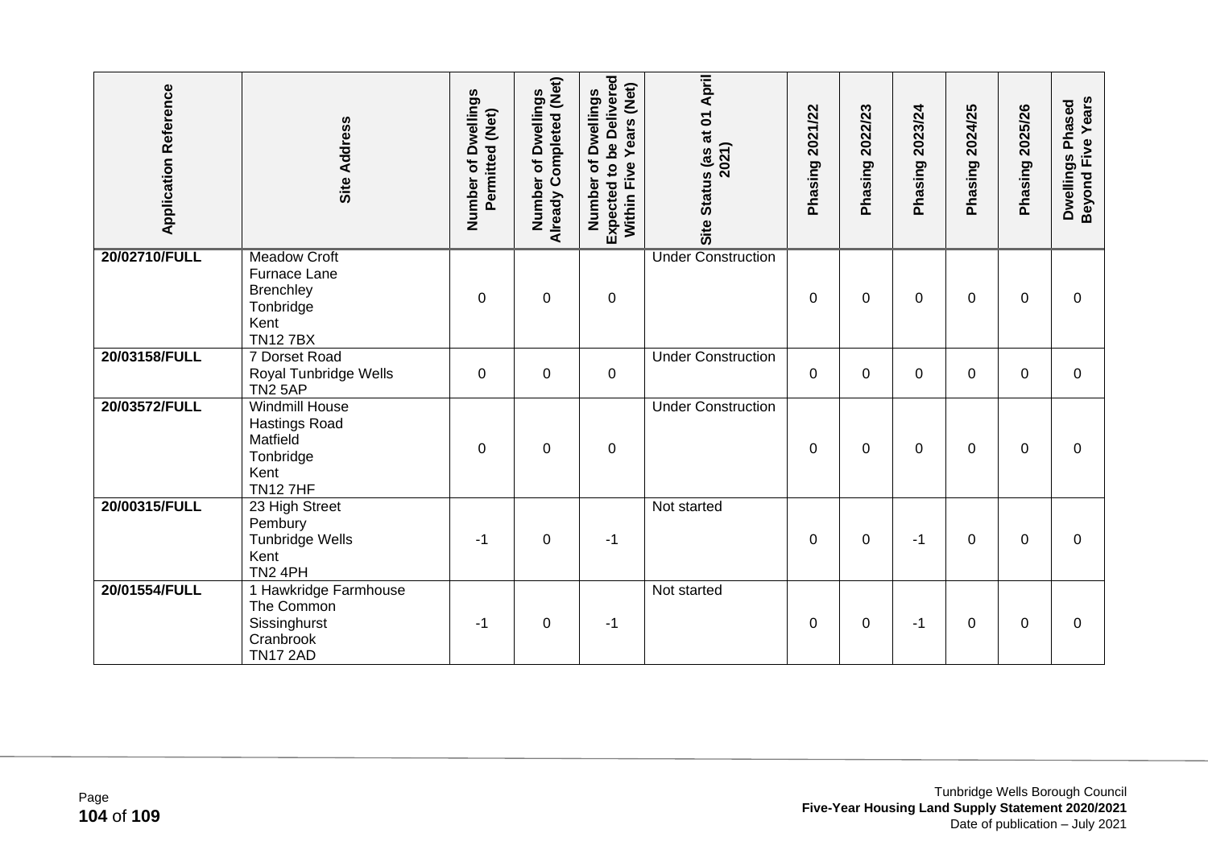| Application Reference | Site Address | Number of Dwellings Permitted (Net) | Number of Dwellings Already Completed (Net) | Number of Dwellings Expected to be Delivered Within Five Years (Net) | Site Status (as at 01 April 2021) | Phasing 2021/22 | Phasing 2022/23 | Phasing 2023/24 | Phasing 2024/25 | Phasing 2025/26 | Dwellings Phased Beyond Five Years |
|---|---|---|---|---|---|---|---|---|---|---|---|
| **20/02710/FULL** | Meadow Croft<br>Furnace Lane<br>Brenchley<br>Tonbridge<br>Kent<br>TN12 7BX | 0 | 0 | 0 | Under Construction | 0 | 0 | 0 | 0 | 0 | 0 |
| **20/03158/FULL** | 7 Dorset Road<br>Royal Tunbridge Wells<br>TN2 5AP | 0 | 0 | 0 | Under Construction | 0 | 0 | 0 | 0 | 0 | 0 |
| **20/03572/FULL** | Windmill House<br>Hastings Road<br>Matfield<br>Tonbridge<br>Kent<br>TN12 7HF | 0 | 0 | 0 | Under Construction | 0 | 0 | 0 | 0 | 0 | 0 |
| **20/00315/FULL** | 23 High Street<br>Pembury<br>Tunbridge Wells<br>Kent<br>TN2 4PH | -1 | 0 | -1 | Not started | 0 | 0 | -1 | 0 | 0 | 0 |
| **20/01554/FULL** | 1 Hawkridge Farmhouse<br>The Common<br>Sissinghurst<br>Cranbrook<br>TN17 2AD | -1 | 0 | -1 | Not started | 0 | 0 | -1 | 0 | 0 | 0 |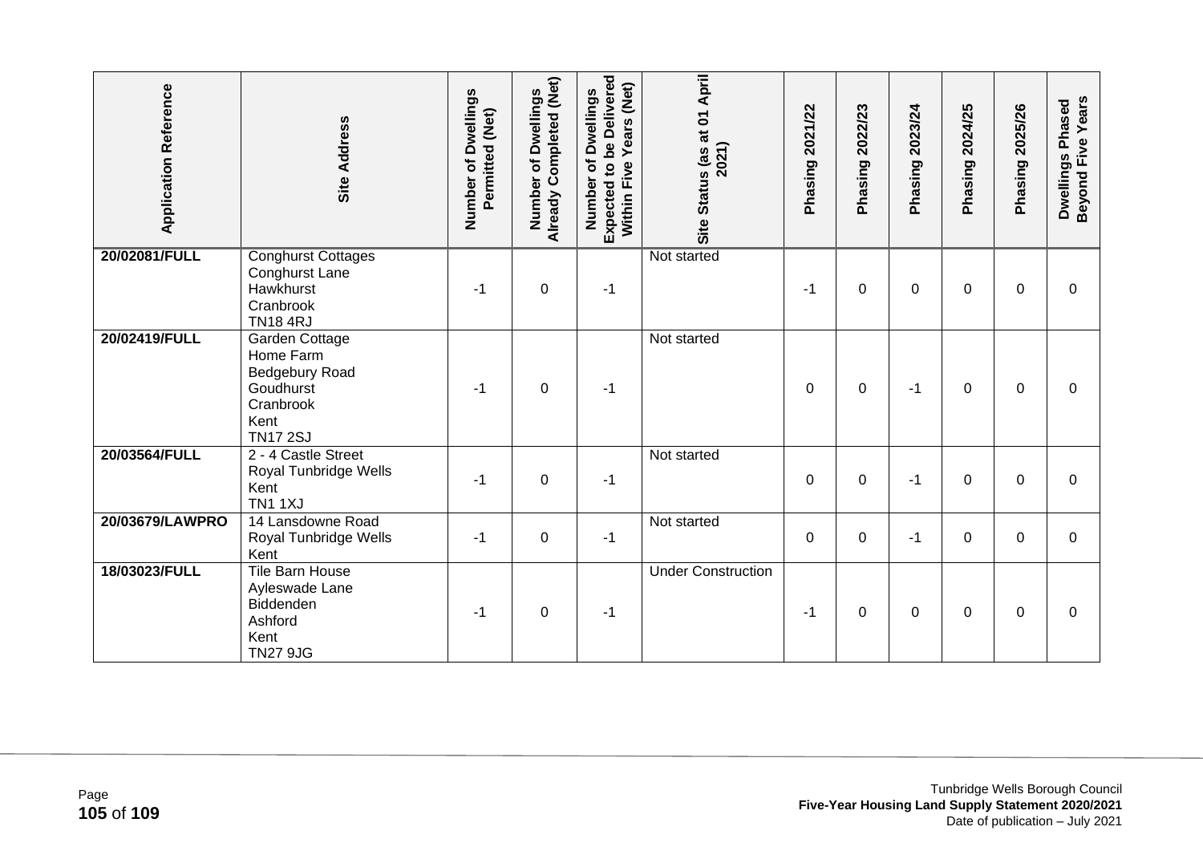| Application Reference | Site Address | Number of Dwellings Permitted (Net) | Number of Dwellings Already Completed (Net) | Number of Dwellings Expected to be Delivered Within Five Years (Net) | Site Status (as at 01 April 2021) | Phasing 2021/22 | Phasing 2022/23 | Phasing 2023/24 | Phasing 2024/25 | Phasing 2025/26 | Dwellings Phased Beyond Five Years |
|---|---|---|---|---|---|---|---|---|---|---|---|
| **20/02081/FULL** | Conghurst Cottages Conghurst Lane Hawkhurst Cranbrook TN18 4RJ | -1 | 0 | -1 | Not started | -1 | 0 | 0 | 0 | 0 | 0 |
| **20/02419/FULL** | Garden Cottage Home Farm Bedgebury Road Goudhurst Cranbrook Kent TN17 2SJ | -1 | 0 | -1 | Not started | 0 | 0 | -1 | 0 | 0 | 0 |
| **20/03564/FULL** | 2 - 4 Castle Street Royal Tunbridge Wells Kent TN1 1XJ | -1 | 0 | -1 | Not started | 0 | 0 | -1 | 0 | 0 | 0 |
| **20/03679/LAWPRO** | 14 Lansdowne Road Royal Tunbridge Wells Kent | -1 | 0 | -1 | Not started | 0 | 0 | -1 | 0 | 0 | 0 |
| **18/03023/FULL** | Tile Barn House Ayleswade Lane Biddenden Ashford Kent TN27 9JG | -1 | 0 | -1 | Under Construction | -1 | 0 | 0 | 0 | 0 | 0 |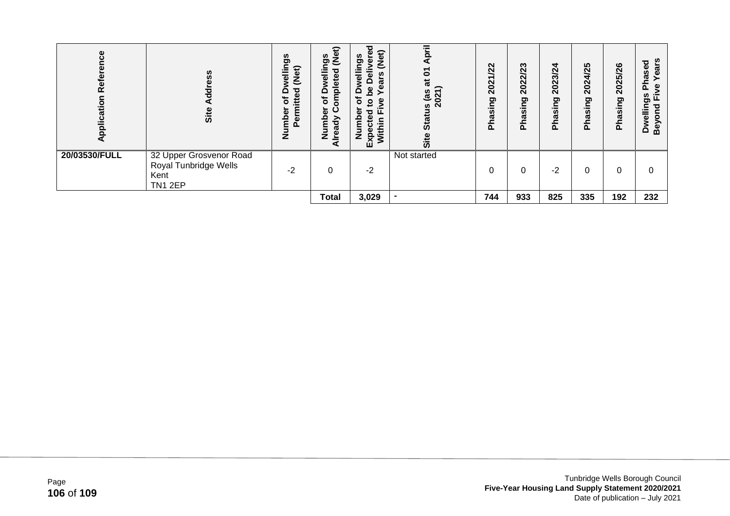| Application Reference | Site Address | Number of Dwellings Permitted (Net) | Number of Dwellings Already Completed (Net) | Number of Dwellings Expected to be Delivered Within Five Years (Net) | Site Status (as at 01 April 2021) | Phasing 2021/22 | Phasing 2022/23 | Phasing 2023/24 | Phasing 2024/25 | Phasing 2025/26 | Dwellings Phased Beyond Five Years |
|---|---|---|---|---|---|---|---|---|---|---|---|
| 20/03530/FULL | 32 Upper Grosvenor Road Royal Tunbridge Wells Kent TN1 2EP | -2 | 0 | -2 | Not started | 0 | 0 | -2 | 0 | 0 | 0 |
| | | | Total | 3,029 | - | 744 | 933 | 825 | 335 | 192 | 232 |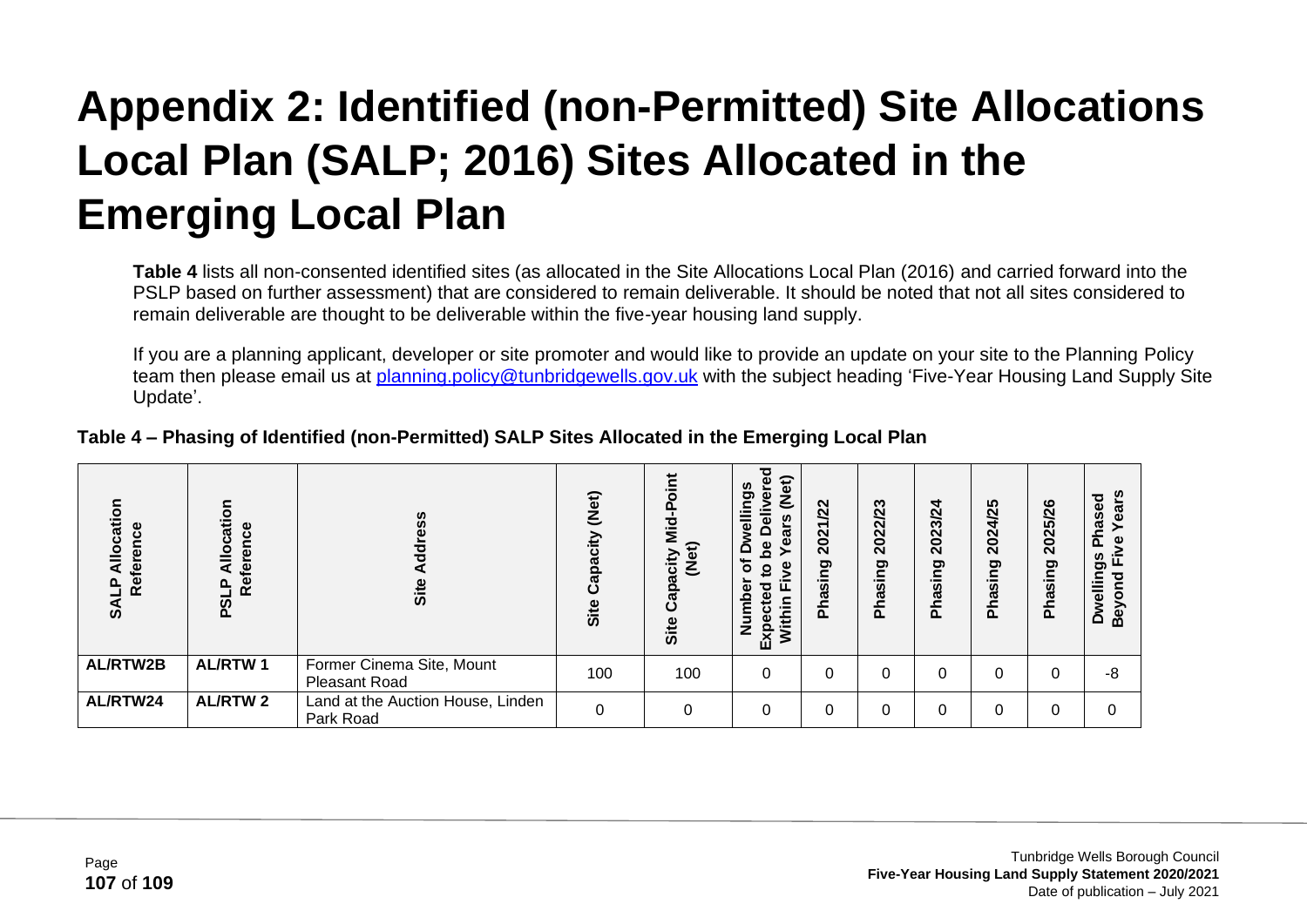# Appendix 2: Identified (non-Permitted) Site Allocations Local Plan (SALP; 2016) Sites Allocated in the Emerging Local Plan

**Table 4** lists all non-consented identified sites (as allocated in the Site Allocations Local Plan (2016) and carried forward into the PSLP based on further assessment) that are considered to remain deliverable. It should be noted that not all sites considered to remain deliverable are thought to be deliverable within the five-year housing land supply.

If you are a planning applicant, developer or site promoter and would like to provide an update on your site to the Planning Policy team then please email us at planning.policy@tunbridgewells.gov.uk with the subject heading 'Five-Year Housing Land Supply Site Update'.

**Table 4 – Phasing of Identified (non-Permitted) SALP Sites Allocated in the Emerging Local Plan**

| SALP Allocation Reference | PSLP Allocation Reference | Site Address | Site Capacity (Net) | Site Capacity Mid-Point (Net) | Number of Dwellings Expected to be Delivered Within Five Years (Net) | Phasing 2021/22 | Phasing 2022/23 | Phasing 2023/24 | Phasing 2024/25 | Phasing 2025/26 | Dwellings Phased Beyond Five Years |
|---|---|---|---|---|---|---|---|---|---|---|---|
| **AL/RTW2B** | **AL/RTW 1** | Former Cinema Site, Mount Pleasant Road | 100 | 100 | 0 | 0 | 0 | 0 | 0 | 0 | -8 |
| **AL/RTW24** | **AL/RTW 2** | Land at the Auction House, Linden Park Road | 0 | 0 | 0 | 0 | 0 | 0 | 0 | 0 | 0 |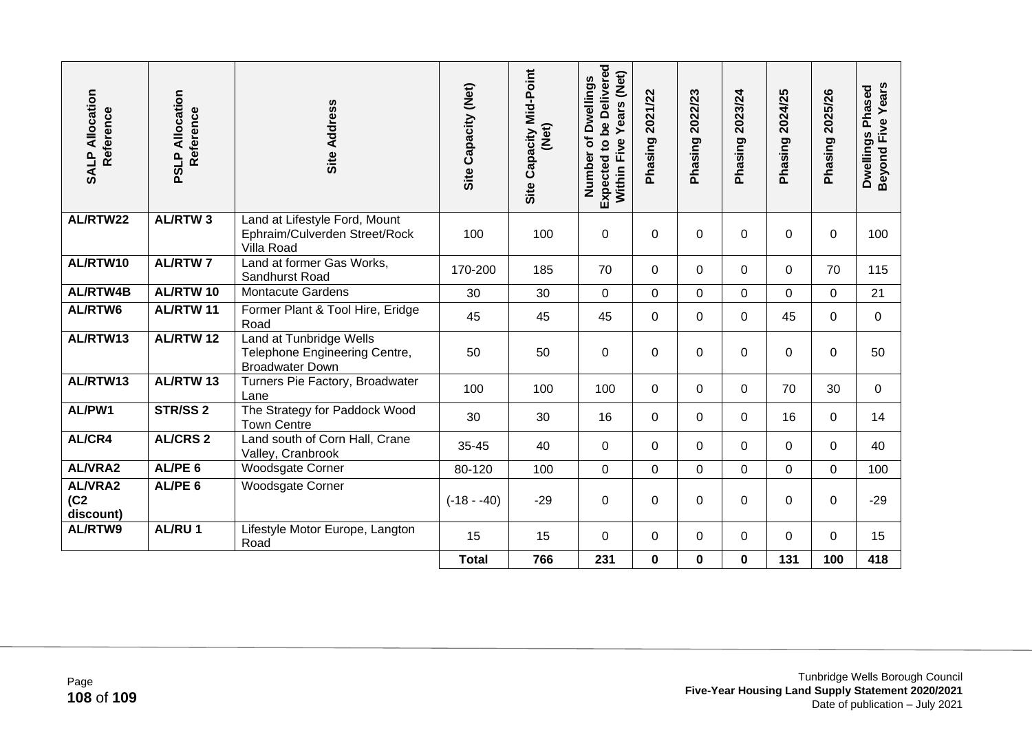| SALP Allocation Reference | PSLP Allocation Reference | Site Address | Site Capacity (Net) | Site Capacity Mid-Point (Net) | Number of Dwellings Expected to be Delivered Within Five Years (Net) | Phasing 2021/22 | Phasing 2022/23 | Phasing 2023/24 | Phasing 2024/25 | Phasing 2025/26 | Dwellings Phased Beyond Five Years |
|---|---|---|---|---|---|---|---|---|---|---|---|
| **AL/RTW22** | **AL/RTW 3** | Land at Lifestyle Ford, Mount Ephraim/Culverden Street/Rock Villa Road | 100 | 100 | 0 | 0 | 0 | 0 | 0 | 0 | 100 |
| **AL/RTW10** | **AL/RTW 7** | Land at former Gas Works, Sandhurst Road | 170-200 | 185 | 70 | 0 | 0 | 0 | 0 | 70 | 115 |
| **AL/RTW4B** | **AL/RTW 10** | Montacute Gardens | 30 | 30 | 0 | 0 | 0 | 0 | 0 | 0 | 21 |
| **AL/RTW6** | **AL/RTW 11** | Former Plant & Tool Hire, Eridge Road | 45 | 45 | 45 | 0 | 0 | 0 | 45 | 0 | 0 |
| **AL/RTW13** | **AL/RTW 12** | Land at Tunbridge Wells Telephone Engineering Centre, Broadwater Down | 50 | 50 | 0 | 0 | 0 | 0 | 0 | 0 | 50 |
| **AL/RTW13** | **AL/RTW 13** | Turners Pie Factory, Broadwater Lane | 100 | 100 | 100 | 0 | 0 | 0 | 70 | 30 | 0 |
| **AL/PW1** | **STR/SS 2** | The Strategy for Paddock Wood Town Centre | 30 | 30 | 16 | 0 | 0 | 0 | 16 | 0 | 14 |
| **AL/CR4** | **AL/CRS 2** | Land south of Corn Hall, Crane Valley, Cranbrook | 35-45 | 40 | 0 | 0 | 0 | 0 | 0 | 0 | 40 |
| **AL/VRA2** | **AL/PE 6** | Woodsgate Corner | 80-120 | 100 | 0 | 0 | 0 | 0 | 0 | 0 | 100 |
| **AL/VRA2 (C2 discount)** | **AL/PE 6** | Woodsgate Corner | (-18 - -40) | -29 | 0 | 0 | 0 | 0 | 0 | 0 | -29 |
| **AL/RTW9** | **AL/RU 1** | Lifestyle Motor Europe, Langton Road | 15 | 15 | 0 | 0 | 0 | 0 | 0 | 0 | 15 |
| | | | **Total** | **766** | **231** | **0** | **0** | **0** | **131** | **100** | **418** |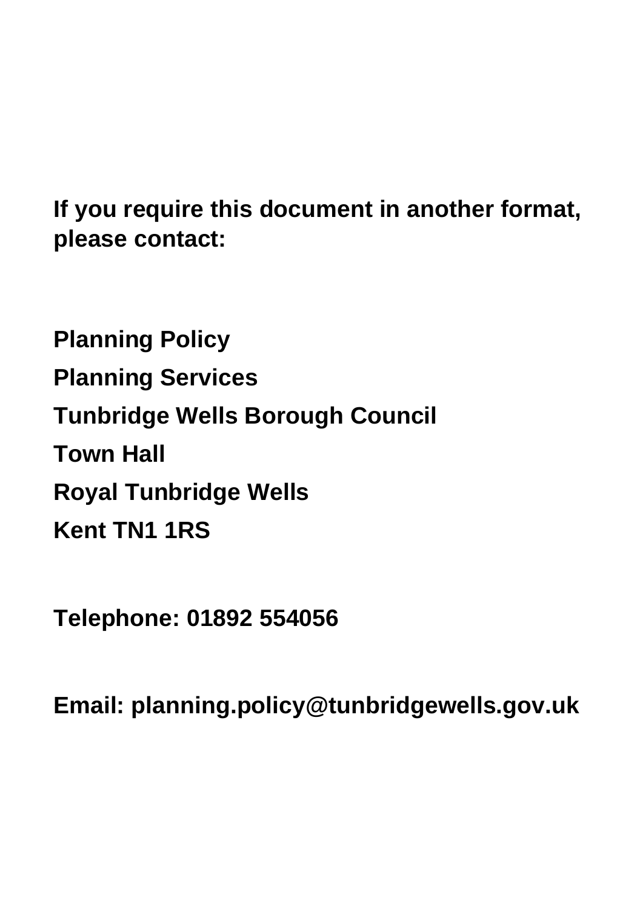**If you require this document in another format, please contact:**

**Planning Policy**

**Planning Services**

**Tunbridge Wells Borough Council**

**Town Hall**

**Royal Tunbridge Wells**

**Kent TN1 1RS**

**Telephone: 01892 554056**

**Email: planning.policy@tunbridgewells.gov.uk**